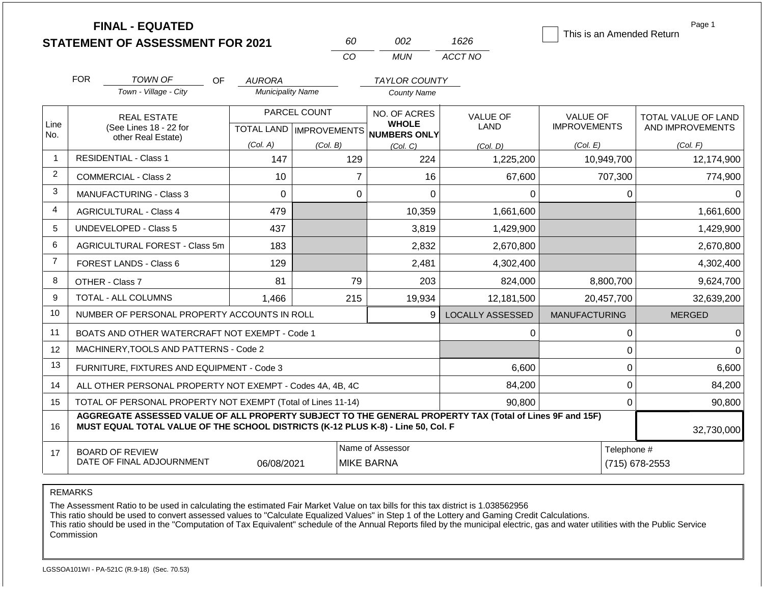# FINAL - EQUATED
## STATEMENT OF ASSESSMENT FOR 2021

| 60 | 002 | 1626 |
|---|---|---|
| CO | MUN | ACCT NO |

☐ This is an Amended Return

FOR *TOWN OF* (Town - Village - City) OF *AURORA* (Municipality Name) *TAYLOR COUNTY* (County Name)

| Line No. | REAL ESTATE (See Lines 18 - 22 for other Real Estate) | PARCEL COUNT TOTAL LAND (Col. A) | PARCEL COUNT IMPROVEMENTS (Col. B) | NO. OF ACRES WHOLE NUMBERS ONLY (Col. C) | VALUE OF LAND (Col. D) | VALUE OF IMPROVEMENTS (Col. E) | TOTAL VALUE OF LAND AND IMPROVEMENTS (Col. F) |
|---|---|---|---|---|---|---|---|
| 1 | RESIDENTIAL - Class 1 | 147 | 129 | 224 | 1,225,200 | 10,949,700 | 12,174,900 |
| 2 | COMMERCIAL - Class 2 | 10 | 7 | 16 | 67,600 | 707,300 | 774,900 |
| 3 | MANUFACTURING - Class 3 | 0 | 0 | 0 | 0 | 0 | 0 |
| 4 | AGRICULTURAL - Class 4 | 479 | | 10,359 | 1,661,600 | | 1,661,600 |
| 5 | UNDEVELOPED - Class 5 | 437 | | 3,819 | 1,429,900 | | 1,429,900 |
| 6 | AGRICULTURAL FOREST - Class 5m | 183 | | 2,832 | 2,670,800 | | 2,670,800 |
| 7 | FOREST LANDS - Class 6 | 129 | | 2,481 | 4,302,400 | | 4,302,400 |
| 8 | OTHER - Class 7 | 81 | 79 | 203 | 824,000 | 8,800,700 | 9,624,700 |
| 9 | TOTAL - ALL COLUMNS | 1,466 | 215 | 19,934 | 12,181,500 | 20,457,700 | 32,639,200 |
| 10 | NUMBER OF PERSONAL PROPERTY ACCOUNTS IN ROLL | | | 9 | LOCALLY ASSESSED | MANUFACTURING | MERGED |
| 11 | BOATS AND OTHER WATERCRAFT NOT EXEMPT - Code 1 | | | | 0 | 0 | 0 |
| 12 | MACHINERY,TOOLS AND PATTERNS - Code 2 | | | | | 0 | 0 |
| 13 | FURNITURE, FIXTURES AND EQUIPMENT - Code 3 | | | | 6,600 | 0 | 6,600 |
| 14 | ALL OTHER PERSONAL PROPERTY NOT EXEMPT - Codes 4A, 4B, 4C | | | | 84,200 | 0 | 84,200 |
| 15 | TOTAL OF PERSONAL PROPERTY NOT EXEMPT (Total of Lines 11-14) | | | | 90,800 | 0 | 90,800 |
| 16 | **AGGREGATE ASSESSED VALUE OF ALL PROPERTY SUBJECT TO THE GENERAL PROPERTY TAX (Total of Lines 9F and 15F) MUST EQUAL TOTAL VALUE OF THE SCHOOL DISTRICTS (K-12 PLUS K-8) - Line 50, Col. F** | | | | | | 32,730,000 |
| 17 | BOARD OF REVIEW DATE OF FINAL ADJOURNMENT | 06/08/2021 | Name of Assessor: MIKE BARNA | | | Telephone #: (715) 678-2553 | |

REMARKS

The Assessment Ratio to be used in calculating the estimated Fair Market Value on tax bills for this tax district is 1.038562956
This ratio should be used to convert assessed values to "Calculate Equalized Values" in Step 1 of the Lottery and Gaming Credit Calculations.
This ratio should be used in the "Computation of Tax Equivalent" schedule of the Annual Reports filed by the municipal electric, gas and water utilities with the Public Service Commission

LGSSOA101WI - PA-521C (R.9-18) (Sec. 70.53)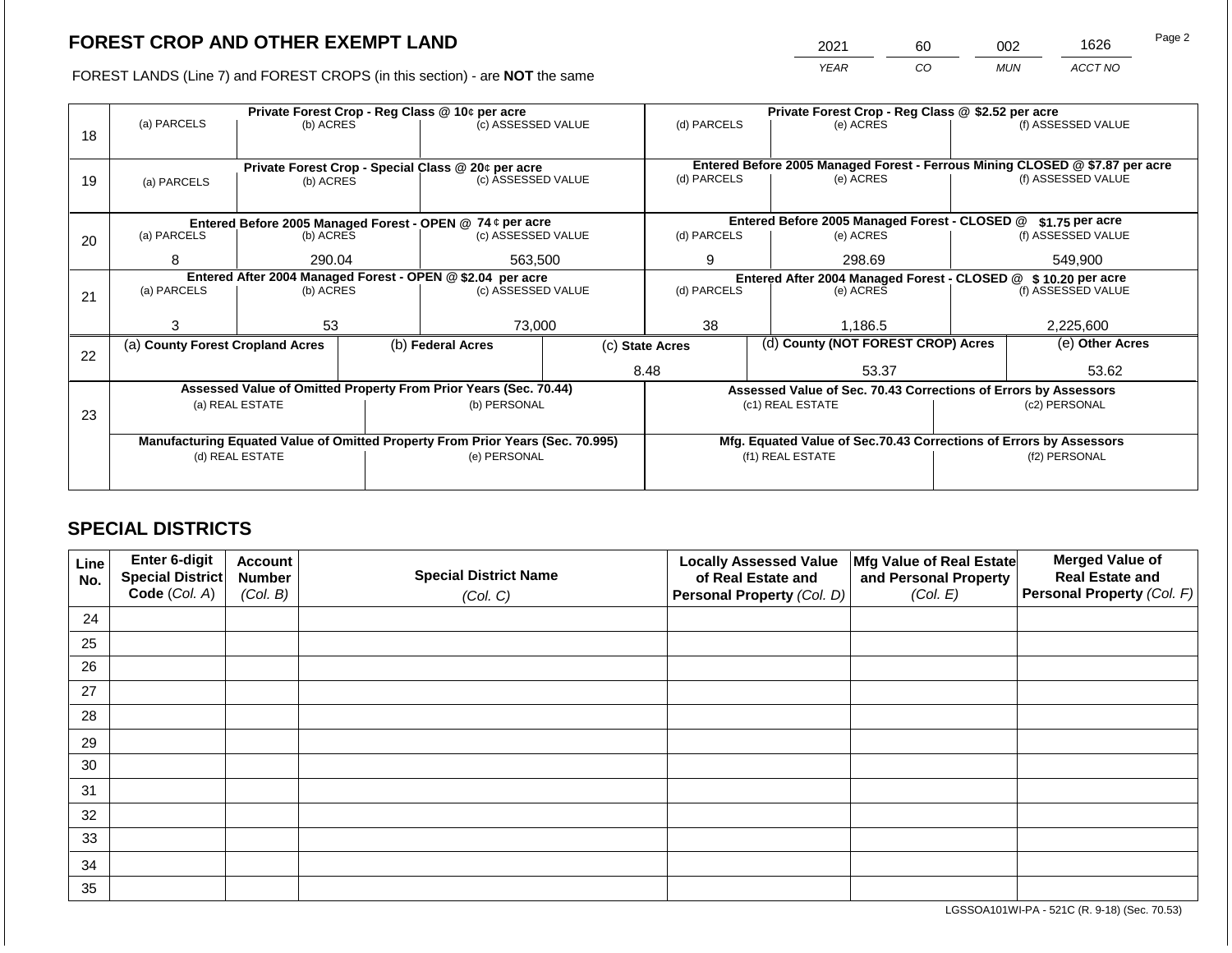## FOREST CROP AND OTHER EXEMPT LAND

FOREST LANDS (Line 7) and FOREST CROPS (in this section) - are **NOT** the same

| YEAR | CO | MUN | ACCT NO |
|---|---|---|---|
| 2021 | 60 | 002 | 1626 |

| Line | Private Forest Crop - Reg Class @ 10¢ per acre | | | Private Forest Crop - Reg Class @ $2.52 per acre | | |
|---|---|---|---|---|---|---|
| | (a) PARCELS | (b) ACRES | (c) ASSESSED VALUE | (d) PARCELS | (e) ACRES | (f) ASSESSED VALUE |
| 18 | | | | | | |
| | **Private Forest Crop - Special Class @ 20¢ per acre** | | | **Entered Before 2005 Managed Forest - Ferrous Mining CLOSED @ $7.87 per acre** | | |
| | (a) PARCELS | (b) ACRES | (c) ASSESSED VALUE | (d) PARCELS | (e) ACRES | (f) ASSESSED VALUE |
| 19 | | | | | | |
| | **Entered Before 2005 Managed Forest - OPEN @ 74 ¢ per acre** | | | **Entered Before 2005 Managed Forest - CLOSED @ $1.75 per acre** | | |
| | (a) PARCELS | (b) ACRES | (c) ASSESSED VALUE | (d) PARCELS | (e) ACRES | (f) ASSESSED VALUE |
| 20 | 8 | 290.04 | 563,500 | 9 | 298.69 | 549,900 |
| | **Entered After 2004 Managed Forest - OPEN @ $2.04 per acre** | | | **Entered After 2004 Managed Forest - CLOSED @ $ 10.20 per acre** | | |
| | (a) PARCELS | (b) ACRES | (c) ASSESSED VALUE | (d) PARCELS | (e) ACRES | (f) ASSESSED VALUE |
| 21 | 3 | 53 | 73,000 | 38 | 1,186.5 | 2,225,600 |

| Line | (a) County Forest Cropland Acres | (b) Federal Acres | (c) State Acres | (d) County (NOT FOREST CROP) Acres | (e) Other Acres |
|---|---|---|---|---|---|
| 22 | | | 8.48 | 53.37 | 53.62 |

| Line | Assessed Value of Omitted Property From Prior Years (Sec. 70.44) | | Assessed Value of Sec. 70.43 Corrections of Errors by Assessors | |
|---|---|---|---|---|
| | (a) REAL ESTATE | (b) PERSONAL | (c1) REAL ESTATE | (c2) PERSONAL |
| 23 | | | | |
| | **Manufacturing Equated Value of Omitted Property From Prior Years (Sec. 70.995)** | | **Mfg. Equated Value of Sec.70.43 Corrections of Errors by Assessors** | |
| | (d) REAL ESTATE | (e) PERSONAL | (f1) REAL ESTATE | (f2) PERSONAL |
| | | | | |

## SPECIAL DISTRICTS

| Line No. | Enter 6-digit Special District Code (Col. A) | Account Number (Col. B) | Special District Name (Col. C) | Locally Assessed Value of Real Estate and Personal Property (Col. D) | Mfg Value of Real Estate and Personal Property (Col. E) | Merged Value of Real Estate and Personal Property (Col. F) |
|---|---|---|---|---|---|---|
| 24 | | | | | | |
| 25 | | | | | | |
| 26 | | | | | | |
| 27 | | | | | | |
| 28 | | | | | | |
| 29 | | | | | | |
| 30 | | | | | | |
| 31 | | | | | | |
| 32 | | | | | | |
| 33 | | | | | | |
| 34 | | | | | | |
| 35 | | | | | | |

LGSSOA101WI-PA - 521C (R. 9-18) (Sec. 70.53)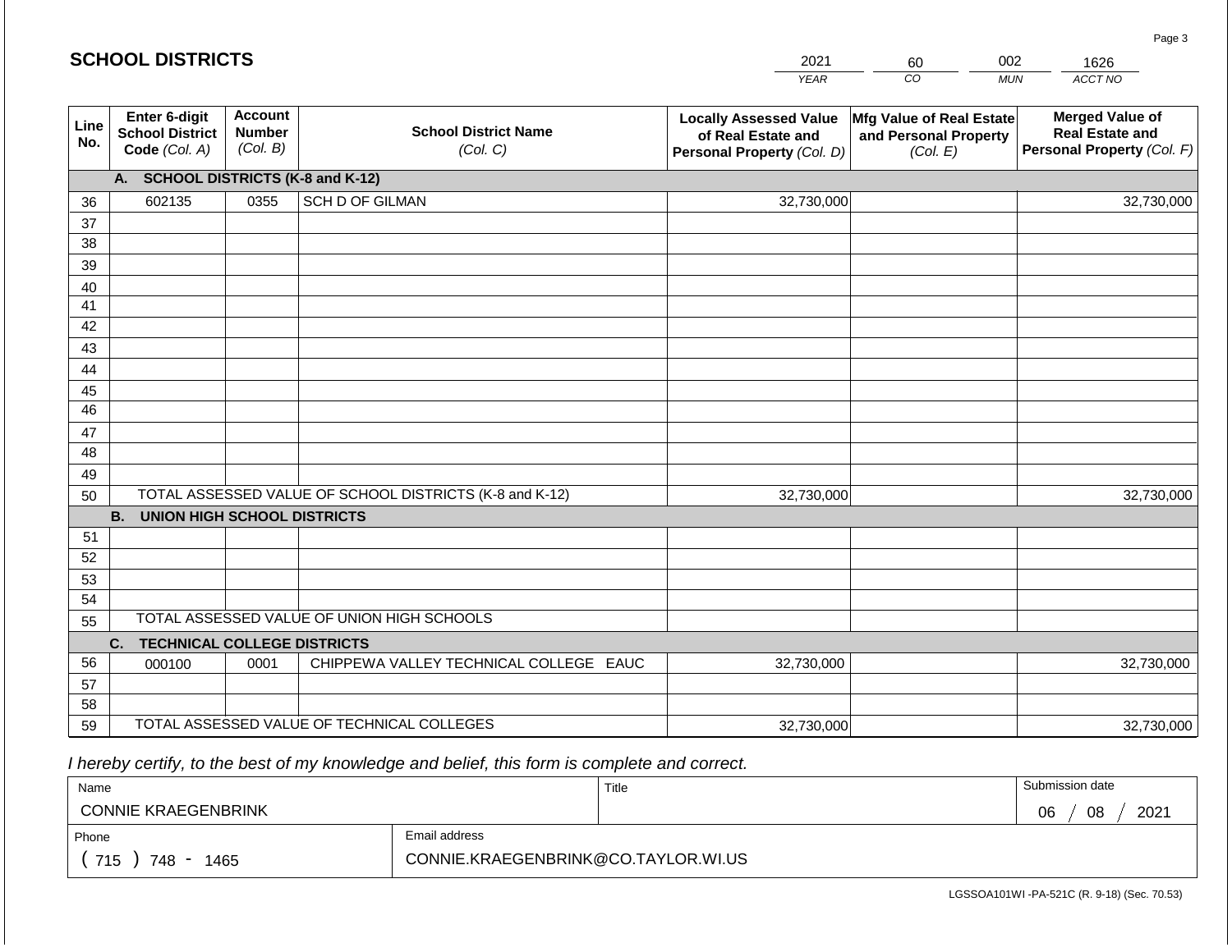## SCHOOL DISTRICTS

| 2021 | 60 | 002 | 1626 |
|---|---|---|---|
| *YEAR* | *CO* | *MUN* | *ACCT NO* |

| Line No. | Enter 6-digit School District Code *(Col. A)* | Account Number *(Col. B)* | School District Name *(Col. C)* | Locally Assessed Value of Real Estate and Personal Property *(Col. D)* | Mfg Value of Real Estate and Personal Property *(Col. E)* | Merged Value of Real Estate and Personal Property *(Col. F)* |
|---|---|---|---|---|---|---|
| | **A. SCHOOL DISTRICTS (K-8 and K-12)** | | | | | |
| 36 | 602135 | 0355 | SCH D OF GILMAN | 32,730,000 | | 32,730,000 |
| 37 | | | | | | |
| 38 | | | | | | |
| 39 | | | | | | |
| 40 | | | | | | |
| 41 | | | | | | |
| 42 | | | | | | |
| 43 | | | | | | |
| 44 | | | | | | |
| 45 | | | | | | |
| 46 | | | | | | |
| 47 | | | | | | |
| 48 | | | | | | |
| 49 | | | | | | |
| 50 | TOTAL ASSESSED VALUE OF SCHOOL DISTRICTS (K-8 and K-12) | | | 32,730,000 | | 32,730,000 |
| | **B. UNION HIGH SCHOOL DISTRICTS** | | | | | |
| 51 | | | | | | |
| 52 | | | | | | |
| 53 | | | | | | |
| 54 | | | | | | |
| 55 | TOTAL ASSESSED VALUE OF UNION HIGH SCHOOLS | | | | | |
| | **C. TECHNICAL COLLEGE DISTRICTS** | | | | | |
| 56 | 000100 | 0001 | CHIPPEWA VALLEY TECHNICAL COLLEGE EAUC | 32,730,000 | | 32,730,000 |
| 57 | | | | | | |
| 58 | | | | | | |
| 59 | TOTAL ASSESSED VALUE OF TECHNICAL COLLEGES | | | 32,730,000 | | 32,730,000 |

*I hereby certify, to the best of my knowledge and belief, this form is complete and correct.*

| Name | | Title | Submission date |
|---|---|---|---|
| CONNIE KRAEGENBRINK | | | 06 / 08 / 2021 |
| Phone | Email address | | |
| ( 715 ) 748 - 1465 | CONNIE.KRAEGENBRINK@CO.TAYLOR.WI.US | | |

LGSSOA101WI -PA-521C (R. 9-18) (Sec. 70.53)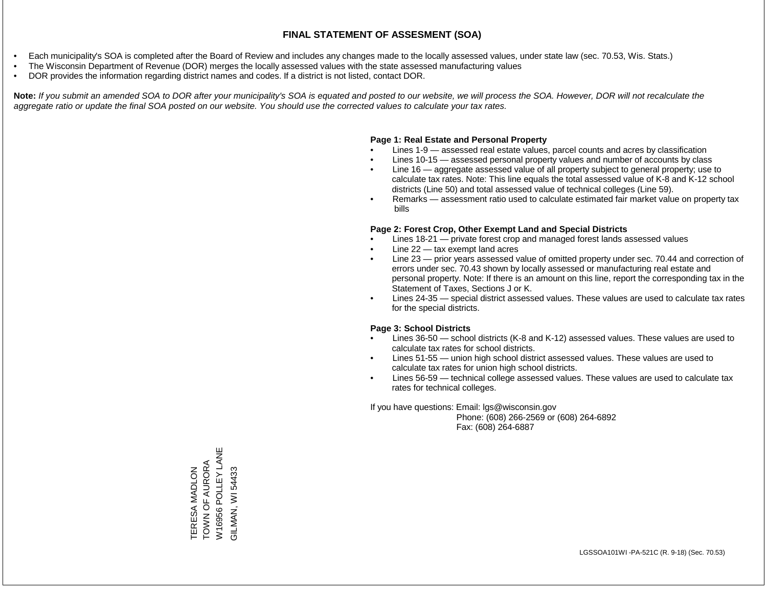# FINAL STATEMENT OF ASSESMENT (SOA)

- Each municipality's SOA is completed after the Board of Review and includes any changes made to the locally assessed values, under state law (sec. 70.53, Wis. Stats.)
- The Wisconsin Department of Revenue (DOR) merges the locally assessed values with the state assessed manufacturing values
- DOR provides the information regarding district names and codes. If a district is not listed, contact DOR.

**Note:** *If you submit an amended SOA to DOR after your municipality's SOA is equated and posted to our website, we will process the SOA. However, DOR will not recalculate the aggregate ratio or update the final SOA posted on our website. You should use the corrected values to calculate your tax rates.*

**Page 1: Real Estate and Personal Property**

- Lines 1-9 — assessed real estate values, parcel counts and acres by classification
- Lines 10-15 — assessed personal property values and number of accounts by class
- Line 16 — aggregate assessed value of all property subject to general property; use to calculate tax rates. Note: This line equals the total assessed value of K-8 and K-12 school districts (Line 50) and total assessed value of technical colleges (Line 59).
- Remarks — assessment ratio used to calculate estimated fair market value on property tax bills

**Page 2: Forest Crop, Other Exempt Land and Special Districts**

- Lines 18-21 — private forest crop and managed forest lands assessed values
- Line 22 — tax exempt land acres
- Line 23 — prior years assessed value of omitted property under sec. 70.44 and correction of errors under sec. 70.43 shown by locally assessed or manufacturing real estate and personal property. Note: If there is an amount on this line, report the corresponding tax in the Statement of Taxes, Sections J or K.
- Lines 24-35 — special district assessed values. These values are used to calculate tax rates for the special districts.

**Page 3: School Districts**

- Lines 36-50 — school districts (K-8 and K-12) assessed values. These values are used to calculate tax rates for school districts.
- Lines 51-55 — union high school district assessed values. These values are used to calculate tax rates for union high school districts.
- Lines 56-59 — technical college assessed values. These values are used to calculate tax rates for technical colleges.

If you have questions: Email: lgs@wisconsin.gov
Phone: (608) 266-2569 or (608) 264-6892
Fax: (608) 264-6887

TERESA MADLON
TOWN OF AURORA
W16956 POLLEY LANE
GILMAN, WI 54433

LGSSOA101WI -PA-521C (R. 9-18) (Sec. 70.53)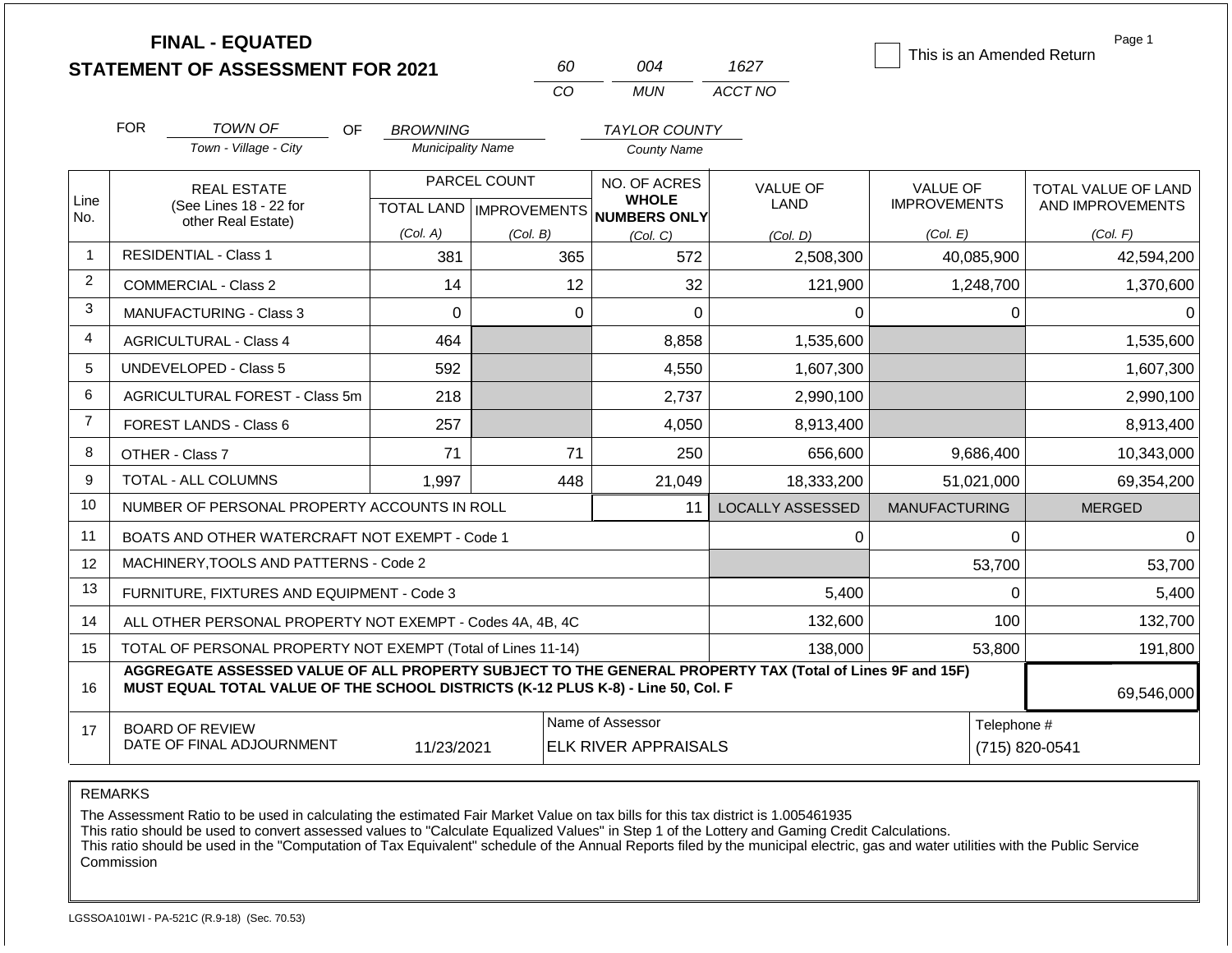# FINAL - EQUATED
## STATEMENT OF ASSESSMENT FOR 2021

| 60 | 004 | 1627 |
|---|---|---|
| CO | MUN | ACCT NO |

☐ This is an Amended Return

Page 1

FOR TOWN OF (Town - Village - City) OF BROWNING (Municipality Name) TAYLOR COUNTY (County Name)

| Line No. | REAL ESTATE (See Lines 18 - 22 for other Real Estate) | PARCEL COUNT TOTAL LAND (Col. A) | PARCEL COUNT IMPROVEMENTS (Col. B) | NO. OF ACRES WHOLE NUMBERS ONLY (Col. C) | VALUE OF LAND (Col. D) | VALUE OF IMPROVEMENTS (Col. E) | TOTAL VALUE OF LAND AND IMPROVEMENTS (Col. F) |
|---|---|---|---|---|---|---|---|
| 1 | RESIDENTIAL - Class 1 | 381 | 365 | 572 | 2,508,300 | 40,085,900 | 42,594,200 |
| 2 | COMMERCIAL - Class 2 | 14 | 12 | 32 | 121,900 | 1,248,700 | 1,370,600 |
| 3 | MANUFACTURING - Class 3 | 0 | 0 | 0 | 0 | 0 | 0 |
| 4 | AGRICULTURAL - Class 4 | 464 | | 8,858 | 1,535,600 | | 1,535,600 |
| 5 | UNDEVELOPED - Class 5 | 592 | | 4,550 | 1,607,300 | | 1,607,300 |
| 6 | AGRICULTURAL FOREST - Class 5m | 218 | | 2,737 | 2,990,100 | | 2,990,100 |
| 7 | FOREST LANDS - Class 6 | 257 | | 4,050 | 8,913,400 | | 8,913,400 |
| 8 | OTHER - Class 7 | 71 | 71 | 250 | 656,600 | 9,686,400 | 10,343,000 |
| 9 | TOTAL - ALL COLUMNS | 1,997 | 448 | 21,049 | 18,333,200 | 51,021,000 | 69,354,200 |
| 10 | NUMBER OF PERSONAL PROPERTY ACCOUNTS IN ROLL | | | 11 | LOCALLY ASSESSED | MANUFACTURING | MERGED |
| 11 | BOATS AND OTHER WATERCRAFT NOT EXEMPT - Code 1 | | | | 0 | 0 | 0 |
| 12 | MACHINERY,TOOLS AND PATTERNS - Code 2 | | | | | 53,700 | 53,700 |
| 13 | FURNITURE, FIXTURES AND EQUIPMENT - Code 3 | | | | 5,400 | 0 | 5,400 |
| 14 | ALL OTHER PERSONAL PROPERTY NOT EXEMPT - Codes 4A, 4B, 4C | | | | 132,600 | 100 | 132,700 |
| 15 | TOTAL OF PERSONAL PROPERTY NOT EXEMPT (Total of Lines 11-14) | | | | 138,000 | 53,800 | 191,800 |
| 16 | **AGGREGATE ASSESSED VALUE OF ALL PROPERTY SUBJECT TO THE GENERAL PROPERTY TAX (Total of Lines 9F and 15F) MUST EQUAL TOTAL VALUE OF THE SCHOOL DISTRICTS (K-12 PLUS K-8) - Line 50, Col. F** | | | | | | 69,546,000 |
| 17 | BOARD OF REVIEW DATE OF FINAL ADJOURNMENT | 11/23/2021 | Name of Assessor | ELK RIVER APPRAISALS | | Telephone # | (715) 820-0541 |

REMARKS

The Assessment Ratio to be used in calculating the estimated Fair Market Value on tax bills for this tax district is 1.005461935
This ratio should be used to convert assessed values to "Calculate Equalized Values" in Step 1 of the Lottery and Gaming Credit Calculations.
This ratio should be used in the "Computation of Tax Equivalent" schedule of the Annual Reports filed by the municipal electric, gas and water utilities with the Public Service Commission

LGSSOA101WI - PA-521C (R.9-18) (Sec. 70.53)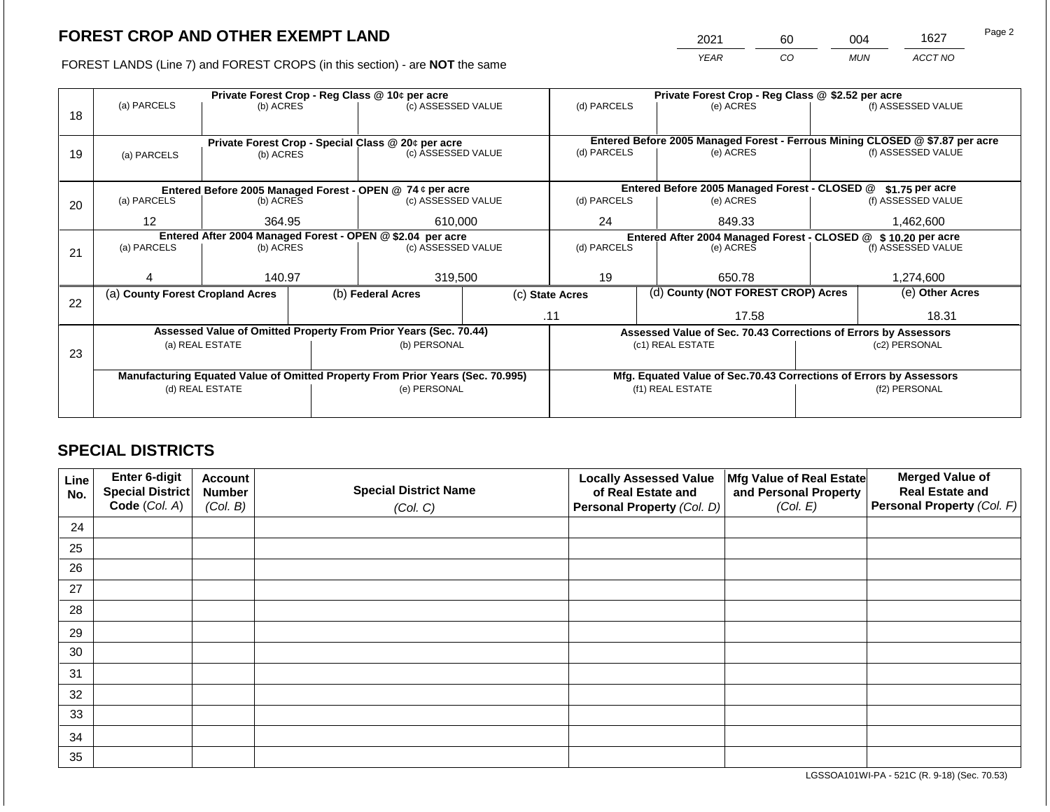## FOREST CROP AND OTHER EXEMPT LAND

FOREST LANDS (Line 7) and FOREST CROPS (in this section) - are **NOT** the same

| 2021 | 60 | 004 | 1627 |
|---|---|---|---|
| *YEAR* | *CO* | *MUN* | *ACCT NO* |

| Line | Private Forest Crop - Reg Class @ 10¢ per acre | | | Private Forest Crop - Reg Class @ \$2.52 per acre | | |
|---|---|---|---|---|---|---|
| | (a) PARCELS | (b) ACRES | (c) ASSESSED VALUE | (d) PARCELS | (e) ACRES | (f) ASSESSED VALUE |
| 18 | | | | | | |
| | **Private Forest Crop - Special Class @ 20¢ per acre** | | | **Entered Before 2005 Managed Forest - Ferrous Mining CLOSED @ \$7.87 per acre** | | |
| 19 | (a) PARCELS | (b) ACRES | (c) ASSESSED VALUE | (d) PARCELS | (e) ACRES | (f) ASSESSED VALUE |
| | **Entered Before 2005 Managed Forest - OPEN @ 74 ¢ per acre** | | | **Entered Before 2005 Managed Forest - CLOSED @ \$1.75 per acre** | | |
| 20 | (a) PARCELS | (b) ACRES | (c) ASSESSED VALUE | (d) PARCELS | (e) ACRES | (f) ASSESSED VALUE |
| | 12 | 364.95 | 610,000 | 24 | 849.33 | 1,462,600 |
| | **Entered After 2004 Managed Forest - OPEN @ \$2.04 per acre** | | | **Entered After 2004 Managed Forest - CLOSED @ \$ 10.20 per acre** | | |
| 21 | (a) PARCELS | (b) ACRES | (c) ASSESSED VALUE | (d) PARCELS | (e) ACRES | (f) ASSESSED VALUE |
| | 4 | 140.97 | 319,500 | 19 | 650.78 | 1,274,600 |

| Line | (a) County Forest Cropland Acres | (b) Federal Acres | (c) State Acres | (d) County (NOT FOREST CROP) Acres | (e) Other Acres |
|---|---|---|---|---|---|
| 22 | | | .11 | 17.58 | 18.31 |

| Line | Assessed Value of Omitted Property From Prior Years (Sec. 70.44) | | Assessed Value of Sec. 70.43 Corrections of Errors by Assessors | |
|---|---|---|---|---|
| 23 | (a) REAL ESTATE | (b) PERSONAL | (c1) REAL ESTATE | (c2) PERSONAL |
| | | | | |
| | **Manufacturing Equated Value of Omitted Property From Prior Years (Sec. 70.995)** | | **Mfg. Equated Value of Sec.70.43 Corrections of Errors by Assessors** | |
| | (d) REAL ESTATE | (e) PERSONAL | (f1) REAL ESTATE | (f2) PERSONAL |
| | | | | |

## SPECIAL DISTRICTS

| Line No. | Enter 6-digit Special District Code (*Col. A*) | Account Number (*Col. B*) | Special District Name (*Col. C*) | Locally Assessed Value of Real Estate and Personal Property (*Col. D*) | Mfg Value of Real Estate and Personal Property (*Col. E*) | Merged Value of Real Estate and Personal Property (*Col. F*) |
|---|---|---|---|---|---|---|
| 24 | | | | | | |
| 25 | | | | | | |
| 26 | | | | | | |
| 27 | | | | | | |
| 28 | | | | | | |
| 29 | | | | | | |
| 30 | | | | | | |
| 31 | | | | | | |
| 32 | | | | | | |
| 33 | | | | | | |
| 34 | | | | | | |
| 35 | | | | | | |

LGSSOA101WI-PA - 521C (R. 9-18) (Sec. 70.53)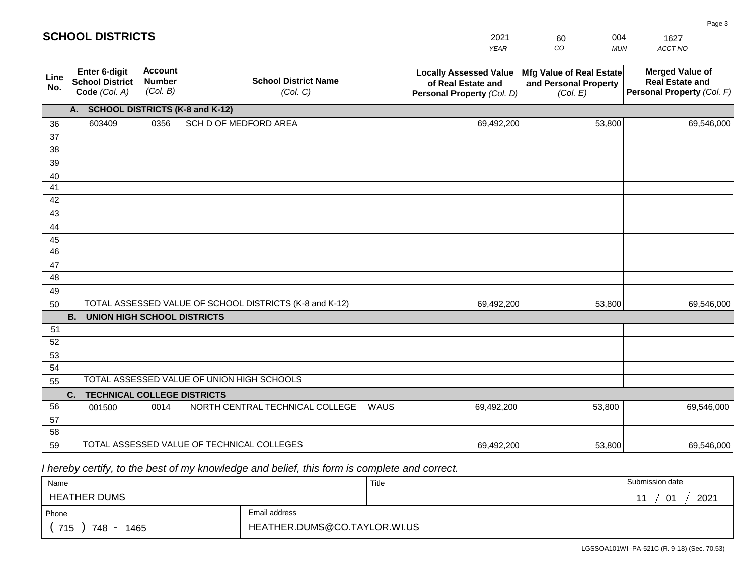## SCHOOL DISTRICTS

| 2021 | 60 | 004 | 1627 |
|---|---|---|---|
| YEAR | CO | MUN | ACCT NO |

| Line No. | Enter 6-digit School District Code (Col. A) | Account Number (Col. B) | School District Name (Col. C) | Locally Assessed Value of Real Estate and Personal Property (Col. D) | Mfg Value of Real Estate and Personal Property (Col. E) | Merged Value of Real Estate and Personal Property (Col. F) |
|---|---|---|---|---|---|---|
| | **A. SCHOOL DISTRICTS (K-8 and K-12)** | | | | | |
| 36 | 603409 | 0356 | SCH D OF MEDFORD AREA | 69,492,200 | 53,800 | 69,546,000 |
| 37 | | | | | | |
| 38 | | | | | | |
| 39 | | | | | | |
| 40 | | | | | | |
| 41 | | | | | | |
| 42 | | | | | | |
| 43 | | | | | | |
| 44 | | | | | | |
| 45 | | | | | | |
| 46 | | | | | | |
| 47 | | | | | | |
| 48 | | | | | | |
| 49 | | | | | | |
| 50 | TOTAL ASSESSED VALUE OF SCHOOL DISTRICTS (K-8 and K-12) | | | 69,492,200 | 53,800 | 69,546,000 |
| | **B. UNION HIGH SCHOOL DISTRICTS** | | | | | |
| 51 | | | | | | |
| 52 | | | | | | |
| 53 | | | | | | |
| 54 | | | | | | |
| 55 | TOTAL ASSESSED VALUE OF UNION HIGH SCHOOLS | | | | | |
| | **C. TECHNICAL COLLEGE DISTRICTS** | | | | | |
| 56 | 001500 | 0014 | NORTH CENTRAL TECHNICAL COLLEGE WAUS | 69,492,200 | 53,800 | 69,546,000 |
| 57 | | | | | | |
| 58 | | | | | | |
| 59 | TOTAL ASSESSED VALUE OF TECHNICAL COLLEGES | | | 69,492,200 | 53,800 | 69,546,000 |

*I hereby certify, to the best of my knowledge and belief, this form is complete and correct.*

| Name | | Title | Submission date |
|---|---|---|---|
| HEATHER DUMS | | | 11 / 01 / 2021 |
| Phone | Email address | | |
| ( 715 ) 748 - 1465 | HEATHER.DUMS@CO.TAYLOR.WI.US | | |

LGSSOA101WI -PA-521C (R. 9-18) (Sec. 70.53)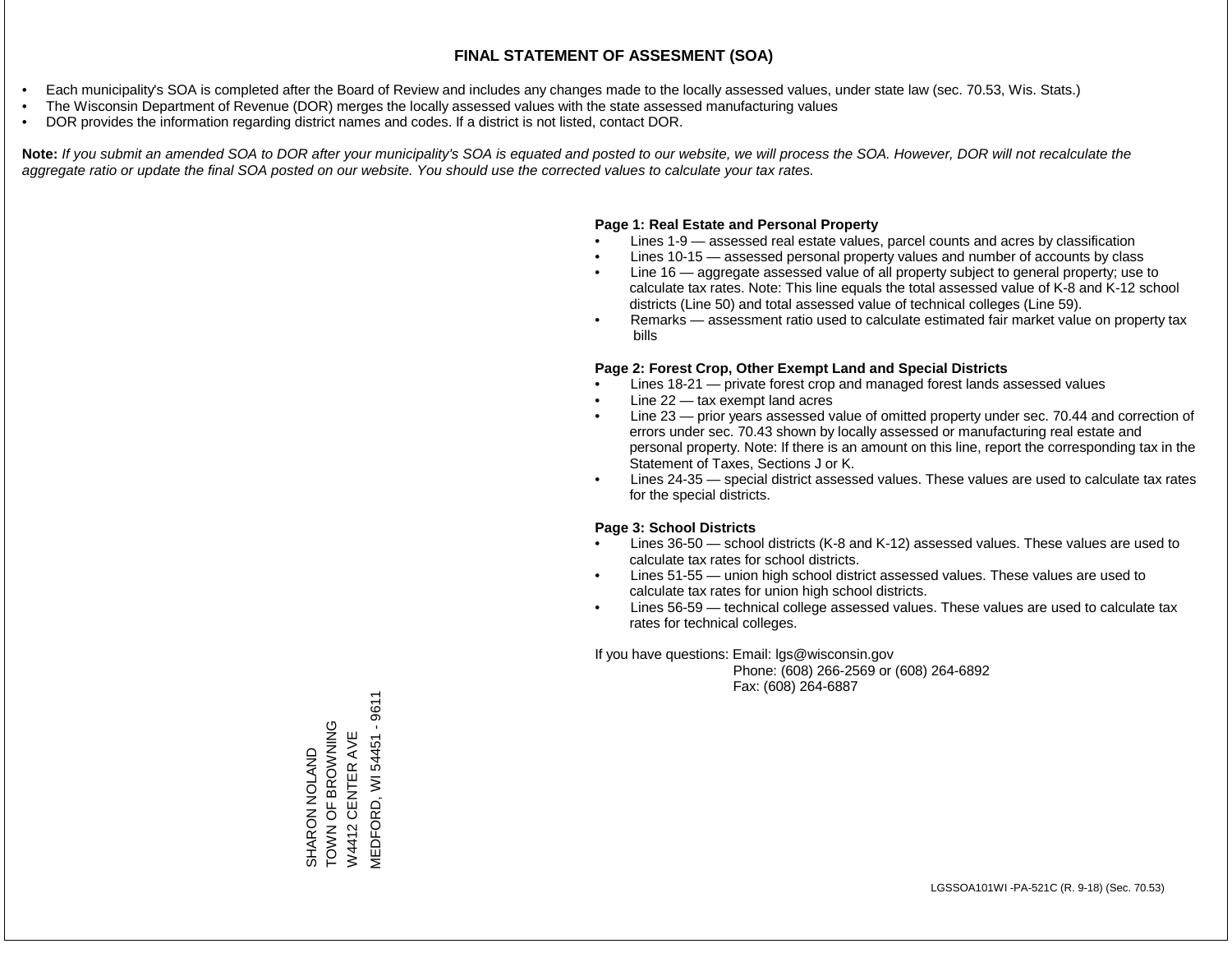# FINAL STATEMENT OF ASSESMENT (SOA)

- Each municipality's SOA is completed after the Board of Review and includes any changes made to the locally assessed values, under state law (sec. 70.53, Wis. Stats.)
- The Wisconsin Department of Revenue (DOR) merges the locally assessed values with the state assessed manufacturing values
- DOR provides the information regarding district names and codes. If a district is not listed, contact DOR.

**Note:** *If you submit an amended SOA to DOR after your municipality's SOA is equated and posted to our website, we will process the SOA. However, DOR will not recalculate the aggregate ratio or update the final SOA posted on our website. You should use the corrected values to calculate your tax rates.*

**Page 1: Real Estate and Personal Property**

- Lines 1-9 — assessed real estate values, parcel counts and acres by classification
- Lines 10-15 — assessed personal property values and number of accounts by class
- Line 16 — aggregate assessed value of all property subject to general property; use to calculate tax rates. Note: This line equals the total assessed value of K-8 and K-12 school districts (Line 50) and total assessed value of technical colleges (Line 59).
- Remarks — assessment ratio used to calculate estimated fair market value on property tax bills

**Page 2: Forest Crop, Other Exempt Land and Special Districts**

- Lines 18-21 — private forest crop and managed forest lands assessed values
- Line 22 — tax exempt land acres
- Line 23 — prior years assessed value of omitted property under sec. 70.44 and correction of errors under sec. 70.43 shown by locally assessed or manufacturing real estate and personal property. Note: If there is an amount on this line, report the corresponding tax in the Statement of Taxes, Sections J or K.
- Lines 24-35 — special district assessed values. These values are used to calculate tax rates for the special districts.

**Page 3: School Districts**

- Lines 36-50 — school districts (K-8 and K-12) assessed values. These values are used to calculate tax rates for school districts.
- Lines 51-55 — union high school district assessed values. These values are used to calculate tax rates for union high school districts.
- Lines 56-59 — technical college assessed values. These values are used to calculate tax rates for technical colleges.

If you have questions: Email: lgs@wisconsin.gov
Phone: (608) 266-2569 or (608) 264-6892
Fax: (608) 264-6887

SHARON NOLAND
TOWN OF BROWNING
W4412 CENTER AVE
MEDFORD, WI 54451 - 9611

LGSSOA101WI -PA-521C (R. 9-18) (Sec. 70.53)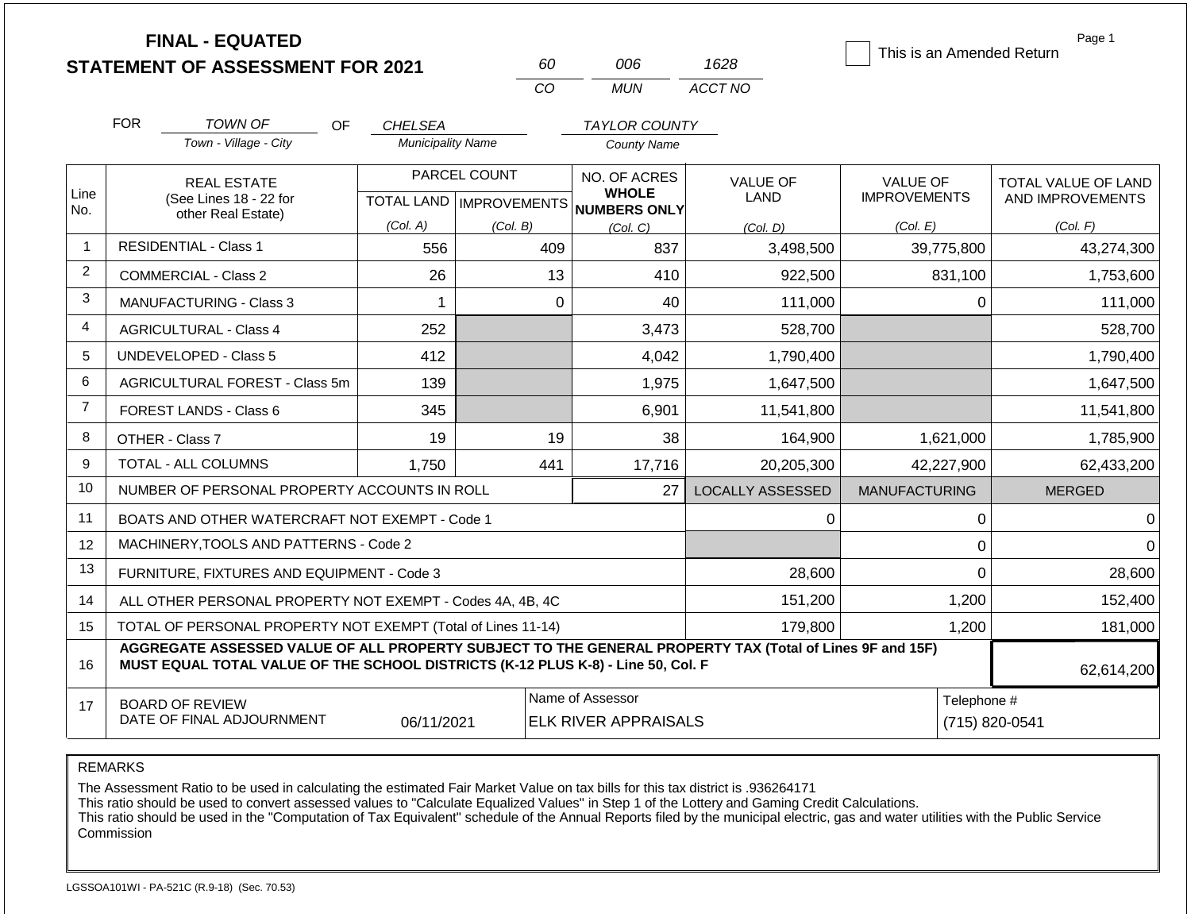# FINAL - EQUATED
## STATEMENT OF ASSESSMENT FOR 2021

| 60 | 006 | 1628 |
|---|---|---|
| CO | MUN | ACCT NO |

☐ This is an Amended Return

Page 1

FOR TOWN OF (Town - Village - City) OF CHELSEA (Municipality Name) TAYLOR COUNTY (County Name)

| Line No. | REAL ESTATE (See Lines 18 - 22 for other Real Estate) | PARCEL COUNT TOTAL LAND (Col. A) | PARCEL COUNT IMPROVEMENTS (Col. B) | NO. OF ACRES WHOLE NUMBERS ONLY (Col. C) | VALUE OF LAND (Col. D) | VALUE OF IMPROVEMENTS (Col. E) | TOTAL VALUE OF LAND AND IMPROVEMENTS (Col. F) |
|---|---|---|---|---|---|---|---|
| 1 | RESIDENTIAL - Class 1 | 556 | 409 | 837 | 3,498,500 | 39,775,800 | 43,274,300 |
| 2 | COMMERCIAL - Class 2 | 26 | 13 | 410 | 922,500 | 831,100 | 1,753,600 |
| 3 | MANUFACTURING - Class 3 | 1 | 0 | 40 | 111,000 | 0 | 111,000 |
| 4 | AGRICULTURAL - Class 4 | 252 | | 3,473 | 528,700 | | 528,700 |
| 5 | UNDEVELOPED - Class 5 | 412 | | 4,042 | 1,790,400 | | 1,790,400 |
| 6 | AGRICULTURAL FOREST - Class 5m | 139 | | 1,975 | 1,647,500 | | 1,647,500 |
| 7 | FOREST LANDS - Class 6 | 345 | | 6,901 | 11,541,800 | | 11,541,800 |
| 8 | OTHER - Class 7 | 19 | 19 | 38 | 164,900 | 1,621,000 | 1,785,900 |
| 9 | TOTAL - ALL COLUMNS | 1,750 | 441 | 17,716 | 20,205,300 | 42,227,900 | 62,433,200 |
| 10 | NUMBER OF PERSONAL PROPERTY ACCOUNTS IN ROLL | | | 27 | LOCALLY ASSESSED | MANUFACTURING | MERGED |
| 11 | BOATS AND OTHER WATERCRAFT NOT EXEMPT - Code 1 | | | | 0 | 0 | 0 |
| 12 | MACHINERY,TOOLS AND PATTERNS - Code 2 | | | | | 0 | 0 |
| 13 | FURNITURE, FIXTURES AND EQUIPMENT - Code 3 | | | | 28,600 | 0 | 28,600 |
| 14 | ALL OTHER PERSONAL PROPERTY NOT EXEMPT - Codes 4A, 4B, 4C | | | | 151,200 | 1,200 | 152,400 |
| 15 | TOTAL OF PERSONAL PROPERTY NOT EXEMPT (Total of Lines 11-14) | | | | 179,800 | 1,200 | 181,000 |
| 16 | **AGGREGATE ASSESSED VALUE OF ALL PROPERTY SUBJECT TO THE GENERAL PROPERTY TAX (Total of Lines 9F and 15F) MUST EQUAL TOTAL VALUE OF THE SCHOOL DISTRICTS (K-12 PLUS K-8) - Line 50, Col. F** | | | | | | 62,614,200 |
| 17 | BOARD OF REVIEW DATE OF FINAL ADJOURNMENT | 06/11/2021 | | Name of Assessor: ELK RIVER APPRAISALS | | | Telephone #: (715) 820-0541 |

REMARKS

The Assessment Ratio to be used in calculating the estimated Fair Market Value on tax bills for this tax district is .936264171
This ratio should be used to convert assessed values to "Calculate Equalized Values" in Step 1 of the Lottery and Gaming Credit Calculations.
This ratio should be used in the "Computation of Tax Equivalent" schedule of the Annual Reports filed by the municipal electric, gas and water utilities with the Public Service Commission

LGSSOA101WI - PA-521C (R.9-18) (Sec. 70.53)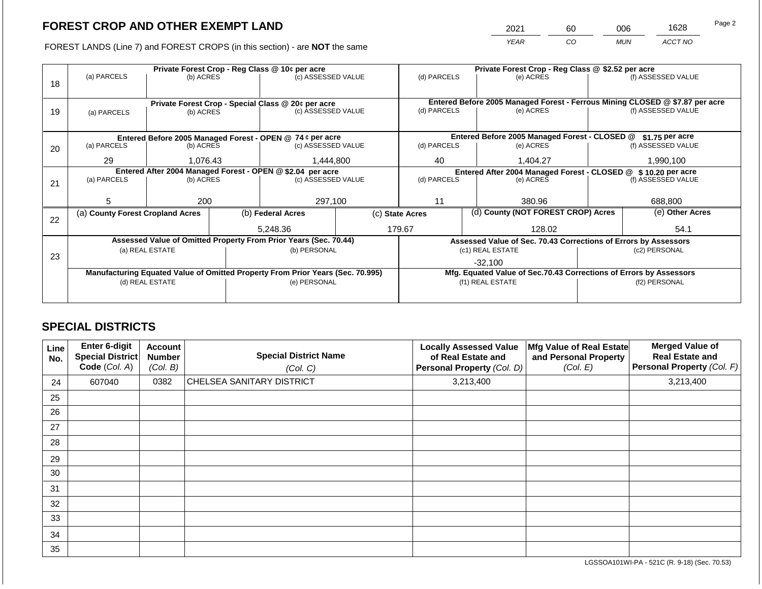# FOREST CROP AND OTHER EXEMPT LAND

| YEAR | CO | MUN | ACCT NO |
|---|---|---|---|
| 2021 | 60 | 006 | 1628 |

FOREST LANDS (Line 7) and FOREST CROPS (in this section) - are **NOT** the same

| Line | | | | | | |
|---|---|---|---|---|---|---|
| 18 | **Private Forest Crop - Reg Class @ 10¢ per acre** | | | **Private Forest Crop - Reg Class @ $2.52 per acre** | | |
| | (a) PARCELS | (b) ACRES | (c) ASSESSED VALUE | (d) PARCELS | (e) ACRES | (f) ASSESSED VALUE |
| | | | | | | |
| 19 | **Private Forest Crop - Special Class @ 20¢ per acre** | | | **Entered Before 2005 Managed Forest - Ferrous Mining CLOSED @ $7.87 per acre** | | |
| | (a) PARCELS | (b) ACRES | (c) ASSESSED VALUE | (d) PARCELS | (e) ACRES | (f) ASSESSED VALUE |
| | | | | | | |
| 20 | **Entered Before 2005 Managed Forest - OPEN @ 74 ¢ per acre** | | | **Entered Before 2005 Managed Forest - CLOSED @ $1.75 per acre** | | |
| | (a) PARCELS | (b) ACRES | (c) ASSESSED VALUE | (d) PARCELS | (e) ACRES | (f) ASSESSED VALUE |
| | 29 | 1,076.43 | 1,444,800 | 40 | 1,404.27 | 1,990,100 |
| 21 | **Entered After 2004 Managed Forest - OPEN @ $2.04 per acre** | | | **Entered After 2004 Managed Forest - CLOSED @ $ 10.20 per acre** | | |
| | (a) PARCELS | (b) ACRES | (c) ASSESSED VALUE | (d) PARCELS | (e) ACRES | (f) ASSESSED VALUE |
| | 5 | 200 | 297,100 | 11 | 380.96 | 688,800 |

| Line | (a) County Forest Cropland Acres | (b) Federal Acres | (c) State Acres | (d) County (NOT FOREST CROP) Acres | (e) Other Acres |
|---|---|---|---|---|---|
| 22 | | 5,248.36 | 179.67 | 128.02 | 54.1 |

| Line | | | | |
|---|---|---|---|---|
| 23 | **Assessed Value of Omitted Property From Prior Years (Sec. 70.44)** | | **Assessed Value of Sec. 70.43 Corrections of Errors by Assessors** | |
| | (a) REAL ESTATE | (b) PERSONAL | (c1) REAL ESTATE | (c2) PERSONAL |
| | | | -32,100 | |
| | **Manufacturing Equated Value of Omitted Property From Prior Years (Sec. 70.995)** | | **Mfg. Equated Value of Sec.70.43 Corrections of Errors by Assessors** | |
| | (d) REAL ESTATE | (e) PERSONAL | (f1) REAL ESTATE | (f2) PERSONAL |
| | | | | |

## SPECIAL DISTRICTS

| Line No. | Enter 6-digit Special District Code (Col. A) | Account Number (Col. B) | Special District Name (Col. C) | Locally Assessed Value of Real Estate and Personal Property (Col. D) | Mfg Value of Real Estate and Personal Property (Col. E) | Merged Value of Real Estate and Personal Property (Col. F) |
|---|---|---|---|---|---|---|
| 24 | 607040 | 0382 | CHELSEA SANITARY DISTRICT | 3,213,400 | | 3,213,400 |
| 25 | | | | | | |
| 26 | | | | | | |
| 27 | | | | | | |
| 28 | | | | | | |
| 29 | | | | | | |
| 30 | | | | | | |
| 31 | | | | | | |
| 32 | | | | | | |
| 33 | | | | | | |
| 34 | | | | | | |
| 35 | | | | | | |

LGSSOA101WI-PA - 521C (R. 9-18) (Sec. 70.53)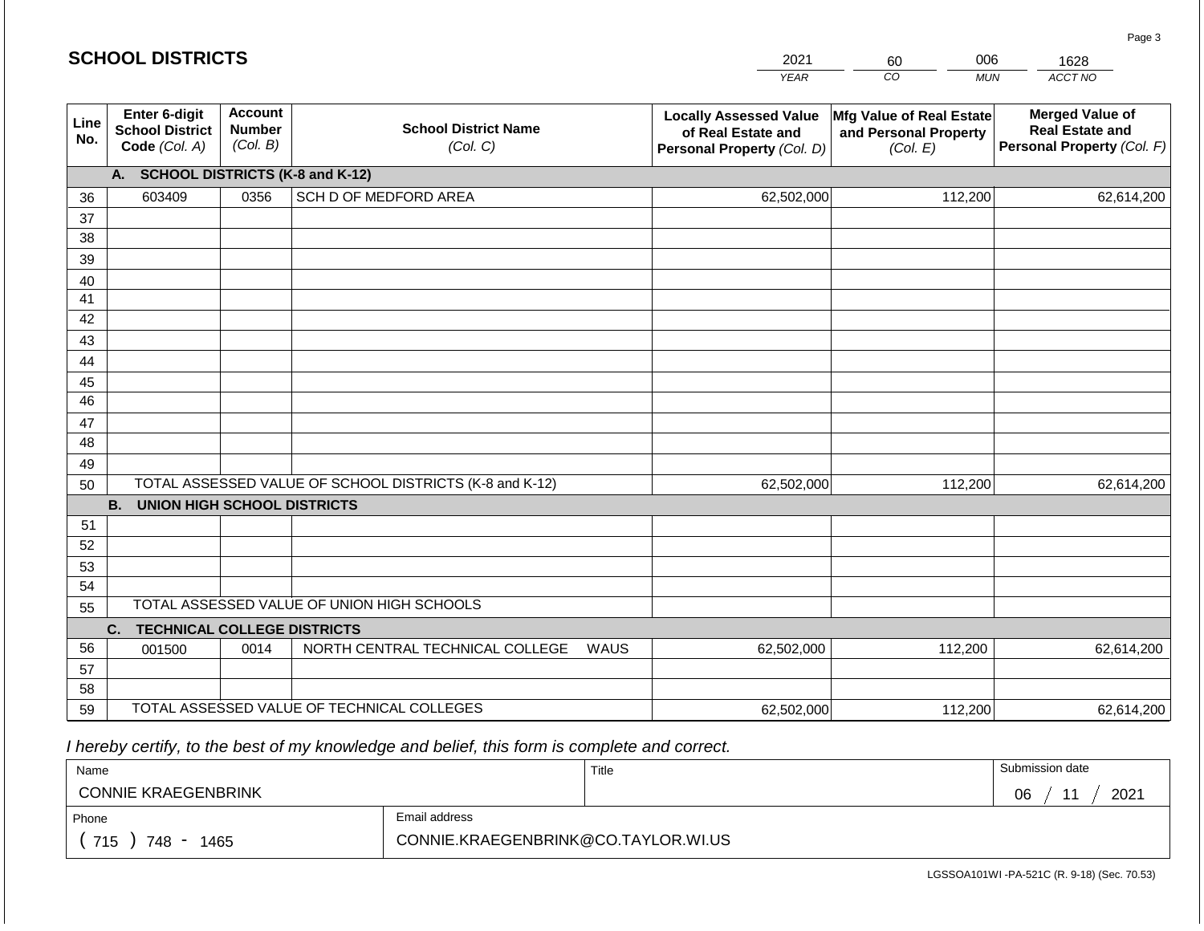## SCHOOL DISTRICTS

| YEAR | CO | MUN | ACCT NO |
|---|---|---|---|
| 2021 | 60 | 006 | 1628 |

| Line No. | Enter 6-digit School District Code (Col. A) | Account Number (Col. B) | School District Name (Col. C) | Locally Assessed Value of Real Estate and Personal Property (Col. D) | Mfg Value of Real Estate and Personal Property (Col. E) | Merged Value of Real Estate and Personal Property (Col. F) |
|---|---|---|---|---|---|---|
| | **A. SCHOOL DISTRICTS (K-8 and K-12)** | | | | | |
| 36 | 603409 | 0356 | SCH D OF MEDFORD AREA | 62,502,000 | 112,200 | 62,614,200 |
| 37 | | | | | | |
| 38 | | | | | | |
| 39 | | | | | | |
| 40 | | | | | | |
| 41 | | | | | | |
| 42 | | | | | | |
| 43 | | | | | | |
| 44 | | | | | | |
| 45 | | | | | | |
| 46 | | | | | | |
| 47 | | | | | | |
| 48 | | | | | | |
| 49 | | | | | | |
| 50 | TOTAL ASSESSED VALUE OF SCHOOL DISTRICTS (K-8 and K-12) | | | 62,502,000 | 112,200 | 62,614,200 |
| | **B. UNION HIGH SCHOOL DISTRICTS** | | | | | |
| 51 | | | | | | |
| 52 | | | | | | |
| 53 | | | | | | |
| 54 | | | | | | |
| 55 | TOTAL ASSESSED VALUE OF UNION HIGH SCHOOLS | | | | | |
| | **C. TECHNICAL COLLEGE DISTRICTS** | | | | | |
| 56 | 001500 | 0014 | NORTH CENTRAL TECHNICAL COLLEGE WAUS | 62,502,000 | 112,200 | 62,614,200 |
| 57 | | | | | | |
| 58 | | | | | | |
| 59 | TOTAL ASSESSED VALUE OF TECHNICAL COLLEGES | | | 62,502,000 | 112,200 | 62,614,200 |

*I hereby certify, to the best of my knowledge and belief, this form is complete and correct.*

| Name | | Title | Submission date |
|---|---|---|---|
| CONNIE KRAEGENBRINK | | | 06 / 11 / 2021 |
| Phone | Email address | | |
| ( 715 ) 748 - 1465 | CONNIE.KRAEGENBRINK@CO.TAYLOR.WI.US | | |

LGSSOA101WI -PA-521C (R. 9-18) (Sec. 70.53)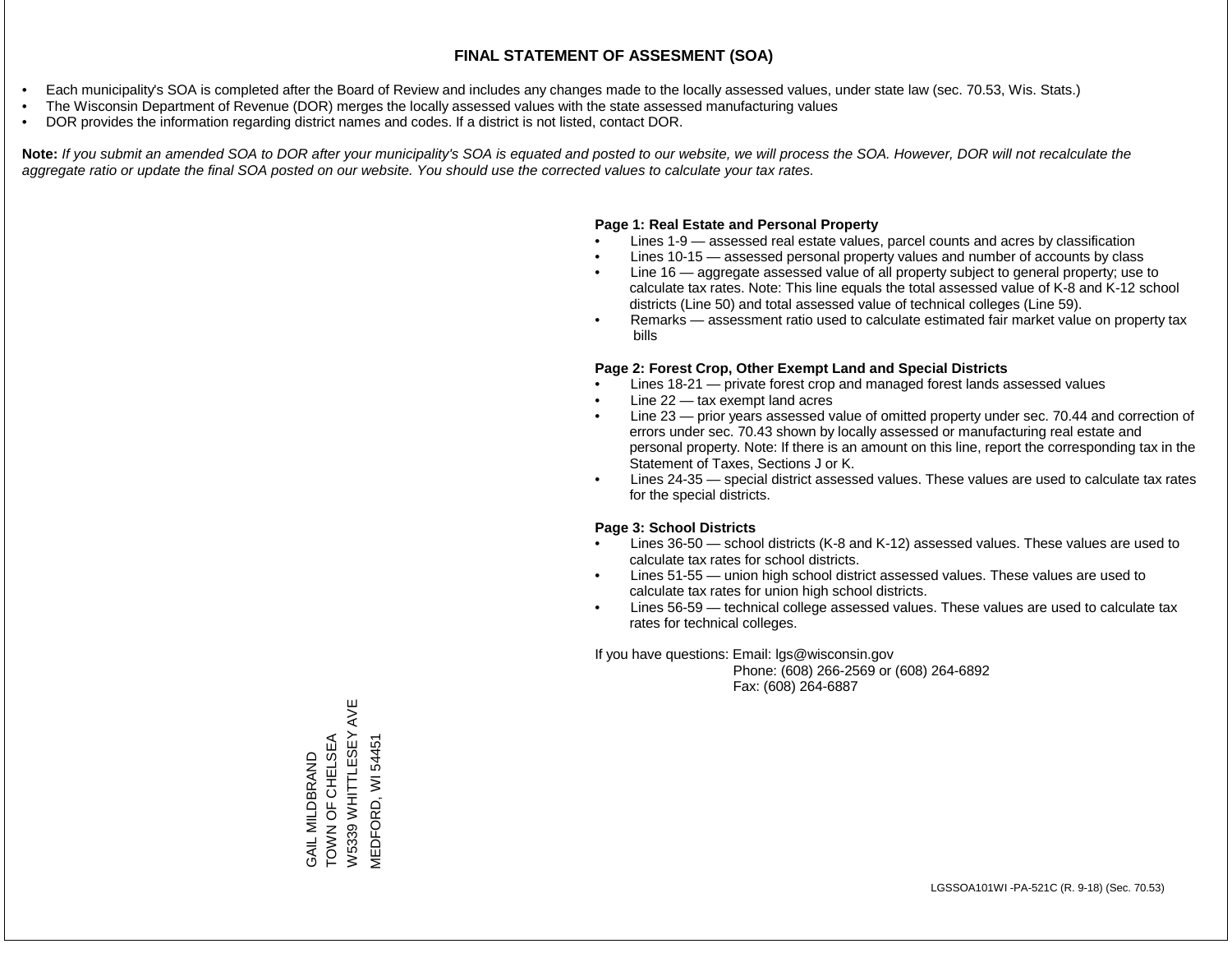# FINAL STATEMENT OF ASSESMENT (SOA)

- Each municipality's SOA is completed after the Board of Review and includes any changes made to the locally assessed values, under state law (sec. 70.53, Wis. Stats.)
- The Wisconsin Department of Revenue (DOR) merges the locally assessed values with the state assessed manufacturing values
- DOR provides the information regarding district names and codes. If a district is not listed, contact DOR.

**Note:** *If you submit an amended SOA to DOR after your municipality's SOA is equated and posted to our website, we will process the SOA. However, DOR will not recalculate the aggregate ratio or update the final SOA posted on our website. You should use the corrected values to calculate your tax rates.*

**Page 1: Real Estate and Personal Property**

- Lines 1-9 — assessed real estate values, parcel counts and acres by classification
- Lines 10-15 — assessed personal property values and number of accounts by class
- Line 16 — aggregate assessed value of all property subject to general property; use to calculate tax rates. Note: This line equals the total assessed value of K-8 and K-12 school districts (Line 50) and total assessed value of technical colleges (Line 59).
- Remarks — assessment ratio used to calculate estimated fair market value on property tax bills

**Page 2: Forest Crop, Other Exempt Land and Special Districts**

- Lines 18-21 — private forest crop and managed forest lands assessed values
- Line 22 — tax exempt land acres
- Line 23 — prior years assessed value of omitted property under sec. 70.44 and correction of errors under sec. 70.43 shown by locally assessed or manufacturing real estate and personal property. Note: If there is an amount on this line, report the corresponding tax in the Statement of Taxes, Sections J or K.
- Lines 24-35 — special district assessed values. These values are used to calculate tax rates for the special districts.

**Page 3: School Districts**

- Lines 36-50 — school districts (K-8 and K-12) assessed values. These values are used to calculate tax rates for school districts.
- Lines 51-55 — union high school district assessed values. These values are used to calculate tax rates for union high school districts.
- Lines 56-59 — technical college assessed values. These values are used to calculate tax rates for technical colleges.

If you have questions: Email: lgs@wisconsin.gov
Phone: (608) 266-2569 or (608) 264-6892
Fax: (608) 264-6887

GAIL MILDBRAND
TOWN OF CHELSEA
W5339 WHITTLESEY AVE
MEDFORD, WI 54451

LGSSOA101WI -PA-521C (R. 9-18) (Sec. 70.53)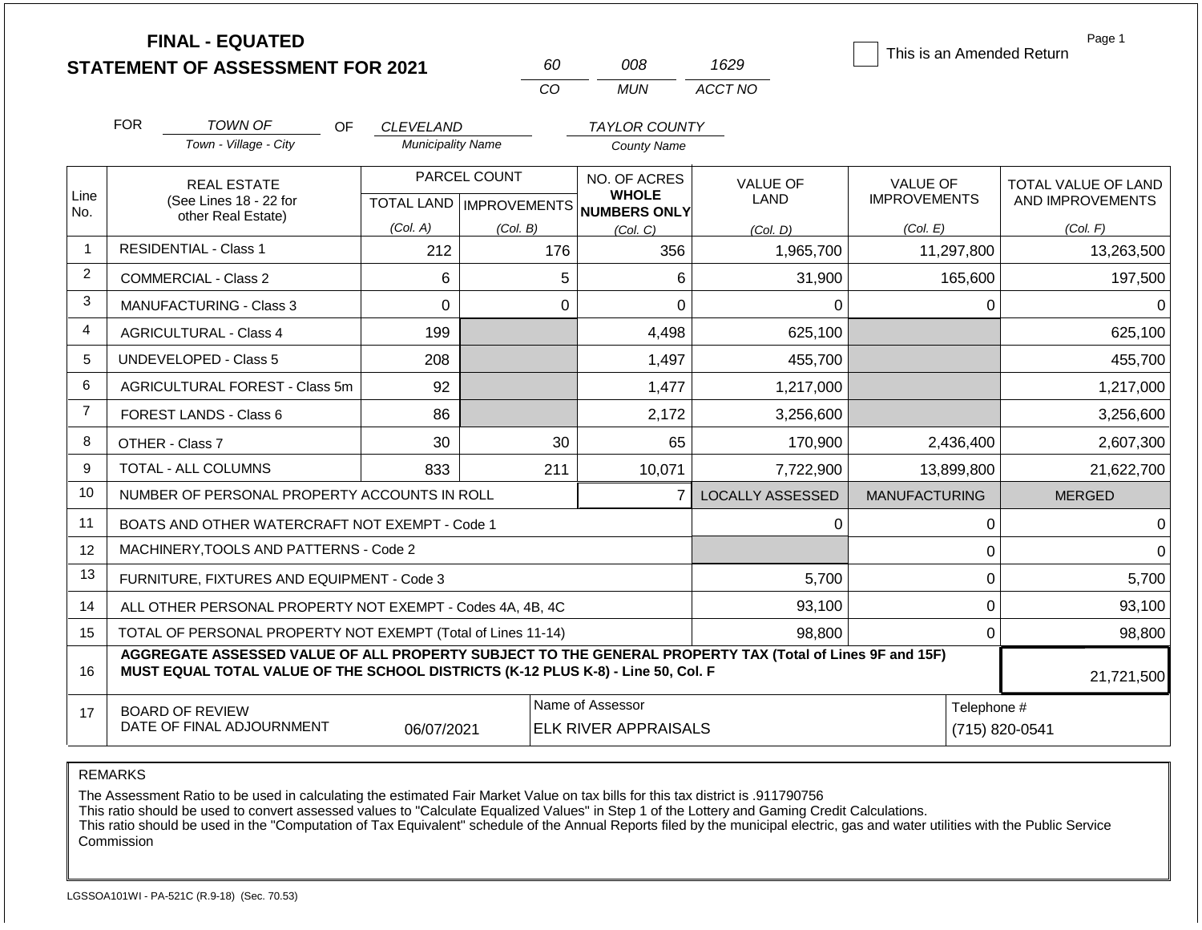# FINAL - EQUATED
## STATEMENT OF ASSESSMENT FOR 2021

| 60 | 008 | 1629 |
|---|---|---|
| CO | MUN | ACCT NO |

☐ This is an Amended Return

Page 1

FOR *TOWN OF* (Town - Village - City) OF *CLEVELAND* (Municipality Name) *TAYLOR COUNTY* (County Name)

| Line No. | REAL ESTATE (See Lines 18 - 22 for other Real Estate) | PARCEL COUNT TOTAL LAND (Col. A) | PARCEL COUNT IMPROVEMENTS (Col. B) | NO. OF ACRES WHOLE NUMBERS ONLY (Col. C) | VALUE OF LAND (Col. D) | VALUE OF IMPROVEMENTS (Col. E) | TOTAL VALUE OF LAND AND IMPROVEMENTS (Col. F) |
|---|---|---|---|---|---|---|---|
| 1 | RESIDENTIAL - Class 1 | 212 | 176 | 356 | 1,965,700 | 11,297,800 | 13,263,500 |
| 2 | COMMERCIAL - Class 2 | 6 | 5 | 6 | 31,900 | 165,600 | 197,500 |
| 3 | MANUFACTURING - Class 3 | 0 | 0 | 0 | 0 | 0 | 0 |
| 4 | AGRICULTURAL - Class 4 | 199 | | 4,498 | 625,100 | | 625,100 |
| 5 | UNDEVELOPED - Class 5 | 208 | | 1,497 | 455,700 | | 455,700 |
| 6 | AGRICULTURAL FOREST - Class 5m | 92 | | 1,477 | 1,217,000 | | 1,217,000 |
| 7 | FOREST LANDS - Class 6 | 86 | | 2,172 | 3,256,600 | | 3,256,600 |
| 8 | OTHER - Class 7 | 30 | 30 | 65 | 170,900 | 2,436,400 | 2,607,300 |
| 9 | TOTAL - ALL COLUMNS | 833 | 211 | 10,071 | 7,722,900 | 13,899,800 | 21,622,700 |
| 10 | NUMBER OF PERSONAL PROPERTY ACCOUNTS IN ROLL | | | 7 | LOCALLY ASSESSED | MANUFACTURING | MERGED |
| 11 | BOATS AND OTHER WATERCRAFT NOT EXEMPT - Code 1 | | | | 0 | 0 | 0 |
| 12 | MACHINERY,TOOLS AND PATTERNS - Code 2 | | | | | 0 | 0 |
| 13 | FURNITURE, FIXTURES AND EQUIPMENT - Code 3 | | | | 5,700 | 0 | 5,700 |
| 14 | ALL OTHER PERSONAL PROPERTY NOT EXEMPT - Codes 4A, 4B, 4C | | | | 93,100 | 0 | 93,100 |
| 15 | TOTAL OF PERSONAL PROPERTY NOT EXEMPT (Total of Lines 11-14) | | | | 98,800 | 0 | 98,800 |
| 16 | **AGGREGATE ASSESSED VALUE OF ALL PROPERTY SUBJECT TO THE GENERAL PROPERTY TAX (Total of Lines 9F and 15F) MUST EQUAL TOTAL VALUE OF THE SCHOOL DISTRICTS (K-12 PLUS K-8) - Line 50, Col. F** | | | | | | 21,721,500 |
| 17 | BOARD OF REVIEW DATE OF FINAL ADJOURNMENT | 06/07/2021 | Name of Assessor | ELK RIVER APPRAISALS | | Telephone # | (715) 820-0541 |

REMARKS

The Assessment Ratio to be used in calculating the estimated Fair Market Value on tax bills for this tax district is .911790756
This ratio should be used to convert assessed values to "Calculate Equalized Values" in Step 1 of the Lottery and Gaming Credit Calculations.
This ratio should be used in the "Computation of Tax Equivalent" schedule of the Annual Reports filed by the municipal electric, gas and water utilities with the Public Service Commission

LGSSOA101WI - PA-521C (R.9-18) (Sec. 70.53)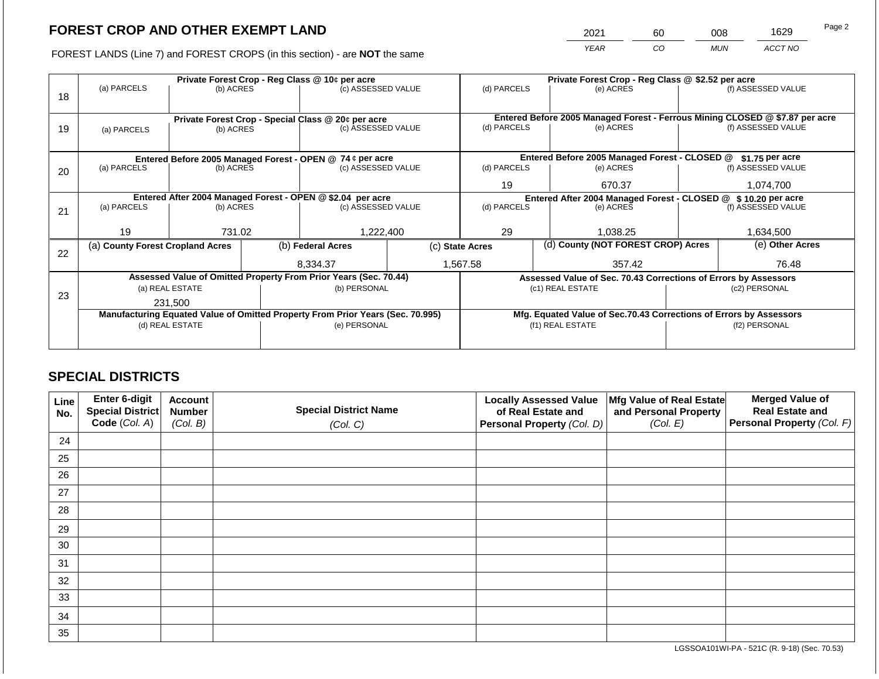## FOREST CROP AND OTHER EXEMPT LAND

FOREST LANDS (Line 7) and FOREST CROPS (in this section) - are **NOT** the same

| YEAR | CO | MUN | ACCT NO |
|---|---|---|---|
| 2021 | 60 | 008 | 1629 |

| Line | Private Forest Crop - Reg Class @ 10¢ per acre | | | Private Forest Crop - Reg Class @ $2.52 per acre | | |
|---|---|---|---|---|---|---|
| | (a) PARCELS | (b) ACRES | (c) ASSESSED VALUE | (d) PARCELS | (e) ACRES | (f) ASSESSED VALUE |
| 18 | | | | | | |
| | **Private Forest Crop - Special Class @ 20¢ per acre** | | | **Entered Before 2005 Managed Forest - Ferrous Mining CLOSED @ $7.87 per acre** | | |
| | (a) PARCELS | (b) ACRES | (c) ASSESSED VALUE | (d) PARCELS | (e) ACRES | (f) ASSESSED VALUE |
| 19 | | | | | | |
| | **Entered Before 2005 Managed Forest - OPEN @ 74 ¢ per acre** | | | **Entered Before 2005 Managed Forest - CLOSED @ $1.75 per acre** | | |
| | (a) PARCELS | (b) ACRES | (c) ASSESSED VALUE | (d) PARCELS | (e) ACRES | (f) ASSESSED VALUE |
| 20 | | | | 19 | 670.37 | 1,074,700 |
| | **Entered After 2004 Managed Forest - OPEN @ $2.04 per acre** | | | **Entered After 2004 Managed Forest - CLOSED @ $ 10.20 per acre** | | |
| | (a) PARCELS | (b) ACRES | (c) ASSESSED VALUE | (d) PARCELS | (e) ACRES | (f) ASSESSED VALUE |
| 21 | 19 | 731.02 | 1,222,400 | 29 | 1,038.25 | 1,634,500 |

| Line | (a) County Forest Cropland Acres | (b) Federal Acres | (c) State Acres | (d) County (NOT FOREST CROP) Acres | (e) Other Acres |
|---|---|---|---|---|---|
| 22 | | 8,334.37 | 1,567.58 | 357.42 | 76.48 |

| Line | Assessed Value of Omitted Property From Prior Years (Sec. 70.44) | | Assessed Value of Sec. 70.43 Corrections of Errors by Assessors | |
|---|---|---|---|---|
| | (a) REAL ESTATE | (b) PERSONAL | (c1) REAL ESTATE | (c2) PERSONAL |
| 23 | 231,500 | | | |
| | **Manufacturing Equated Value of Omitted Property From Prior Years (Sec. 70.995)** | | **Mfg. Equated Value of Sec.70.43 Corrections of Errors by Assessors** | |
| | (d) REAL ESTATE | (e) PERSONAL | (f1) REAL ESTATE | (f2) PERSONAL |
| | | | | |

## SPECIAL DISTRICTS

| Line No. | Enter 6-digit Special District Code (Col. A) | Account Number (Col. B) | Special District Name (Col. C) | Locally Assessed Value of Real Estate and Personal Property (Col. D) | Mfg Value of Real Estate and Personal Property (Col. E) | Merged Value of Real Estate and Personal Property (Col. F) |
|---|---|---|---|---|---|---|
| 24 | | | | | | |
| 25 | | | | | | |
| 26 | | | | | | |
| 27 | | | | | | |
| 28 | | | | | | |
| 29 | | | | | | |
| 30 | | | | | | |
| 31 | | | | | | |
| 32 | | | | | | |
| 33 | | | | | | |
| 34 | | | | | | |
| 35 | | | | | | |

LGSSOA101WI-PA - 521C (R. 9-18) (Sec. 70.53)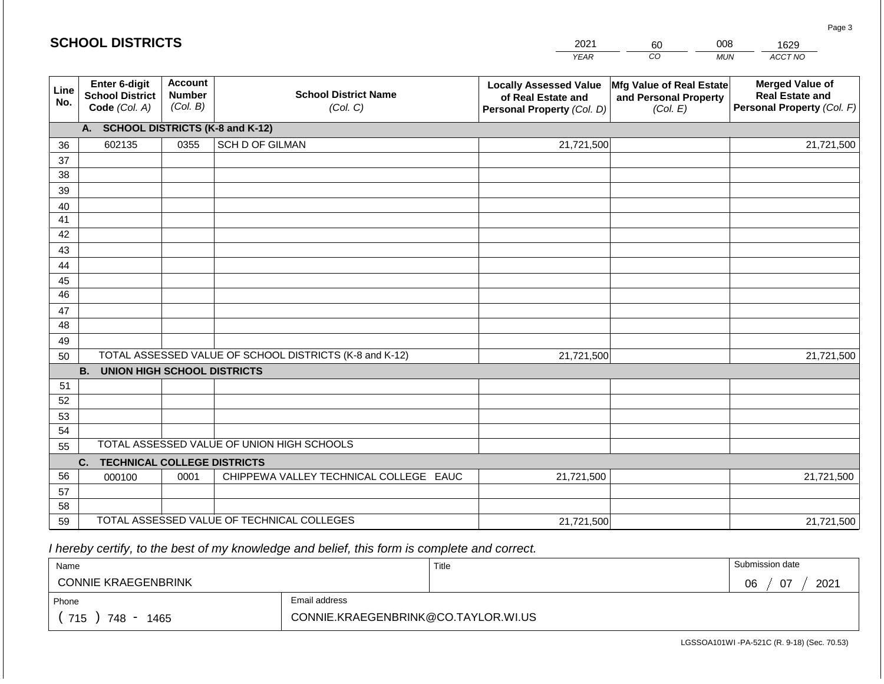## SCHOOL DISTRICTS

| 2021 | 60 | 008 | 1629 |
|---|---|---|---|
| *YEAR* | *CO* | *MUN* | *ACCT NO* |

| Line No. | Enter 6-digit School District Code *(Col. A)* | Account Number *(Col. B)* | School District Name *(Col. C)* | Locally Assessed Value of Real Estate and Personal Property *(Col. D)* | Mfg Value of Real Estate and Personal Property *(Col. E)* | Merged Value of Real Estate and Personal Property *(Col. F)* |
|---|---|---|---|---|---|---|
| | **A. SCHOOL DISTRICTS (K-8 and K-12)** | | | | | |
| 36 | 602135 | 0355 | SCH D OF GILMAN | 21,721,500 | | 21,721,500 |
| 37 | | | | | | |
| 38 | | | | | | |
| 39 | | | | | | |
| 40 | | | | | | |
| 41 | | | | | | |
| 42 | | | | | | |
| 43 | | | | | | |
| 44 | | | | | | |
| 45 | | | | | | |
| 46 | | | | | | |
| 47 | | | | | | |
| 48 | | | | | | |
| 49 | | | | | | |
| 50 | TOTAL ASSESSED VALUE OF SCHOOL DISTRICTS (K-8 and K-12) | | | 21,721,500 | | 21,721,500 |
| | **B. UNION HIGH SCHOOL DISTRICTS** | | | | | |
| 51 | | | | | | |
| 52 | | | | | | |
| 53 | | | | | | |
| 54 | | | | | | |
| 55 | TOTAL ASSESSED VALUE OF UNION HIGH SCHOOLS | | | | | |
| | **C. TECHNICAL COLLEGE DISTRICTS** | | | | | |
| 56 | 000100 | 0001 | CHIPPEWA VALLEY TECHNICAL COLLEGE EAUC | 21,721,500 | | 21,721,500 |
| 57 | | | | | | |
| 58 | | | | | | |
| 59 | TOTAL ASSESSED VALUE OF TECHNICAL COLLEGES | | | 21,721,500 | | 21,721,500 |

*I hereby certify, to the best of my knowledge and belief, this form is complete and correct.*

| Name | | Title | Submission date |
|---|---|---|---|
| CONNIE KRAEGENBRINK | | | 06 / 07 / 2021 |
| Phone | Email address | | |
| ( 715 ) 748 - 1465 | CONNIE.KRAEGENBRINK@CO.TAYLOR.WI.US | | |

LGSSOA101WI -PA-521C (R. 9-18) (Sec. 70.53)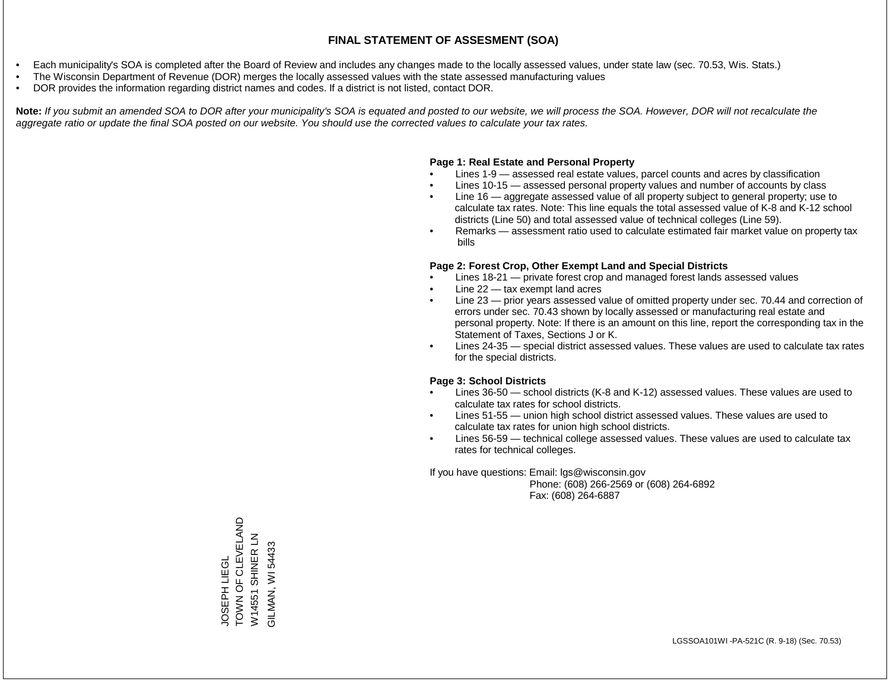# FINAL STATEMENT OF ASSESMENT (SOA)

- Each municipality's SOA is completed after the Board of Review and includes any changes made to the locally assessed values, under state law (sec. 70.53, Wis. Stats.)
- The Wisconsin Department of Revenue (DOR) merges the locally assessed values with the state assessed manufacturing values
- DOR provides the information regarding district names and codes. If a district is not listed, contact DOR.

**Note:** *If you submit an amended SOA to DOR after your municipality's SOA is equated and posted to our website, we will process the SOA. However, DOR will not recalculate the aggregate ratio or update the final SOA posted on our website. You should use the corrected values to calculate your tax rates.*

**Page 1: Real Estate and Personal Property**

- Lines 1-9 — assessed real estate values, parcel counts and acres by classification
- Lines 10-15 — assessed personal property values and number of accounts by class
- Line 16 — aggregate assessed value of all property subject to general property; use to calculate tax rates. Note: This line equals the total assessed value of K-8 and K-12 school districts (Line 50) and total assessed value of technical colleges (Line 59).
- Remarks — assessment ratio used to calculate estimated fair market value on property tax bills

**Page 2: Forest Crop, Other Exempt Land and Special Districts**

- Lines 18-21 — private forest crop and managed forest lands assessed values
- Line 22 — tax exempt land acres
- Line 23 — prior years assessed value of omitted property under sec. 70.44 and correction of errors under sec. 70.43 shown by locally assessed or manufacturing real estate and personal property. Note: If there is an amount on this line, report the corresponding tax in the Statement of Taxes, Sections J or K.
- Lines 24-35 — special district assessed values. These values are used to calculate tax rates for the special districts.

**Page 3: School Districts**

- Lines 36-50 — school districts (K-8 and K-12) assessed values. These values are used to calculate tax rates for school districts.
- Lines 51-55 — union high school district assessed values. These values are used to calculate tax rates for union high school districts.
- Lines 56-59 — technical college assessed values. These values are used to calculate tax rates for technical colleges.

If you have questions: Email: lgs@wisconsin.gov
Phone: (608) 266-2569 or (608) 264-6892
Fax: (608) 264-6887

JOSEPH LIEGL
TOWN OF CLEVELAND
W14551 SHINER LN
GILMAN, WI 54433

LGSSOA101WI -PA-521C (R. 9-18) (Sec. 70.53)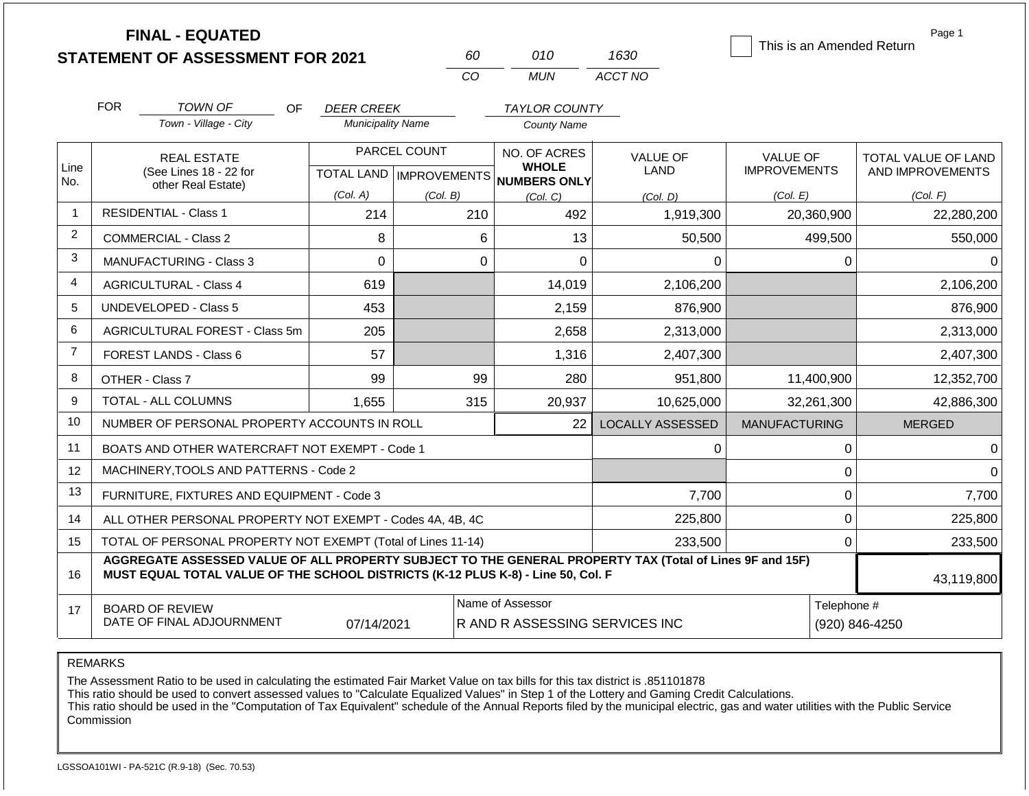# FINAL - EQUATED
## STATEMENT OF ASSESSMENT FOR 2021

| 60 | 010 | 1630 |
|---|---|---|
| CO | MUN | ACCT NO |

☐ This is an Amended Return

Page 1

FOR *TOWN OF* (Town - Village - City) OF *DEER CREEK* (Municipality Name) *TAYLOR COUNTY* (County Name)

| Line No. | REAL ESTATE (See Lines 18 - 22 for other Real Estate) | PARCEL COUNT TOTAL LAND (Col. A) | PARCEL COUNT IMPROVEMENTS (Col. B) | NO. OF ACRES WHOLE NUMBERS ONLY (Col. C) | VALUE OF LAND (Col. D) | VALUE OF IMPROVEMENTS (Col. E) | TOTAL VALUE OF LAND AND IMPROVEMENTS (Col. F) |
|---|---|---|---|---|---|---|---|
| 1 | RESIDENTIAL - Class 1 | 214 | 210 | 492 | 1,919,300 | 20,360,900 | 22,280,200 |
| 2 | COMMERCIAL - Class 2 | 8 | 6 | 13 | 50,500 | 499,500 | 550,000 |
| 3 | MANUFACTURING - Class 3 | 0 | 0 | 0 | 0 | 0 | 0 |
| 4 | AGRICULTURAL - Class 4 | 619 | | 14,019 | 2,106,200 | | 2,106,200 |
| 5 | UNDEVELOPED - Class 5 | 453 | | 2,159 | 876,900 | | 876,900 |
| 6 | AGRICULTURAL FOREST - Class 5m | 205 | | 2,658 | 2,313,000 | | 2,313,000 |
| 7 | FOREST LANDS - Class 6 | 57 | | 1,316 | 2,407,300 | | 2,407,300 |
| 8 | OTHER - Class 7 | 99 | 99 | 280 | 951,800 | 11,400,900 | 12,352,700 |
| 9 | TOTAL - ALL COLUMNS | 1,655 | 315 | 20,937 | 10,625,000 | 32,261,300 | 42,886,300 |
| 10 | NUMBER OF PERSONAL PROPERTY ACCOUNTS IN ROLL | | | 22 | LOCALLY ASSESSED | MANUFACTURING | MERGED |
| 11 | BOATS AND OTHER WATERCRAFT NOT EXEMPT - Code 1 | | | | 0 | 0 | 0 |
| 12 | MACHINERY,TOOLS AND PATTERNS - Code 2 | | | | | 0 | 0 |
| 13 | FURNITURE, FIXTURES AND EQUIPMENT - Code 3 | | | | 7,700 | 0 | 7,700 |
| 14 | ALL OTHER PERSONAL PROPERTY NOT EXEMPT - Codes 4A, 4B, 4C | | | | 225,800 | 0 | 225,800 |
| 15 | TOTAL OF PERSONAL PROPERTY NOT EXEMPT (Total of Lines 11-14) | | | | 233,500 | 0 | 233,500 |
| 16 | **AGGREGATE ASSESSED VALUE OF ALL PROPERTY SUBJECT TO THE GENERAL PROPERTY TAX (Total of Lines 9F and 15F) MUST EQUAL TOTAL VALUE OF THE SCHOOL DISTRICTS (K-12 PLUS K-8) - Line 50, Col. F** | | | | | | 43,119,800 |
| 17 | BOARD OF REVIEW DATE OF FINAL ADJOURNMENT | 07/14/2021 | | Name of Assessor: R AND R ASSESSING SERVICES INC | | Telephone #: (920) 846-4250 | |

REMARKS

The Assessment Ratio to be used in calculating the estimated Fair Market Value on tax bills for this tax district is .851101878
This ratio should be used to convert assessed values to "Calculate Equalized Values" in Step 1 of the Lottery and Gaming Credit Calculations.
This ratio should be used in the "Computation of Tax Equivalent" schedule of the Annual Reports filed by the municipal electric, gas and water utilities with the Public Service Commission

LGSSOA101WI - PA-521C (R.9-18) (Sec. 70.53)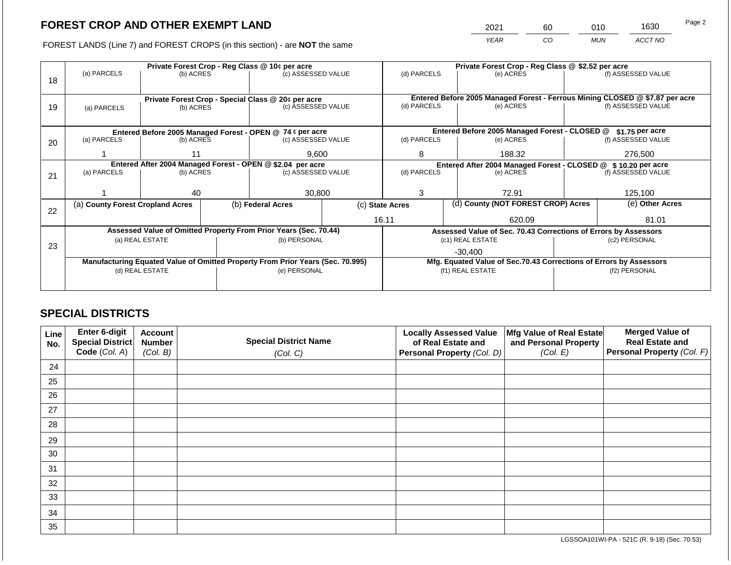## FOREST CROP AND OTHER EXEMPT LAND

| 2021 | 60 | 010 | 1630 |
|---|---|---|---|
| YEAR | CO | MUN | ACCT NO |

FOREST LANDS (Line 7) and FOREST CROPS (in this section) - are **NOT** the same

| Line | (a) PARCELS | (b) ACRES | (c) ASSESSED VALUE | (d) PARCELS | (e) ACRES | (f) ASSESSED VALUE |
|---|---|---|---|---|---|---|
| 18 | Private Forest Crop - Reg Class @ 10¢ per acre | | | Private Forest Crop - Reg Class @ $2.52 per acre | | |
| | | | | | | |
| 19 | Private Forest Crop - Special Class @ 20¢ per acre | | | Entered Before 2005 Managed Forest - Ferrous Mining CLOSED @ $7.87 per acre | | |
| | | | | | | |
| 20 | Entered Before 2005 Managed Forest - OPEN @ 74 ¢ per acre | | | Entered Before 2005 Managed Forest - CLOSED @ $1.75 per acre | | |
| | 1 | 11 | 9,600 | 8 | 188.32 | 276,500 |
| 21 | Entered After 2004 Managed Forest - OPEN @ $2.04 per acre | | | Entered After 2004 Managed Forest - CLOSED @ $ 10.20 per acre | | |
| | 1 | 40 | 30,800 | 3 | 72.91 | 125,100 |

| Line | (a) County Forest Cropland Acres | (b) Federal Acres | (c) State Acres | (d) County (NOT FOREST CROP) Acres | (e) Other Acres |
|---|---|---|---|---|---|
| 22 | | | 16.11 | 620.09 | 81.01 |

| Line | Assessed Value of Omitted Property From Prior Years (Sec. 70.44) | | Assessed Value of Sec. 70.43 Corrections of Errors by Assessors | |
|---|---|---|---|---|
| 23 | (a) REAL ESTATE | (b) PERSONAL | (c1) REAL ESTATE | (c2) PERSONAL |
| | | | -30,400 | |
| | **Manufacturing Equated Value of Omitted Property From Prior Years (Sec. 70.995)** | | **Mfg. Equated Value of Sec.70.43 Corrections of Errors by Assessors** | |
| | (d) REAL ESTATE | (e) PERSONAL | (f1) REAL ESTATE | (f2) PERSONAL |
| | | | | |

## SPECIAL DISTRICTS

| Line No. | Enter 6-digit Special District Code (Col. A) | Account Number (Col. B) | Special District Name (Col. C) | Locally Assessed Value of Real Estate and Personal Property (Col. D) | Mfg Value of Real Estate and Personal Property (Col. E) | Merged Value of Real Estate and Personal Property (Col. F) |
|---|---|---|---|---|---|---|
| 24 | | | | | | |
| 25 | | | | | | |
| 26 | | | | | | |
| 27 | | | | | | |
| 28 | | | | | | |
| 29 | | | | | | |
| 30 | | | | | | |
| 31 | | | | | | |
| 32 | | | | | | |
| 33 | | | | | | |
| 34 | | | | | | |
| 35 | | | | | | |

LGSSOA101WI-PA - 521C (R. 9-18) (Sec. 70.53)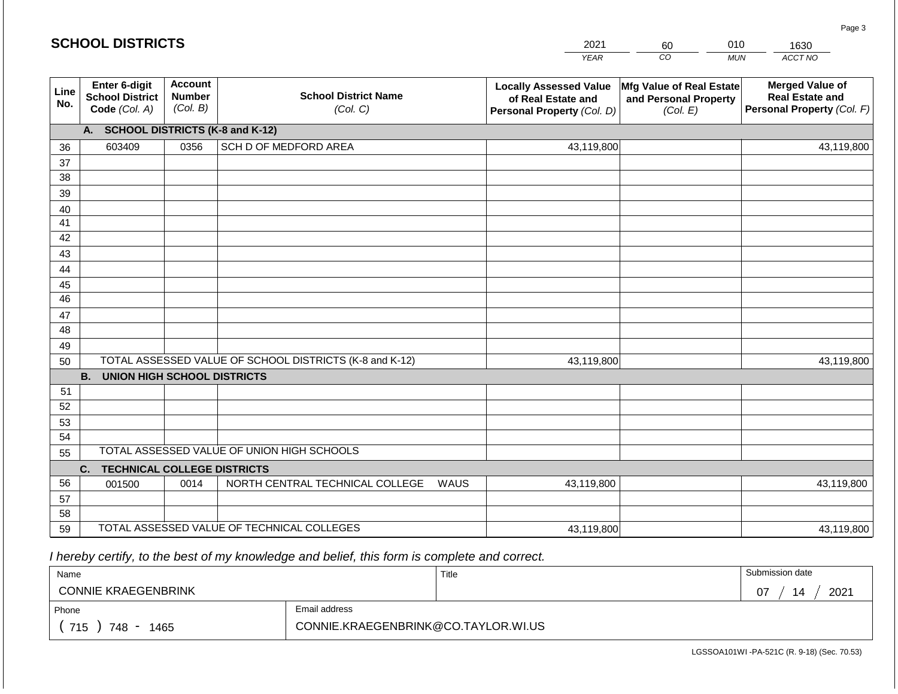## SCHOOL DISTRICTS

| 2021 | 60 | 010 | 1630 |
|---|---|---|---|
| YEAR | CO | MUN | ACCT NO |

| Line No. | Enter 6-digit School District Code (Col. A) | Account Number (Col. B) | School District Name (Col. C) | Locally Assessed Value of Real Estate and Personal Property (Col. D) | Mfg Value of Real Estate and Personal Property (Col. E) | Merged Value of Real Estate and Personal Property (Col. F) |
|---|---|---|---|---|---|---|
| | **A. SCHOOL DISTRICTS (K-8 and K-12)** | | | | | |
| 36 | 603409 | 0356 | SCH D OF MEDFORD AREA | 43,119,800 | | 43,119,800 |
| 37 | | | | | | |
| 38 | | | | | | |
| 39 | | | | | | |
| 40 | | | | | | |
| 41 | | | | | | |
| 42 | | | | | | |
| 43 | | | | | | |
| 44 | | | | | | |
| 45 | | | | | | |
| 46 | | | | | | |
| 47 | | | | | | |
| 48 | | | | | | |
| 49 | | | | | | |
| 50 | TOTAL ASSESSED VALUE OF SCHOOL DISTRICTS (K-8 and K-12) | | | 43,119,800 | | 43,119,800 |
| | **B. UNION HIGH SCHOOL DISTRICTS** | | | | | |
| 51 | | | | | | |
| 52 | | | | | | |
| 53 | | | | | | |
| 54 | | | | | | |
| 55 | TOTAL ASSESSED VALUE OF UNION HIGH SCHOOLS | | | | | |
| | **C. TECHNICAL COLLEGE DISTRICTS** | | | | | |
| 56 | 001500 | 0014 | NORTH CENTRAL TECHNICAL COLLEGE WAUS | 43,119,800 | | 43,119,800 |
| 57 | | | | | | |
| 58 | | | | | | |
| 59 | TOTAL ASSESSED VALUE OF TECHNICAL COLLEGES | | | 43,119,800 | | 43,119,800 |

*I hereby certify, to the best of my knowledge and belief, this form is complete and correct.*

| Name | Title | Submission date |
|---|---|---|
| CONNIE KRAEGENBRINK | | 07 / 14 / 2021 |
| Phone | Email address | |
| ( 715 ) 748 - 1465 | CONNIE.KRAEGENBRINK@CO.TAYLOR.WI.US | |

LGSSOA101WI -PA-521C (R. 9-18) (Sec. 70.53)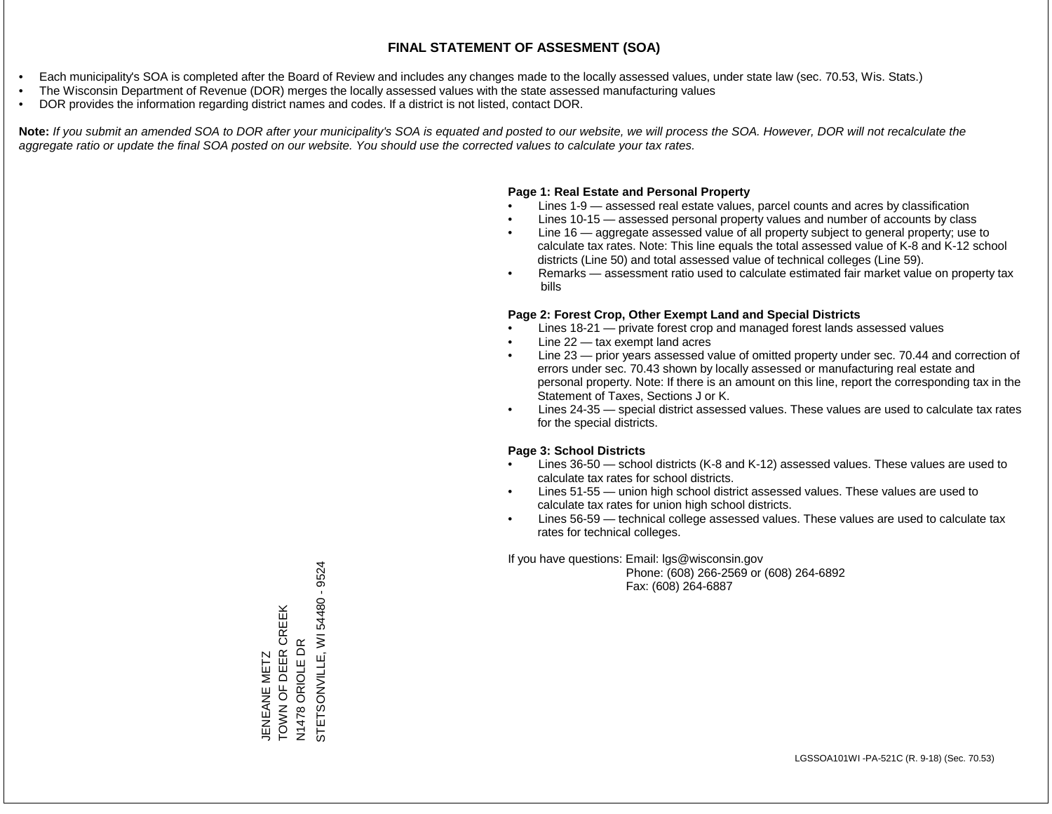# FINAL STATEMENT OF ASSESMENT (SOA)

- Each municipality's SOA is completed after the Board of Review and includes any changes made to the locally assessed values, under state law (sec. 70.53, Wis. Stats.)
- The Wisconsin Department of Revenue (DOR) merges the locally assessed values with the state assessed manufacturing values
- DOR provides the information regarding district names and codes. If a district is not listed, contact DOR.

**Note:** *If you submit an amended SOA to DOR after your municipality's SOA is equated and posted to our website, we will process the SOA. However, DOR will not recalculate the aggregate ratio or update the final SOA posted on our website. You should use the corrected values to calculate your tax rates.*

**Page 1: Real Estate and Personal Property**

- Lines 1-9 — assessed real estate values, parcel counts and acres by classification
- Lines 10-15 — assessed personal property values and number of accounts by class
- Line 16 — aggregate assessed value of all property subject to general property; use to calculate tax rates. Note: This line equals the total assessed value of K-8 and K-12 school districts (Line 50) and total assessed value of technical colleges (Line 59).
- Remarks — assessment ratio used to calculate estimated fair market value on property tax bills

**Page 2: Forest Crop, Other Exempt Land and Special Districts**

- Lines 18-21 — private forest crop and managed forest lands assessed values
- Line 22 — tax exempt land acres
- Line 23 — prior years assessed value of omitted property under sec. 70.44 and correction of errors under sec. 70.43 shown by locally assessed or manufacturing real estate and personal property. Note: If there is an amount on this line, report the corresponding tax in the Statement of Taxes, Sections J or K.
- Lines 24-35 — special district assessed values. These values are used to calculate tax rates for the special districts.

**Page 3: School Districts**

- Lines 36-50 — school districts (K-8 and K-12) assessed values. These values are used to calculate tax rates for school districts.
- Lines 51-55 — union high school district assessed values. These values are used to calculate tax rates for union high school districts.
- Lines 56-59 — technical college assessed values. These values are used to calculate tax rates for technical colleges.

If you have questions: Email: lgs@wisconsin.gov
Phone: (608) 266-2569 or (608) 264-6892
Fax: (608) 264-6887

JENEANE METZ
TOWN OF DEER CREEK
N1478 ORIOLE DR
STETSONVILLE, WI 54480 - 9524

LGSSOA101WI -PA-521C (R. 9-18) (Sec. 70.53)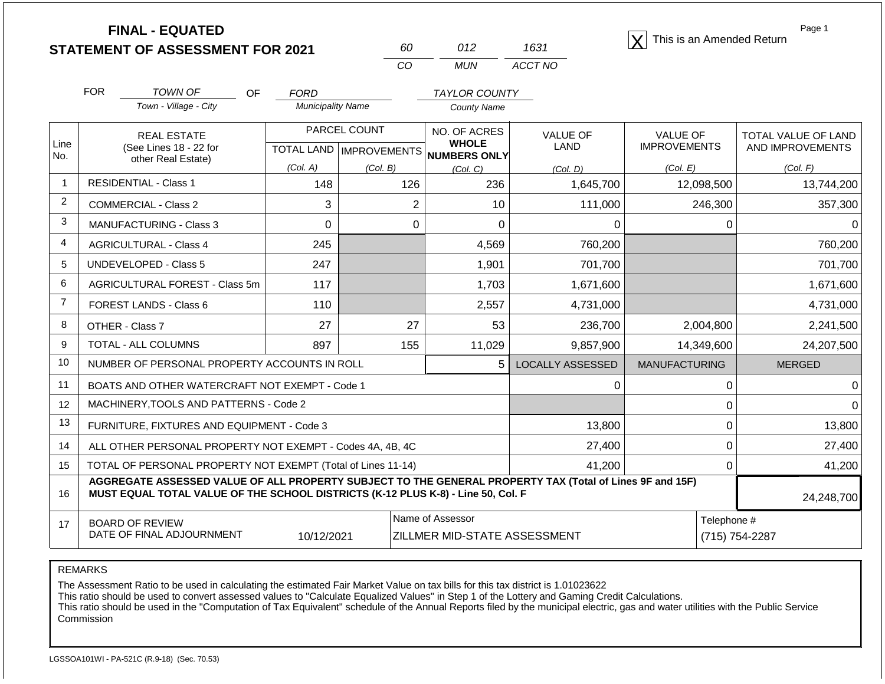# FINAL - EQUATED
## STATEMENT OF ASSESSMENT FOR 2021

| 60 | 012 | 1631 |
|---|---|---|
| CO | MUN | ACCT NO |

[X] This is an Amended Return

Page 1

FOR TOWN OF (Town - Village - City) OF FORD (Municipality Name) TAYLOR COUNTY (County Name)

| Line No. | REAL ESTATE (See Lines 18 - 22 for other Real Estate) | PARCEL COUNT TOTAL LAND (Col. A) | PARCEL COUNT IMPROVEMENTS (Col. B) | NO. OF ACRES WHOLE NUMBERS ONLY (Col. C) | VALUE OF LAND (Col. D) | VALUE OF IMPROVEMENTS (Col. E) | TOTAL VALUE OF LAND AND IMPROVEMENTS (Col. F) |
|---|---|---|---|---|---|---|---|
| 1 | RESIDENTIAL - Class 1 | 148 | 126 | 236 | 1,645,700 | 12,098,500 | 13,744,200 |
| 2 | COMMERCIAL - Class 2 | 3 | 2 | 10 | 111,000 | 246,300 | 357,300 |
| 3 | MANUFACTURING - Class 3 | 0 | 0 | 0 | 0 | 0 | 0 |
| 4 | AGRICULTURAL - Class 4 | 245 | | 4,569 | 760,200 | | 760,200 |
| 5 | UNDEVELOPED - Class 5 | 247 | | 1,901 | 701,700 | | 701,700 |
| 6 | AGRICULTURAL FOREST - Class 5m | 117 | | 1,703 | 1,671,600 | | 1,671,600 |
| 7 | FOREST LANDS - Class 6 | 110 | | 2,557 | 4,731,000 | | 4,731,000 |
| 8 | OTHER - Class 7 | 27 | 27 | 53 | 236,700 | 2,004,800 | 2,241,500 |
| 9 | TOTAL - ALL COLUMNS | 897 | 155 | 11,029 | 9,857,900 | 14,349,600 | 24,207,500 |
| 10 | NUMBER OF PERSONAL PROPERTY ACCOUNTS IN ROLL | | | 5 | LOCALLY ASSESSED | MANUFACTURING | MERGED |
| 11 | BOATS AND OTHER WATERCRAFT NOT EXEMPT - Code 1 | | | | 0 | 0 | 0 |
| 12 | MACHINERY,TOOLS AND PATTERNS - Code 2 | | | | | 0 | 0 |
| 13 | FURNITURE, FIXTURES AND EQUIPMENT - Code 3 | | | | 13,800 | 0 | 13,800 |
| 14 | ALL OTHER PERSONAL PROPERTY NOT EXEMPT - Codes 4A, 4B, 4C | | | | 27,400 | 0 | 27,400 |
| 15 | TOTAL OF PERSONAL PROPERTY NOT EXEMPT (Total of Lines 11-14) | | | | 41,200 | 0 | 41,200 |
| 16 | **AGGREGATE ASSESSED VALUE OF ALL PROPERTY SUBJECT TO THE GENERAL PROPERTY TAX (Total of Lines 9F and 15F) MUST EQUAL TOTAL VALUE OF THE SCHOOL DISTRICTS (K-12 PLUS K-8) - Line 50, Col. F** | | | | | | 24,248,700 |
| 17 | BOARD OF REVIEW DATE OF FINAL ADJOURNMENT | 10/12/2021 | | Name of Assessor: ZILLMER MID-STATE ASSESSMENT | | Telephone #: (715) 754-2287 | |

REMARKS

The Assessment Ratio to be used in calculating the estimated Fair Market Value on tax bills for this tax district is 1.01023622
This ratio should be used to convert assessed values to "Calculate Equalized Values" in Step 1 of the Lottery and Gaming Credit Calculations.
This ratio should be used in the "Computation of Tax Equivalent" schedule of the Annual Reports filed by the municipal electric, gas and water utilities with the Public Service Commission

LGSSOA101WI - PA-521C (R.9-18) (Sec. 70.53)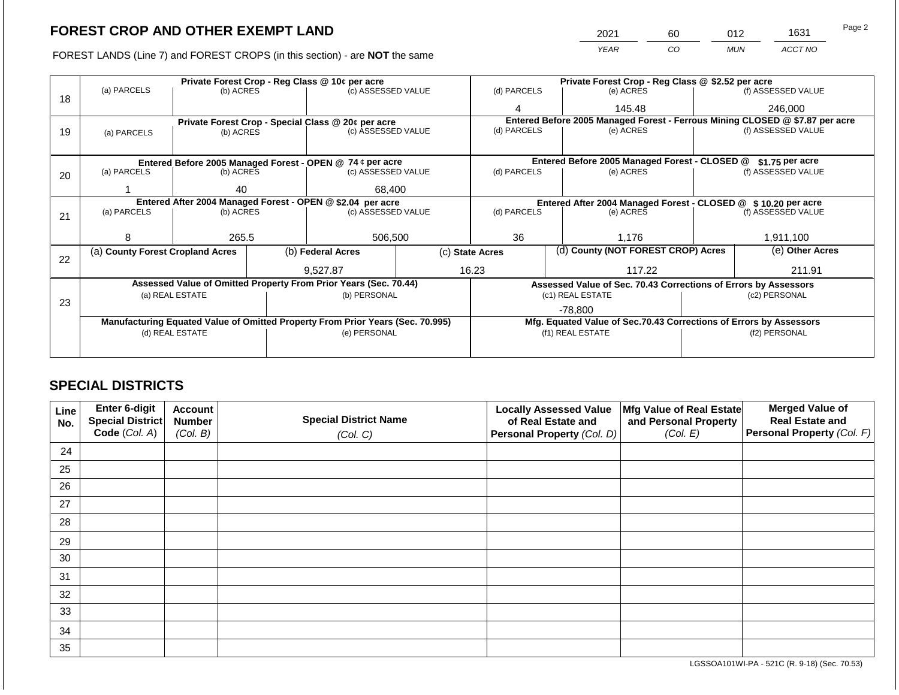## FOREST CROP AND OTHER EXEMPT LAND

FOREST LANDS (Line 7) and FOREST CROPS (in this section) - are **NOT** the same

| YEAR | CO | MUN | ACCT NO |
|---|---|---|---|
| 2021 | 60 | 012 | 1631 |

| Line | Private Forest Crop - Reg Class @ 10¢ per acre | | | Private Forest Crop - Reg Class @ $2.52 per acre | | |
|---|---|---|---|---|---|---|
| | (a) PARCELS | (b) ACRES | (c) ASSESSED VALUE | (d) PARCELS | (e) ACRES | (f) ASSESSED VALUE |
| 18 | | | | 4 | 145.48 | 246,000 |
| | **Private Forest Crop - Special Class @ 20¢ per acre** | | | **Entered Before 2005 Managed Forest - Ferrous Mining CLOSED @ $7.87 per acre** | | |
| | (a) PARCELS | (b) ACRES | (c) ASSESSED VALUE | (d) PARCELS | (e) ACRES | (f) ASSESSED VALUE |
| 19 | | | | | | |
| | **Entered Before 2005 Managed Forest - OPEN @ 74 ¢ per acre** | | | **Entered Before 2005 Managed Forest - CLOSED @ $1.75 per acre** | | |
| | (a) PARCELS | (b) ACRES | (c) ASSESSED VALUE | (d) PARCELS | (e) ACRES | (f) ASSESSED VALUE |
| 20 | 1 | 40 | 68,400 | | | |
| | **Entered After 2004 Managed Forest - OPEN @ $2.04 per acre** | | | **Entered After 2004 Managed Forest - CLOSED @ $ 10.20 per acre** | | |
| | (a) PARCELS | (b) ACRES | (c) ASSESSED VALUE | (d) PARCELS | (e) ACRES | (f) ASSESSED VALUE |
| 21 | 8 | 265.5 | 506,500 | 36 | 1,176 | 1,911,100 |

| Line | (a) County Forest Cropland Acres | (b) Federal Acres | (c) State Acres | (d) County (NOT FOREST CROP) Acres | (e) Other Acres |
|---|---|---|---|---|---|
| 22 | | 9,527.87 | 16.23 | 117.22 | 211.91 |

| Line | Assessed Value of Omitted Property From Prior Years (Sec. 70.44) | | Assessed Value of Sec. 70.43 Corrections of Errors by Assessors | |
|---|---|---|---|---|
| | (a) REAL ESTATE | (b) PERSONAL | (c1) REAL ESTATE | (c2) PERSONAL |
| 23 | | | -78,800 | |
| | **Manufacturing Equated Value of Omitted Property From Prior Years (Sec. 70.995)** | | **Mfg. Equated Value of Sec.70.43 Corrections of Errors by Assessors** | |
| | (d) REAL ESTATE | (e) PERSONAL | (f1) REAL ESTATE | (f2) PERSONAL |
| | | | | |

## SPECIAL DISTRICTS

| Line No. | Enter 6-digit Special District Code (Col. A) | Account Number (Col. B) | Special District Name (Col. C) | Locally Assessed Value of Real Estate and Personal Property (Col. D) | Mfg Value of Real Estate and Personal Property (Col. E) | Merged Value of Real Estate and Personal Property (Col. F) |
|---|---|---|---|---|---|---|
| 24 | | | | | | |
| 25 | | | | | | |
| 26 | | | | | | |
| 27 | | | | | | |
| 28 | | | | | | |
| 29 | | | | | | |
| 30 | | | | | | |
| 31 | | | | | | |
| 32 | | | | | | |
| 33 | | | | | | |
| 34 | | | | | | |
| 35 | | | | | | |

LGSSOA101WI-PA - 521C (R. 9-18) (Sec. 70.53)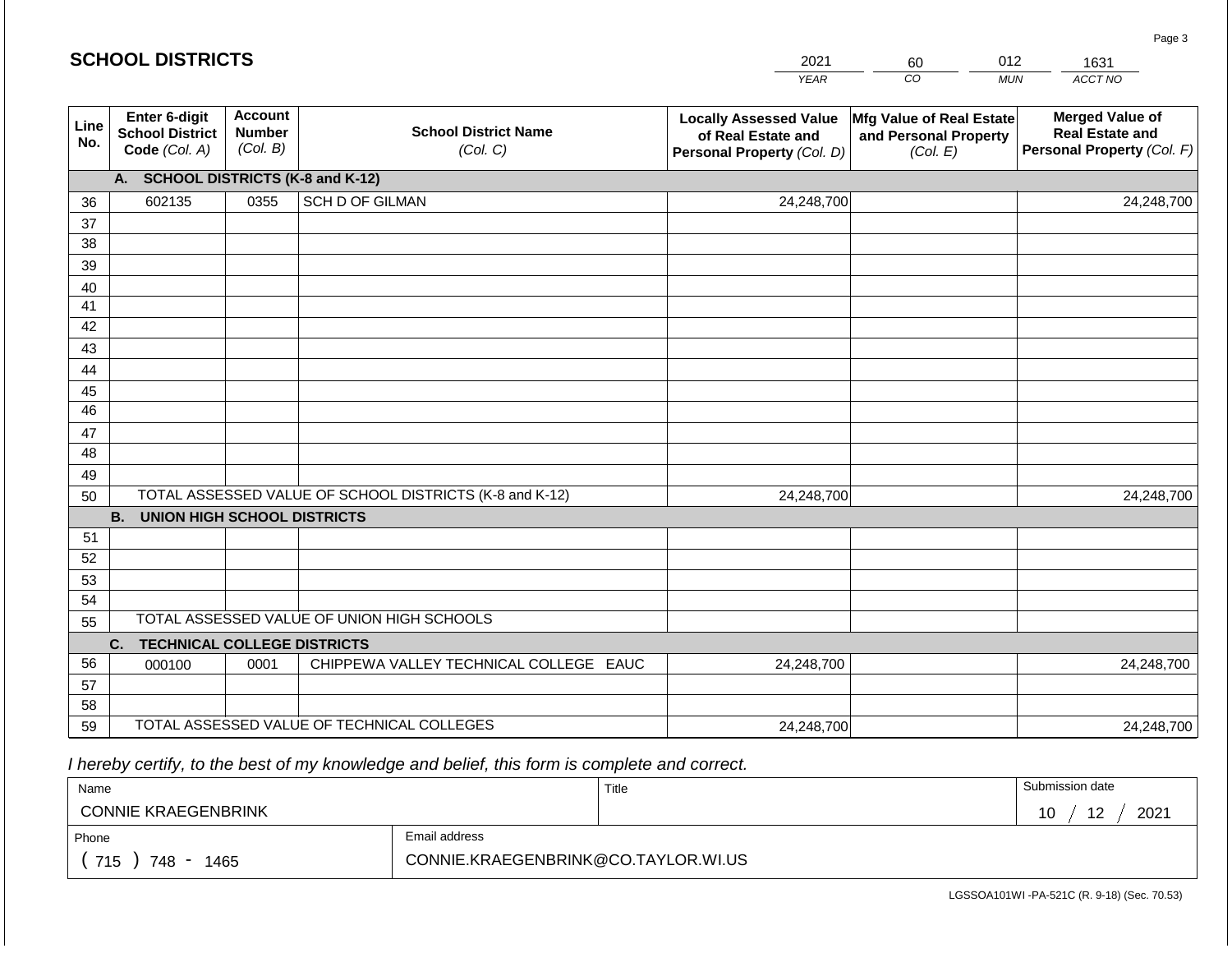## SCHOOL DISTRICTS

| 2021 | 60 | 012 | 1631 |
|---|---|---|---|
| *YEAR* | *CO* | *MUN* | *ACCT NO* |

| Line No. | Enter 6-digit School District Code *(Col. A)* | Account Number *(Col. B)* | School District Name *(Col. C)* | Locally Assessed Value of Real Estate and Personal Property *(Col. D)* | Mfg Value of Real Estate and Personal Property *(Col. E)* | Merged Value of Real Estate and Personal Property *(Col. F)* |
|---|---|---|---|---|---|---|
| | **A. SCHOOL DISTRICTS (K-8 and K-12)** | | | | | |
| 36 | 602135 | 0355 | SCH D OF GILMAN | 24,248,700 | | 24,248,700 |
| 37 | | | | | | |
| 38 | | | | | | |
| 39 | | | | | | |
| 40 | | | | | | |
| 41 | | | | | | |
| 42 | | | | | | |
| 43 | | | | | | |
| 44 | | | | | | |
| 45 | | | | | | |
| 46 | | | | | | |
| 47 | | | | | | |
| 48 | | | | | | |
| 49 | | | | | | |
| 50 | TOTAL ASSESSED VALUE OF SCHOOL DISTRICTS (K-8 and K-12) | | | 24,248,700 | | 24,248,700 |
| | **B. UNION HIGH SCHOOL DISTRICTS** | | | | | |
| 51 | | | | | | |
| 52 | | | | | | |
| 53 | | | | | | |
| 54 | | | | | | |
| 55 | TOTAL ASSESSED VALUE OF UNION HIGH SCHOOLS | | | | | |
| | **C. TECHNICAL COLLEGE DISTRICTS** | | | | | |
| 56 | 000100 | 0001 | CHIPPEWA VALLEY TECHNICAL COLLEGE EAUC | 24,248,700 | | 24,248,700 |
| 57 | | | | | | |
| 58 | | | | | | |
| 59 | TOTAL ASSESSED VALUE OF TECHNICAL COLLEGES | | | 24,248,700 | | 24,248,700 |

*I hereby certify, to the best of my knowledge and belief, this form is complete and correct.*

| Name | | Title | Submission date |
|---|---|---|---|
| CONNIE KRAEGENBRINK | | | 10 / 12 / 2021 |
| Phone | Email address | | |
| ( 715 ) 748 - 1465 | CONNIE.KRAEGENBRINK@CO.TAYLOR.WI.US | | |

LGSSOA101WI -PA-521C (R. 9-18) (Sec. 70.53)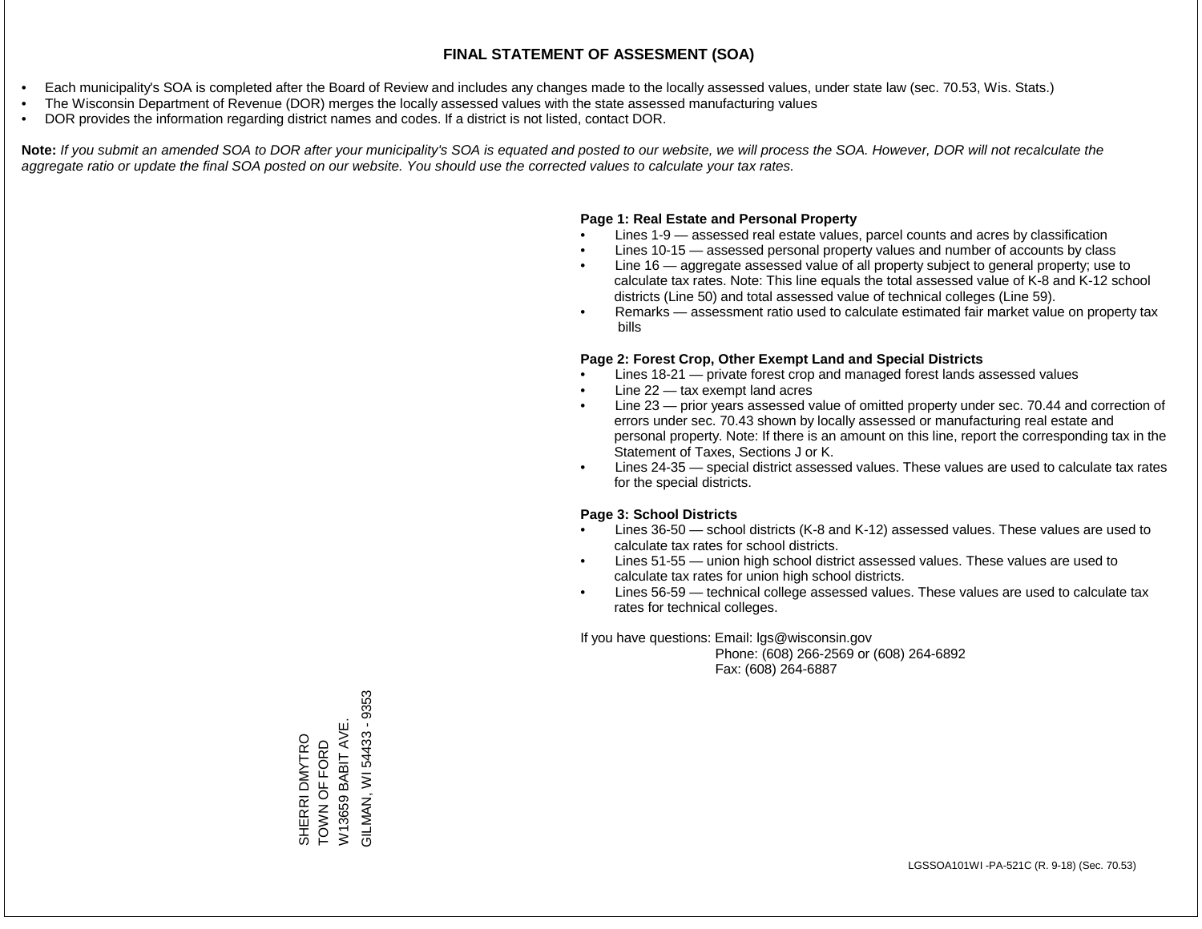# FINAL STATEMENT OF ASSESMENT (SOA)

- Each municipality's SOA is completed after the Board of Review and includes any changes made to the locally assessed values, under state law (sec. 70.53, Wis. Stats.)
- The Wisconsin Department of Revenue (DOR) merges the locally assessed values with the state assessed manufacturing values
- DOR provides the information regarding district names and codes. If a district is not listed, contact DOR.

**Note:** *If you submit an amended SOA to DOR after your municipality's SOA is equated and posted to our website, we will process the SOA. However, DOR will not recalculate the aggregate ratio or update the final SOA posted on our website. You should use the corrected values to calculate your tax rates.*

**Page 1: Real Estate and Personal Property**

- Lines 1-9 — assessed real estate values, parcel counts and acres by classification
- Lines 10-15 — assessed personal property values and number of accounts by class
- Line 16 — aggregate assessed value of all property subject to general property; use to calculate tax rates. Note: This line equals the total assessed value of K-8 and K-12 school districts (Line 50) and total assessed value of technical colleges (Line 59).
- Remarks — assessment ratio used to calculate estimated fair market value on property tax bills

**Page 2: Forest Crop, Other Exempt Land and Special Districts**

- Lines 18-21 — private forest crop and managed forest lands assessed values
- Line 22 — tax exempt land acres
- Line 23 — prior years assessed value of omitted property under sec. 70.44 and correction of errors under sec. 70.43 shown by locally assessed or manufacturing real estate and personal property. Note: If there is an amount on this line, report the corresponding tax in the Statement of Taxes, Sections J or K.
- Lines 24-35 — special district assessed values. These values are used to calculate tax rates for the special districts.

**Page 3: School Districts**

- Lines 36-50 — school districts (K-8 and K-12) assessed values. These values are used to calculate tax rates for school districts.
- Lines 51-55 — union high school district assessed values. These values are used to calculate tax rates for union high school districts.
- Lines 56-59 — technical college assessed values. These values are used to calculate tax rates for technical colleges.

If you have questions: Email: lgs@wisconsin.gov
Phone: (608) 266-2569 or (608) 264-6892
Fax: (608) 264-6887

SHERRI DMYTRO
TOWN OF FORD
W13659 BABIT AVE.
GILMAN, WI 54433 - 9353

LGSSOA101WI -PA-521C (R. 9-18) (Sec. 70.53)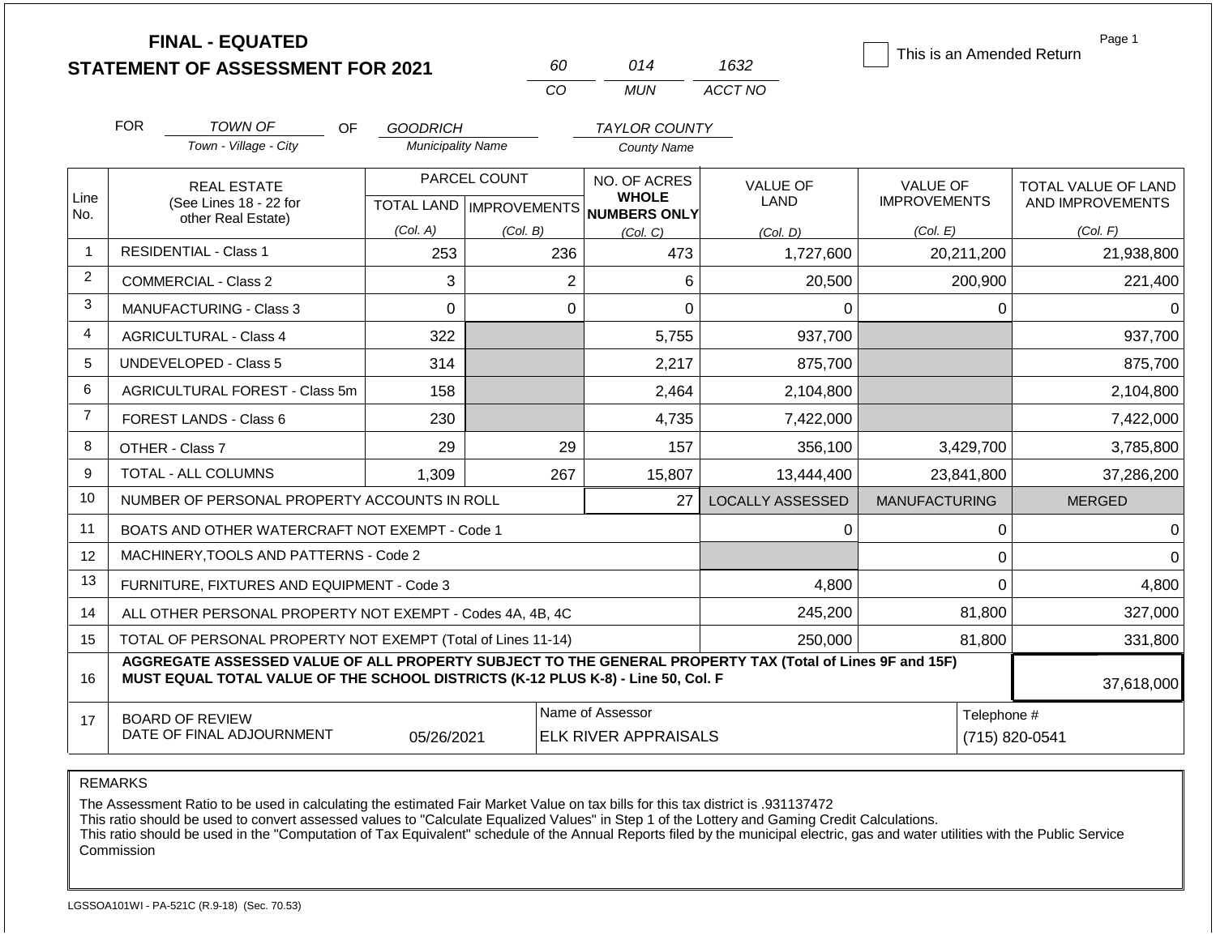**FINAL - EQUATED**
**STATEMENT OF ASSESSMENT FOR 2021**

| 60 | 014 | 1632 |
|---|---|---|
| CO | MUN | ACCT NO |

☐ This is an Amended Return

Page 1

FOR *TOWN OF* (Town - Village - City) OF *GOODRICH* (Municipality Name) *TAYLOR COUNTY* (County Name)

| Line No. | REAL ESTATE (See Lines 18 - 22 for other Real Estate) | PARCEL COUNT TOTAL LAND (Col. A) | PARCEL COUNT IMPROVEMENTS (Col. B) | NO. OF ACRES WHOLE NUMBERS ONLY (Col. C) | VALUE OF LAND (Col. D) | VALUE OF IMPROVEMENTS (Col. E) | TOTAL VALUE OF LAND AND IMPROVEMENTS (Col. F) |
|---|---|---|---|---|---|---|---|
| 1 | RESIDENTIAL - Class 1 | 253 | 236 | 473 | 1,727,600 | 20,211,200 | 21,938,800 |
| 2 | COMMERCIAL - Class 2 | 3 | 2 | 6 | 20,500 | 200,900 | 221,400 |
| 3 | MANUFACTURING - Class 3 | 0 | 0 | 0 | 0 | 0 | 0 |
| 4 | AGRICULTURAL - Class 4 | 322 | | 5,755 | 937,700 | | 937,700 |
| 5 | UNDEVELOPED - Class 5 | 314 | | 2,217 | 875,700 | | 875,700 |
| 6 | AGRICULTURAL FOREST - Class 5m | 158 | | 2,464 | 2,104,800 | | 2,104,800 |
| 7 | FOREST LANDS - Class 6 | 230 | | 4,735 | 7,422,000 | | 7,422,000 |
| 8 | OTHER - Class 7 | 29 | 29 | 157 | 356,100 | 3,429,700 | 3,785,800 |
| 9 | TOTAL - ALL COLUMNS | 1,309 | 267 | 15,807 | 13,444,400 | 23,841,800 | 37,286,200 |
| 10 | NUMBER OF PERSONAL PROPERTY ACCOUNTS IN ROLL | | | 27 | LOCALLY ASSESSED | MANUFACTURING | MERGED |
| 11 | BOATS AND OTHER WATERCRAFT NOT EXEMPT - Code 1 | | | | 0 | 0 | 0 |
| 12 | MACHINERY,TOOLS AND PATTERNS - Code 2 | | | | | 0 | 0 |
| 13 | FURNITURE, FIXTURES AND EQUIPMENT - Code 3 | | | | 4,800 | 0 | 4,800 |
| 14 | ALL OTHER PERSONAL PROPERTY NOT EXEMPT - Codes 4A, 4B, 4C | | | | 245,200 | 81,800 | 327,000 |
| 15 | TOTAL OF PERSONAL PROPERTY NOT EXEMPT (Total of Lines 11-14) | | | | 250,000 | 81,800 | 331,800 |
| 16 | **AGGREGATE ASSESSED VALUE OF ALL PROPERTY SUBJECT TO THE GENERAL PROPERTY TAX (Total of Lines 9F and 15F) MUST EQUAL TOTAL VALUE OF THE SCHOOL DISTRICTS (K-12 PLUS K-8) - Line 50, Col. F** | | | | | | 37,618,000 |
| 17 | BOARD OF REVIEW DATE OF FINAL ADJOURNMENT | 05/26/2021 | | Name of Assessor: ELK RIVER APPRAISALS | | | Telephone #: (715) 820-0541 |

REMARKS

The Assessment Ratio to be used in calculating the estimated Fair Market Value on tax bills for this tax district is .931137472
This ratio should be used to convert assessed values to "Calculate Equalized Values" in Step 1 of the Lottery and Gaming Credit Calculations.
This ratio should be used in the "Computation of Tax Equivalent" schedule of the Annual Reports filed by the municipal electric, gas and water utilities with the Public Service Commission

LGSSOA101WI - PA-521C (R.9-18) (Sec. 70.53)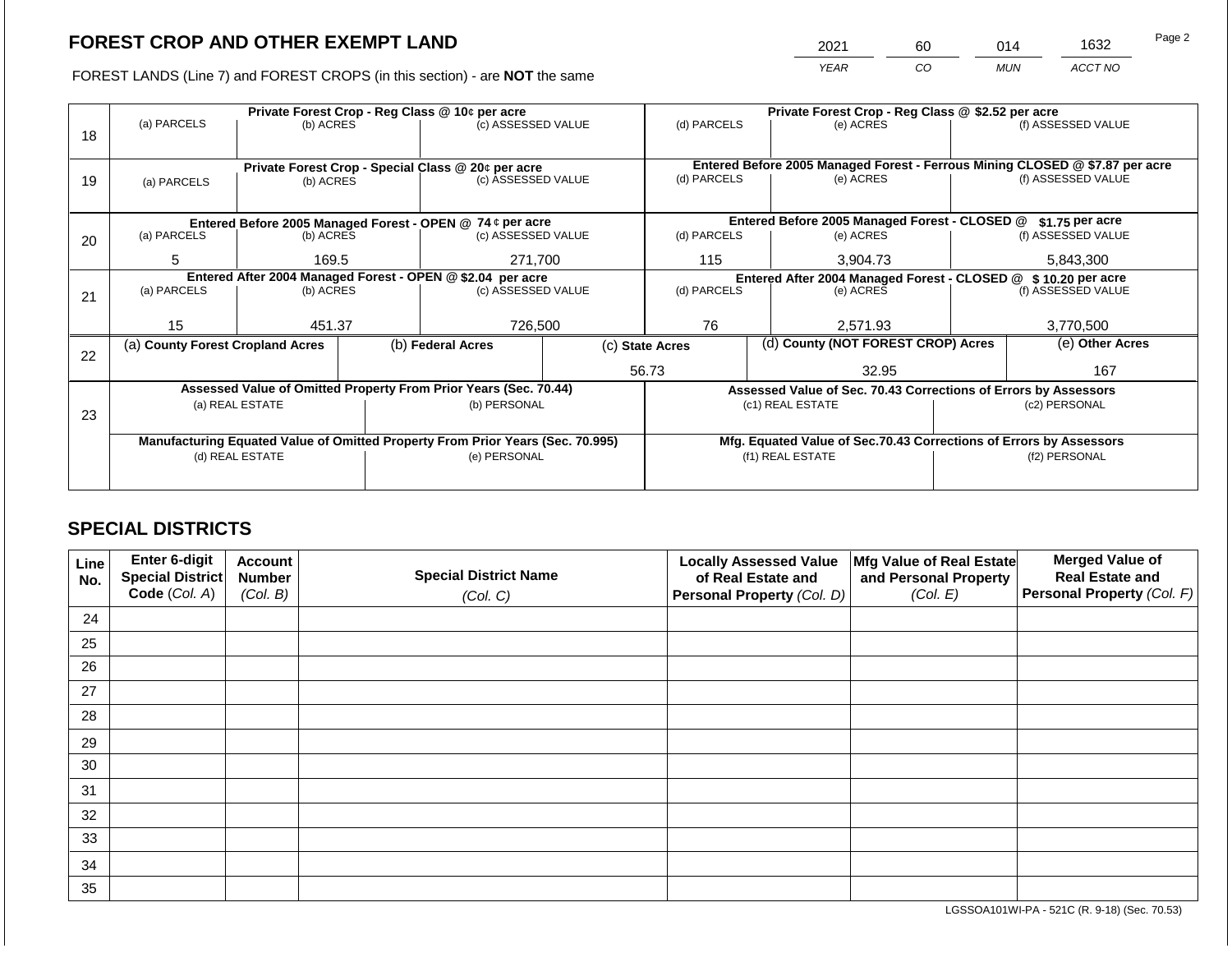# FOREST CROP AND OTHER EXEMPT LAND

FOREST LANDS (Line 7) and FOREST CROPS (in this section) - are **NOT** the same

| YEAR | CO | MUN | ACCT NO |
|---|---|---|---|
| 2021 | 60 | 014 | 1632 |

| Line | Private Forest Crop - Reg Class @ 10¢ per acre | | | Private Forest Crop - Reg Class @ $2.52 per acre | | |
|---|---|---|---|---|---|---|
| | (a) PARCELS | (b) ACRES | (c) ASSESSED VALUE | (d) PARCELS | (e) ACRES | (f) ASSESSED VALUE |
| 18 | | | | | | |
| | **Private Forest Crop - Special Class @ 20¢ per acre** | | | **Entered Before 2005 Managed Forest - Ferrous Mining CLOSED @ $7.87 per acre** | | |
| | (a) PARCELS | (b) ACRES | (c) ASSESSED VALUE | (d) PARCELS | (e) ACRES | (f) ASSESSED VALUE |
| 19 | | | | | | |
| | **Entered Before 2005 Managed Forest - OPEN @ 74 ¢ per acre** | | | **Entered Before 2005 Managed Forest - CLOSED @ $1.75 per acre** | | |
| | (a) PARCELS | (b) ACRES | (c) ASSESSED VALUE | (d) PARCELS | (e) ACRES | (f) ASSESSED VALUE |
| 20 | 5 | 169.5 | 271,700 | 115 | 3,904.73 | 5,843,300 |
| | **Entered After 2004 Managed Forest - OPEN @ $2.04 per acre** | | | **Entered After 2004 Managed Forest - CLOSED @ $ 10.20 per acre** | | |
| | (a) PARCELS | (b) ACRES | (c) ASSESSED VALUE | (d) PARCELS | (e) ACRES | (f) ASSESSED VALUE |
| 21 | 15 | 451.37 | 726,500 | 76 | 2,571.93 | 3,770,500 |

| Line | (a) County Forest Cropland Acres | (b) Federal Acres | (c) State Acres | (d) County (NOT FOREST CROP) Acres | (e) Other Acres |
|---|---|---|---|---|---|
| 22 | | | 56.73 | 32.95 | 167 |

| Line | Assessed Value of Omitted Property From Prior Years (Sec. 70.44) | | Assessed Value of Sec. 70.43 Corrections of Errors by Assessors | |
|---|---|---|---|---|
| | (a) REAL ESTATE | (b) PERSONAL | (c1) REAL ESTATE | (c2) PERSONAL |
| 23 | | | | |
| | **Manufacturing Equated Value of Omitted Property From Prior Years (Sec. 70.995)** | | **Mfg. Equated Value of Sec.70.43 Corrections of Errors by Assessors** | |
| | (d) REAL ESTATE | (e) PERSONAL | (f1) REAL ESTATE | (f2) PERSONAL |
| | | | | |

## SPECIAL DISTRICTS

| Line No. | Enter 6-digit Special District Code (Col. A) | Account Number (Col. B) | Special District Name (Col. C) | Locally Assessed Value of Real Estate and Personal Property (Col. D) | Mfg Value of Real Estate and Personal Property (Col. E) | Merged Value of Real Estate and Personal Property (Col. F) |
|---|---|---|---|---|---|---|
| 24 | | | | | | |
| 25 | | | | | | |
| 26 | | | | | | |
| 27 | | | | | | |
| 28 | | | | | | |
| 29 | | | | | | |
| 30 | | | | | | |
| 31 | | | | | | |
| 32 | | | | | | |
| 33 | | | | | | |
| 34 | | | | | | |
| 35 | | | | | | |

LGSSOA101WI-PA - 521C (R. 9-18) (Sec. 70.53)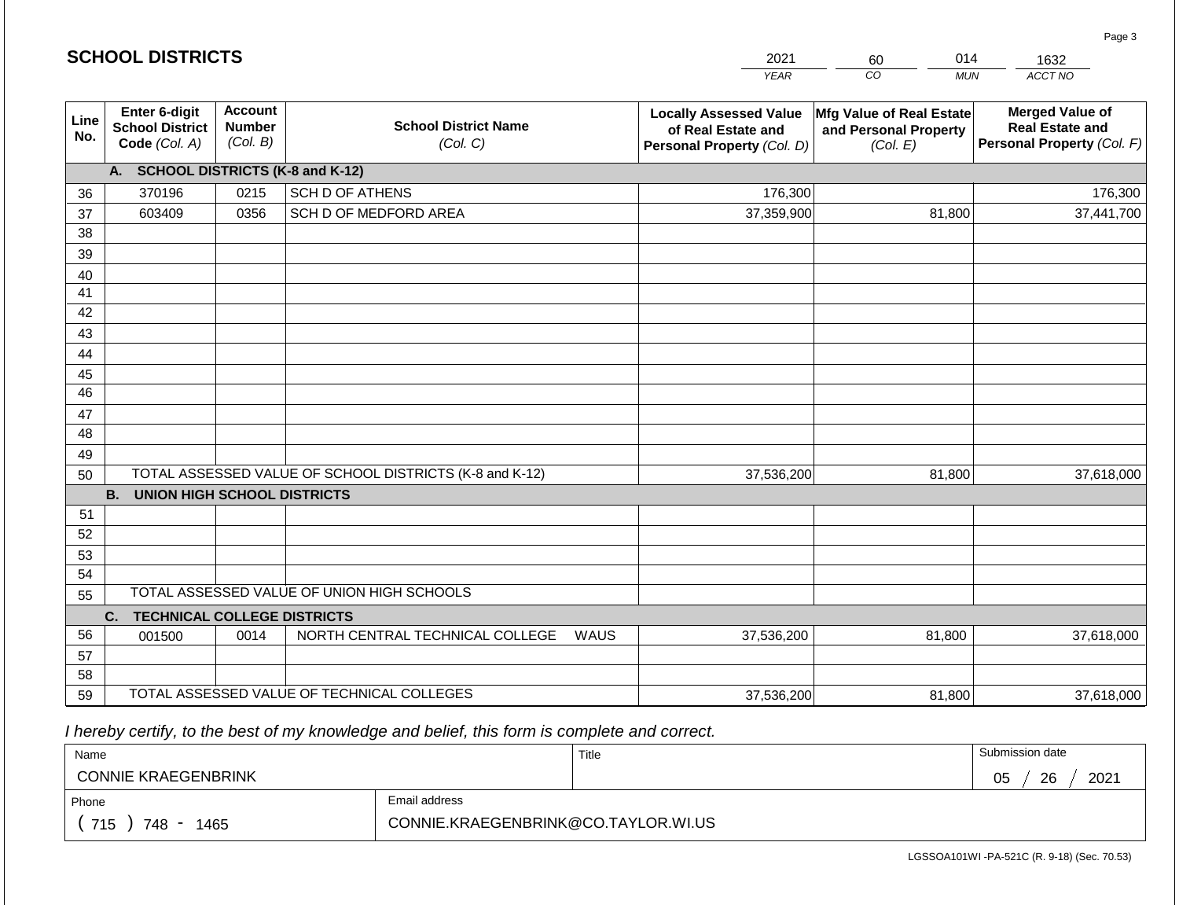## SCHOOL DISTRICTS

| 2021 | 60 | 014 | 1632 |
|---|---|---|---|
| YEAR | CO | MUN | ACCT NO |

| Line No. | Enter 6-digit School District Code (Col. A) | Account Number (Col. B) | School District Name (Col. C) | Locally Assessed Value of Real Estate and Personal Property (Col. D) | Mfg Value of Real Estate and Personal Property (Col. E) | Merged Value of Real Estate and Personal Property (Col. F) |
|---|---|---|---|---|---|---|
| | **A. SCHOOL DISTRICTS (K-8 and K-12)** | | | | | |
| 36 | 370196 | 0215 | SCH D OF ATHENS | 176,300 | | 176,300 |
| 37 | 603409 | 0356 | SCH D OF MEDFORD AREA | 37,359,900 | 81,800 | 37,441,700 |
| 38 | | | | | | |
| 39 | | | | | | |
| 40 | | | | | | |
| 41 | | | | | | |
| 42 | | | | | | |
| 43 | | | | | | |
| 44 | | | | | | |
| 45 | | | | | | |
| 46 | | | | | | |
| 47 | | | | | | |
| 48 | | | | | | |
| 49 | | | | | | |
| 50 | TOTAL ASSESSED VALUE OF SCHOOL DISTRICTS (K-8 and K-12) | | | 37,536,200 | 81,800 | 37,618,000 |
| | **B. UNION HIGH SCHOOL DISTRICTS** | | | | | |
| 51 | | | | | | |
| 52 | | | | | | |
| 53 | | | | | | |
| 54 | | | | | | |
| 55 | TOTAL ASSESSED VALUE OF UNION HIGH SCHOOLS | | | | | |
| | **C. TECHNICAL COLLEGE DISTRICTS** | | | | | |
| 56 | 001500 | 0014 | NORTH CENTRAL TECHNICAL COLLEGE WAUS | 37,536,200 | 81,800 | 37,618,000 |
| 57 | | | | | | |
| 58 | | | | | | |
| 59 | TOTAL ASSESSED VALUE OF TECHNICAL COLLEGES | | | 37,536,200 | 81,800 | 37,618,000 |

*I hereby certify, to the best of my knowledge and belief, this form is complete and correct.*

| Name | Title | Submission date |
|---|---|---|
| CONNIE KRAEGENBRINK | | 05 / 26 / 2021 |
| Phone | Email address | |
| ( 715 ) 748 - 1465 | CONNIE.KRAEGENBRINK@CO.TAYLOR.WI.US | |

LGSSOA101WI -PA-521C (R. 9-18) (Sec. 70.53)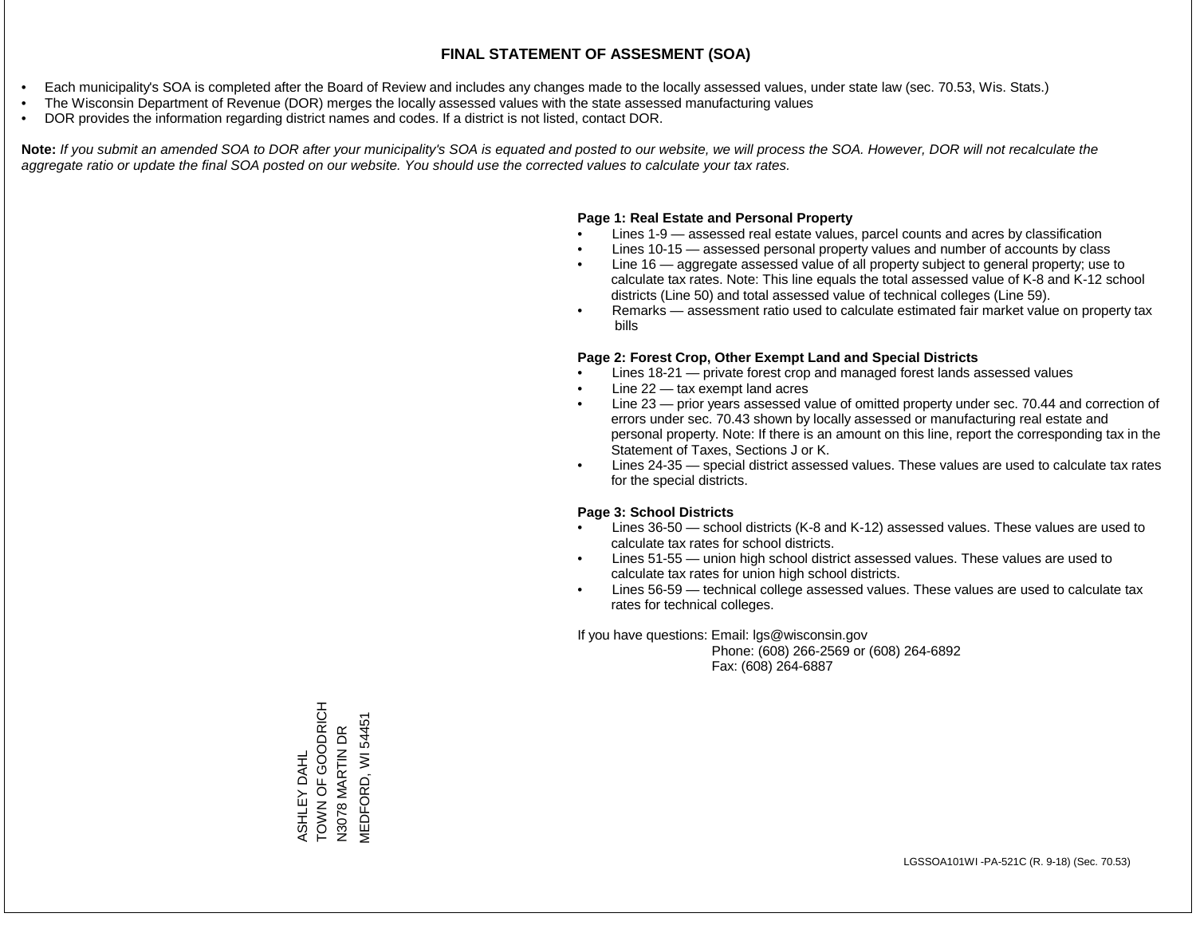# FINAL STATEMENT OF ASSESMENT (SOA)

- Each municipality's SOA is completed after the Board of Review and includes any changes made to the locally assessed values, under state law (sec. 70.53, Wis. Stats.)
- The Wisconsin Department of Revenue (DOR) merges the locally assessed values with the state assessed manufacturing values
- DOR provides the information regarding district names and codes. If a district is not listed, contact DOR.

**Note:** *If you submit an amended SOA to DOR after your municipality's SOA is equated and posted to our website, we will process the SOA. However, DOR will not recalculate the aggregate ratio or update the final SOA posted on our website. You should use the corrected values to calculate your tax rates.*

**Page 1: Real Estate and Personal Property**

- Lines 1-9 — assessed real estate values, parcel counts and acres by classification
- Lines 10-15 — assessed personal property values and number of accounts by class
- Line 16 — aggregate assessed value of all property subject to general property; use to calculate tax rates. Note: This line equals the total assessed value of K-8 and K-12 school districts (Line 50) and total assessed value of technical colleges (Line 59).
- Remarks — assessment ratio used to calculate estimated fair market value on property tax bills

**Page 2: Forest Crop, Other Exempt Land and Special Districts**

- Lines 18-21 — private forest crop and managed forest lands assessed values
- Line 22 — tax exempt land acres
- Line 23 — prior years assessed value of omitted property under sec. 70.44 and correction of errors under sec. 70.43 shown by locally assessed or manufacturing real estate and personal property. Note: If there is an amount on this line, report the corresponding tax in the Statement of Taxes, Sections J or K.
- Lines 24-35 — special district assessed values. These values are used to calculate tax rates for the special districts.

**Page 3: School Districts**

- Lines 36-50 — school districts (K-8 and K-12) assessed values. These values are used to calculate tax rates for school districts.
- Lines 51-55 — union high school district assessed values. These values are used to calculate tax rates for union high school districts.
- Lines 56-59 — technical college assessed values. These values are used to calculate tax rates for technical colleges.

If you have questions: Email: lgs@wisconsin.gov
Phone: (608) 266-2569 or (608) 264-6892
Fax: (608) 264-6887

ASHLEY DAHL
TOWN OF GOODRICH
N3078 MARTIN DR
MEDFORD, WI 54451

LGSSOA101WI -PA-521C (R. 9-18) (Sec. 70.53)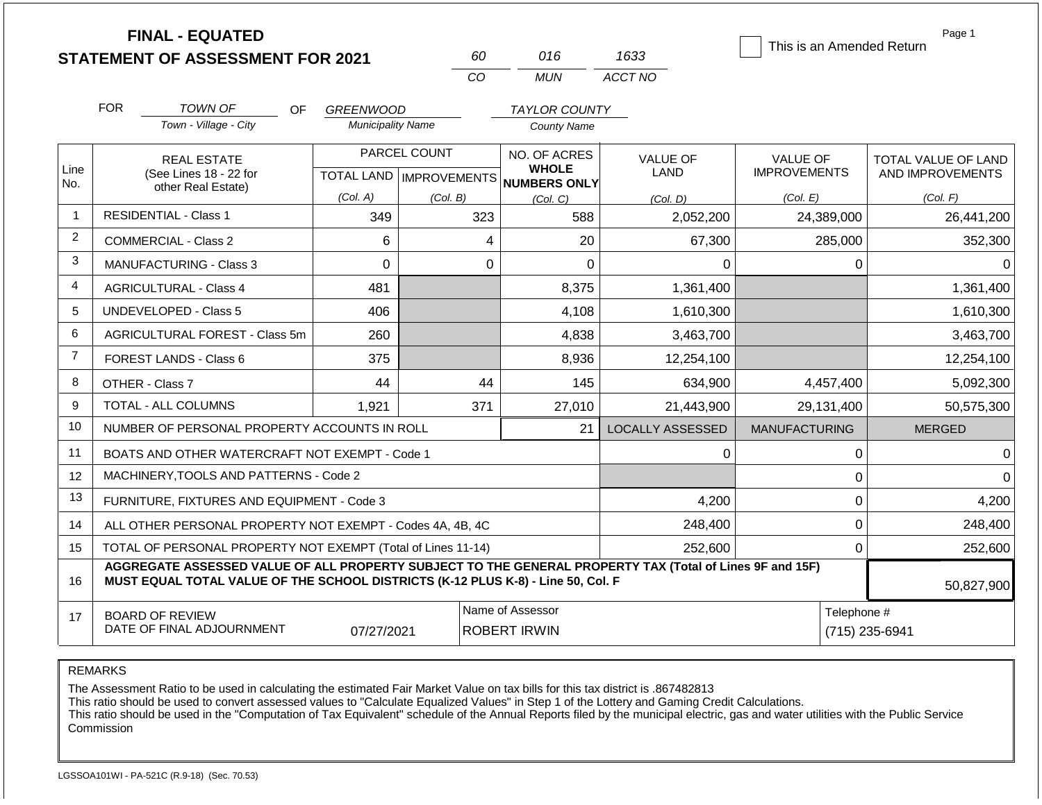# FINAL - EQUATED STATEMENT OF ASSESSMENT FOR 2021

| 60 | 016 | 1633 |
|---|---|---|
| CO | MUN | ACCT NO |

☐ This is an Amended Return

Page 1

FOR *TOWN OF* (Town - Village - City) OF *GREENWOOD* (Municipality Name) *TAYLOR COUNTY* (County Name)

| Line No. | REAL ESTATE (See Lines 18 - 22 for other Real Estate) | PARCEL COUNT TOTAL LAND (Col. A) | PARCEL COUNT IMPROVEMENTS (Col. B) | NO. OF ACRES WHOLE NUMBERS ONLY (Col. C) | VALUE OF LAND (Col. D) | VALUE OF IMPROVEMENTS (Col. E) | TOTAL VALUE OF LAND AND IMPROVEMENTS (Col. F) |
|---|---|---|---|---|---|---|---|
| 1 | RESIDENTIAL - Class 1 | 349 | 323 | 588 | 2,052,200 | 24,389,000 | 26,441,200 |
| 2 | COMMERCIAL - Class 2 | 6 | 4 | 20 | 67,300 | 285,000 | 352,300 |
| 3 | MANUFACTURING - Class 3 | 0 | 0 | 0 | 0 | 0 | 0 |
| 4 | AGRICULTURAL - Class 4 | 481 | | 8,375 | 1,361,400 | | 1,361,400 |
| 5 | UNDEVELOPED - Class 5 | 406 | | 4,108 | 1,610,300 | | 1,610,300 |
| 6 | AGRICULTURAL FOREST - Class 5m | 260 | | 4,838 | 3,463,700 | | 3,463,700 |
| 7 | FOREST LANDS - Class 6 | 375 | | 8,936 | 12,254,100 | | 12,254,100 |
| 8 | OTHER - Class 7 | 44 | 44 | 145 | 634,900 | 4,457,400 | 5,092,300 |
| 9 | TOTAL - ALL COLUMNS | 1,921 | 371 | 27,010 | 21,443,900 | 29,131,400 | 50,575,300 |
| 10 | NUMBER OF PERSONAL PROPERTY ACCOUNTS IN ROLL | | | 21 | LOCALLY ASSESSED | MANUFACTURING | MERGED |
| 11 | BOATS AND OTHER WATERCRAFT NOT EXEMPT - Code 1 | | | | 0 | 0 | 0 |
| 12 | MACHINERY,TOOLS AND PATTERNS - Code 2 | | | | | 0 | 0 |
| 13 | FURNITURE, FIXTURES AND EQUIPMENT - Code 3 | | | | 4,200 | 0 | 4,200 |
| 14 | ALL OTHER PERSONAL PROPERTY NOT EXEMPT - Codes 4A, 4B, 4C | | | | 248,400 | 0 | 248,400 |
| 15 | TOTAL OF PERSONAL PROPERTY NOT EXEMPT (Total of Lines 11-14) | | | | 252,600 | 0 | 252,600 |
| 16 | **AGGREGATE ASSESSED VALUE OF ALL PROPERTY SUBJECT TO THE GENERAL PROPERTY TAX (Total of Lines 9F and 15F) MUST EQUAL TOTAL VALUE OF THE SCHOOL DISTRICTS (K-12 PLUS K-8) - Line 50, Col. F** | | | | | | 50,827,900 |
| 17 | BOARD OF REVIEW DATE OF FINAL ADJOURNMENT | 07/27/2021 | | Name of Assessor: ROBERT IRWIN | | Telephone #: (715) 235-6941 | |

REMARKS

The Assessment Ratio to be used in calculating the estimated Fair Market Value on tax bills for this tax district is .867482813
This ratio should be used to convert assessed values to "Calculate Equalized Values" in Step 1 of the Lottery and Gaming Credit Calculations.
This ratio should be used in the "Computation of Tax Equivalent" schedule of the Annual Reports filed by the municipal electric, gas and water utilities with the Public Service Commission

LGSSOA101WI - PA-521C (R.9-18) (Sec. 70.53)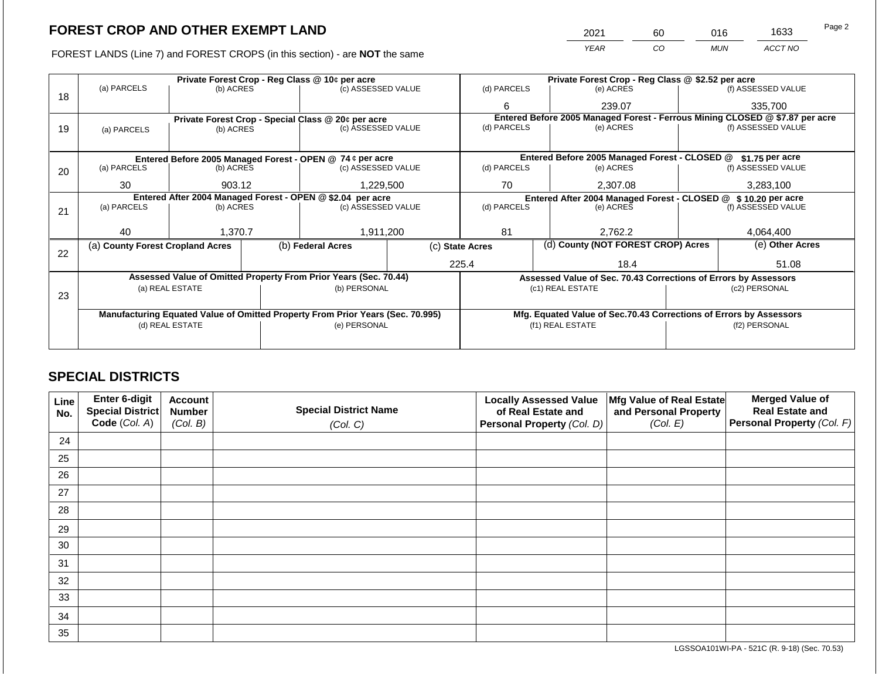## FOREST CROP AND OTHER EXEMPT LAND

FOREST LANDS (Line 7) and FOREST CROPS (in this section) - are **NOT** the same

| 2021 | 60 | 016 | 1633 |
|---|---|---|---|
| YEAR | CO | MUN | ACCT NO |

| Line | | | | | | |
|---|---|---|---|---|---|---|
| 18 | **Private Forest Crop - Reg Class @ 10¢ per acre** | | | **Private Forest Crop - Reg Class @ $2.52 per acre** | | |
| | (a) PARCELS | (b) ACRES | (c) ASSESSED VALUE | (d) PARCELS | (e) ACRES | (f) ASSESSED VALUE |
| | | | | 6 | 239.07 | 335,700 |
| 19 | **Private Forest Crop - Special Class @ 20¢ per acre** | | | **Entered Before 2005 Managed Forest - Ferrous Mining CLOSED @ $7.87 per acre** | | |
| | (a) PARCELS | (b) ACRES | (c) ASSESSED VALUE | (d) PARCELS | (e) ACRES | (f) ASSESSED VALUE |
| | | | | | | |
| 20 | **Entered Before 2005 Managed Forest - OPEN @ 74 ¢ per acre** | | | **Entered Before 2005 Managed Forest - CLOSED @ $1.75 per acre** | | |
| | (a) PARCELS | (b) ACRES | (c) ASSESSED VALUE | (d) PARCELS | (e) ACRES | (f) ASSESSED VALUE |
| | 30 | 903.12 | 1,229,500 | 70 | 2,307.08 | 3,283,100 |
| 21 | **Entered After 2004 Managed Forest - OPEN @ $2.04 per acre** | | | **Entered After 2004 Managed Forest - CLOSED @ $ 10.20 per acre** | | |
| | (a) PARCELS | (b) ACRES | (c) ASSESSED VALUE | (d) PARCELS | (e) ACRES | (f) ASSESSED VALUE |
| | 40 | 1,370.7 | 1,911,200 | 81 | 2,762.2 | 4,064,400 |

| Line | (a) County Forest Cropland Acres | (b) Federal Acres | (c) State Acres | (d) County (NOT FOREST CROP) Acres | (e) Other Acres |
|---|---|---|---|---|---|
| 22 | | | 225.4 | 18.4 | 51.08 |

| Line | **Assessed Value of Omitted Property From Prior Years (Sec. 70.44)** | | **Assessed Value of Sec. 70.43 Corrections of Errors by Assessors** | |
|---|---|---|---|---|
| 23 | (a) REAL ESTATE | (b) PERSONAL | (c1) REAL ESTATE | (c2) PERSONAL |
| | | | | |
| | **Manufacturing Equated Value of Omitted Property From Prior Years (Sec. 70.995)** | | **Mfg. Equated Value of Sec.70.43 Corrections of Errors by Assessors** | |
| | (d) REAL ESTATE | (e) PERSONAL | (f1) REAL ESTATE | (f2) PERSONAL |
| | | | | |

## SPECIAL DISTRICTS

| Line No. | Enter 6-digit Special District Code (Col. A) | Account Number (Col. B) | Special District Name (Col. C) | Locally Assessed Value of Real Estate and Personal Property (Col. D) | Mfg Value of Real Estate and Personal Property (Col. E) | Merged Value of Real Estate and Personal Property (Col. F) |
|---|---|---|---|---|---|---|
| 24 | | | | | | |
| 25 | | | | | | |
| 26 | | | | | | |
| 27 | | | | | | |
| 28 | | | | | | |
| 29 | | | | | | |
| 30 | | | | | | |
| 31 | | | | | | |
| 32 | | | | | | |
| 33 | | | | | | |
| 34 | | | | | | |
| 35 | | | | | | |

LGSSOA101WI-PA - 521C (R. 9-18) (Sec. 70.53)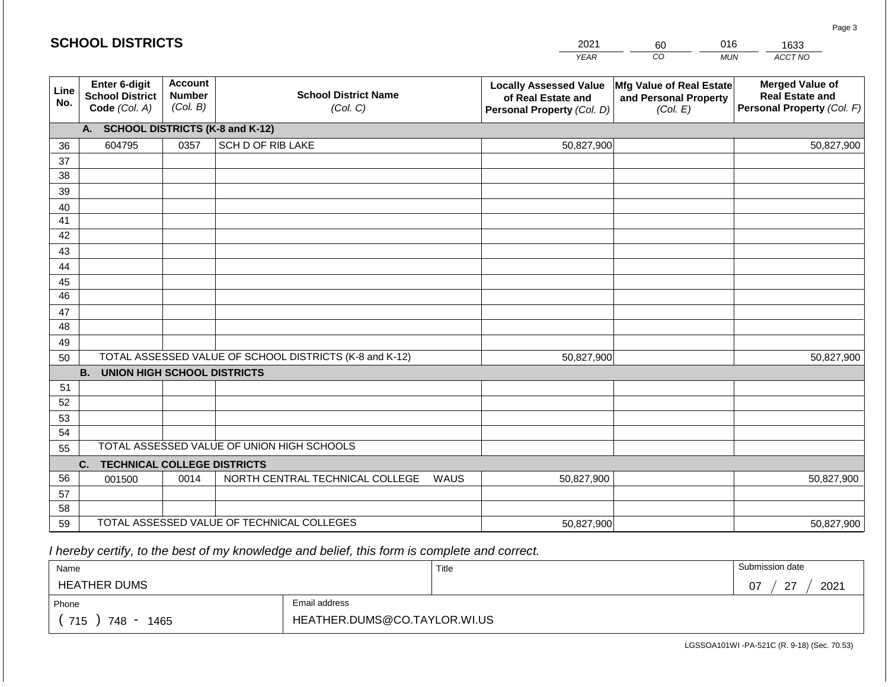## SCHOOL DISTRICTS

| 2021 | 60 | 016 | 1633 |
|---|---|---|---|
| YEAR | CO | MUN | ACCT NO |

| Line No. | Enter 6-digit School District Code (Col. A) | Account Number (Col. B) | School District Name (Col. C) | Locally Assessed Value of Real Estate and Personal Property (Col. D) | Mfg Value of Real Estate and Personal Property (Col. E) | Merged Value of Real Estate and Personal Property (Col. F) |
|---|---|---|---|---|---|---|
| | **A. SCHOOL DISTRICTS (K-8 and K-12)** | | | | | |
| 36 | 604795 | 0357 | SCH D OF RIB LAKE | 50,827,900 | | 50,827,900 |
| 37 | | | | | | |
| 38 | | | | | | |
| 39 | | | | | | |
| 40 | | | | | | |
| 41 | | | | | | |
| 42 | | | | | | |
| 43 | | | | | | |
| 44 | | | | | | |
| 45 | | | | | | |
| 46 | | | | | | |
| 47 | | | | | | |
| 48 | | | | | | |
| 49 | | | | | | |
| 50 | TOTAL ASSESSED VALUE OF SCHOOL DISTRICTS (K-8 and K-12) | | | 50,827,900 | | 50,827,900 |
| | **B. UNION HIGH SCHOOL DISTRICTS** | | | | | |
| 51 | | | | | | |
| 52 | | | | | | |
| 53 | | | | | | |
| 54 | | | | | | |
| 55 | TOTAL ASSESSED VALUE OF UNION HIGH SCHOOLS | | | | | |
| | **C. TECHNICAL COLLEGE DISTRICTS** | | | | | |
| 56 | 001500 | 0014 | NORTH CENTRAL TECHNICAL COLLEGE WAUS | 50,827,900 | | 50,827,900 |
| 57 | | | | | | |
| 58 | | | | | | |
| 59 | TOTAL ASSESSED VALUE OF TECHNICAL COLLEGES | | | 50,827,900 | | 50,827,900 |

*I hereby certify, to the best of my knowledge and belief, this form is complete and correct.*

| Name | Title | Submission date |
|---|---|---|
| HEATHER DUMS | | 07 / 27 / 2021 |

| Phone | Email address |
|---|---|
| ( 715 ) 748 - 1465 | HEATHER.DUMS@CO.TAYLOR.WI.US |

LGSSOA101WI -PA-521C (R. 9-18) (Sec. 70.53)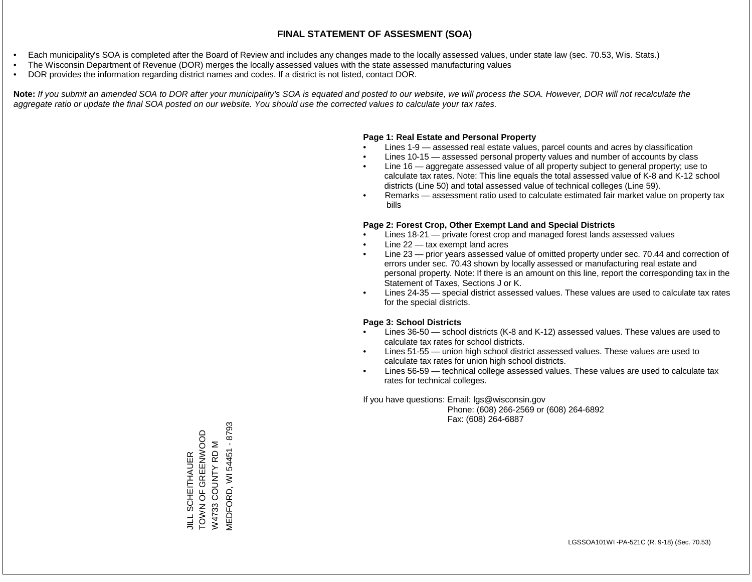# FINAL STATEMENT OF ASSESMENT (SOA)

- Each municipality's SOA is completed after the Board of Review and includes any changes made to the locally assessed values, under state law (sec. 70.53, Wis. Stats.)
- The Wisconsin Department of Revenue (DOR) merges the locally assessed values with the state assessed manufacturing values
- DOR provides the information regarding district names and codes. If a district is not listed, contact DOR.

**Note:** *If you submit an amended SOA to DOR after your municipality's SOA is equated and posted to our website, we will process the SOA. However, DOR will not recalculate the aggregate ratio or update the final SOA posted on our website. You should use the corrected values to calculate your tax rates.*

**Page 1: Real Estate and Personal Property**

- Lines 1-9 — assessed real estate values, parcel counts and acres by classification
- Lines 10-15 — assessed personal property values and number of accounts by class
- Line 16 — aggregate assessed value of all property subject to general property; use to calculate tax rates. Note: This line equals the total assessed value of K-8 and K-12 school districts (Line 50) and total assessed value of technical colleges (Line 59).
- Remarks — assessment ratio used to calculate estimated fair market value on property tax bills

**Page 2: Forest Crop, Other Exempt Land and Special Districts**

- Lines 18-21 — private forest crop and managed forest lands assessed values
- Line 22 — tax exempt land acres
- Line 23 — prior years assessed value of omitted property under sec. 70.44 and correction of errors under sec. 70.43 shown by locally assessed or manufacturing real estate and personal property. Note: If there is an amount on this line, report the corresponding tax in the Statement of Taxes, Sections J or K.
- Lines 24-35 — special district assessed values. These values are used to calculate tax rates for the special districts.

**Page 3: School Districts**

- Lines 36-50 — school districts (K-8 and K-12) assessed values. These values are used to calculate tax rates for school districts.
- Lines 51-55 — union high school district assessed values. These values are used to calculate tax rates for union high school districts.
- Lines 56-59 — technical college assessed values. These values are used to calculate tax rates for technical colleges.

If you have questions: Email: lgs@wisconsin.gov
Phone: (608) 266-2569 or (608) 264-6892
Fax: (608) 264-6887

JILL SCHEITHAUER
TOWN OF GREENWOOD
W4733 COUNTY RD M
MEDFORD, WI 54451 - 8793

LGSSOA101WI -PA-521C (R. 9-18) (Sec. 70.53)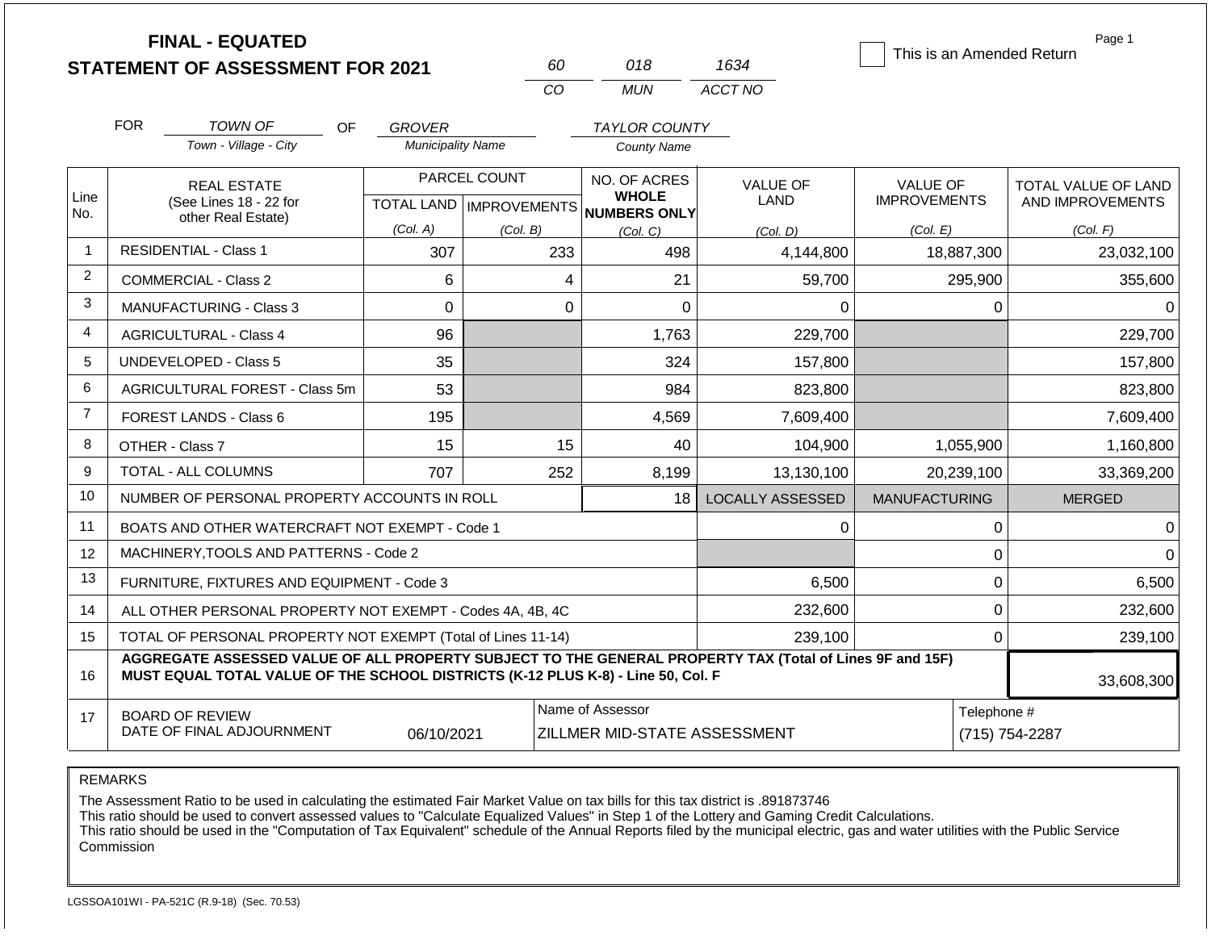# FINAL - EQUATED
## STATEMENT OF ASSESSMENT FOR 2021

| 60 | 018 | 1634 |
|---|---|---|
| CO | MUN | ACCT NO |

☐ This is an Amended Return

Page 1

FOR *TOWN OF* (Town - Village - City) OF *GROVER* (Municipality Name) *TAYLOR COUNTY* (County Name)

| Line No. | REAL ESTATE (See Lines 18 - 22 for other Real Estate) | PARCEL COUNT TOTAL LAND (Col. A) | PARCEL COUNT IMPROVEMENTS (Col. B) | NO. OF ACRES WHOLE NUMBERS ONLY (Col. C) | VALUE OF LAND (Col. D) | VALUE OF IMPROVEMENTS (Col. E) | TOTAL VALUE OF LAND AND IMPROVEMENTS (Col. F) |
|---|---|---|---|---|---|---|---|
| 1 | RESIDENTIAL - Class 1 | 307 | 233 | 498 | 4,144,800 | 18,887,300 | 23,032,100 |
| 2 | COMMERCIAL - Class 2 | 6 | 4 | 21 | 59,700 | 295,900 | 355,600 |
| 3 | MANUFACTURING - Class 3 | 0 | 0 | 0 | 0 | 0 | 0 |
| 4 | AGRICULTURAL - Class 4 | 96 | | 1,763 | 229,700 | | 229,700 |
| 5 | UNDEVELOPED - Class 5 | 35 | | 324 | 157,800 | | 157,800 |
| 6 | AGRICULTURAL FOREST - Class 5m | 53 | | 984 | 823,800 | | 823,800 |
| 7 | FOREST LANDS - Class 6 | 195 | | 4,569 | 7,609,400 | | 7,609,400 |
| 8 | OTHER - Class 7 | 15 | 15 | 40 | 104,900 | 1,055,900 | 1,160,800 |
| 9 | TOTAL - ALL COLUMNS | 707 | 252 | 8,199 | 13,130,100 | 20,239,100 | 33,369,200 |
| 10 | NUMBER OF PERSONAL PROPERTY ACCOUNTS IN ROLL | | | 18 | LOCALLY ASSESSED | MANUFACTURING | MERGED |
| 11 | BOATS AND OTHER WATERCRAFT NOT EXEMPT - Code 1 | | | | 0 | 0 | 0 |
| 12 | MACHINERY,TOOLS AND PATTERNS - Code 2 | | | | | 0 | 0 |
| 13 | FURNITURE, FIXTURES AND EQUIPMENT - Code 3 | | | | 6,500 | 0 | 6,500 |
| 14 | ALL OTHER PERSONAL PROPERTY NOT EXEMPT - Codes 4A, 4B, 4C | | | | 232,600 | 0 | 232,600 |
| 15 | TOTAL OF PERSONAL PROPERTY NOT EXEMPT (Total of Lines 11-14) | | | | 239,100 | 0 | 239,100 |
| 16 | **AGGREGATE ASSESSED VALUE OF ALL PROPERTY SUBJECT TO THE GENERAL PROPERTY TAX (Total of Lines 9F and 15F) MUST EQUAL TOTAL VALUE OF THE SCHOOL DISTRICTS (K-12 PLUS K-8) - Line 50, Col. F** | | | | | | 33,608,300 |
| 17 | BOARD OF REVIEW DATE OF FINAL ADJOURNMENT | 06/10/2021 | | Name of Assessor: ZILLMER MID-STATE ASSESSMENT | | | Telephone #: (715) 754-2287 |

REMARKS

The Assessment Ratio to be used in calculating the estimated Fair Market Value on tax bills for this tax district is .891873746
This ratio should be used to convert assessed values to "Calculate Equalized Values" in Step 1 of the Lottery and Gaming Credit Calculations.
This ratio should be used in the "Computation of Tax Equivalent" schedule of the Annual Reports filed by the municipal electric, gas and water utilities with the Public Service Commission

LGSSOA101WI - PA-521C (R.9-18) (Sec. 70.53)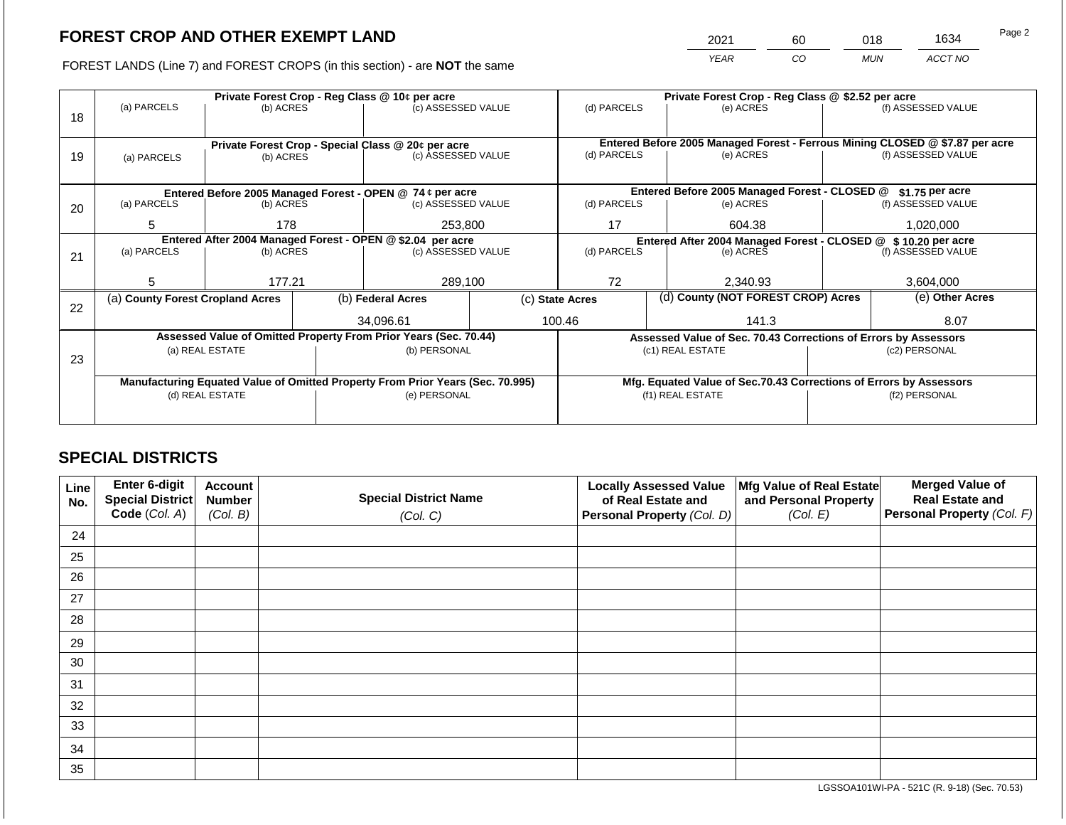## FOREST CROP AND OTHER EXEMPT LAND

| 2021 | 60 | 018 | 1634 |
|---|---|---|---|
| YEAR | CO | MUN | ACCT NO |

FOREST LANDS (Line 7) and FOREST CROPS (in this section) - are **NOT** the same

| Line | (a) PARCELS | (b) ACRES | (c) ASSESSED VALUE | (d) PARCELS | (e) ACRES | (f) ASSESSED VALUE |
|---|---|---|---|---|---|---|
| 18 | **Private Forest Crop - Reg Class @ 10¢ per acre** | | | **Private Forest Crop - Reg Class @ $2.52 per acre** | | |
| | | | | | | |
| 19 | **Private Forest Crop - Special Class @ 20¢ per acre** | | | **Entered Before 2005 Managed Forest - Ferrous Mining CLOSED @ $7.87 per acre** | | |
| | | | | | | |
| 20 | **Entered Before 2005 Managed Forest - OPEN @ 74 ¢ per acre** | | | **Entered Before 2005 Managed Forest - CLOSED @ $1.75 per acre** | | |
| | 5 | 178 | 253,800 | 17 | 604.38 | 1,020,000 |
| 21 | **Entered After 2004 Managed Forest - OPEN @ $2.04 per acre** | | | **Entered After 2004 Managed Forest - CLOSED @ $ 10.20 per acre** | | |
| | 5 | 177.21 | 289,100 | 72 | 2,340.93 | 3,604,000 |

| Line | (a) County Forest Cropland Acres | (b) Federal Acres | (c) State Acres | (d) County (NOT FOREST CROP) Acres | (e) Other Acres |
|---|---|---|---|---|---|
| 22 | | 34,096.61 | 100.46 | 141.3 | 8.07 |

| Line | Assessed Value of Omitted Property From Prior Years (Sec. 70.44) | | Assessed Value of Sec. 70.43 Corrections of Errors by Assessors | |
|---|---|---|---|---|
| 23 | (a) REAL ESTATE | (b) PERSONAL | (c1) REAL ESTATE | (c2) PERSONAL |
| | | | | |
| | **Manufacturing Equated Value of Omitted Property From Prior Years (Sec. 70.995)** | | **Mfg. Equated Value of Sec.70.43 Corrections of Errors by Assessors** | |
| | (d) REAL ESTATE | (e) PERSONAL | (f1) REAL ESTATE | (f2) PERSONAL |
| | | | | |

## SPECIAL DISTRICTS

| Line No. | Enter 6-digit Special District Code (Col. A) | Account Number (Col. B) | Special District Name (Col. C) | Locally Assessed Value of Real Estate and Personal Property (Col. D) | Mfg Value of Real Estate and Personal Property (Col. E) | Merged Value of Real Estate and Personal Property (Col. F) |
|---|---|---|---|---|---|---|
| 24 | | | | | | |
| 25 | | | | | | |
| 26 | | | | | | |
| 27 | | | | | | |
| 28 | | | | | | |
| 29 | | | | | | |
| 30 | | | | | | |
| 31 | | | | | | |
| 32 | | | | | | |
| 33 | | | | | | |
| 34 | | | | | | |
| 35 | | | | | | |

LGSSOA101WI-PA - 521C (R. 9-18) (Sec. 70.53)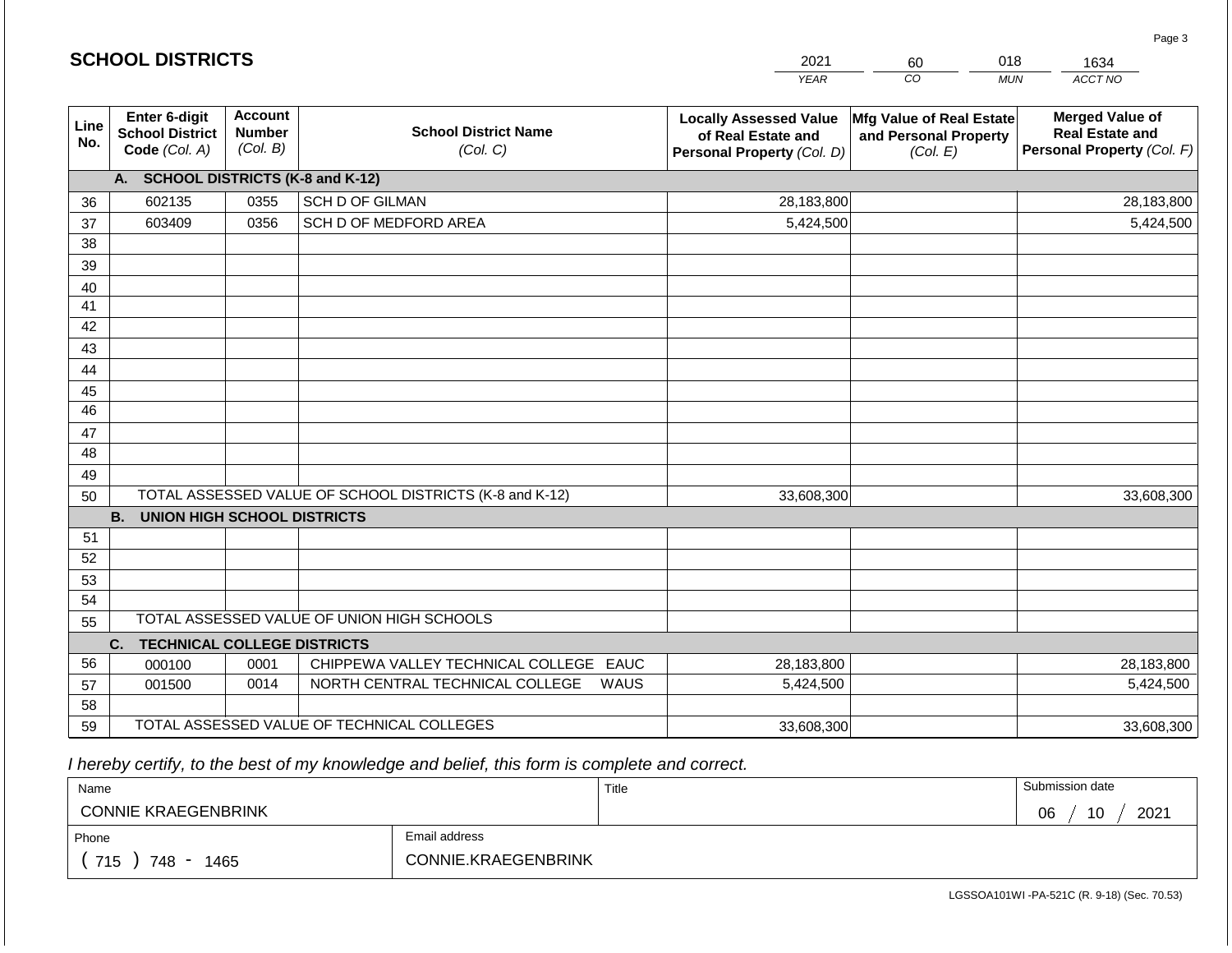## SCHOLOOL DISTRICTS

| 2021 | 60 | 018 | 1634 |
|---|---|---|---|
| *YEAR* | *CO* | *MUN* | *ACCT NO* |

| Line No. | Enter 6-digit School District Code *(Col. A)* | Account Number *(Col. B)* | School District Name *(Col. C)* | Locally Assessed Value of Real Estate and Personal Property *(Col. D)* | Mfg Value of Real Estate and Personal Property *(Col. E)* | Merged Value of Real Estate and Personal Property *(Col. F)* |
|---|---|---|---|---|---|---|
| | **A. SCHOOL DISTRICTS (K-8 and K-12)** | | | | | |
| 36 | 602135 | 0355 | SCH D OF GILMAN | 28,183,800 | | 28,183,800 |
| 37 | 603409 | 0356 | SCH D OF MEDFORD AREA | 5,424,500 | | 5,424,500 |
| 38 | | | | | | |
| 39 | | | | | | |
| 40 | | | | | | |
| 41 | | | | | | |
| 42 | | | | | | |
| 43 | | | | | | |
| 44 | | | | | | |
| 45 | | | | | | |
| 46 | | | | | | |
| 47 | | | | | | |
| 48 | | | | | | |
| 49 | | | | | | |
| 50 | TOTAL ASSESSED VALUE OF SCHOOL DISTRICTS (K-8 and K-12) | | | 33,608,300 | | 33,608,300 |
| | **B. UNION HIGH SCHOOL DISTRICTS** | | | | | |
| 51 | | | | | | |
| 52 | | | | | | |
| 53 | | | | | | |
| 54 | | | | | | |
| 55 | TOTAL ASSESSED VALUE OF UNION HIGH SCHOOLS | | | | | |
| | **C. TECHNICAL COLLEGE DISTRICTS** | | | | | |
| 56 | 000100 | 0001 | CHIPPEWA VALLEY TECHNICAL COLLEGE EAUC | 28,183,800 | | 28,183,800 |
| 57 | 001500 | 0014 | NORTH CENTRAL TECHNICAL COLLEGE WAUS | 5,424,500 | | 5,424,500 |
| 58 | | | | | | |
| 59 | TOTAL ASSESSED VALUE OF TECHNICAL COLLEGES | | | 33,608,300 | | 33,608,300 |

*I hereby certify, to the best of my knowledge and belief, this form is complete and correct.*

| Name | Title | Submission date |
|---|---|---|
| CONNIE KRAEGENBRINK | | 06 / 10 / 2021 |

| Phone | Email address |
|---|---|
| ( 715 ) 748 - 1465 | CONNIE.KRAEGENBRINK |

LGSSOA101WI -PA-521C (R. 9-18) (Sec. 70.53)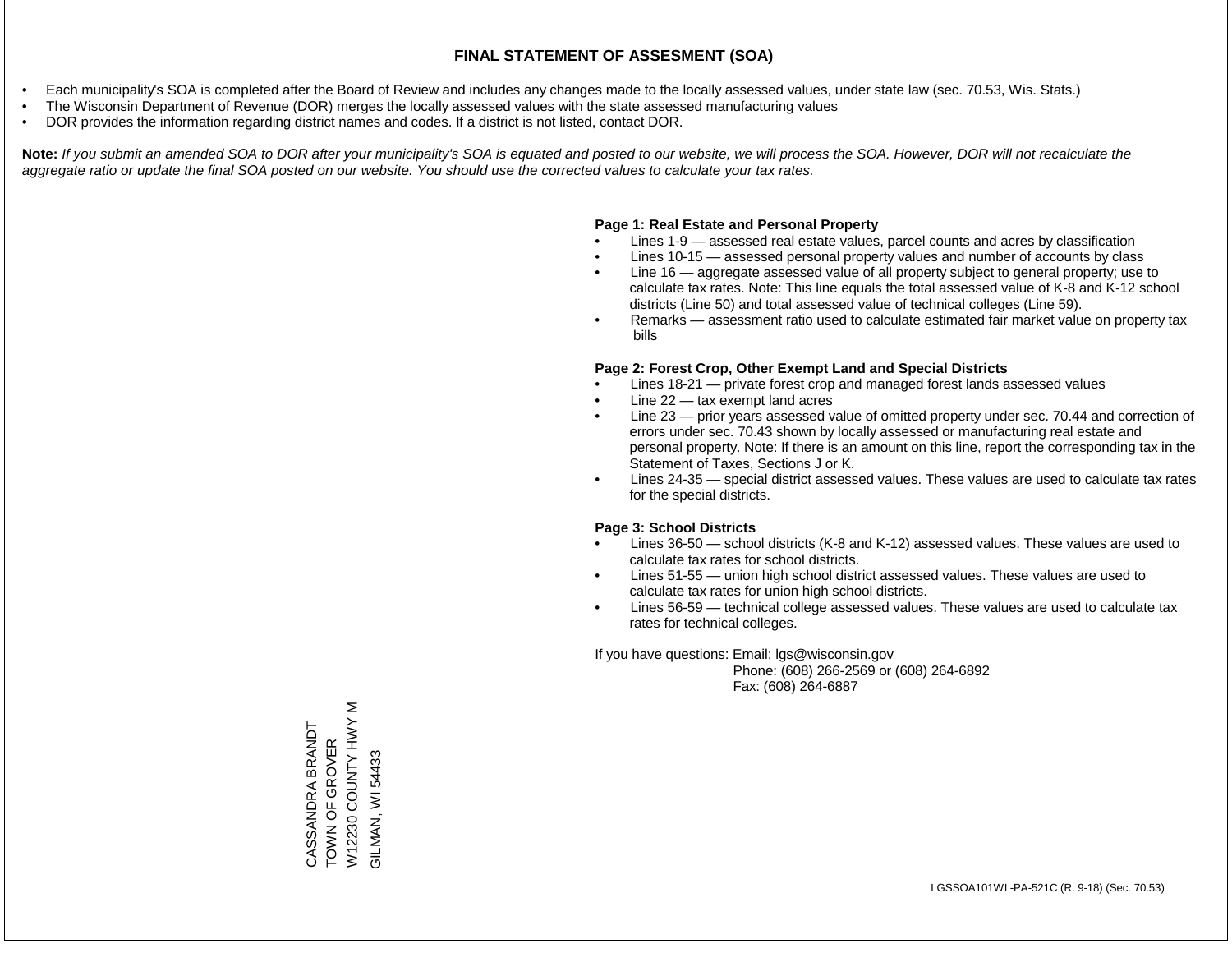# FINAL STATEMENT OF ASSESMENT (SOA)

- Each municipality's SOA is completed after the Board of Review and includes any changes made to the locally assessed values, under state law (sec. 70.53, Wis. Stats.)
- The Wisconsin Department of Revenue (DOR) merges the locally assessed values with the state assessed manufacturing values
- DOR provides the information regarding district names and codes. If a district is not listed, contact DOR.

**Note:** *If you submit an amended SOA to DOR after your municipality's SOA is equated and posted to our website, we will process the SOA. However, DOR will not recalculate the aggregate ratio or update the final SOA posted on our website. You should use the corrected values to calculate your tax rates.*

**Page 1: Real Estate and Personal Property**

- Lines 1-9 — assessed real estate values, parcel counts and acres by classification
- Lines 10-15 — assessed personal property values and number of accounts by class
- Line 16 — aggregate assessed value of all property subject to general property; use to calculate tax rates. Note: This line equals the total assessed value of K-8 and K-12 school districts (Line 50) and total assessed value of technical colleges (Line 59).
- Remarks — assessment ratio used to calculate estimated fair market value on property tax bills

**Page 2: Forest Crop, Other Exempt Land and Special Districts**

- Lines 18-21 — private forest crop and managed forest lands assessed values
- Line 22 — tax exempt land acres
- Line 23 — prior years assessed value of omitted property under sec. 70.44 and correction of errors under sec. 70.43 shown by locally assessed or manufacturing real estate and personal property. Note: If there is an amount on this line, report the corresponding tax in the Statement of Taxes, Sections J or K.
- Lines 24-35 — special district assessed values. These values are used to calculate tax rates for the special districts.

**Page 3: School Districts**

- Lines 36-50 — school districts (K-8 and K-12) assessed values. These values are used to calculate tax rates for school districts.
- Lines 51-55 — union high school district assessed values. These values are used to calculate tax rates for union high school districts.
- Lines 56-59 — technical college assessed values. These values are used to calculate tax rates for technical colleges.

If you have questions: Email: lgs@wisconsin.gov
Phone: (608) 266-2569 or (608) 264-6892
Fax: (608) 264-6887

CASSANDRA BRANDT
TOWN OF GROVER
W12230 COUNTY HWY M
GILMAN, WI 54433

LGSSOA101WI -PA-521C (R. 9-18) (Sec. 70.53)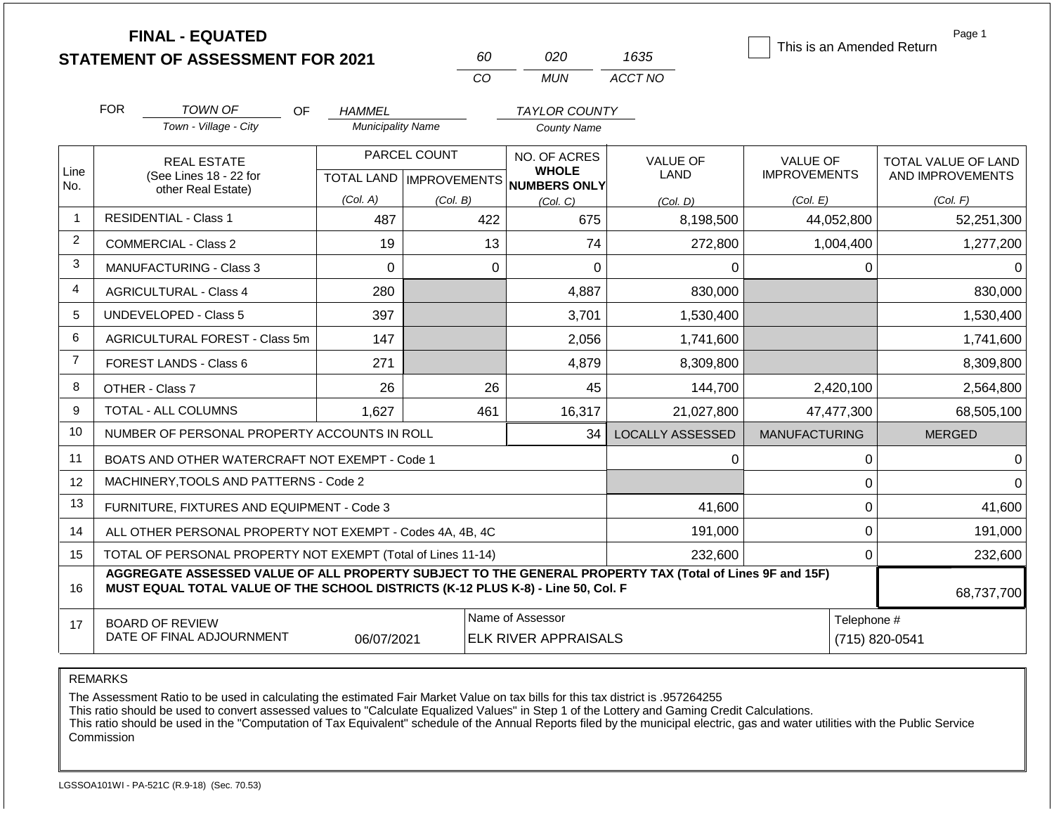# FINAL - EQUATED
# STATEMENT OF ASSESSMENT FOR 2021

| CO | MUN | ACCT NO |
|---|---|---|
| 60 | 020 | 1635 |

☐ This is an Amended Return

Page 1

FOR *TOWN OF* (Town - Village - City) OF *HAMMEL* (Municipality Name) *TAYLOR COUNTY* (County Name)

| Line No. | REAL ESTATE (See Lines 18 - 22 for other Real Estate) | PARCEL COUNT TOTAL LAND (Col. A) | PARCEL COUNT IMPROVEMENTS (Col. B) | NO. OF ACRES WHOLE NUMBERS ONLY (Col. C) | VALUE OF LAND (Col. D) | VALUE OF IMPROVEMENTS (Col. E) | TOTAL VALUE OF LAND AND IMPROVEMENTS (Col. F) |
|---|---|---|---|---|---|---|---|
| 1 | RESIDENTIAL - Class 1 | 487 | 422 | 675 | 8,198,500 | 44,052,800 | 52,251,300 |
| 2 | COMMERCIAL - Class 2 | 19 | 13 | 74 | 272,800 | 1,004,400 | 1,277,200 |
| 3 | MANUFACTURING - Class 3 | 0 | 0 | 0 | 0 | 0 | 0 |
| 4 | AGRICULTURAL - Class 4 | 280 | | 4,887 | 830,000 | | 830,000 |
| 5 | UNDEVELOPED - Class 5 | 397 | | 3,701 | 1,530,400 | | 1,530,400 |
| 6 | AGRICULTURAL FOREST - Class 5m | 147 | | 2,056 | 1,741,600 | | 1,741,600 |
| 7 | FOREST LANDS - Class 6 | 271 | | 4,879 | 8,309,800 | | 8,309,800 |
| 8 | OTHER - Class 7 | 26 | 26 | 45 | 144,700 | 2,420,100 | 2,564,800 |
| 9 | TOTAL - ALL COLUMNS | 1,627 | 461 | 16,317 | 21,027,800 | 47,477,300 | 68,505,100 |
| 10 | NUMBER OF PERSONAL PROPERTY ACCOUNTS IN ROLL | | | 34 | LOCALLY ASSESSED | MANUFACTURING | MERGED |
| 11 | BOATS AND OTHER WATERCRAFT NOT EXEMPT - Code 1 | | | | 0 | 0 | 0 |
| 12 | MACHINERY,TOOLS AND PATTERNS - Code 2 | | | | | 0 | 0 |
| 13 | FURNITURE, FIXTURES AND EQUIPMENT - Code 3 | | | | 41,600 | 0 | 41,600 |
| 14 | ALL OTHER PERSONAL PROPERTY NOT EXEMPT - Codes 4A, 4B, 4C | | | | 191,000 | 0 | 191,000 |
| 15 | TOTAL OF PERSONAL PROPERTY NOT EXEMPT (Total of Lines 11-14) | | | | 232,600 | 0 | 232,600 |
| 16 | **AGGREGATE ASSESSED VALUE OF ALL PROPERTY SUBJECT TO THE GENERAL PROPERTY TAX (Total of Lines 9F and 15F) MUST EQUAL TOTAL VALUE OF THE SCHOOL DISTRICTS (K-12 PLUS K-8) - Line 50, Col. F** | | | | | | 68,737,700 |
| 17 | BOARD OF REVIEW DATE OF FINAL ADJOURNMENT | 06/07/2021 | | Name of Assessor: ELK RIVER APPRAISALS | | Telephone #: (715) 820-0541 | |

REMARKS

The Assessment Ratio to be used in calculating the estimated Fair Market Value on tax bills for this tax district is .957264255
This ratio should be used to convert assessed values to "Calculate Equalized Values" in Step 1 of the Lottery and Gaming Credit Calculations.
This ratio should be used in the "Computation of Tax Equivalent" schedule of the Annual Reports filed by the municipal electric, gas and water utilities with the Public Service Commission

LGSSOA101WI - PA-521C (R.9-18) (Sec. 70.53)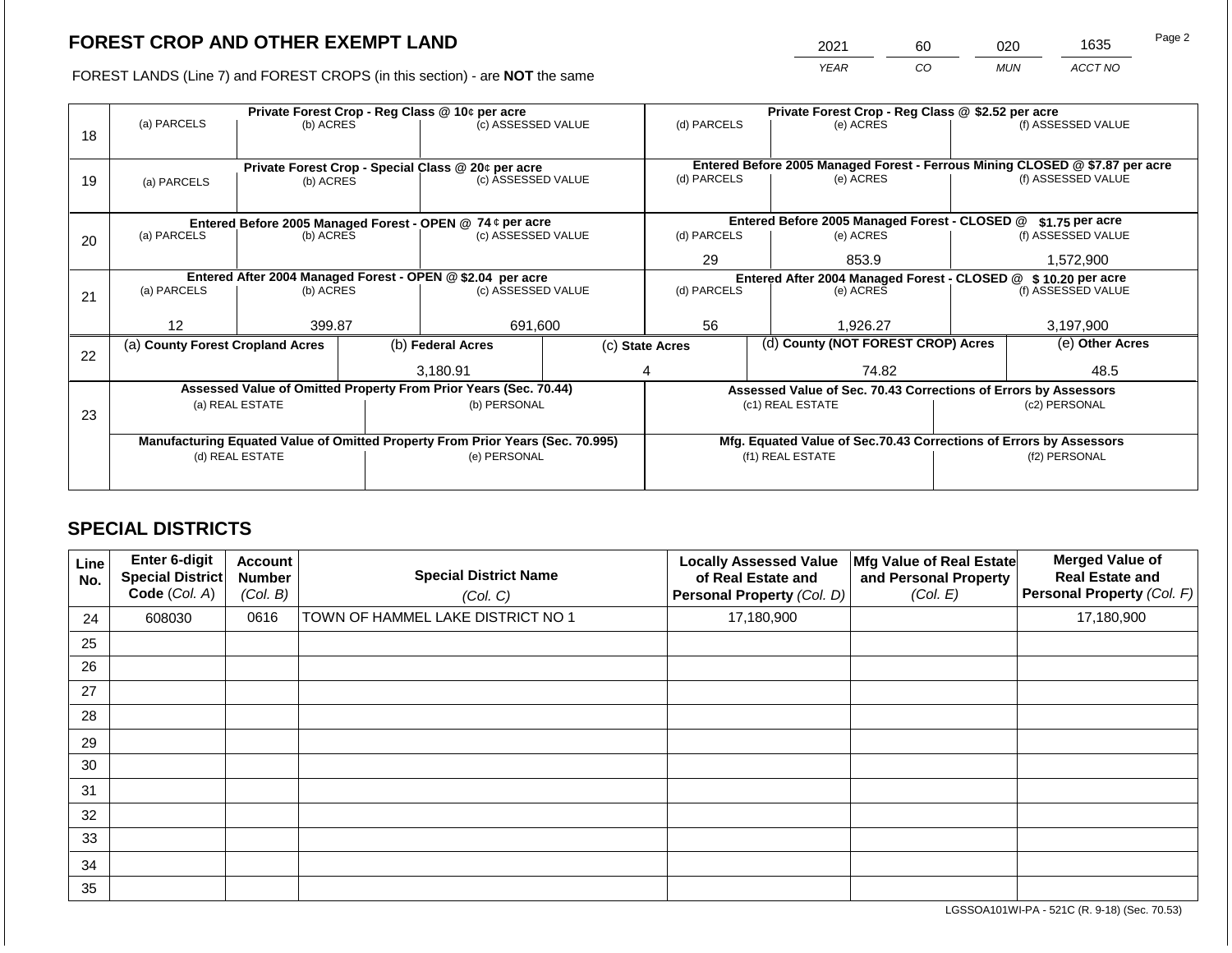# FOREST CROP AND OTHER EXEMPT LAND

FOREST LANDS (Line 7) and FOREST CROPS (in this section) - are **NOT** the same

| YEAR | CO | MUN | ACCT NO |
|---|---|---|---|
| 2021 | 60 | 020 | 1635 |

| Line | Private Forest Crop - Reg Class @ 10¢ per acre | | | Private Forest Crop - Reg Class @ $2.52 per acre | | |
|---|---|---|---|---|---|---|
| | (a) PARCELS | (b) ACRES | (c) ASSESSED VALUE | (d) PARCELS | (e) ACRES | (f) ASSESSED VALUE |
| 18 | | | | | | |
| | **Private Forest Crop - Special Class @ 20¢ per acre** | | | **Entered Before 2005 Managed Forest - Ferrous Mining CLOSED @ $7.87 per acre** | | |
| | (a) PARCELS | (b) ACRES | (c) ASSESSED VALUE | (d) PARCELS | (e) ACRES | (f) ASSESSED VALUE |
| 19 | | | | | | |
| | **Entered Before 2005 Managed Forest - OPEN @ 74 ¢ per acre** | | | **Entered Before 2005 Managed Forest - CLOSED @ $1.75 per acre** | | |
| | (a) PARCELS | (b) ACRES | (c) ASSESSED VALUE | (d) PARCELS | (e) ACRES | (f) ASSESSED VALUE |
| 20 | | | | 29 | 853.9 | 1,572,900 |
| | **Entered After 2004 Managed Forest - OPEN @ $2.04 per acre** | | | **Entered After 2004 Managed Forest - CLOSED @ $ 10.20 per acre** | | |
| | (a) PARCELS | (b) ACRES | (c) ASSESSED VALUE | (d) PARCELS | (e) ACRES | (f) ASSESSED VALUE |
| 21 | 12 | 399.87 | 691,600 | 56 | 1,926.27 | 3,197,900 |

| Line | (a) County Forest Cropland Acres | (b) Federal Acres | (c) State Acres | (d) County (NOT FOREST CROP) Acres | (e) Other Acres |
|---|---|---|---|---|---|
| 22 | | 3,180.91 | 4 | 74.82 | 48.5 |

| Line | Assessed Value of Omitted Property From Prior Years (Sec. 70.44) | | Assessed Value of Sec. 70.43 Corrections of Errors by Assessors | |
|---|---|---|---|---|
| | (a) REAL ESTATE | (b) PERSONAL | (c1) REAL ESTATE | (c2) PERSONAL |
| 23 | | | | |
| | **Manufacturing Equated Value of Omitted Property From Prior Years (Sec. 70.995)** | | **Mfg. Equated Value of Sec.70.43 Corrections of Errors by Assessors** | |
| | (d) REAL ESTATE | (e) PERSONAL | (f1) REAL ESTATE | (f2) PERSONAL |
| | | | | |

# SPECIAL DISTRICTS

| Line No. | Enter 6-digit Special District Code (Col. A) | Account Number (Col. B) | Special District Name (Col. C) | Locally Assessed Value of Real Estate and Personal Property (Col. D) | Mfg Value of Real Estate and Personal Property (Col. E) | Merged Value of Real Estate and Personal Property (Col. F) |
|---|---|---|---|---|---|---|
| 24 | 608030 | 0616 | TOWN OF HAMMEL LAKE DISTRICT NO 1 | 17,180,900 | | 17,180,900 |
| 25 | | | | | | |
| 26 | | | | | | |
| 27 | | | | | | |
| 28 | | | | | | |
| 29 | | | | | | |
| 30 | | | | | | |
| 31 | | | | | | |
| 32 | | | | | | |
| 33 | | | | | | |
| 34 | | | | | | |
| 35 | | | | | | |

LGSSOA101WI-PA - 521C (R. 9-18) (Sec. 70.53)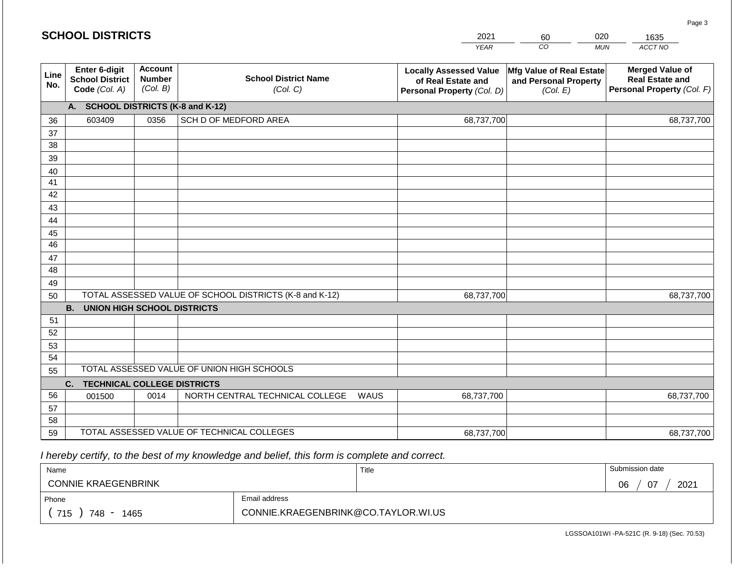# SCHOOL DISTRICTS

| 2021 | 60 | 020 | 1635 |
|---|---|---|---|
| YEAR | CO | MUN | ACCT NO |

| Line No. | Enter 6-digit School District Code (Col. A) | Account Number (Col. B) | School District Name (Col. C) | Locally Assessed Value of Real Estate and Personal Property (Col. D) | Mfg Value of Real Estate and Personal Property (Col. E) | Merged Value of Real Estate and Personal Property (Col. F) |
|---|---|---|---|---|---|---|
| | **A. SCHOOL DISTRICTS (K-8 and K-12)** | | | | | |
| 36 | 603409 | 0356 | SCH D OF MEDFORD AREA | 68,737,700 | | 68,737,700 |
| 37 | | | | | | |
| 38 | | | | | | |
| 39 | | | | | | |
| 40 | | | | | | |
| 41 | | | | | | |
| 42 | | | | | | |
| 43 | | | | | | |
| 44 | | | | | | |
| 45 | | | | | | |
| 46 | | | | | | |
| 47 | | | | | | |
| 48 | | | | | | |
| 49 | | | | | | |
| 50 | TOTAL ASSESSED VALUE OF SCHOOL DISTRICTS (K-8 and K-12) | | | 68,737,700 | | 68,737,700 |
| | **B. UNION HIGH SCHOOL DISTRICTS** | | | | | |
| 51 | | | | | | |
| 52 | | | | | | |
| 53 | | | | | | |
| 54 | | | | | | |
| 55 | TOTAL ASSESSED VALUE OF UNION HIGH SCHOOLS | | | | | |
| | **C. TECHNICAL COLLEGE DISTRICTS** | | | | | |
| 56 | 001500 | 0014 | NORTH CENTRAL TECHNICAL COLLEGE WAUS | 68,737,700 | | 68,737,700 |
| 57 | | | | | | |
| 58 | | | | | | |
| 59 | TOTAL ASSESSED VALUE OF TECHNICAL COLLEGES | | | 68,737,700 | | 68,737,700 |

*I hereby certify, to the best of my knowledge and belief, this form is complete and correct.*

| Name | Title | Submission date |
|---|---|---|
| CONNIE KRAEGENBRINK | | 06 / 07 / 2021 |

| Phone | Email address |
|---|---|
| ( 715 ) 748 - 1465 | CONNIE.KRAEGENBRINK@CO.TAYLOR.WI.US |

LGSSOA101WI -PA-521C (R. 9-18) (Sec. 70.53)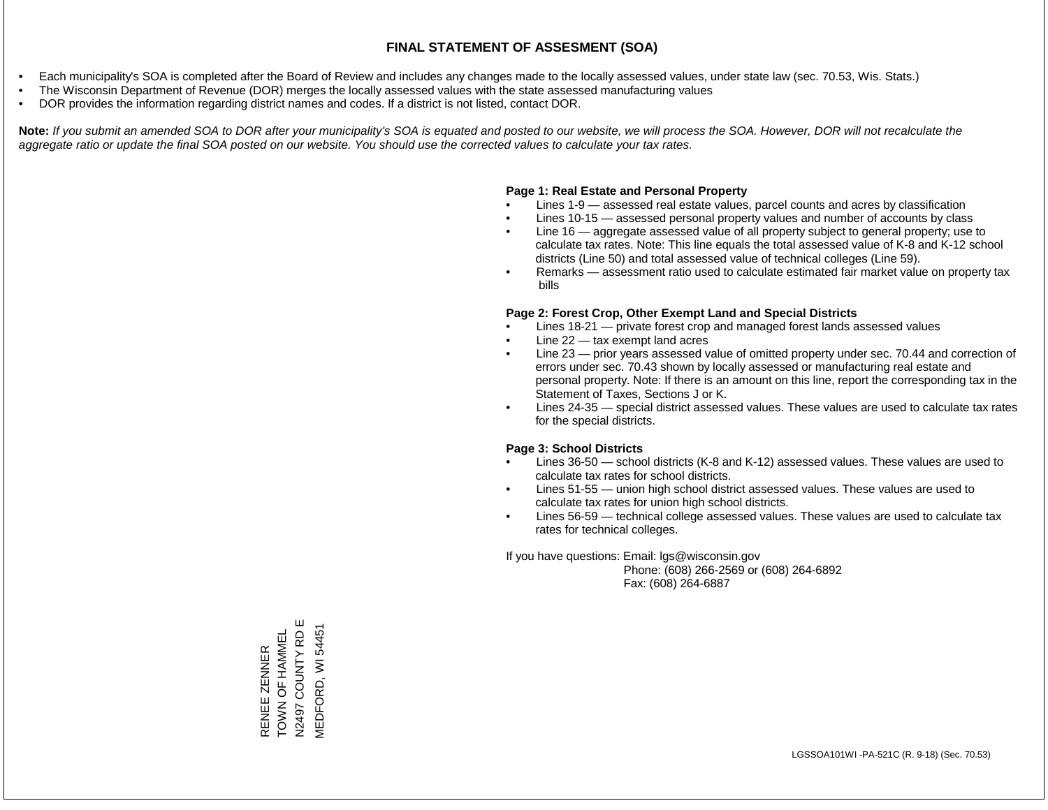# FINAL STATEMENT OF ASSESMENT (SOA)

- Each municipality's SOA is completed after the Board of Review and includes any changes made to the locally assessed values, under state law (sec. 70.53, Wis. Stats.)
- The Wisconsin Department of Revenue (DOR) merges the locally assessed values with the state assessed manufacturing values
- DOR provides the information regarding district names and codes. If a district is not listed, contact DOR.

**Note:** *If you submit an amended SOA to DOR after your municipality's SOA is equated and posted to our website, we will process the SOA. However, DOR will not recalculate the aggregate ratio or update the final SOA posted on our website. You should use the corrected values to calculate your tax rates.*

**Page 1: Real Estate and Personal Property**

- Lines 1-9 — assessed real estate values, parcel counts and acres by classification
- Lines 10-15 — assessed personal property values and number of accounts by class
- Line 16 — aggregate assessed value of all property subject to general property; use to calculate tax rates. Note: This line equals the total assessed value of K-8 and K-12 school districts (Line 50) and total assessed value of technical colleges (Line 59).
- Remarks — assessment ratio used to calculate estimated fair market value on property tax bills

**Page 2: Forest Crop, Other Exempt Land and Special Districts**

- Lines 18-21 — private forest crop and managed forest lands assessed values
- Line 22 — tax exempt land acres
- Line 23 — prior years assessed value of omitted property under sec. 70.44 and correction of errors under sec. 70.43 shown by locally assessed or manufacturing real estate and personal property. Note: If there is an amount on this line, report the corresponding tax in the Statement of Taxes, Sections J or K.
- Lines 24-35 — special district assessed values. These values are used to calculate tax rates for the special districts.

**Page 3: School Districts**

- Lines 36-50 — school districts (K-8 and K-12) assessed values. These values are used to calculate tax rates for school districts.
- Lines 51-55 — union high school district assessed values. These values are used to calculate tax rates for union high school districts.
- Lines 56-59 — technical college assessed values. These values are used to calculate tax rates for technical colleges.

If you have questions: Email: lgs@wisconsin.gov
Phone: (608) 266-2569 or (608) 264-6892
Fax: (608) 264-6887

RENEE ZENNER
TOWN OF HAMMEL
N2497 COUNTY RD E
MEDFORD, WI 54451

LGSSOA101WI -PA-521C (R. 9-18) (Sec. 70.53)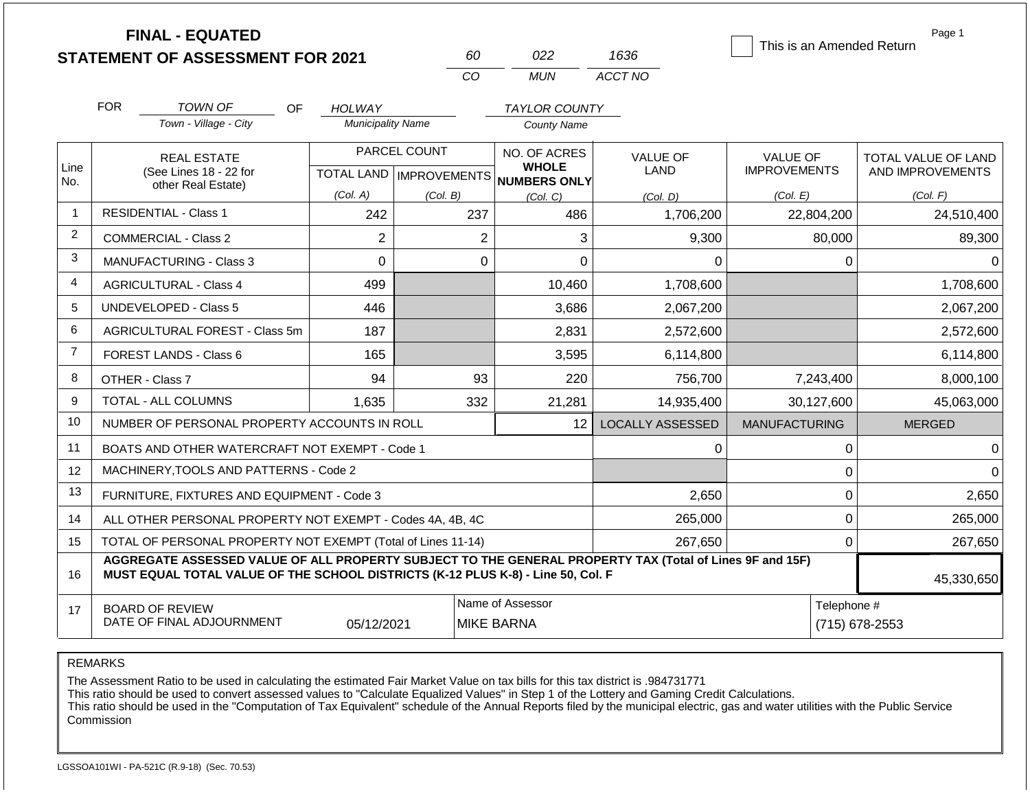# FINAL - EQUATED
## STATEMENT OF ASSESSMENT FOR 2021

| 60 | 022 | 1636 |
|---|---|---|
| CO | MUN | ACCT NO |

☐ This is an Amended Return

Page 1

FOR *TOWN OF* (Town - Village - City) OF *HOLWAY* (Municipality Name) *TAYLOR COUNTY* (County Name)

| Line No. | REAL ESTATE (See Lines 18 - 22 for other Real Estate) | PARCEL COUNT TOTAL LAND (Col. A) | PARCEL COUNT IMPROVEMENTS (Col. B) | NO. OF ACRES WHOLE NUMBERS ONLY (Col. C) | VALUE OF LAND (Col. D) | VALUE OF IMPROVEMENTS (Col. E) | TOTAL VALUE OF LAND AND IMPROVEMENTS (Col. F) |
|---|---|---|---|---|---|---|---|
| 1 | RESIDENTIAL - Class 1 | 242 | 237 | 486 | 1,706,200 | 22,804,200 | 24,510,400 |
| 2 | COMMERCIAL - Class 2 | 2 | 2 | 3 | 9,300 | 80,000 | 89,300 |
| 3 | MANUFACTURING - Class 3 | 0 | 0 | 0 | 0 | 0 | 0 |
| 4 | AGRICULTURAL - Class 4 | 499 | | 10,460 | 1,708,600 | | 1,708,600 |
| 5 | UNDEVELOPED - Class 5 | 446 | | 3,686 | 2,067,200 | | 2,067,200 |
| 6 | AGRICULTURAL FOREST - Class 5m | 187 | | 2,831 | 2,572,600 | | 2,572,600 |
| 7 | FOREST LANDS - Class 6 | 165 | | 3,595 | 6,114,800 | | 6,114,800 |
| 8 | OTHER - Class 7 | 94 | 93 | 220 | 756,700 | 7,243,400 | 8,000,100 |
| 9 | TOTAL - ALL COLUMNS | 1,635 | 332 | 21,281 | 14,935,400 | 30,127,600 | 45,063,000 |
| 10 | NUMBER OF PERSONAL PROPERTY ACCOUNTS IN ROLL | | | 12 | LOCALLY ASSESSED | MANUFACTURING | MERGED |
| 11 | BOATS AND OTHER WATERCRAFT NOT EXEMPT - Code 1 | | | | 0 | 0 | 0 |
| 12 | MACHINERY,TOOLS AND PATTERNS - Code 2 | | | | | 0 | 0 |
| 13 | FURNITURE, FIXTURES AND EQUIPMENT - Code 3 | | | | 2,650 | 0 | 2,650 |
| 14 | ALL OTHER PERSONAL PROPERTY NOT EXEMPT - Codes 4A, 4B, 4C | | | | 265,000 | 0 | 265,000 |
| 15 | TOTAL OF PERSONAL PROPERTY NOT EXEMPT (Total of Lines 11-14) | | | | 267,650 | 0 | 267,650 |
| 16 | **AGGREGATE ASSESSED VALUE OF ALL PROPERTY SUBJECT TO THE GENERAL PROPERTY TAX (Total of Lines 9F and 15F) MUST EQUAL TOTAL VALUE OF THE SCHOOL DISTRICTS (K-12 PLUS K-8) - Line 50, Col. F** | | | | | | 45,330,650 |
| 17 | BOARD OF REVIEW DATE OF FINAL ADJOURNMENT | 05/12/2021 | | Name of Assessor: MIKE BARNA | | | Telephone #: (715) 678-2553 |

REMARKS

The Assessment Ratio to be used in calculating the estimated Fair Market Value on tax bills for this tax district is .984731771
This ratio should be used to convert assessed values to "Calculate Equalized Values" in Step 1 of the Lottery and Gaming Credit Calculations.
This ratio should be used in the "Computation of Tax Equivalent" schedule of the Annual Reports filed by the municipal electric, gas and water utilities with the Public Service Commission

LGSSOA101WI - PA-521C (R.9-18) (Sec. 70.53)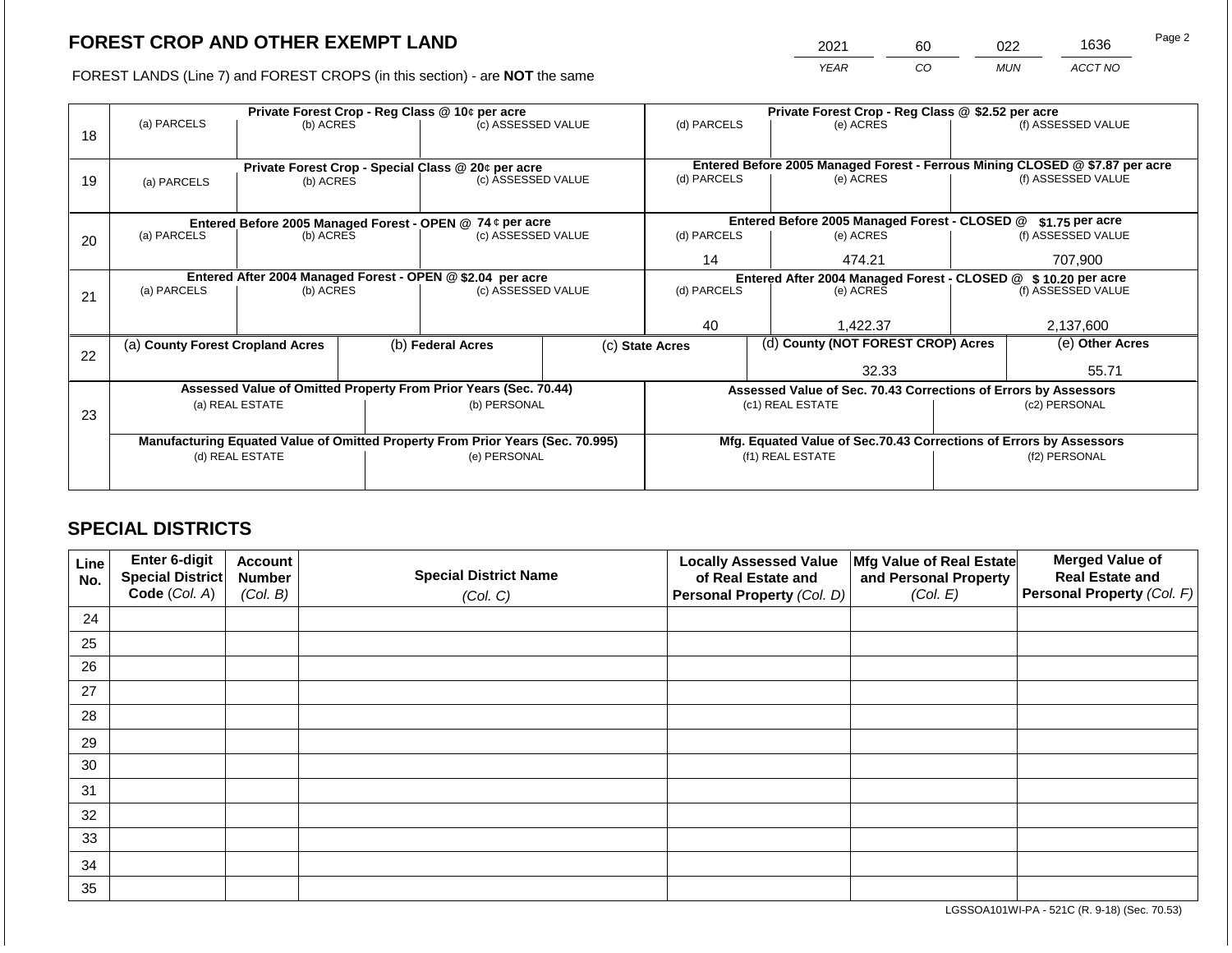# FOREST CROP AND OTHER EXEMPT LAND

FOREST LANDS (Line 7) and FOREST CROPS (in this section) - are **NOT** the same

| YEAR | CO | MUN | ACCT NO |
|---|---|---|---|
| 2021 | 60 | 022 | 1636 |

| Line | Private Forest Crop - Reg Class @ 10¢ per acre | | | Private Forest Crop - Reg Class @ $2.52 per acre | | |
|---|---|---|---|---|---|---|
| | (a) PARCELS | (b) ACRES | (c) ASSESSED VALUE | (d) PARCELS | (e) ACRES | (f) ASSESSED VALUE |
| 18 | | | | | | |
| | **Private Forest Crop - Special Class @ 20¢ per acre** | | | **Entered Before 2005 Managed Forest - Ferrous Mining CLOSED @ $7.87 per acre** | | |
| | (a) PARCELS | (b) ACRES | (c) ASSESSED VALUE | (d) PARCELS | (e) ACRES | (f) ASSESSED VALUE |
| 19 | | | | | | |
| | **Entered Before 2005 Managed Forest - OPEN @ 74 ¢ per acre** | | | **Entered Before 2005 Managed Forest - CLOSED @ $1.75 per acre** | | |
| | (a) PARCELS | (b) ACRES | (c) ASSESSED VALUE | (d) PARCELS | (e) ACRES | (f) ASSESSED VALUE |
| 20 | | | | 14 | 474.21 | 707,900 |
| | **Entered After 2004 Managed Forest - OPEN @ $2.04 per acre** | | | **Entered After 2004 Managed Forest - CLOSED @ $ 10.20 per acre** | | |
| | (a) PARCELS | (b) ACRES | (c) ASSESSED VALUE | (d) PARCELS | (e) ACRES | (f) ASSESSED VALUE |
| 21 | | | | 40 | 1,422.37 | 2,137,600 |

| Line | (a) County Forest Cropland Acres | (b) Federal Acres | (c) State Acres | (d) County (NOT FOREST CROP) Acres | (e) Other Acres |
|---|---|---|---|---|---|
| 22 | | | | 32.33 | 55.71 |

| Line | Assessed Value of Omitted Property From Prior Years (Sec. 70.44) | | Assessed Value of Sec. 70.43 Corrections of Errors by Assessors | |
|---|---|---|---|---|
| | (a) REAL ESTATE | (b) PERSONAL | (c1) REAL ESTATE | (c2) PERSONAL |
| 23 | | | | |
| | **Manufacturing Equated Value of Omitted Property From Prior Years (Sec. 70.995)** | | **Mfg. Equated Value of Sec.70.43 Corrections of Errors by Assessors** | |
| | (d) REAL ESTATE | (e) PERSONAL | (f1) REAL ESTATE | (f2) PERSONAL |
| | | | | |

## SPECIAL DISTRICTS

| Line No. | Enter 6-digit Special District Code (Col. A) | Account Number (Col. B) | Special District Name (Col. C) | Locally Assessed Value of Real Estate and Personal Property (Col. D) | Mfg Value of Real Estate and Personal Property (Col. E) | Merged Value of Real Estate and Personal Property (Col. F) |
|---|---|---|---|---|---|---|
| 24 | | | | | | |
| 25 | | | | | | |
| 26 | | | | | | |
| 27 | | | | | | |
| 28 | | | | | | |
| 29 | | | | | | |
| 30 | | | | | | |
| 31 | | | | | | |
| 32 | | | | | | |
| 33 | | | | | | |
| 34 | | | | | | |
| 35 | | | | | | |

LGSSOA101WI-PA - 521C (R. 9-18) (Sec. 70.53)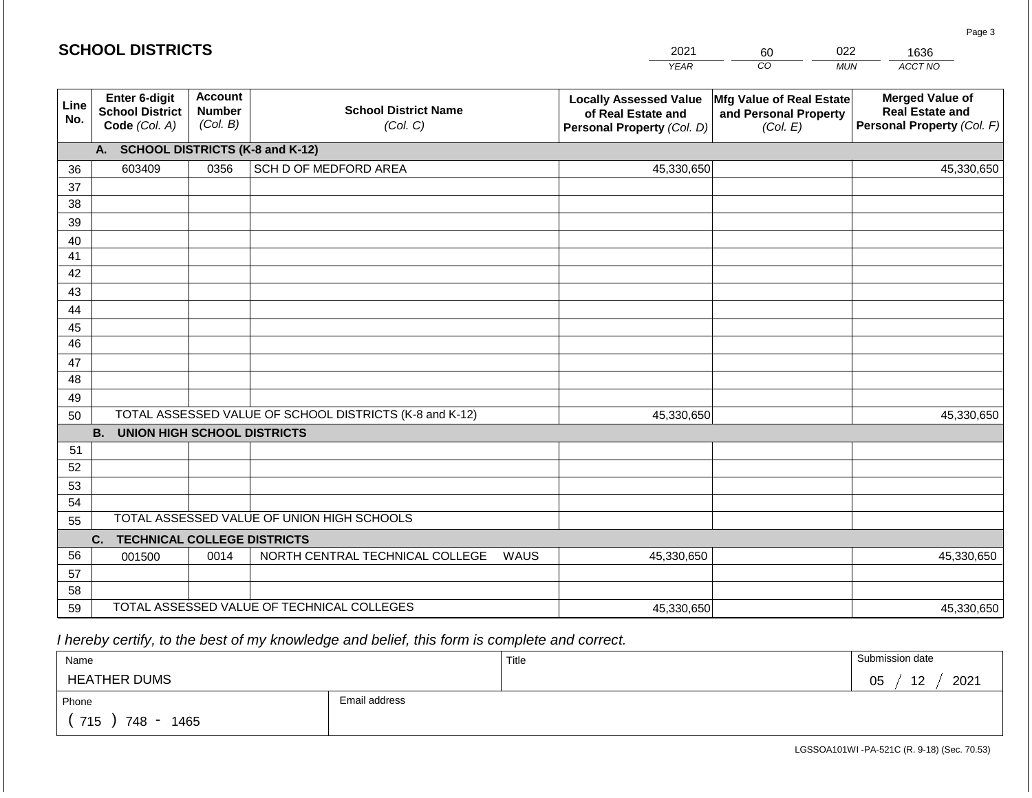## SCHOLS DISTRICTS

| 2021 | 60 | 022 | 1636 |
|---|---|---|---|
| YEAR | CO | MUN | ACCT NO |

| Line No. | Enter 6-digit School District Code (Col. A) | Account Number (Col. B) | School District Name (Col. C) | Locally Assessed Value of Real Estate and Personal Property (Col. D) | Mfg Value of Real Estate and Personal Property (Col. E) | Merged Value of Real Estate and Personal Property (Col. F) |
|---|---|---|---|---|---|---|
| | **A. SCHOOL DISTRICTS (K-8 and K-12)** | | | | | |
| 36 | 603409 | 0356 | SCH D OF MEDFORD AREA | 45,330,650 | | 45,330,650 |
| 37 | | | | | | |
| 38 | | | | | | |
| 39 | | | | | | |
| 40 | | | | | | |
| 41 | | | | | | |
| 42 | | | | | | |
| 43 | | | | | | |
| 44 | | | | | | |
| 45 | | | | | | |
| 46 | | | | | | |
| 47 | | | | | | |
| 48 | | | | | | |
| 49 | | | | | | |
| 50 | TOTAL ASSESSED VALUE OF SCHOOL DISTRICTS (K-8 and K-12) | | | 45,330,650 | | 45,330,650 |
| | **B. UNION HIGH SCHOOL DISTRICTS** | | | | | |
| 51 | | | | | | |
| 52 | | | | | | |
| 53 | | | | | | |
| 54 | | | | | | |
| 55 | TOTAL ASSESSED VALUE OF UNION HIGH SCHOOLS | | | | | |
| | **C. TECHNICAL COLLEGE DISTRICTS** | | | | | |
| 56 | 001500 | 0014 | NORTH CENTRAL TECHNICAL COLLEGE WAUS | 45,330,650 | | 45,330,650 |
| 57 | | | | | | |
| 58 | | | | | | |
| 59 | TOTAL ASSESSED VALUE OF TECHNICAL COLLEGES | | | 45,330,650 | | 45,330,650 |

*I hereby certify, to the best of my knowledge and belief, this form is complete and correct.*

| Name | | Title | Submission date |
|---|---|---|---|
| HEATHER DUMS | | | 05 / 12 / 2021 |
| Phone | Email address | | |
| ( 715 ) 748 - 1465 | | | |

LGSSOA101WI -PA-521C (R. 9-18) (Sec. 70.53)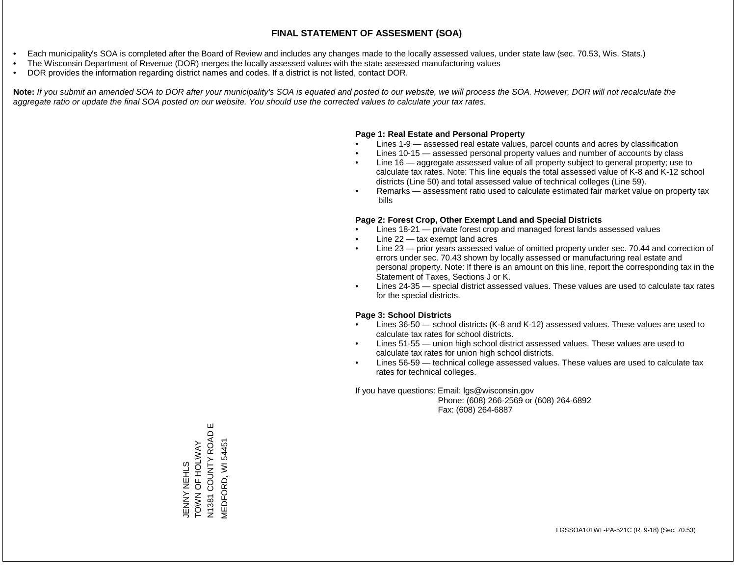# FINAL STATEMENT OF ASSESMENT (SOA)

- Each municipality's SOA is completed after the Board of Review and includes any changes made to the locally assessed values, under state law (sec. 70.53, Wis. Stats.)
- The Wisconsin Department of Revenue (DOR) merges the locally assessed values with the state assessed manufacturing values
- DOR provides the information regarding district names and codes. If a district is not listed, contact DOR.

**Note:** *If you submit an amended SOA to DOR after your municipality's SOA is equated and posted to our website, we will process the SOA. However, DOR will not recalculate the aggregate ratio or update the final SOA posted on our website. You should use the corrected values to calculate your tax rates.*

**Page 1: Real Estate and Personal Property**

- Lines 1-9 — assessed real estate values, parcel counts and acres by classification
- Lines 10-15 — assessed personal property values and number of accounts by class
- Line 16 — aggregate assessed value of all property subject to general property; use to calculate tax rates. Note: This line equals the total assessed value of K-8 and K-12 school districts (Line 50) and total assessed value of technical colleges (Line 59).
- Remarks — assessment ratio used to calculate estimated fair market value on property tax bills

**Page 2: Forest Crop, Other Exempt Land and Special Districts**

- Lines 18-21 — private forest crop and managed forest lands assessed values
- Line 22 — tax exempt land acres
- Line 23 — prior years assessed value of omitted property under sec. 70.44 and correction of errors under sec. 70.43 shown by locally assessed or manufacturing real estate and personal property. Note: If there is an amount on this line, report the corresponding tax in the Statement of Taxes, Sections J or K.
- Lines 24-35 — special district assessed values. These values are used to calculate tax rates for the special districts.

**Page 3: School Districts**

- Lines 36-50 — school districts (K-8 and K-12) assessed values. These values are used to calculate tax rates for school districts.
- Lines 51-55 — union high school district assessed values. These values are used to calculate tax rates for union high school districts.
- Lines 56-59 — technical college assessed values. These values are used to calculate tax rates for technical colleges.

If you have questions: Email: lgs@wisconsin.gov
Phone: (608) 266-2569 or (608) 264-6892
Fax: (608) 264-6887

JENNY NEHLS
TOWN OF HOLWAY
N1381 COUNTY ROAD E
MEDFORD, WI 54451

LGSSOA101WI -PA-521C (R. 9-18) (Sec. 70.53)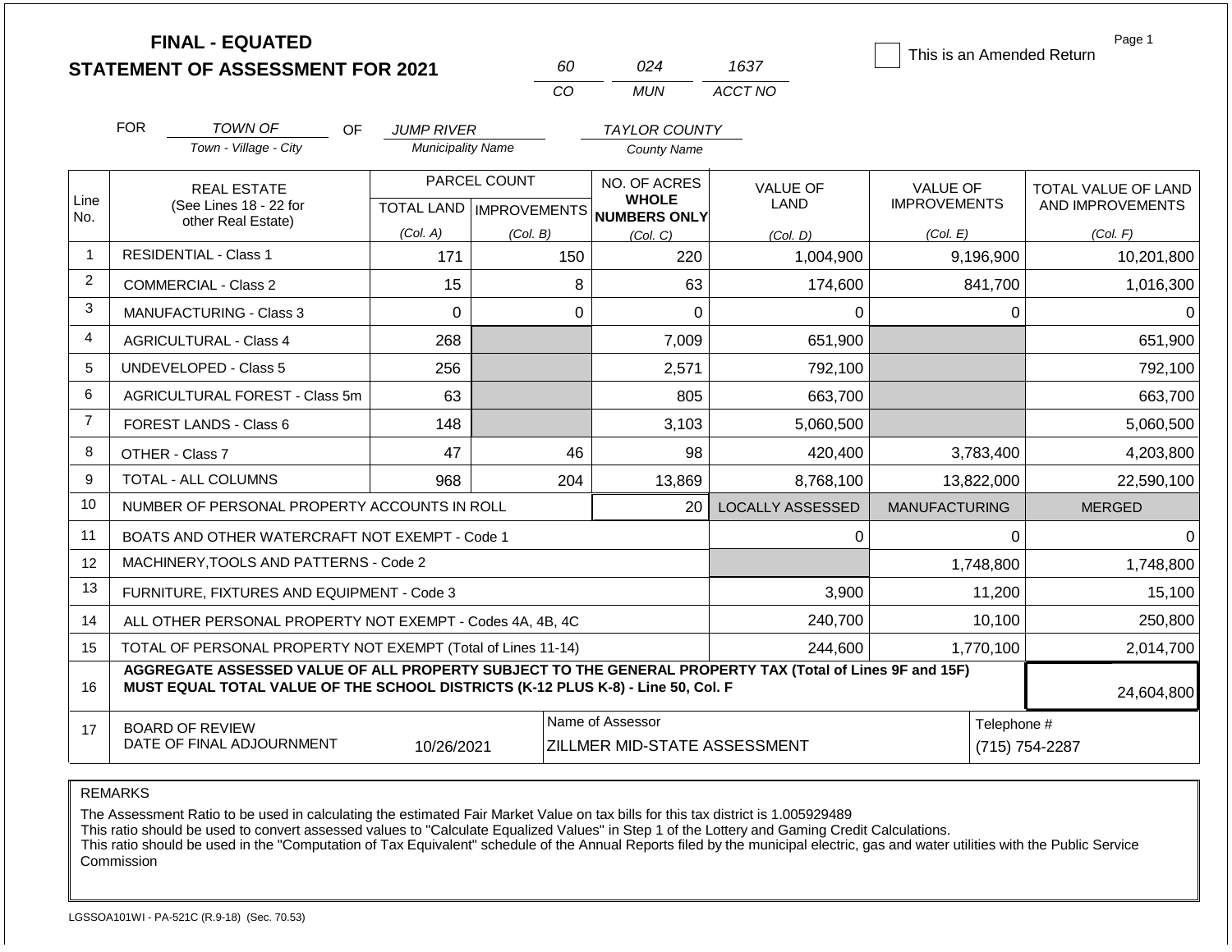# FINAL - EQUATED
## STATEMENT OF ASSESSMENT FOR 2021

| 60 | 024 | 1637 |
|---|---|---|
| CO | MUN | ACCT NO |

☐ This is an Amended Return

Page 1

FOR *TOWN OF* (Town - Village - City) OF *JUMP RIVER* (Municipality Name) *TAYLOR COUNTY* (County Name)

| Line No. | REAL ESTATE (See Lines 18 - 22 for other Real Estate) | PARCEL COUNT TOTAL LAND (Col. A) | PARCEL COUNT IMPROVEMENTS (Col. B) | NO. OF ACRES WHOLE NUMBERS ONLY (Col. C) | VALUE OF LAND (Col. D) | VALUE OF IMPROVEMENTS (Col. E) | TOTAL VALUE OF LAND AND IMPROVEMENTS (Col. F) |
|---|---|---|---|---|---|---|---|
| 1 | RESIDENTIAL - Class 1 | 171 | 150 | 220 | 1,004,900 | 9,196,900 | 10,201,800 |
| 2 | COMMERCIAL - Class 2 | 15 | 8 | 63 | 174,600 | 841,700 | 1,016,300 |
| 3 | MANUFACTURING - Class 3 | 0 | 0 | 0 | 0 | 0 | 0 |
| 4 | AGRICULTURAL - Class 4 | 268 | | 7,009 | 651,900 | | 651,900 |
| 5 | UNDEVELOPED - Class 5 | 256 | | 2,571 | 792,100 | | 792,100 |
| 6 | AGRICULTURAL FOREST - Class 5m | 63 | | 805 | 663,700 | | 663,700 |
| 7 | FOREST LANDS - Class 6 | 148 | | 3,103 | 5,060,500 | | 5,060,500 |
| 8 | OTHER - Class 7 | 47 | 46 | 98 | 420,400 | 3,783,400 | 4,203,800 |
| 9 | TOTAL - ALL COLUMNS | 968 | 204 | 13,869 | 8,768,100 | 13,822,000 | 22,590,100 |
| 10 | NUMBER OF PERSONAL PROPERTY ACCOUNTS IN ROLL | | | 20 | LOCALLY ASSESSED | MANUFACTURING | MERGED |
| 11 | BOATS AND OTHER WATERCRAFT NOT EXEMPT - Code 1 | | | | 0 | 0 | 0 |
| 12 | MACHINERY,TOOLS AND PATTERNS - Code 2 | | | | | 1,748,800 | 1,748,800 |
| 13 | FURNITURE, FIXTURES AND EQUIPMENT - Code 3 | | | | 3,900 | 11,200 | 15,100 |
| 14 | ALL OTHER PERSONAL PROPERTY NOT EXEMPT - Codes 4A, 4B, 4C | | | | 240,700 | 10,100 | 250,800 |
| 15 | TOTAL OF PERSONAL PROPERTY NOT EXEMPT (Total of Lines 11-14) | | | | 244,600 | 1,770,100 | 2,014,700 |
| 16 | **AGGREGATE ASSESSED VALUE OF ALL PROPERTY SUBJECT TO THE GENERAL PROPERTY TAX (Total of Lines 9F and 15F) MUST EQUAL TOTAL VALUE OF THE SCHOOL DISTRICTS (K-12 PLUS K-8) - Line 50, Col. F** | | | | | | 24,604,800 |
| 17 | BOARD OF REVIEW DATE OF FINAL ADJOURNMENT | 10/26/2021 | | Name of Assessor: ZILLMER MID-STATE ASSESSMENT | | | Telephone #: (715) 754-2287 |

REMARKS

The Assessment Ratio to be used in calculating the estimated Fair Market Value on tax bills for this tax district is 1.005929489
This ratio should be used to convert assessed values to "Calculate Equalized Values" in Step 1 of the Lottery and Gaming Credit Calculations.
This ratio should be used in the "Computation of Tax Equivalent" schedule of the Annual Reports filed by the municipal electric, gas and water utilities with the Public Service Commission

LGSSOA101WI - PA-521C (R.9-18) (Sec. 70.53)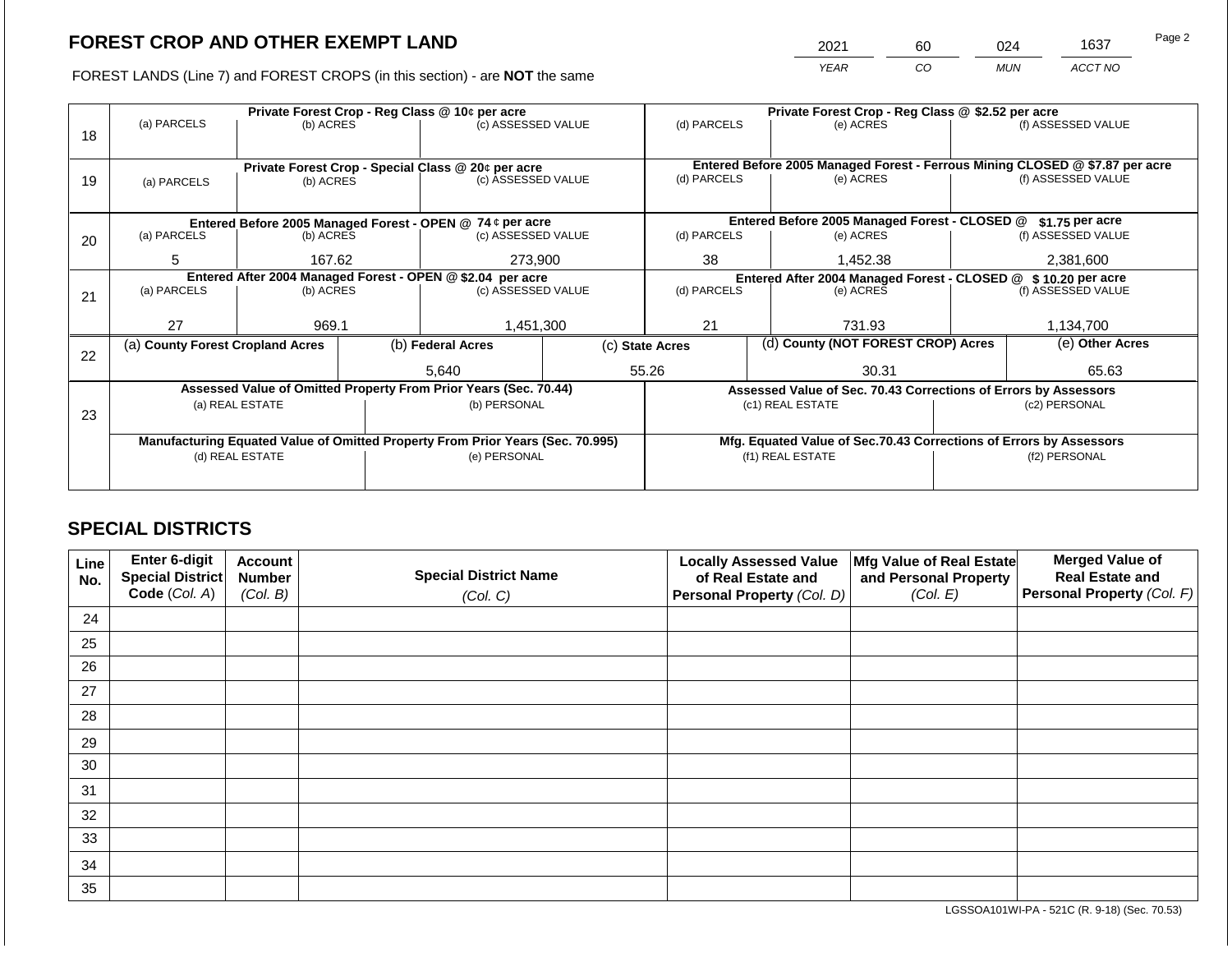## FOREST CROP AND OTHER EXEMPT LAND

FOREST LANDS (Line 7) and FOREST CROPS (in this section) - are **NOT** the same

| 2021 | 60 | 024 | 1637 |
|---|---|---|---|
| *YEAR* | *CO* | *MUN* | *ACCT NO* |

| Line | Private Forest Crop - Reg Class @ 10¢ per acre | | | Private Forest Crop - Reg Class @ $2.52 per acre | | |
|---|---|---|---|---|---|---|
| | (a) PARCELS | (b) ACRES | (c) ASSESSED VALUE | (d) PARCELS | (e) ACRES | (f) ASSESSED VALUE |
| 18 | | | | | | |
| | **Private Forest Crop - Special Class @ 20¢ per acre** | | | **Entered Before 2005 Managed Forest - Ferrous Mining CLOSED @ $7.87 per acre** | | |
| 19 | (a) PARCELS | (b) ACRES | (c) ASSESSED VALUE | (d) PARCELS | (e) ACRES | (f) ASSESSED VALUE |
| | | | | | | |
| | **Entered Before 2005 Managed Forest - OPEN @ 74 ¢ per acre** | | | **Entered Before 2005 Managed Forest - CLOSED @ $1.75 per acre** | | |
| 20 | (a) PARCELS | (b) ACRES | (c) ASSESSED VALUE | (d) PARCELS | (e) ACRES | (f) ASSESSED VALUE |
| | 5 | 167.62 | 273,900 | 38 | 1,452.38 | 2,381,600 |
| | **Entered After 2004 Managed Forest - OPEN @ $2.04 per acre** | | | **Entered After 2004 Managed Forest - CLOSED @ $ 10.20 per acre** | | |
| 21 | (a) PARCELS | (b) ACRES | (c) ASSESSED VALUE | (d) PARCELS | (e) ACRES | (f) ASSESSED VALUE |
| | 27 | 969.1 | 1,451,300 | 21 | 731.93 | 1,134,700 |

| Line | (a) County Forest Cropland Acres | (b) Federal Acres | (c) State Acres | (d) County (NOT FOREST CROP) Acres | (e) Other Acres |
|---|---|---|---|---|---|
| 22 | | 5,640 | 55.26 | 30.31 | 65.63 |

| Line | Assessed Value of Omitted Property From Prior Years (Sec. 70.44) | | Assessed Value of Sec. 70.43 Corrections of Errors by Assessors | |
|---|---|---|---|---|
| 23 | (a) REAL ESTATE | (b) PERSONAL | (c1) REAL ESTATE | (c2) PERSONAL |
| | | | | |
| | **Manufacturing Equated Value of Omitted Property From Prior Years (Sec. 70.995)** | | **Mfg. Equated Value of Sec.70.43 Corrections of Errors by Assessors** | |
| | (d) REAL ESTATE | (e) PERSONAL | (f1) REAL ESTATE | (f2) PERSONAL |
| | | | | |

## SPECIAL DISTRICTS

| Line No. | Enter 6-digit Special District Code (Col. A) | Account Number (Col. B) | Special District Name (Col. C) | Locally Assessed Value of Real Estate and Personal Property (Col. D) | Mfg Value of Real Estate and Personal Property (Col. E) | Merged Value of Real Estate and Personal Property (Col. F) |
|---|---|---|---|---|---|---|
| 24 | | | | | | |
| 25 | | | | | | |
| 26 | | | | | | |
| 27 | | | | | | |
| 28 | | | | | | |
| 29 | | | | | | |
| 30 | | | | | | |
| 31 | | | | | | |
| 32 | | | | | | |
| 33 | | | | | | |
| 34 | | | | | | |
| 35 | | | | | | |

LGSSOA101WI-PA - 521C (R. 9-18) (Sec. 70.53)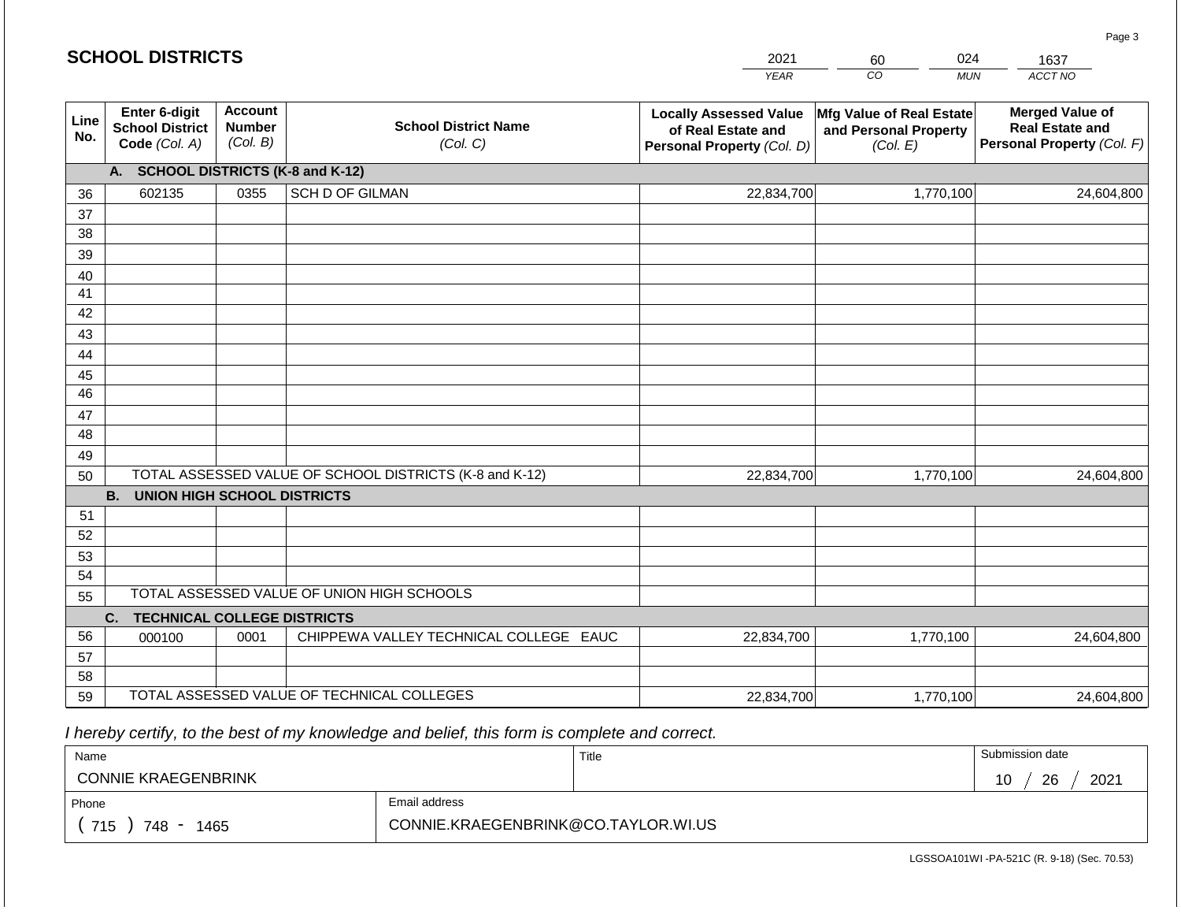## SCHOOL DISTRICTS

| 2021 | 60 | 024 | 1637 |
|---|---|---|---|
| YEAR | CO | MUN | ACCT NO |

| Line No. | Enter 6-digit School District Code *(Col. A)* | Account Number *(Col. B)* | School District Name *(Col. C)* | Locally Assessed Value of Real Estate and Personal Property *(Col. D)* | Mfg Value of Real Estate and Personal Property *(Col. E)* | Merged Value of Real Estate and Personal Property *(Col. F)* |
|---|---|---|---|---|---|---|
| | **A. SCHOOL DISTRICTS (K-8 and K-12)** | | | | | |
| 36 | 602135 | 0355 | SCH D OF GILMAN | 22,834,700 | 1,770,100 | 24,604,800 |
| 37 | | | | | | |
| 38 | | | | | | |
| 39 | | | | | | |
| 40 | | | | | | |
| 41 | | | | | | |
| 42 | | | | | | |
| 43 | | | | | | |
| 44 | | | | | | |
| 45 | | | | | | |
| 46 | | | | | | |
| 47 | | | | | | |
| 48 | | | | | | |
| 49 | | | | | | |
| 50 | TOTAL ASSESSED VALUE OF SCHOOL DISTRICTS (K-8 and K-12) | | | 22,834,700 | 1,770,100 | 24,604,800 |
| | **B. UNION HIGH SCHOOL DISTRICTS** | | | | | |
| 51 | | | | | | |
| 52 | | | | | | |
| 53 | | | | | | |
| 54 | | | | | | |
| 55 | TOTAL ASSESSED VALUE OF UNION HIGH SCHOOLS | | | | | |
| | **C. TECHNICAL COLLEGE DISTRICTS** | | | | | |
| 56 | 000100 | 0001 | CHIPPEWA VALLEY TECHNICAL COLLEGE EAUC | 22,834,700 | 1,770,100 | 24,604,800 |
| 57 | | | | | | |
| 58 | | | | | | |
| 59 | TOTAL ASSESSED VALUE OF TECHNICAL COLLEGES | | | 22,834,700 | 1,770,100 | 24,604,800 |

*I hereby certify, to the best of my knowledge and belief, this form is complete and correct.*

| Name | Title | Submission date |
|---|---|---|
| CONNIE KRAEGENBRINK | | 10 / 26 / 2021 |
| **Phone** | **Email address** | |
| ( 715 ) 748 - 1465 | CONNIE.KRAEGENBRINK@CO.TAYLOR.WI.US | |

LGSSOA101WI -PA-521C (R. 9-18) (Sec. 70.53)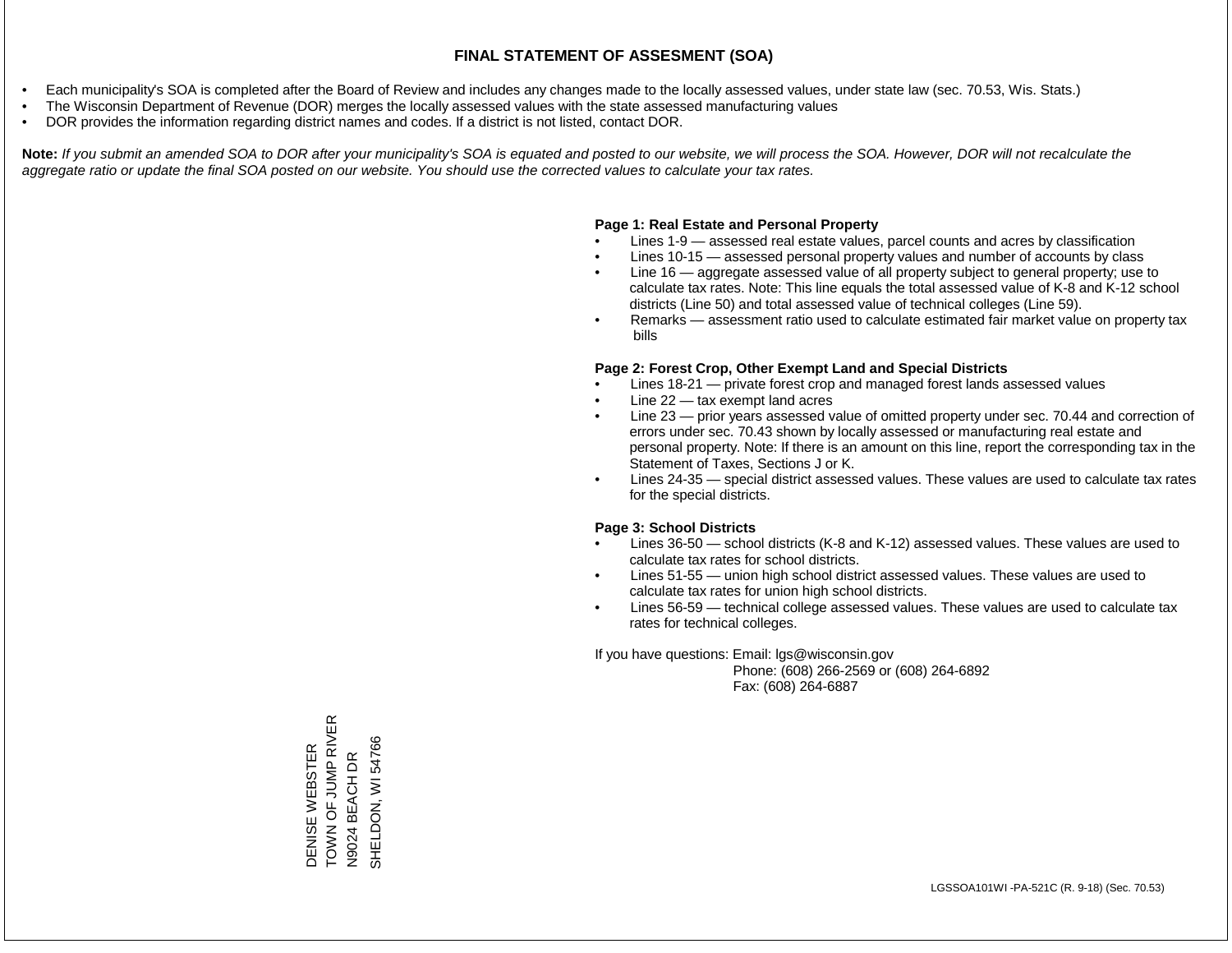# FINAL STATEMENT OF ASSESMENT (SOA)

- Each municipality's SOA is completed after the Board of Review and includes any changes made to the locally assessed values, under state law (sec. 70.53, Wis. Stats.)
- The Wisconsin Department of Revenue (DOR) merges the locally assessed values with the state assessed manufacturing values
- DOR provides the information regarding district names and codes. If a district is not listed, contact DOR.

**Note:** *If you submit an amended SOA to DOR after your municipality's SOA is equated and posted to our website, we will process the SOA. However, DOR will not recalculate the aggregate ratio or update the final SOA posted on our website. You should use the corrected values to calculate your tax rates.*

**Page 1: Real Estate and Personal Property**

- Lines 1-9 — assessed real estate values, parcel counts and acres by classification
- Lines 10-15 — assessed personal property values and number of accounts by class
- Line 16 — aggregate assessed value of all property subject to general property; use to calculate tax rates. Note: This line equals the total assessed value of K-8 and K-12 school districts (Line 50) and total assessed value of technical colleges (Line 59).
- Remarks — assessment ratio used to calculate estimated fair market value on property tax bills

**Page 2: Forest Crop, Other Exempt Land and Special Districts**

- Lines 18-21 — private forest crop and managed forest lands assessed values
- Line 22 — tax exempt land acres
- Line 23 — prior years assessed value of omitted property under sec. 70.44 and correction of errors under sec. 70.43 shown by locally assessed or manufacturing real estate and personal property. Note: If there is an amount on this line, report the corresponding tax in the Statement of Taxes, Sections J or K.
- Lines 24-35 — special district assessed values. These values are used to calculate tax rates for the special districts.

**Page 3: School Districts**

- Lines 36-50 — school districts (K-8 and K-12) assessed values. These values are used to calculate tax rates for school districts.
- Lines 51-55 — union high school district assessed values. These values are used to calculate tax rates for union high school districts.
- Lines 56-59 — technical college assessed values. These values are used to calculate tax rates for technical colleges.

If you have questions: Email: lgs@wisconsin.gov
Phone: (608) 266-2569 or (608) 264-6892
Fax: (608) 264-6887

DENISE WEBSTER
TOWN OF JUMP RIVER
N9024 BEACH DR
SHELDON, WI 54766

LGSSOA101WI -PA-521C (R. 9-18) (Sec. 70.53)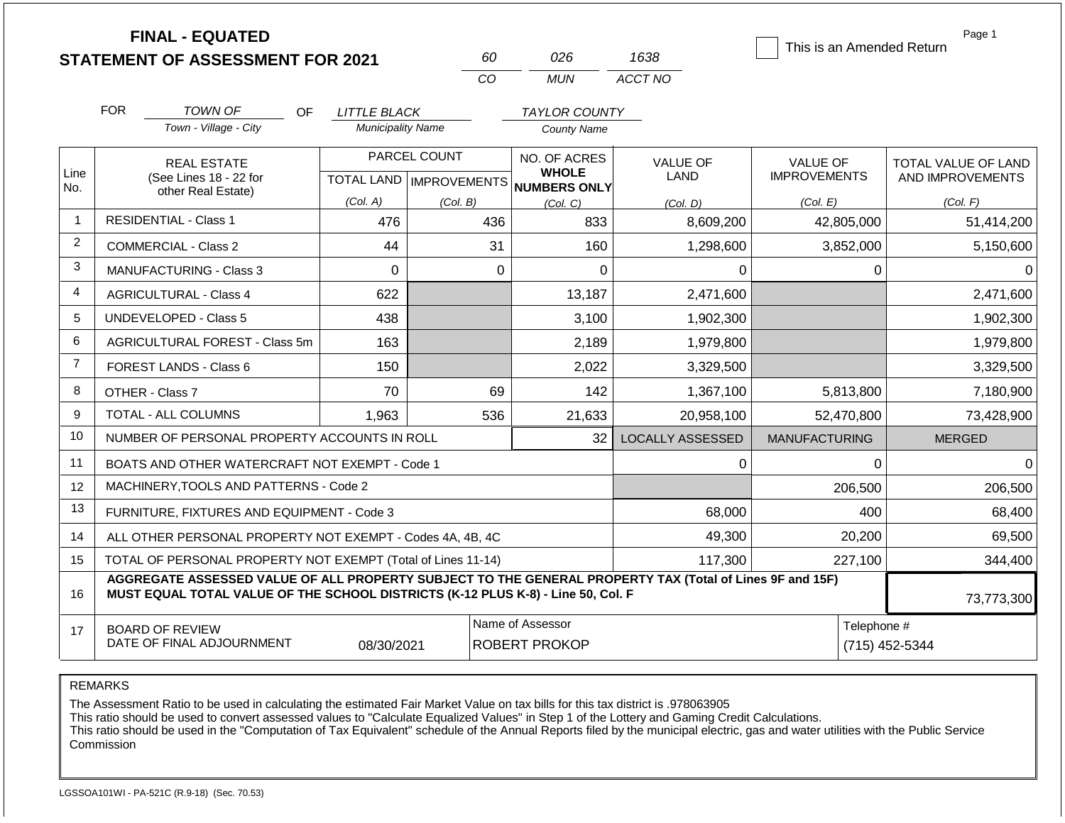**FINAL - EQUATED**
**STATEMENT OF ASSESSMENT FOR 2021**

| 60 | 026 | 1638 |
|---|---|---|
| CO | MUN | ACCT NO |

☐ This is an Amended Return

Page 1

FOR *TOWN OF* (Town - Village - City) OF *LITTLE BLACK* (Municipality Name) *TAYLOR COUNTY* (County Name)

| Line No. | REAL ESTATE (See Lines 18 - 22 for other Real Estate) | PARCEL COUNT TOTAL LAND (Col. A) | PARCEL COUNT IMPROVEMENTS (Col. B) | NO. OF ACRES WHOLE NUMBERS ONLY (Col. C) | VALUE OF LAND (Col. D) | VALUE OF IMPROVEMENTS (Col. E) | TOTAL VALUE OF LAND AND IMPROVEMENTS (Col. F) |
|---|---|---|---|---|---|---|---|
| 1 | RESIDENTIAL - Class 1 | 476 | 436 | 833 | 8,609,200 | 42,805,000 | 51,414,200 |
| 2 | COMMERCIAL - Class 2 | 44 | 31 | 160 | 1,298,600 | 3,852,000 | 5,150,600 |
| 3 | MANUFACTURING - Class 3 | 0 | 0 | 0 | 0 | 0 | 0 |
| 4 | AGRICULTURAL - Class 4 | 622 | | 13,187 | 2,471,600 | | 2,471,600 |
| 5 | UNDEVELOPED - Class 5 | 438 | | 3,100 | 1,902,300 | | 1,902,300 |
| 6 | AGRICULTURAL FOREST - Class 5m | 163 | | 2,189 | 1,979,800 | | 1,979,800 |
| 7 | FOREST LANDS - Class 6 | 150 | | 2,022 | 3,329,500 | | 3,329,500 |
| 8 | OTHER - Class 7 | 70 | 69 | 142 | 1,367,100 | 5,813,800 | 7,180,900 |
| 9 | TOTAL - ALL COLUMNS | 1,963 | 536 | 21,633 | 20,958,100 | 52,470,800 | 73,428,900 |
| 10 | NUMBER OF PERSONAL PROPERTY ACCOUNTS IN ROLL | | | 32 | LOCALLY ASSESSED | MANUFACTURING | MERGED |
| 11 | BOATS AND OTHER WATERCRAFT NOT EXEMPT - Code 1 | | | | 0 | 0 | 0 |
| 12 | MACHINERY,TOOLS AND PATTERNS - Code 2 | | | | | 206,500 | 206,500 |
| 13 | FURNITURE, FIXTURES AND EQUIPMENT - Code 3 | | | | 68,000 | 400 | 68,400 |
| 14 | ALL OTHER PERSONAL PROPERTY NOT EXEMPT - Codes 4A, 4B, 4C | | | | 49,300 | 20,200 | 69,500 |
| 15 | TOTAL OF PERSONAL PROPERTY NOT EXEMPT (Total of Lines 11-14) | | | | 117,300 | 227,100 | 344,400 |
| 16 | **AGGREGATE ASSESSED VALUE OF ALL PROPERTY SUBJECT TO THE GENERAL PROPERTY TAX (Total of Lines 9F and 15F) MUST EQUAL TOTAL VALUE OF THE SCHOOL DISTRICTS (K-12 PLUS K-8) - Line 50, Col. F** | | | | | | 73,773,300 |
| 17 | BOARD OF REVIEW DATE OF FINAL ADJOURNMENT | 08/30/2021 | | Name of Assessor: ROBERT PROKOP | | | Telephone #: (715) 452-5344 |

REMARKS

The Assessment Ratio to be used in calculating the estimated Fair Market Value on tax bills for this tax district is .978063905
This ratio should be used to convert assessed values to "Calculate Equalized Values" in Step 1 of the Lottery and Gaming Credit Calculations.
This ratio should be used in the "Computation of Tax Equivalent" schedule of the Annual Reports filed by the municipal electric, gas and water utilities with the Public Service Commission

LGSSOA101WI - PA-521C (R.9-18) (Sec. 70.53)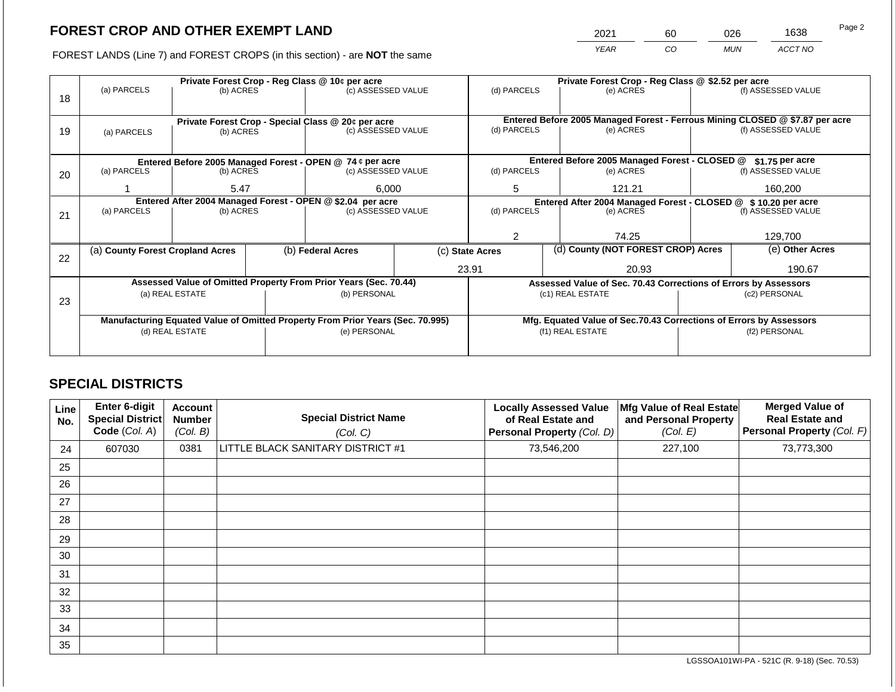## FOREST CROP AND OTHER EXEMPT LAND

FOREST LANDS (Line 7) and FOREST CROPS (in this section) - are **NOT** the same

| YEAR | CO | MUN | ACCT NO |
|---|---|---|---|
| 2021 | 60 | 026 | 1638 |

| Line | | | | | | |
|---|---|---|---|---|---|---|
| 18 | **Private Forest Crop - Reg Class @ 10¢ per acre** (a) PARCELS | (b) ACRES | (c) ASSESSED VALUE | **Private Forest Crop - Reg Class @ $2.52 per acre** (d) PARCELS | (e) ACRES | (f) ASSESSED VALUE |
| | | | | | | |
| 19 | **Private Forest Crop - Special Class @ 20¢ per acre** (a) PARCELS | (b) ACRES | (c) ASSESSED VALUE | **Entered Before 2005 Managed Forest - Ferrous Mining CLOSED @ $7.87 per acre** (d) PARCELS | (e) ACRES | (f) ASSESSED VALUE |
| | | | | | | |
| 20 | **Entered Before 2005 Managed Forest - OPEN @ 74 ¢ per acre** (a) PARCELS | (b) ACRES | (c) ASSESSED VALUE | **Entered Before 2005 Managed Forest - CLOSED @ $1.75 per acre** (d) PARCELS | (e) ACRES | (f) ASSESSED VALUE |
| | 1 | 5.47 | 6,000 | 5 | 121.21 | 160,200 |
| 21 | **Entered After 2004 Managed Forest - OPEN @ $2.04 per acre** (a) PARCELS | (b) ACRES | (c) ASSESSED VALUE | **Entered After 2004 Managed Forest - CLOSED @ $ 10.20 per acre** (d) PARCELS | (e) ACRES | (f) ASSESSED VALUE |
| | | | | 2 | 74.25 | 129,700 |

| Line | (a) County Forest Cropland Acres | (b) Federal Acres | (c) State Acres | (d) County (NOT FOREST CROP) Acres | (e) Other Acres |
|---|---|---|---|---|---|
| 22 | | | 23.91 | 20.93 | 190.67 |

| Line | Assessed Value of Omitted Property From Prior Years (Sec. 70.44) (a) REAL ESTATE | (b) PERSONAL | Assessed Value of Sec. 70.43 Corrections of Errors by Assessors (c1) REAL ESTATE | (c2) PERSONAL |
|---|---|---|---|---|
| 23 | | | | |
| | **Manufacturing Equated Value of Omitted Property From Prior Years (Sec. 70.995)** (d) REAL ESTATE | (e) PERSONAL | **Mfg. Equated Value of Sec.70.43 Corrections of Errors by Assessors** (f1) REAL ESTATE | (f2) PERSONAL |
| | | | | |

## SPECIAL DISTRICTS

| Line No. | Enter 6-digit Special District Code (Col. A) | Account Number (Col. B) | Special District Name (Col. C) | Locally Assessed Value of Real Estate and Personal Property (Col. D) | Mfg Value of Real Estate and Personal Property (Col. E) | Merged Value of Real Estate and Personal Property (Col. F) |
|---|---|---|---|---|---|---|
| 24 | 607030 | 0381 | LITTLE BLACK SANITARY DISTRICT #1 | 73,546,200 | 227,100 | 73,773,300 |
| 25 | | | | | | |
| 26 | | | | | | |
| 27 | | | | | | |
| 28 | | | | | | |
| 29 | | | | | | |
| 30 | | | | | | |
| 31 | | | | | | |
| 32 | | | | | | |
| 33 | | | | | | |
| 34 | | | | | | |
| 35 | | | | | | |

LGSSOA101WI-PA - 521C (R. 9-18) (Sec. 70.53)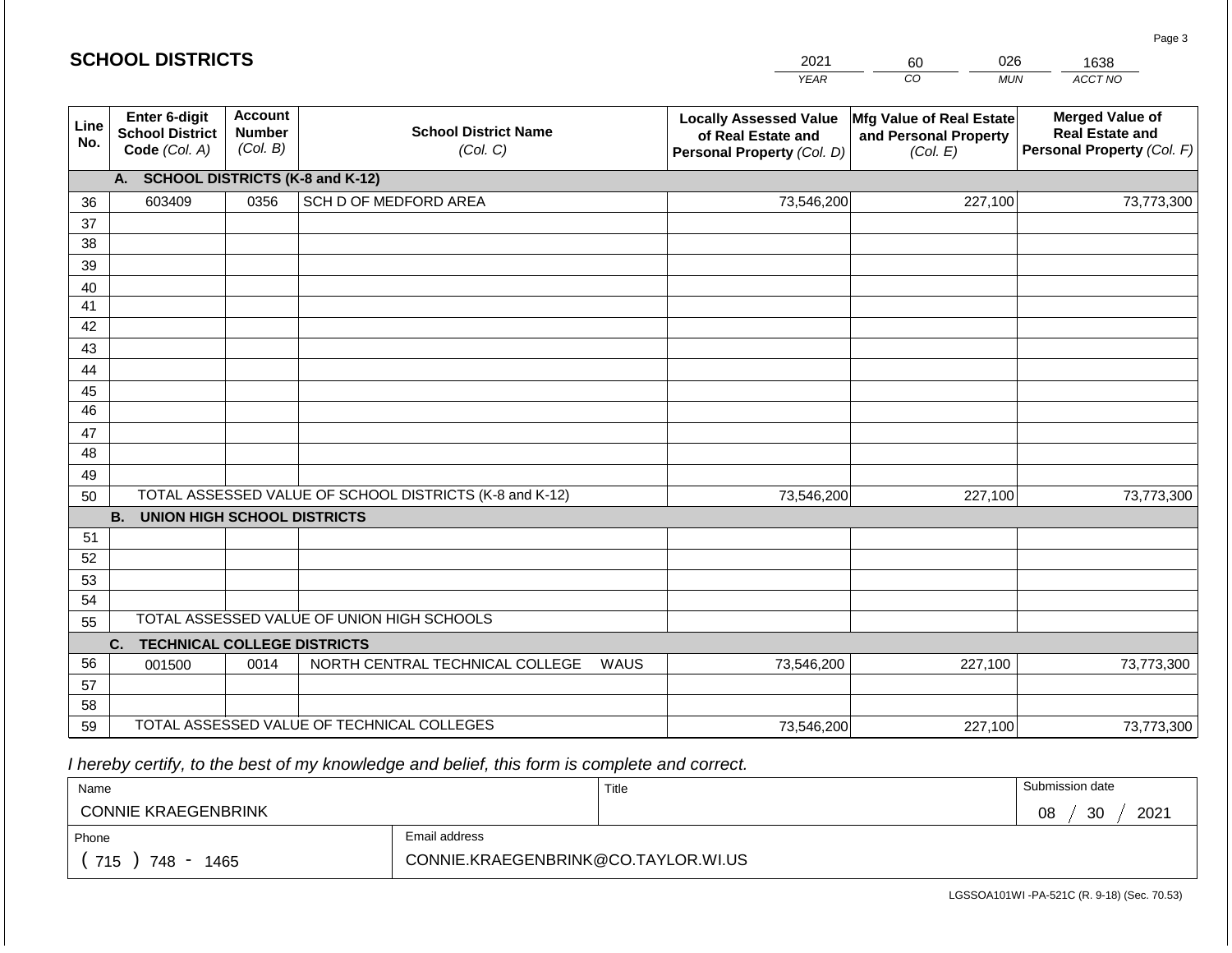# SCHOOL DISTRICTS

| 2021 | 60 | 026 | 1638 |
|---|---|---|---|
| YEAR | CO | MUN | ACCT NO |

| Line No. | Enter 6-digit School District Code (Col. A) | Account Number (Col. B) | School District Name (Col. C) | Locally Assessed Value of Real Estate and Personal Property (Col. D) | Mfg Value of Real Estate and Personal Property (Col. E) | Merged Value of Real Estate and Personal Property (Col. F) |
|---|---|---|---|---|---|---|
| | **A. SCHOOL DISTRICTS (K-8 and K-12)** | | | | | |
| 36 | 603409 | 0356 | SCH D OF MEDFORD AREA | 73,546,200 | 227,100 | 73,773,300 |
| 37 | | | | | | |
| 38 | | | | | | |
| 39 | | | | | | |
| 40 | | | | | | |
| 41 | | | | | | |
| 42 | | | | | | |
| 43 | | | | | | |
| 44 | | | | | | |
| 45 | | | | | | |
| 46 | | | | | | |
| 47 | | | | | | |
| 48 | | | | | | |
| 49 | | | | | | |
| 50 | TOTAL ASSESSED VALUE OF SCHOOL DISTRICTS (K-8 and K-12) | | | 73,546,200 | 227,100 | 73,773,300 |
| | **B. UNION HIGH SCHOOL DISTRICTS** | | | | | |
| 51 | | | | | | |
| 52 | | | | | | |
| 53 | | | | | | |
| 54 | | | | | | |
| 55 | TOTAL ASSESSED VALUE OF UNION HIGH SCHOOLS | | | | | |
| | **C. TECHNICAL COLLEGE DISTRICTS** | | | | | |
| 56 | 001500 | 0014 | NORTH CENTRAL TECHNICAL COLLEGE WAUS | 73,546,200 | 227,100 | 73,773,300 |
| 57 | | | | | | |
| 58 | | | | | | |
| 59 | TOTAL ASSESSED VALUE OF TECHNICAL COLLEGES | | | 73,546,200 | 227,100 | 73,773,300 |

*I hereby certify, to the best of my knowledge and belief, this form is complete and correct.*

| Name | Title | Submission date |
|---|---|---|
| CONNIE KRAEGENBRINK | | 08 / 30 / 2021 |
| **Phone** | **Email address** | |
| ( 715 ) 748 - 1465 | CONNIE.KRAEGENBRINK@CO.TAYLOR.WI.US | |

LGSSOA101WI -PA-521C (R. 9-18) (Sec. 70.53)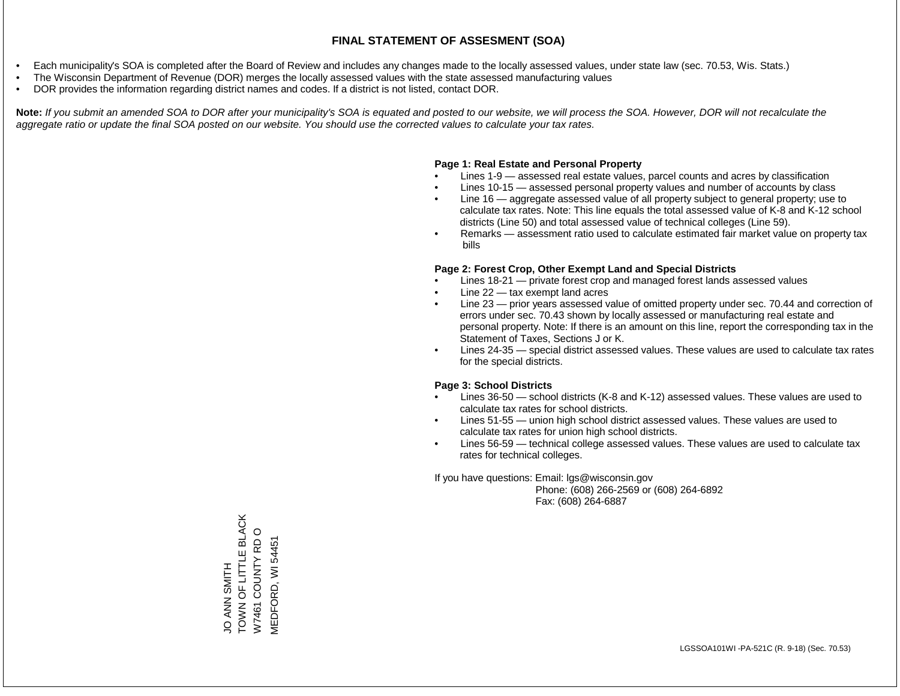# FINAL STATEMENT OF ASSESMENT (SOA)

- Each municipality's SOA is completed after the Board of Review and includes any changes made to the locally assessed values, under state law (sec. 70.53, Wis. Stats.)
- The Wisconsin Department of Revenue (DOR) merges the locally assessed values with the state assessed manufacturing values
- DOR provides the information regarding district names and codes. If a district is not listed, contact DOR.

**Note:** *If you submit an amended SOA to DOR after your municipality's SOA is equated and posted to our website, we will process the SOA. However, DOR will not recalculate the aggregate ratio or update the final SOA posted on our website. You should use the corrected values to calculate your tax rates.*

**Page 1: Real Estate and Personal Property**

- Lines 1-9 — assessed real estate values, parcel counts and acres by classification
- Lines 10-15 — assessed personal property values and number of accounts by class
- Line 16 — aggregate assessed value of all property subject to general property; use to calculate tax rates. Note: This line equals the total assessed value of K-8 and K-12 school districts (Line 50) and total assessed value of technical colleges (Line 59).
- Remarks — assessment ratio used to calculate estimated fair market value on property tax bills

**Page 2: Forest Crop, Other Exempt Land and Special Districts**

- Lines 18-21 — private forest crop and managed forest lands assessed values
- Line 22 — tax exempt land acres
- Line 23 — prior years assessed value of omitted property under sec. 70.44 and correction of errors under sec. 70.43 shown by locally assessed or manufacturing real estate and personal property. Note: If there is an amount on this line, report the corresponding tax in the Statement of Taxes, Sections J or K.
- Lines 24-35 — special district assessed values. These values are used to calculate tax rates for the special districts.

**Page 3: School Districts**

- Lines 36-50 — school districts (K-8 and K-12) assessed values. These values are used to calculate tax rates for school districts.
- Lines 51-55 — union high school district assessed values. These values are used to calculate tax rates for union high school districts.
- Lines 56-59 — technical college assessed values. These values are used to calculate tax rates for technical colleges.

If you have questions: Email: lgs@wisconsin.gov
Phone: (608) 266-2569 or (608) 264-6892
Fax: (608) 264-6887

JO ANN SMITH
TOWN OF LITTLE BLACK
W7461 COUNTY RD O
MEDFORD, WI 54451

LGSSOA101WI -PA-521C (R. 9-18) (Sec. 70.53)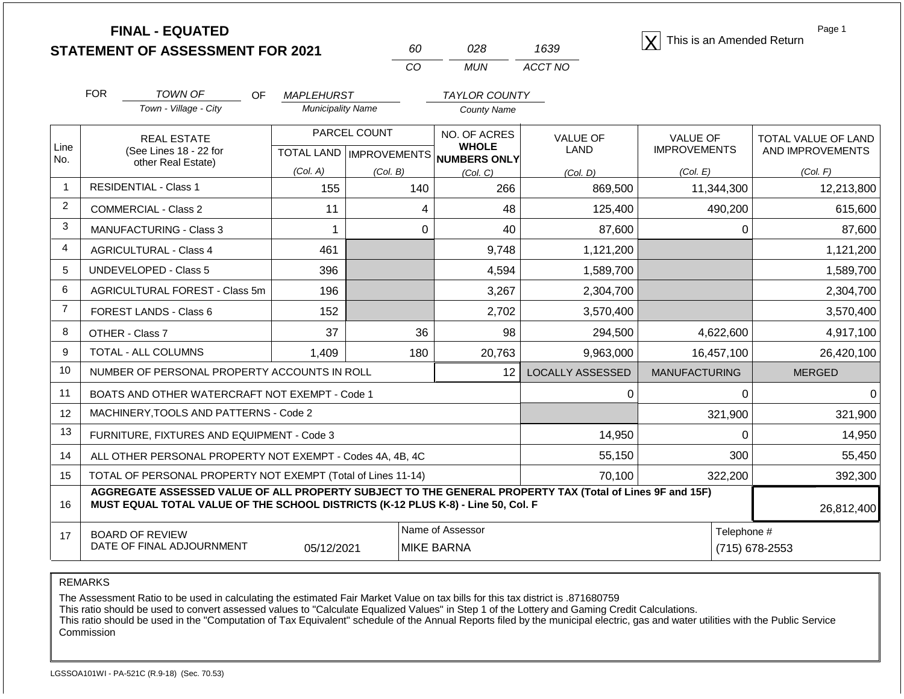# FINAL - EQUATED
## STATEMENT OF ASSESSMENT FOR 2021

| 60 | 028 | 1639 |
|---|---|---|
| CO | MUN | ACCT NO |

[X] This is an Amended Return

Page 1

FOR *TOWN OF* (Town - Village - City) OF *MAPLEHURST* (Municipality Name) *TAYLOR COUNTY* (County Name)

| Line No. | REAL ESTATE (See Lines 18 - 22 for other Real Estate) | PARCEL COUNT TOTAL LAND (Col. A) | PARCEL COUNT IMPROVEMENTS (Col. B) | NO. OF ACRES WHOLE NUMBERS ONLY (Col. C) | VALUE OF LAND (Col. D) | VALUE OF IMPROVEMENTS (Col. E) | TOTAL VALUE OF LAND AND IMPROVEMENTS (Col. F) |
|---|---|---|---|---|---|---|---|
| 1 | RESIDENTIAL - Class 1 | 155 | 140 | 266 | 869,500 | 11,344,300 | 12,213,800 |
| 2 | COMMERCIAL - Class 2 | 11 | 4 | 48 | 125,400 | 490,200 | 615,600 |
| 3 | MANUFACTURING - Class 3 | 1 | 0 | 40 | 87,600 | 0 | 87,600 |
| 4 | AGRICULTURAL - Class 4 | 461 | | 9,748 | 1,121,200 | | 1,121,200 |
| 5 | UNDEVELOPED - Class 5 | 396 | | 4,594 | 1,589,700 | | 1,589,700 |
| 6 | AGRICULTURAL FOREST - Class 5m | 196 | | 3,267 | 2,304,700 | | 2,304,700 |
| 7 | FOREST LANDS - Class 6 | 152 | | 2,702 | 3,570,400 | | 3,570,400 |
| 8 | OTHER - Class 7 | 37 | 36 | 98 | 294,500 | 4,622,600 | 4,917,100 |
| 9 | TOTAL - ALL COLUMNS | 1,409 | 180 | 20,763 | 9,963,000 | 16,457,100 | 26,420,100 |
| 10 | NUMBER OF PERSONAL PROPERTY ACCOUNTS IN ROLL | | | 12 | LOCALLY ASSESSED | MANUFACTURING | MERGED |
| 11 | BOATS AND OTHER WATERCRAFT NOT EXEMPT - Code 1 | | | | 0 | 0 | 0 |
| 12 | MACHINERY,TOOLS AND PATTERNS - Code 2 | | | | | 321,900 | 321,900 |
| 13 | FURNITURE, FIXTURES AND EQUIPMENT - Code 3 | | | | 14,950 | 0 | 14,950 |
| 14 | ALL OTHER PERSONAL PROPERTY NOT EXEMPT - Codes 4A, 4B, 4C | | | | 55,150 | 300 | 55,450 |
| 15 | TOTAL OF PERSONAL PROPERTY NOT EXEMPT (Total of Lines 11-14) | | | | 70,100 | 322,200 | 392,300 |
| 16 | **AGGREGATE ASSESSED VALUE OF ALL PROPERTY SUBJECT TO THE GENERAL PROPERTY TAX (Total of Lines 9F and 15F) MUST EQUAL TOTAL VALUE OF THE SCHOOL DISTRICTS (K-12 PLUS K-8) - Line 50, Col. F** | | | | | | 26,812,400 |
| 17 | BOARD OF REVIEW DATE OF FINAL ADJOURNMENT | 05/12/2021 | | Name of Assessor: MIKE BARNA | | | Telephone #: (715) 678-2553 |

REMARKS

The Assessment Ratio to be used in calculating the estimated Fair Market Value on tax bills for this tax district is .871680759
This ratio should be used to convert assessed values to "Calculate Equalized Values" in Step 1 of the Lottery and Gaming Credit Calculations.
This ratio should be used in the "Computation of Tax Equivalent" schedule of the Annual Reports filed by the municipal electric, gas and water utilities with the Public Service Commission

LGSSOA101WI - PA-521C (R.9-18) (Sec. 70.53)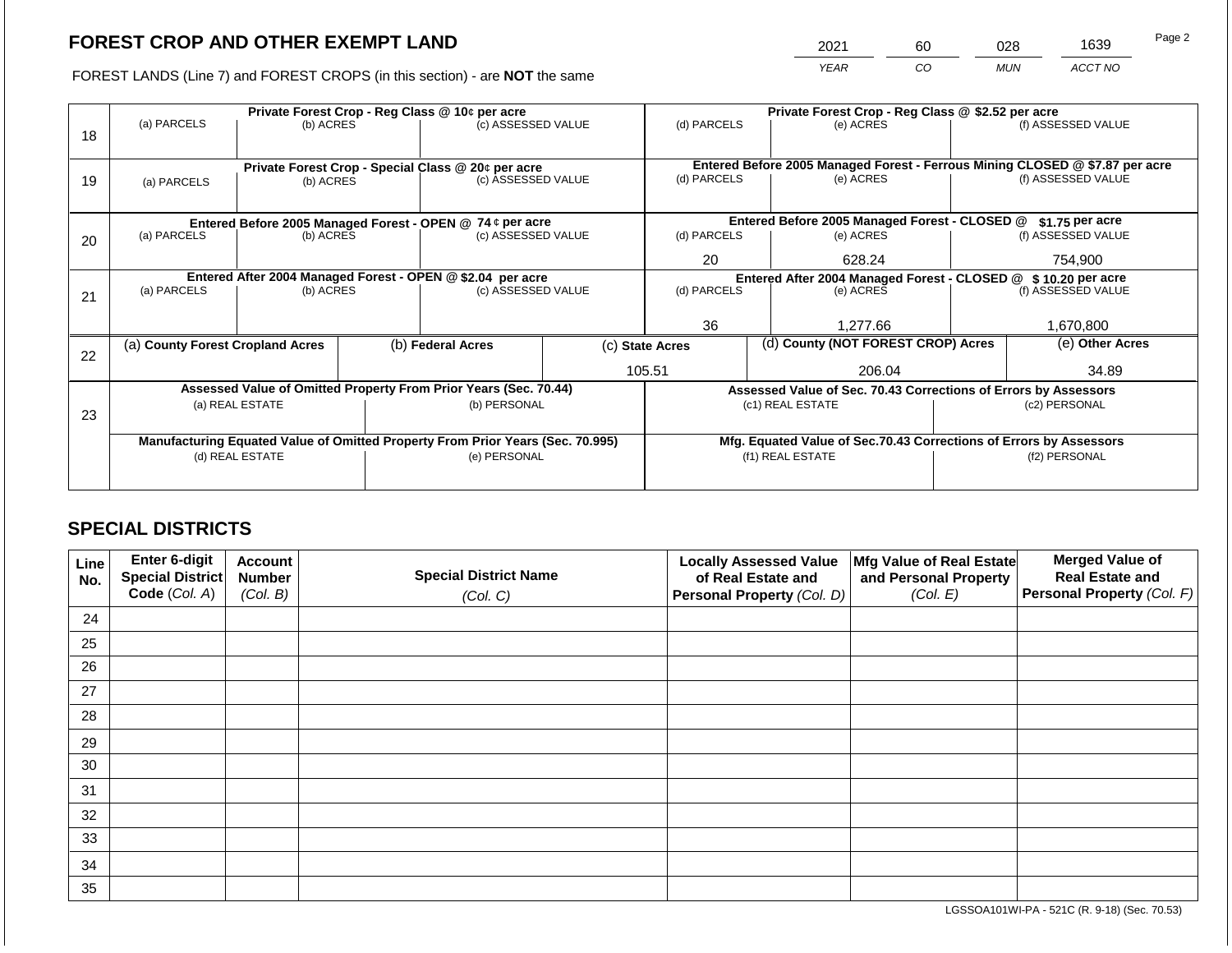# FOREST CROP AND OTHER EXEMPT LAND

FOREST LANDS (Line 7) and FOREST CROPS (in this section) - are **NOT** the same

| YEAR | CO | MUN | ACCT NO |
|---|---|---|---|
| 2021 | 60 | 028 | 1639 |

| Line | Private Forest Crop - Reg Class @ 10¢ per acre | | | Private Forest Crop - Reg Class @ $2.52 per acre | | |
|---|---|---|---|---|---|---|
| | (a) PARCELS | (b) ACRES | (c) ASSESSED VALUE | (d) PARCELS | (e) ACRES | (f) ASSESSED VALUE |
| 18 | | | | | | |
| | **Private Forest Crop - Special Class @ 20¢ per acre** | | | **Entered Before 2005 Managed Forest - Ferrous Mining CLOSED @ $7.87 per acre** | | |
| | (a) PARCELS | (b) ACRES | (c) ASSESSED VALUE | (d) PARCELS | (e) ACRES | (f) ASSESSED VALUE |
| 19 | | | | | | |
| | **Entered Before 2005 Managed Forest - OPEN @ 74 ¢ per acre** | | | **Entered Before 2005 Managed Forest - CLOSED @ $1.75 per acre** | | |
| | (a) PARCELS | (b) ACRES | (c) ASSESSED VALUE | (d) PARCELS | (e) ACRES | (f) ASSESSED VALUE |
| 20 | | | | 20 | 628.24 | 754,900 |
| | **Entered After 2004 Managed Forest - OPEN @ $2.04 per acre** | | | **Entered After 2004 Managed Forest - CLOSED @ $10.20 per acre** | | |
| | (a) PARCELS | (b) ACRES | (c) ASSESSED VALUE | (d) PARCELS | (e) ACRES | (f) ASSESSED VALUE |
| 21 | | | | 36 | 1,277.66 | 1,670,800 |

| Line | (a) County Forest Cropland Acres | (b) Federal Acres | (c) State Acres | (d) County (NOT FOREST CROP) Acres | (e) Other Acres |
|---|---|---|---|---|---|
| 22 | | | 105.51 | 206.04 | 34.89 |

| Line | Assessed Value of Omitted Property From Prior Years (Sec. 70.44) | | Assessed Value of Sec. 70.43 Corrections of Errors by Assessors | |
|---|---|---|---|---|
| | (a) REAL ESTATE | (b) PERSONAL | (c1) REAL ESTATE | (c2) PERSONAL |
| 23 | | | | |
| | **Manufacturing Equated Value of Omitted Property From Prior Years (Sec. 70.995)** | | **Mfg. Equated Value of Sec.70.43 Corrections of Errors by Assessors** | |
| | (d) REAL ESTATE | (e) PERSONAL | (f1) REAL ESTATE | (f2) PERSONAL |
| | | | | |

## SPECIAL DISTRICTS

| Line No. | Enter 6-digit Special District Code (Col. A) | Account Number (Col. B) | Special District Name (Col. C) | Locally Assessed Value of Real Estate and Personal Property (Col. D) | Mfg Value of Real Estate and Personal Property (Col. E) | Merged Value of Real Estate and Personal Property (Col. F) |
|---|---|---|---|---|---|---|
| 24 | | | | | | |
| 25 | | | | | | |
| 26 | | | | | | |
| 27 | | | | | | |
| 28 | | | | | | |
| 29 | | | | | | |
| 30 | | | | | | |
| 31 | | | | | | |
| 32 | | | | | | |
| 33 | | | | | | |
| 34 | | | | | | |
| 35 | | | | | | |

LGSSOA101WI-PA - 521C (R. 9-18) (Sec. 70.53)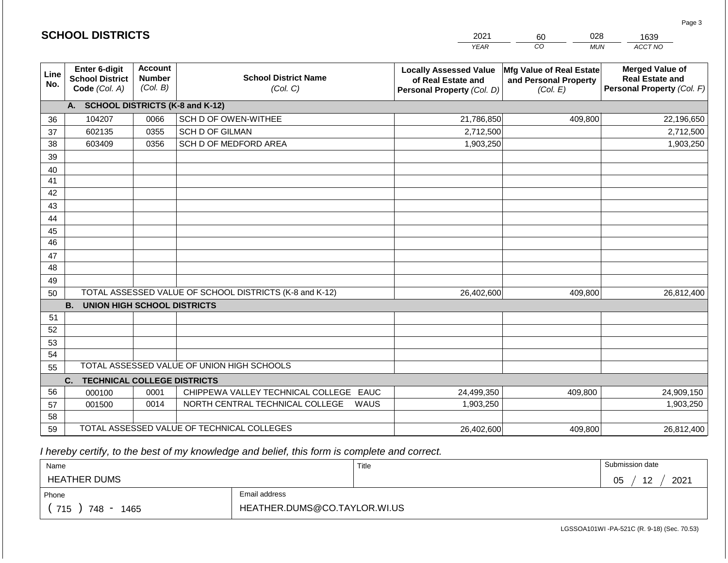## SCHOOL DISTRICTS

| 2021 | 60 | 028 | 1639 |
|---|---|---|---|
| YEAR | CO | MUN | ACCT NO |

| Line No. | Enter 6-digit School District Code (Col. A) | Account Number (Col. B) | School District Name (Col. C) | Locally Assessed Value of Real Estate and Personal Property (Col. D) | Mfg Value of Real Estate and Personal Property (Col. E) | Merged Value of Real Estate and Personal Property (Col. F) |
|---|---|---|---|---|---|---|
| | **A. SCHOOL DISTRICTS (K-8 and K-12)** | | | | | |
| 36 | 104207 | 0066 | SCH D OF OWEN-WITHEE | 21,786,850 | 409,800 | 22,196,650 |
| 37 | 602135 | 0355 | SCH D OF GILMAN | 2,712,500 | | 2,712,500 |
| 38 | 603409 | 0356 | SCH D OF MEDFORD AREA | 1,903,250 | | 1,903,250 |
| 39 | | | | | | |
| 40 | | | | | | |
| 41 | | | | | | |
| 42 | | | | | | |
| 43 | | | | | | |
| 44 | | | | | | |
| 45 | | | | | | |
| 46 | | | | | | |
| 47 | | | | | | |
| 48 | | | | | | |
| 49 | | | | | | |
| 50 | TOTAL ASSESSED VALUE OF SCHOOL DISTRICTS (K-8 and K-12) | | | 26,402,600 | 409,800 | 26,812,400 |
| | **B. UNION HIGH SCHOOL DISTRICTS** | | | | | |
| 51 | | | | | | |
| 52 | | | | | | |
| 53 | | | | | | |
| 54 | | | | | | |
| 55 | TOTAL ASSESSED VALUE OF UNION HIGH SCHOOLS | | | | | |
| | **C. TECHNICAL COLLEGE DISTRICTS** | | | | | |
| 56 | 000100 | 0001 | CHIPPEWA VALLEY TECHNICAL COLLEGE EAUC | 24,499,350 | 409,800 | 24,909,150 |
| 57 | 001500 | 0014 | NORTH CENTRAL TECHNICAL COLLEGE WAUS | 1,903,250 | | 1,903,250 |
| 58 | | | | | | |
| 59 | TOTAL ASSESSED VALUE OF TECHNICAL COLLEGES | | | 26,402,600 | 409,800 | 26,812,400 |

*I hereby certify, to the best of my knowledge and belief, this form is complete and correct.*

| Name | | Title | Submission date |
|---|---|---|---|
| HEATHER DUMS | | | 05 / 12 / 2021 |
| Phone | Email address | | |
| ( 715 ) 748 - 1465 | HEATHER.DUMS@CO.TAYLOR.WI.US | | |

LGSSOA101WI -PA-521C (R. 9-18) (Sec. 70.53)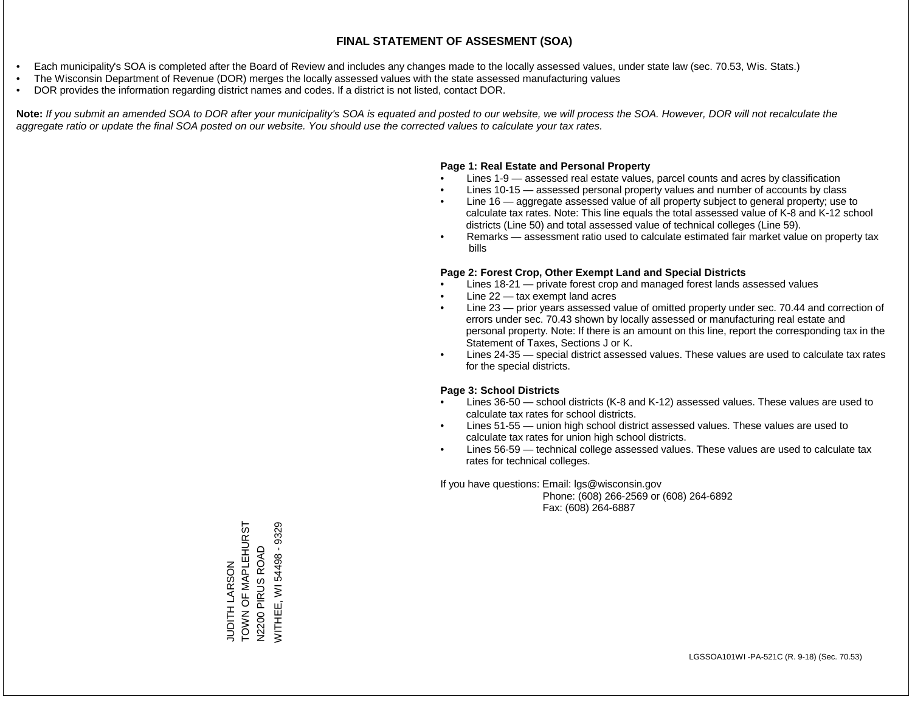# FINAL STATEMENT OF ASSESMENT (SOA)

- Each municipality's SOA is completed after the Board of Review and includes any changes made to the locally assessed values, under state law (sec. 70.53, Wis. Stats.)
- The Wisconsin Department of Revenue (DOR) merges the locally assessed values with the state assessed manufacturing values
- DOR provides the information regarding district names and codes. If a district is not listed, contact DOR.

**Note:** *If you submit an amended SOA to DOR after your municipality's SOA is equated and posted to our website, we will process the SOA. However, DOR will not recalculate the aggregate ratio or update the final SOA posted on our website. You should use the corrected values to calculate your tax rates.*

**Page 1: Real Estate and Personal Property**

- Lines 1-9 — assessed real estate values, parcel counts and acres by classification
- Lines 10-15 — assessed personal property values and number of accounts by class
- Line 16 — aggregate assessed value of all property subject to general property; use to calculate tax rates. Note: This line equals the total assessed value of K-8 and K-12 school districts (Line 50) and total assessed value of technical colleges (Line 59).
- Remarks — assessment ratio used to calculate estimated fair market value on property tax bills

**Page 2: Forest Crop, Other Exempt Land and Special Districts**

- Lines 18-21 — private forest crop and managed forest lands assessed values
- Line 22 — tax exempt land acres
- Line 23 — prior years assessed value of omitted property under sec. 70.44 and correction of errors under sec. 70.43 shown by locally assessed or manufacturing real estate and personal property. Note: If there is an amount on this line, report the corresponding tax in the Statement of Taxes, Sections J or K.
- Lines 24-35 — special district assessed values. These values are used to calculate tax rates for the special districts.

**Page 3: School Districts**

- Lines 36-50 — school districts (K-8 and K-12) assessed values. These values are used to calculate tax rates for school districts.
- Lines 51-55 — union high school district assessed values. These values are used to calculate tax rates for union high school districts.
- Lines 56-59 — technical college assessed values. These values are used to calculate tax rates for technical colleges.

If you have questions: Email: lgs@wisconsin.gov
Phone: (608) 266-2569 or (608) 264-6892
Fax: (608) 264-6887

JUDITH LARSON
TOWN OF MAPLEHURST
N2200 PIRUS ROAD
WITHEE, WI 54498 - 9329

LGSSOA101WI -PA-521C (R. 9-18) (Sec. 70.53)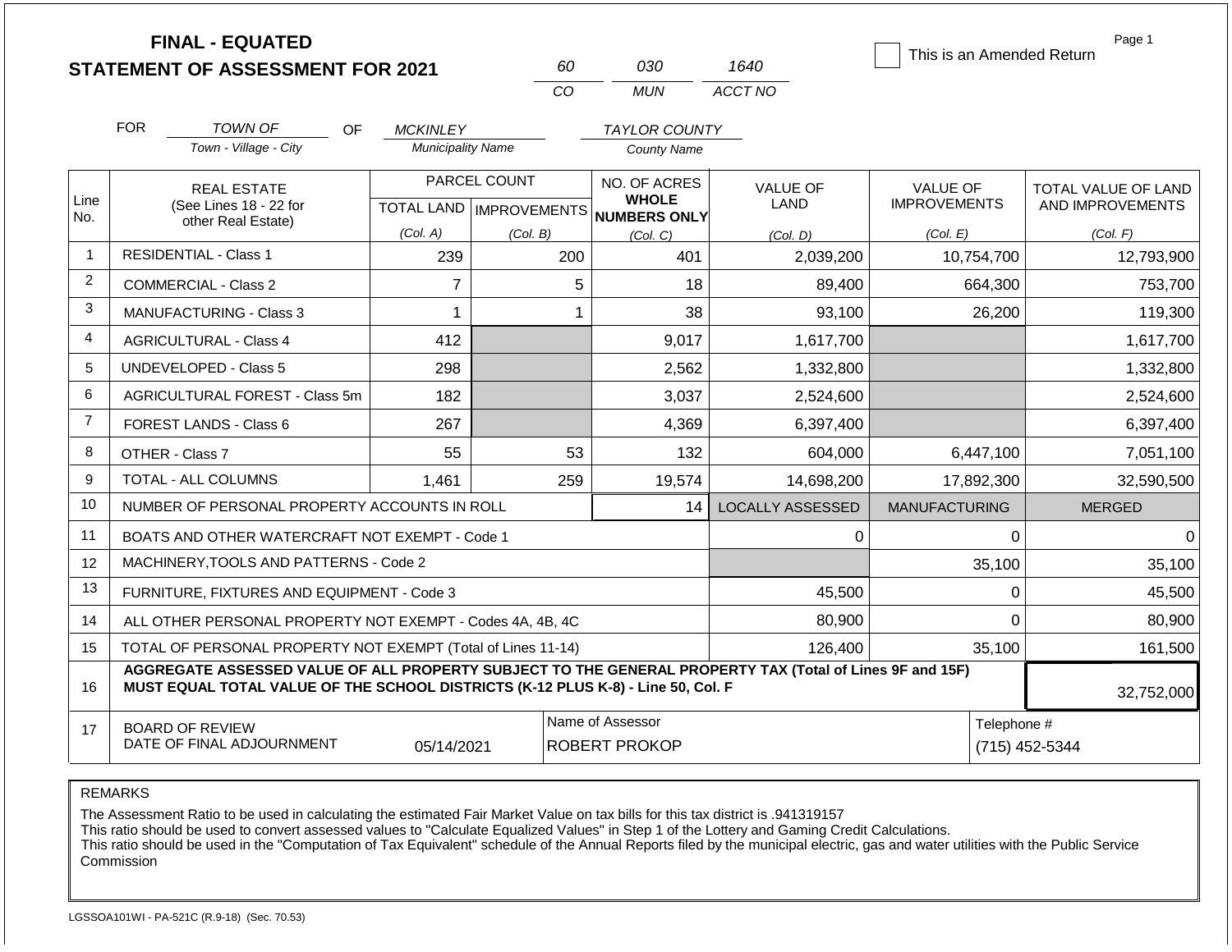# FINAL - EQUATED
# STATEMENT OF ASSESSMENT FOR 2021

| 60 | 030 | 1640 |
|---|---|---|
| CO | MUN | ACCT NO |

☐ This is an Amended Return

FOR TOWN OF (Town - Village - City) OF MCKINLEY (Municipality Name) TAYLOR COUNTY (County Name)

| Line No. | REAL ESTATE (See Lines 18 - 22 for other Real Estate) | PARCEL COUNT TOTAL LAND (Col. A) | PARCEL COUNT IMPROVEMENTS (Col. B) | NO. OF ACRES WHOLE NUMBERS ONLY (Col. C) | VALUE OF LAND (Col. D) | VALUE OF IMPROVEMENTS (Col. E) | TOTAL VALUE OF LAND AND IMPROVEMENTS (Col. F) |
|---|---|---|---|---|---|---|---|
| 1 | RESIDENTIAL - Class 1 | 239 | 200 | 401 | 2,039,200 | 10,754,700 | 12,793,900 |
| 2 | COMMERCIAL - Class 2 | 7 | 5 | 18 | 89,400 | 664,300 | 753,700 |
| 3 | MANUFACTURING - Class 3 | 1 | 1 | 38 | 93,100 | 26,200 | 119,300 |
| 4 | AGRICULTURAL - Class 4 | 412 | | 9,017 | 1,617,700 | | 1,617,700 |
| 5 | UNDEVELOPED - Class 5 | 298 | | 2,562 | 1,332,800 | | 1,332,800 |
| 6 | AGRICULTURAL FOREST - Class 5m | 182 | | 3,037 | 2,524,600 | | 2,524,600 |
| 7 | FOREST LANDS - Class 6 | 267 | | 4,369 | 6,397,400 | | 6,397,400 |
| 8 | OTHER - Class 7 | 55 | 53 | 132 | 604,000 | 6,447,100 | 7,051,100 |
| 9 | TOTAL - ALL COLUMNS | 1,461 | 259 | 19,574 | 14,698,200 | 17,892,300 | 32,590,500 |
| 10 | NUMBER OF PERSONAL PROPERTY ACCOUNTS IN ROLL | | | 14 | LOCALLY ASSESSED | MANUFACTURING | MERGED |
| 11 | BOATS AND OTHER WATERCRAFT NOT EXEMPT - Code 1 | | | | 0 | 0 | 0 |
| 12 | MACHINERY,TOOLS AND PATTERNS - Code 2 | | | | | 35,100 | 35,100 |
| 13 | FURNITURE, FIXTURES AND EQUIPMENT - Code 3 | | | | 45,500 | 0 | 45,500 |
| 14 | ALL OTHER PERSONAL PROPERTY NOT EXEMPT - Codes 4A, 4B, 4C | | | | 80,900 | 0 | 80,900 |
| 15 | TOTAL OF PERSONAL PROPERTY NOT EXEMPT (Total of Lines 11-14) | | | | 126,400 | 35,100 | 161,500 |
| 16 | **AGGREGATE ASSESSED VALUE OF ALL PROPERTY SUBJECT TO THE GENERAL PROPERTY TAX (Total of Lines 9F and 15F) MUST EQUAL TOTAL VALUE OF THE SCHOOL DISTRICTS (K-12 PLUS K-8) - Line 50, Col. F** | | | | | | 32,752,000 |
| 17 | BOARD OF REVIEW DATE OF FINAL ADJOURNMENT | 05/14/2021 | | Name of Assessor: ROBERT PROKOP | | Telephone #: (715) 452-5344 | |

REMARKS

The Assessment Ratio to be used in calculating the estimated Fair Market Value on tax bills for this tax district is .941319157
This ratio should be used to convert assessed values to "Calculate Equalized Values" in Step 1 of the Lottery and Gaming Credit Calculations.
This ratio should be used in the "Computation of Tax Equivalent" schedule of the Annual Reports filed by the municipal electric, gas and water utilities with the Public Service Commission

LGSSOA101WI - PA-521C (R.9-18) (Sec. 70.53)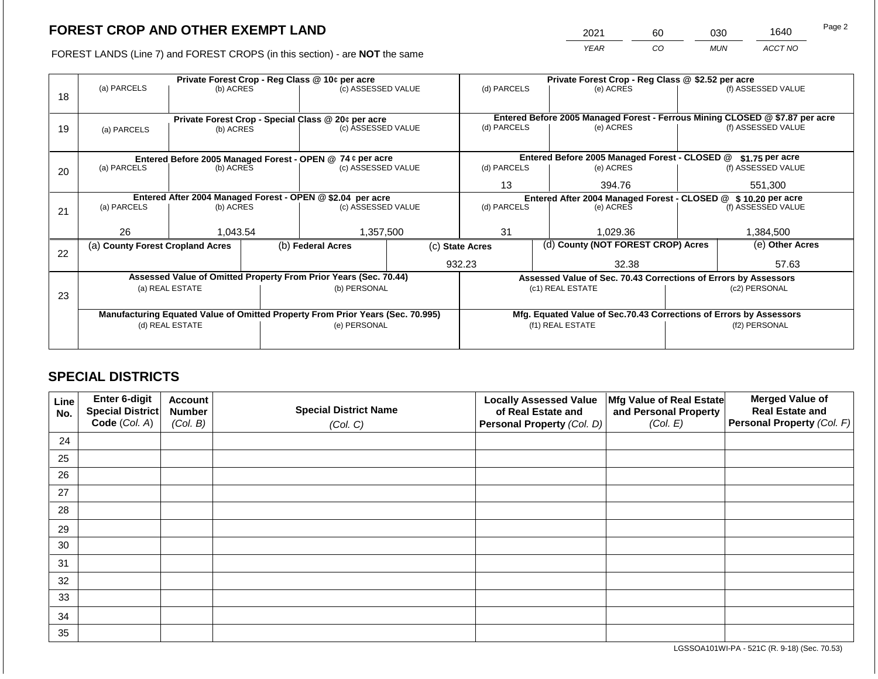## FOREST CROP AND OTHER EXEMPT LAND

FOREST LANDS (Line 7) and FOREST CROPS (in this section) - are **NOT** the same

| YEAR | CO | MUN | ACCT NO |
|---|---|---|---|
| 2021 | 60 | 030 | 1640 |

| Line | Private Forest Crop - Reg Class @ 10¢ per acre | | | Private Forest Crop - Reg Class @ $2.52 per acre | | |
|---|---|---|---|---|---|---|
| | (a) PARCELS | (b) ACRES | (c) ASSESSED VALUE | (d) PARCELS | (e) ACRES | (f) ASSESSED VALUE |
| 18 | | | | | | |
| | **Private Forest Crop - Special Class @ 20¢ per acre** | | | **Entered Before 2005 Managed Forest - Ferrous Mining CLOSED @ $7.87 per acre** | | |
| | (a) PARCELS | (b) ACRES | (c) ASSESSED VALUE | (d) PARCELS | (e) ACRES | (f) ASSESSED VALUE |
| 19 | | | | | | |
| | **Entered Before 2005 Managed Forest - OPEN @ 74 ¢ per acre** | | | **Entered Before 2005 Managed Forest - CLOSED @ $1.75 per acre** | | |
| | (a) PARCELS | (b) ACRES | (c) ASSESSED VALUE | (d) PARCELS | (e) ACRES | (f) ASSESSED VALUE |
| 20 | | | | 13 | 394.76 | 551,300 |
| | **Entered After 2004 Managed Forest - OPEN @ $2.04 per acre** | | | **Entered After 2004 Managed Forest - CLOSED @ $ 10.20 per acre** | | |
| | (a) PARCELS | (b) ACRES | (c) ASSESSED VALUE | (d) PARCELS | (e) ACRES | (f) ASSESSED VALUE |
| 21 | 26 | 1,043.54 | 1,357,500 | 31 | 1,029.36 | 1,384,500 |

| Line | (a) County Forest Cropland Acres | (b) Federal Acres | (c) State Acres | (d) County (NOT FOREST CROP) Acres | (e) Other Acres |
|---|---|---|---|---|---|
| 22 | | | 932.23 | 32.38 | 57.63 |

| Line | Assessed Value of Omitted Property From Prior Years (Sec. 70.44) | | Assessed Value of Sec. 70.43 Corrections of Errors by Assessors | |
|---|---|---|---|---|
| | (a) REAL ESTATE | (b) PERSONAL | (c1) REAL ESTATE | (c2) PERSONAL |
| 23 | | | | |
| | **Manufacturing Equated Value of Omitted Property From Prior Years (Sec. 70.995)** | | **Mfg. Equated Value of Sec.70.43 Corrections of Errors by Assessors** | |
| | (d) REAL ESTATE | (e) PERSONAL | (f1) REAL ESTATE | (f2) PERSONAL |
| | | | | |

## SPECIAL DISTRICTS

| Line No. | Enter 6-digit Special District Code (Col. A) | Account Number (Col. B) | Special District Name (Col. C) | Locally Assessed Value of Real Estate and Personal Property (Col. D) | Mfg Value of Real Estate and Personal Property (Col. E) | Merged Value of Real Estate and Personal Property (Col. F) |
|---|---|---|---|---|---|---|
| 24 | | | | | | |
| 25 | | | | | | |
| 26 | | | | | | |
| 27 | | | | | | |
| 28 | | | | | | |
| 29 | | | | | | |
| 30 | | | | | | |
| 31 | | | | | | |
| 32 | | | | | | |
| 33 | | | | | | |
| 34 | | | | | | |
| 35 | | | | | | |

LGSSOA101WI-PA - 521C (R. 9-18) (Sec. 70.53)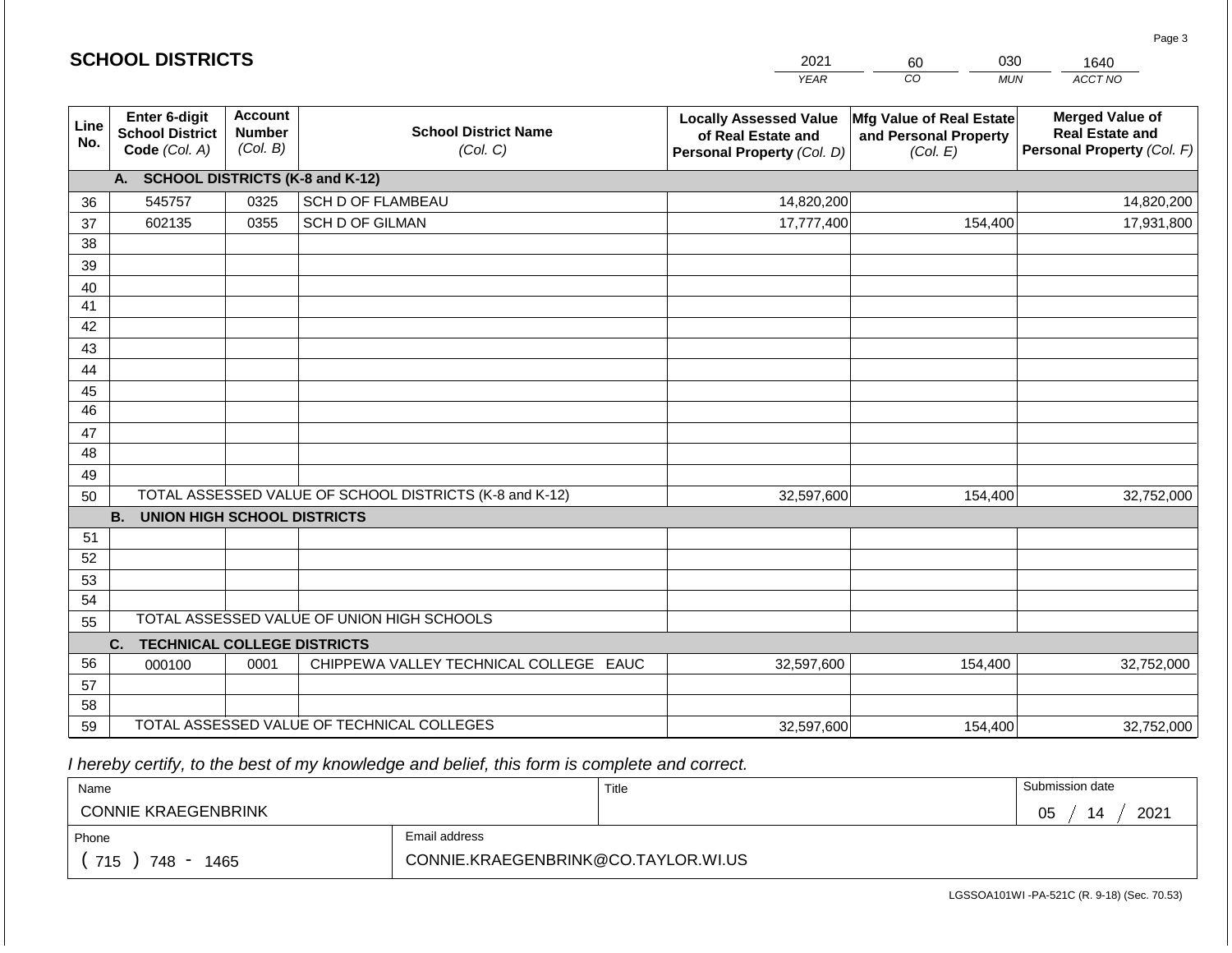## SCHOOL DISTRICTS

| YEAR | CO | MUN | ACCT NO |
|---|---|---|---|
| 2021 | 60 | 030 | 1640 |

| Line No. | Enter 6-digit School District Code (Col. A) | Account Number (Col. B) | School District Name (Col. C) | Locally Assessed Value of Real Estate and Personal Property (Col. D) | Mfg Value of Real Estate and Personal Property (Col. E) | Merged Value of Real Estate and Personal Property (Col. F) |
|---|---|---|---|---|---|---|
| | **A. SCHOOL DISTRICTS (K-8 and K-12)** | | | | | |
| 36 | 545757 | 0325 | SCH D OF FLAMBEAU | 14,820,200 | | 14,820,200 |
| 37 | 602135 | 0355 | SCH D OF GILMAN | 17,777,400 | 154,400 | 17,931,800 |
| 38 | | | | | | |
| 39 | | | | | | |
| 40 | | | | | | |
| 41 | | | | | | |
| 42 | | | | | | |
| 43 | | | | | | |
| 44 | | | | | | |
| 45 | | | | | | |
| 46 | | | | | | |
| 47 | | | | | | |
| 48 | | | | | | |
| 49 | | | | | | |
| 50 | TOTAL ASSESSED VALUE OF SCHOOL DISTRICTS (K-8 and K-12) | | | 32,597,600 | 154,400 | 32,752,000 |
| | **B. UNION HIGH SCHOOL DISTRICTS** | | | | | |
| 51 | | | | | | |
| 52 | | | | | | |
| 53 | | | | | | |
| 54 | | | | | | |
| 55 | TOTAL ASSESSED VALUE OF UNION HIGH SCHOOLS | | | | | |
| | **C. TECHNICAL COLLEGE DISTRICTS** | | | | | |
| 56 | 000100 | 0001 | CHIPPEWA VALLEY TECHNICAL COLLEGE EAUC | 32,597,600 | 154,400 | 32,752,000 |
| 57 | | | | | | |
| 58 | | | | | | |
| 59 | TOTAL ASSESSED VALUE OF TECHNICAL COLLEGES | | | 32,597,600 | 154,400 | 32,752,000 |

*I hereby certify, to the best of my knowledge and belief, this form is complete and correct.*

| Name | Title | Submission date |
|---|---|---|
| CONNIE KRAEGENBRINK | | 05 / 14 / 2021 |

| Phone | Email address |
|---|---|
| ( 715 ) 748 - 1465 | CONNIE.KRAEGENBRINK@CO.TAYLOR.WI.US |

LGSSOA101WI -PA-521C (R. 9-18) (Sec. 70.53)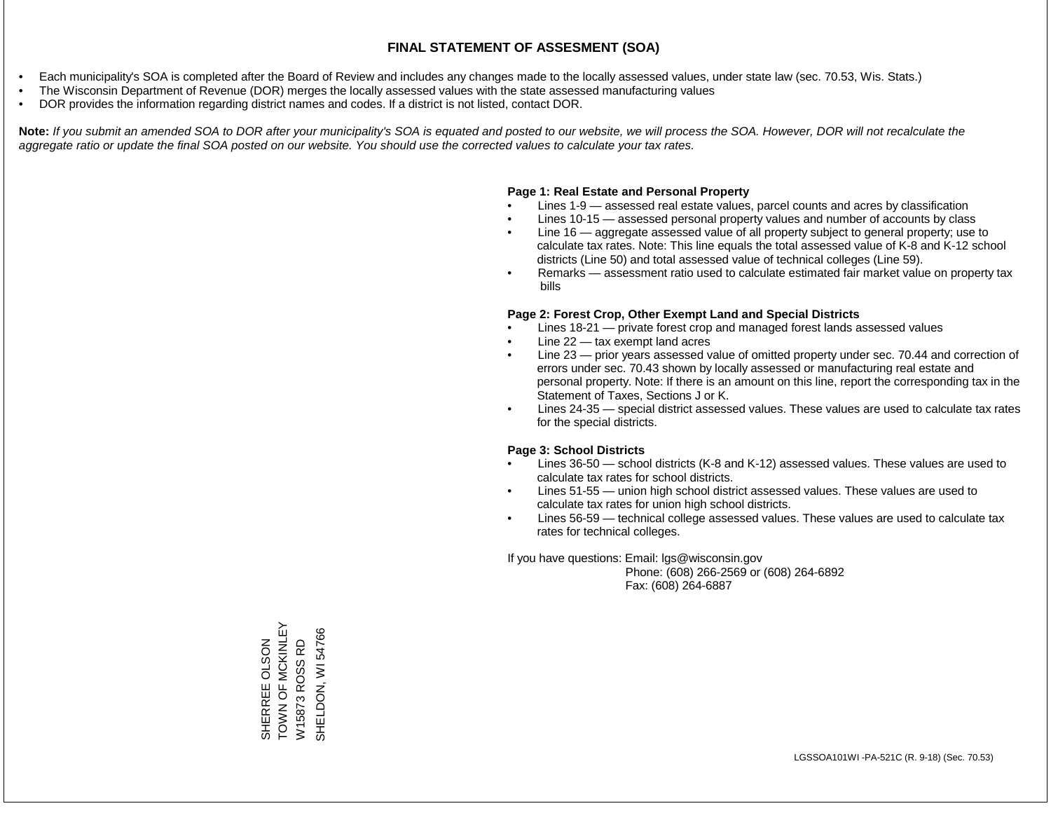# FINAL STATEMENT OF ASSESMENT (SOA)

- Each municipality's SOA is completed after the Board of Review and includes any changes made to the locally assessed values, under state law (sec. 70.53, Wis. Stats.)
- The Wisconsin Department of Revenue (DOR) merges the locally assessed values with the state assessed manufacturing values
- DOR provides the information regarding district names and codes. If a district is not listed, contact DOR.

**Note:** *If you submit an amended SOA to DOR after your municipality's SOA is equated and posted to our website, we will process the SOA. However, DOR will not recalculate the aggregate ratio or update the final SOA posted on our website. You should use the corrected values to calculate your tax rates.*

**Page 1: Real Estate and Personal Property**

- Lines 1-9 — assessed real estate values, parcel counts and acres by classification
- Lines 10-15 — assessed personal property values and number of accounts by class
- Line 16 — aggregate assessed value of all property subject to general property; use to calculate tax rates. Note: This line equals the total assessed value of K-8 and K-12 school districts (Line 50) and total assessed value of technical colleges (Line 59).
- Remarks — assessment ratio used to calculate estimated fair market value on property tax bills

**Page 2: Forest Crop, Other Exempt Land and Special Districts**

- Lines 18-21 — private forest crop and managed forest lands assessed values
- Line 22 — tax exempt land acres
- Line 23 — prior years assessed value of omitted property under sec. 70.44 and correction of errors under sec. 70.43 shown by locally assessed or manufacturing real estate and personal property. Note: If there is an amount on this line, report the corresponding tax in the Statement of Taxes, Sections J or K.
- Lines 24-35 — special district assessed values. These values are used to calculate tax rates for the special districts.

**Page 3: School Districts**

- Lines 36-50 — school districts (K-8 and K-12) assessed values. These values are used to calculate tax rates for school districts.
- Lines 51-55 — union high school district assessed values. These values are used to calculate tax rates for union high school districts.
- Lines 56-59 — technical college assessed values. These values are used to calculate tax rates for technical colleges.

If you have questions: Email: lgs@wisconsin.gov
Phone: (608) 266-2569 or (608) 264-6892
Fax: (608) 264-6887

SHERREE OLSON
TOWN OF MCKINLEY
W15873 ROSS RD
SHELDON, WI 54766

LGSSOA101WI -PA-521C (R. 9-18) (Sec. 70.53)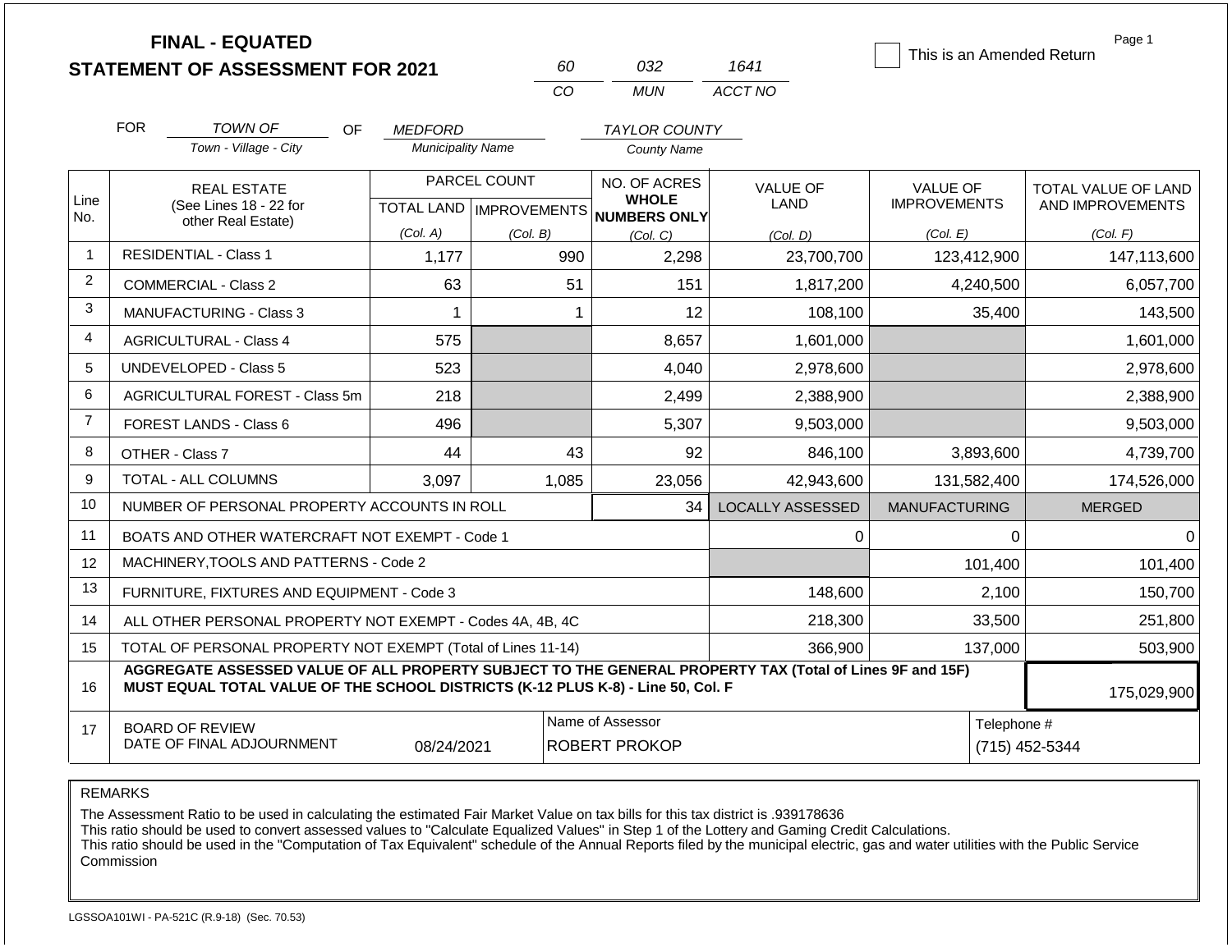# FINAL - EQUATED
# STATEMENT OF ASSESSMENT FOR 2021

| 60 | 032 | 1641 |
|---|---|---|
| CO | MUN | ACCT NO |

☐ This is an Amended Return

Page 1

FOR TOWN OF (Town - Village - City) OF MEDFORD (Municipality Name) TAYLOR COUNTY (County Name)

| Line No. | REAL ESTATE (See Lines 18 - 22 for other Real Estate) | PARCEL COUNT TOTAL LAND (Col. A) | PARCEL COUNT IMPROVEMENTS (Col. B) | NO. OF ACRES WHOLE NUMBERS ONLY (Col. C) | VALUE OF LAND (Col. D) | VALUE OF IMPROVEMENTS (Col. E) | TOTAL VALUE OF LAND AND IMPROVEMENTS (Col. F) |
|---|---|---|---|---|---|---|---|
| 1 | RESIDENTIAL - Class 1 | 1,177 | 990 | 2,298 | 23,700,700 | 123,412,900 | 147,113,600 |
| 2 | COMMERCIAL - Class 2 | 63 | 51 | 151 | 1,817,200 | 4,240,500 | 6,057,700 |
| 3 | MANUFACTURING - Class 3 | 1 | 1 | 12 | 108,100 | 35,400 | 143,500 |
| 4 | AGRICULTURAL - Class 4 | 575 | | 8,657 | 1,601,000 | | 1,601,000 |
| 5 | UNDEVELOPED - Class 5 | 523 | | 4,040 | 2,978,600 | | 2,978,600 |
| 6 | AGRICULTURAL FOREST - Class 5m | 218 | | 2,499 | 2,388,900 | | 2,388,900 |
| 7 | FOREST LANDS - Class 6 | 496 | | 5,307 | 9,503,000 | | 9,503,000 |
| 8 | OTHER - Class 7 | 44 | 43 | 92 | 846,100 | 3,893,600 | 4,739,700 |
| 9 | TOTAL - ALL COLUMNS | 3,097 | 1,085 | 23,056 | 42,943,600 | 131,582,400 | 174,526,000 |
| 10 | NUMBER OF PERSONAL PROPERTY ACCOUNTS IN ROLL | | | 34 | LOCALLY ASSESSED | MANUFACTURING | MERGED |
| 11 | BOATS AND OTHER WATERCRAFT NOT EXEMPT - Code 1 | | | | 0 | 0 | 0 |
| 12 | MACHINERY,TOOLS AND PATTERNS - Code 2 | | | | | 101,400 | 101,400 |
| 13 | FURNITURE, FIXTURES AND EQUIPMENT - Code 3 | | | | 148,600 | 2,100 | 150,700 |
| 14 | ALL OTHER PERSONAL PROPERTY NOT EXEMPT - Codes 4A, 4B, 4C | | | | 218,300 | 33,500 | 251,800 |
| 15 | TOTAL OF PERSONAL PROPERTY NOT EXEMPT (Total of Lines 11-14) | | | | 366,900 | 137,000 | 503,900 |
| 16 | **AGGREGATE ASSESSED VALUE OF ALL PROPERTY SUBJECT TO THE GENERAL PROPERTY TAX (Total of Lines 9F and 15F) MUST EQUAL TOTAL VALUE OF THE SCHOOL DISTRICTS (K-12 PLUS K-8) - Line 50, Col. F** | | | | | | 175,029,900 |
| 17 | BOARD OF REVIEW DATE OF FINAL ADJOURNMENT | 08/24/2021 | Name of Assessor: ROBERT PROKOP | | | Telephone #: (715) 452-5344 | |

REMARKS

The Assessment Ratio to be used in calculating the estimated Fair Market Value on tax bills for this tax district is .939178636
This ratio should be used to convert assessed values to "Calculate Equalized Values" in Step 1 of the Lottery and Gaming Credit Calculations.
This ratio should be used in the "Computation of Tax Equivalent" schedule of the Annual Reports filed by the municipal electric, gas and water utilities with the Public Service Commission

LGSSOA101WI - PA-521C (R.9-18) (Sec. 70.53)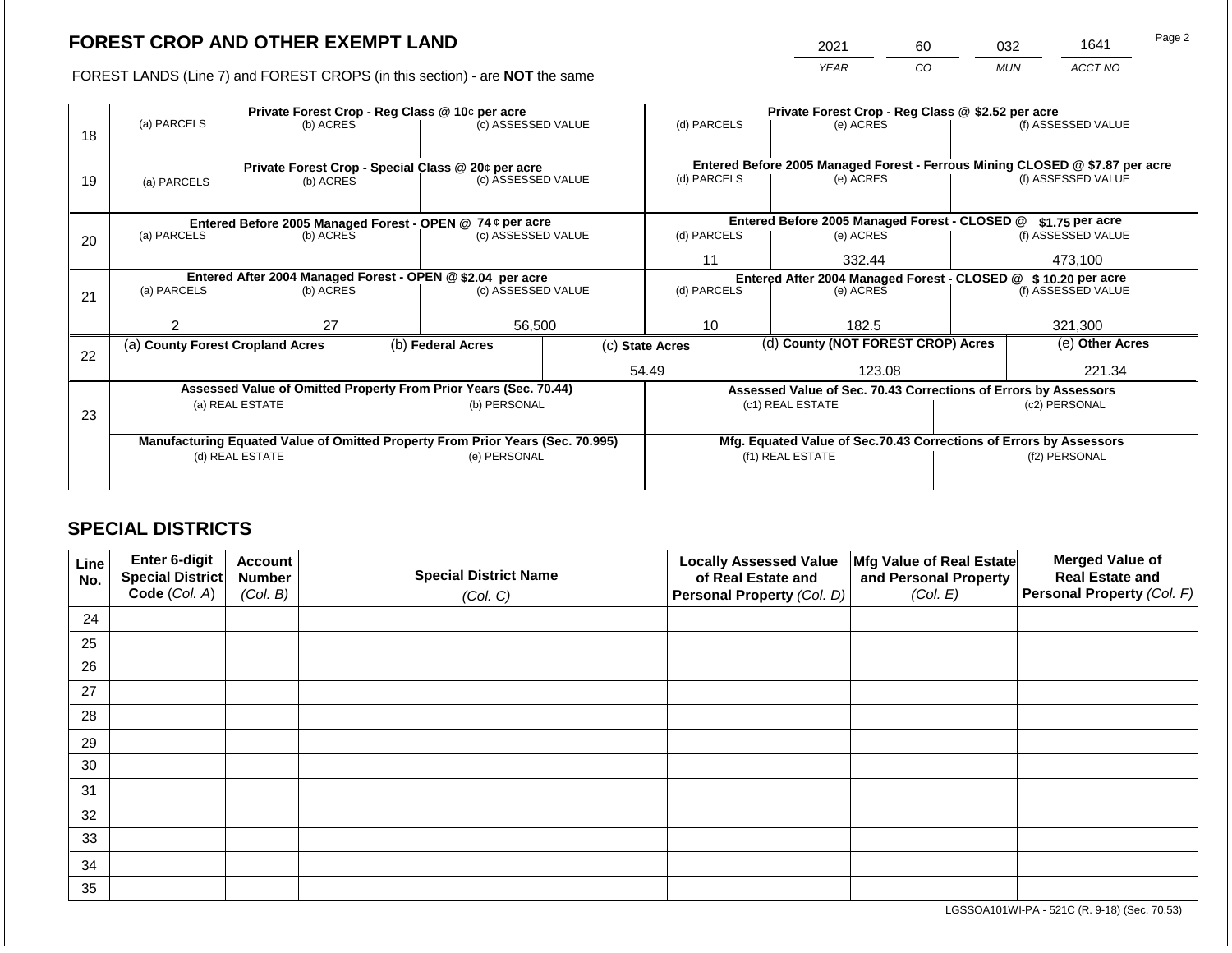# FOREST CROP AND OTHER EXEMPT LAND

| 2021 | 60 | 032 | 1641 |
|---|---|---|---|
| YEAR | CO | MUN | ACCT NO |

FOREST LANDS (Line 7) and FOREST CROPS (in this section) - are **NOT** the same

| Line | (a) PARCELS | (b) ACRES | (c) ASSESSED VALUE | (d) PARCELS | (e) ACRES | (f) ASSESSED VALUE |
|---|---|---|---|---|---|---|
| 18 | Private Forest Crop - Reg Class @ 10¢ per acre | | | Private Forest Crop - Reg Class @ $2.52 per acre | | |
| | | | | | | |
| 19 | Private Forest Crop - Special Class @ 20¢ per acre | | | Entered Before 2005 Managed Forest - Ferrous Mining CLOSED @ $7.87 per acre | | |
| | | | | | | |
| 20 | Entered Before 2005 Managed Forest - OPEN @ 74 ¢ per acre | | | Entered Before 2005 Managed Forest - CLOSED @ $1.75 per acre | | |
| | | | | 11 | 332.44 | 473,100 |
| 21 | Entered After 2004 Managed Forest - OPEN @ $2.04 per acre | | | Entered After 2004 Managed Forest - CLOSED @ $ 10.20 per acre | | |
| | 2 | 27 | 56,500 | 10 | 182.5 | 321,300 |

| Line | (a) County Forest Cropland Acres | (b) Federal Acres | (c) State Acres | (d) County (NOT FOREST CROP) Acres | (e) Other Acres |
|---|---|---|---|---|---|
| 22 | | | 54.49 | 123.08 | 221.34 |

| Line | Assessed Value of Omitted Property From Prior Years (Sec. 70.44) | | Assessed Value of Sec. 70.43 Corrections of Errors by Assessors | |
|---|---|---|---|---|
| 23 | (a) REAL ESTATE | (b) PERSONAL | (c1) REAL ESTATE | (c2) PERSONAL |
| | | | | |
| | **Manufacturing Equated Value of Omitted Property From Prior Years (Sec. 70.995)** | | **Mfg. Equated Value of Sec.70.43 Corrections of Errors by Assessors** | |
| | (d) REAL ESTATE | (e) PERSONAL | (f1) REAL ESTATE | (f2) PERSONAL |
| | | | | |

## SPECIAL DISTRICTS

| Line No. | Enter 6-digit Special District Code (Col. A) | Account Number (Col. B) | Special District Name (Col. C) | Locally Assessed Value of Real Estate and Personal Property (Col. D) | Mfg Value of Real Estate and Personal Property (Col. E) | Merged Value of Real Estate and Personal Property (Col. F) |
|---|---|---|---|---|---|---|
| 24 | | | | | | |
| 25 | | | | | | |
| 26 | | | | | | |
| 27 | | | | | | |
| 28 | | | | | | |
| 29 | | | | | | |
| 30 | | | | | | |
| 31 | | | | | | |
| 32 | | | | | | |
| 33 | | | | | | |
| 34 | | | | | | |
| 35 | | | | | | |

LGSSOA101WI-PA - 521C (R. 9-18) (Sec. 70.53)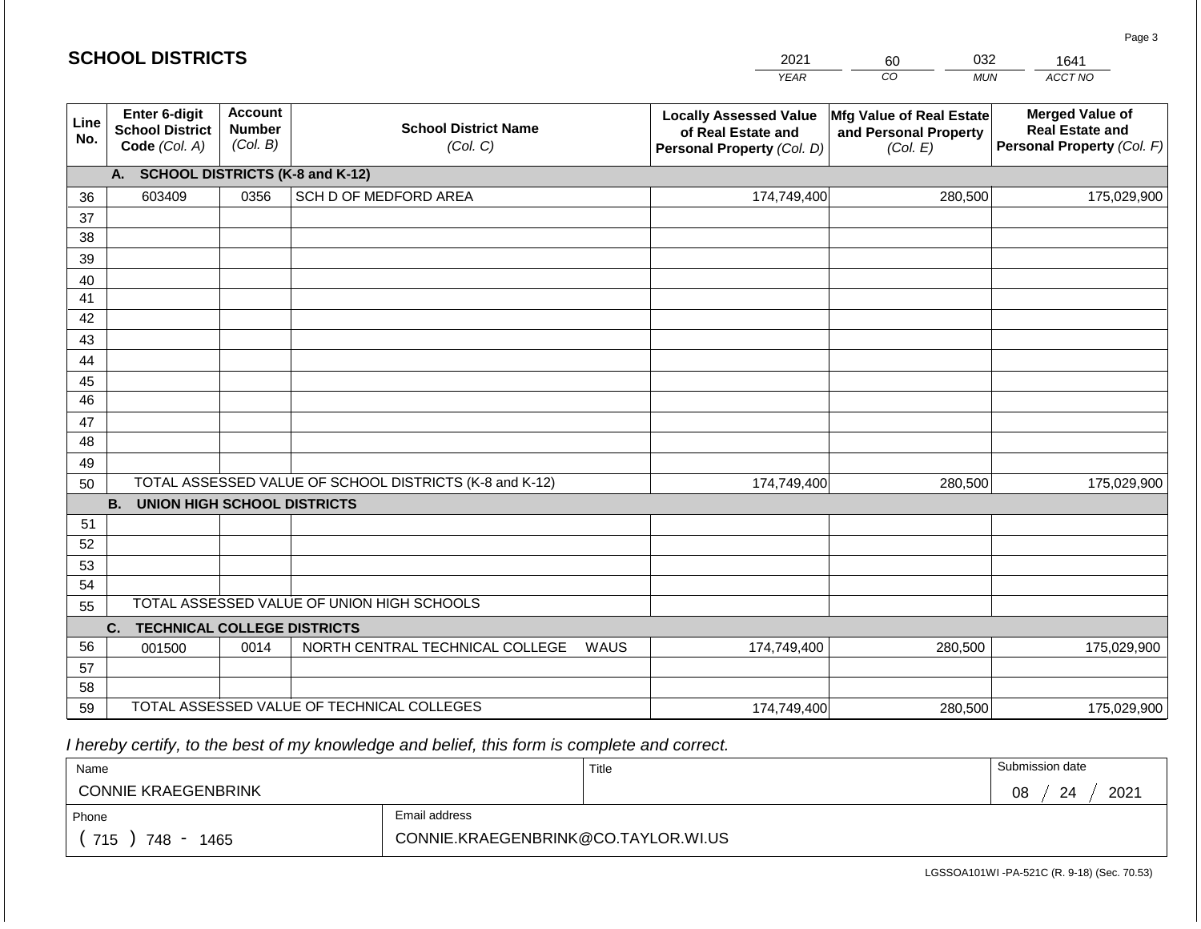## SCHOOL DISTRICTS

| YEAR | CO | MUN | ACCT NO |
|---|---|---|---|
| 2021 | 60 | 032 | 1641 |

| Line No. | Enter 6-digit School District Code *(Col. A)* | Account Number *(Col. B)* | School District Name *(Col. C)* | Locally Assessed Value of Real Estate and Personal Property *(Col. D)* | Mfg Value of Real Estate and Personal Property *(Col. E)* | Merged Value of Real Estate and Personal Property *(Col. F)* |
|---|---|---|---|---|---|---|
| | **A. SCHOOL DISTRICTS (K-8 and K-12)** | | | | | |
| 36 | 603409 | 0356 | SCH D OF MEDFORD AREA | 174,749,400 | 280,500 | 175,029,900 |
| 37 | | | | | | |
| 38 | | | | | | |
| 39 | | | | | | |
| 40 | | | | | | |
| 41 | | | | | | |
| 42 | | | | | | |
| 43 | | | | | | |
| 44 | | | | | | |
| 45 | | | | | | |
| 46 | | | | | | |
| 47 | | | | | | |
| 48 | | | | | | |
| 49 | | | | | | |
| 50 | TOTAL ASSESSED VALUE OF SCHOOL DISTRICTS (K-8 and K-12) | | | 174,749,400 | 280,500 | 175,029,900 |
| | **B. UNION HIGH SCHOOL DISTRICTS** | | | | | |
| 51 | | | | | | |
| 52 | | | | | | |
| 53 | | | | | | |
| 54 | | | | | | |
| 55 | TOTAL ASSESSED VALUE OF UNION HIGH SCHOOLS | | | | | |
| | **C. TECHNICAL COLLEGE DISTRICTS** | | | | | |
| 56 | 001500 | 0014 | NORTH CENTRAL TECHNICAL COLLEGE WAUS | 174,749,400 | 280,500 | 175,029,900 |
| 57 | | | | | | |
| 58 | | | | | | |
| 59 | TOTAL ASSESSED VALUE OF TECHNICAL COLLEGES | | | 174,749,400 | 280,500 | 175,029,900 |

*I hereby certify, to the best of my knowledge and belief, this form is complete and correct.*

| Name | | Title | Submission date |
|---|---|---|---|
| CONNIE KRAEGENBRINK | | | 08 / 24 / 2021 |
| **Phone** | **Email address** | | |
| ( 715 ) 748 - 1465 | CONNIE.KRAEGENBRINK@CO.TAYLOR.WI.US | | |

LGSSOA101WI -PA-521C (R. 9-18) (Sec. 70.53)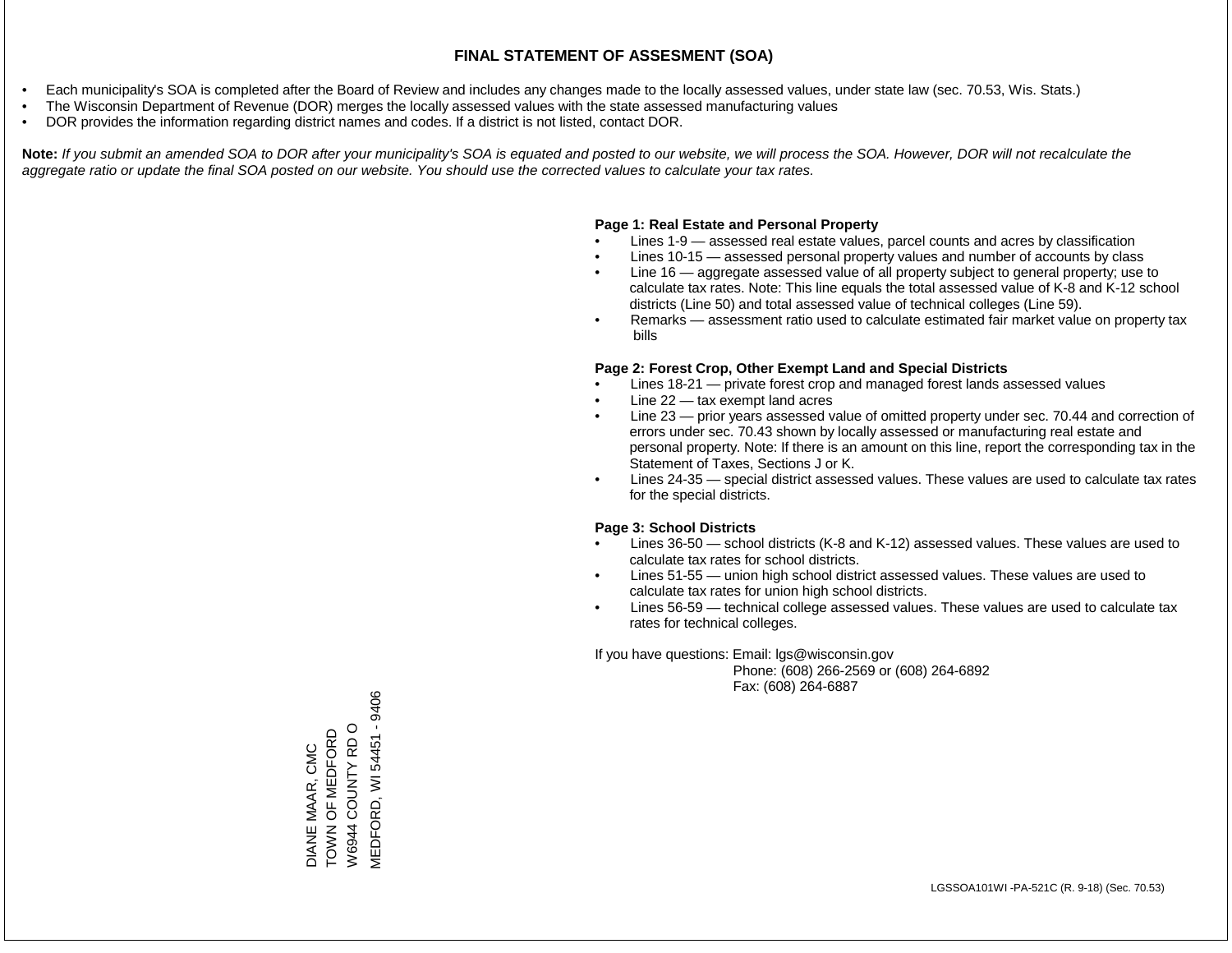# FINAL STATEMENT OF ASSESMENT (SOA)

- Each municipality's SOA is completed after the Board of Review and includes any changes made to the locally assessed values, under state law (sec. 70.53, Wis. Stats.)
- The Wisconsin Department of Revenue (DOR) merges the locally assessed values with the state assessed manufacturing values
- DOR provides the information regarding district names and codes. If a district is not listed, contact DOR.

**Note:** *If you submit an amended SOA to DOR after your municipality's SOA is equated and posted to our website, we will process the SOA. However, DOR will not recalculate the aggregate ratio or update the final SOA posted on our website. You should use the corrected values to calculate your tax rates.*

**Page 1: Real Estate and Personal Property**

- Lines 1-9 — assessed real estate values, parcel counts and acres by classification
- Lines 10-15 — assessed personal property values and number of accounts by class
- Line 16 — aggregate assessed value of all property subject to general property; use to calculate tax rates. Note: This line equals the total assessed value of K-8 and K-12 school districts (Line 50) and total assessed value of technical colleges (Line 59).
- Remarks — assessment ratio used to calculate estimated fair market value on property tax bills

**Page 2: Forest Crop, Other Exempt Land and Special Districts**

- Lines 18-21 — private forest crop and managed forest lands assessed values
- Line 22 — tax exempt land acres
- Line 23 — prior years assessed value of omitted property under sec. 70.44 and correction of errors under sec. 70.43 shown by locally assessed or manufacturing real estate and personal property. Note: If there is an amount on this line, report the corresponding tax in the Statement of Taxes, Sections J or K.
- Lines 24-35 — special district assessed values. These values are used to calculate tax rates for the special districts.

**Page 3: School Districts**

- Lines 36-50 — school districts (K-8 and K-12) assessed values. These values are used to calculate tax rates for school districts.
- Lines 51-55 — union high school district assessed values. These values are used to calculate tax rates for union high school districts.
- Lines 56-59 — technical college assessed values. These values are used to calculate tax rates for technical colleges.

If you have questions: Email: lgs@wisconsin.gov
Phone: (608) 266-2569 or (608) 264-6892
Fax: (608) 264-6887

DIANE MAAR, CMC
TOWN OF MEDFORD
W6944 COUNTY RD O
MEDFORD, WI 54451 - 9406

LGSSOA101WI -PA-521C (R. 9-18) (Sec. 70.53)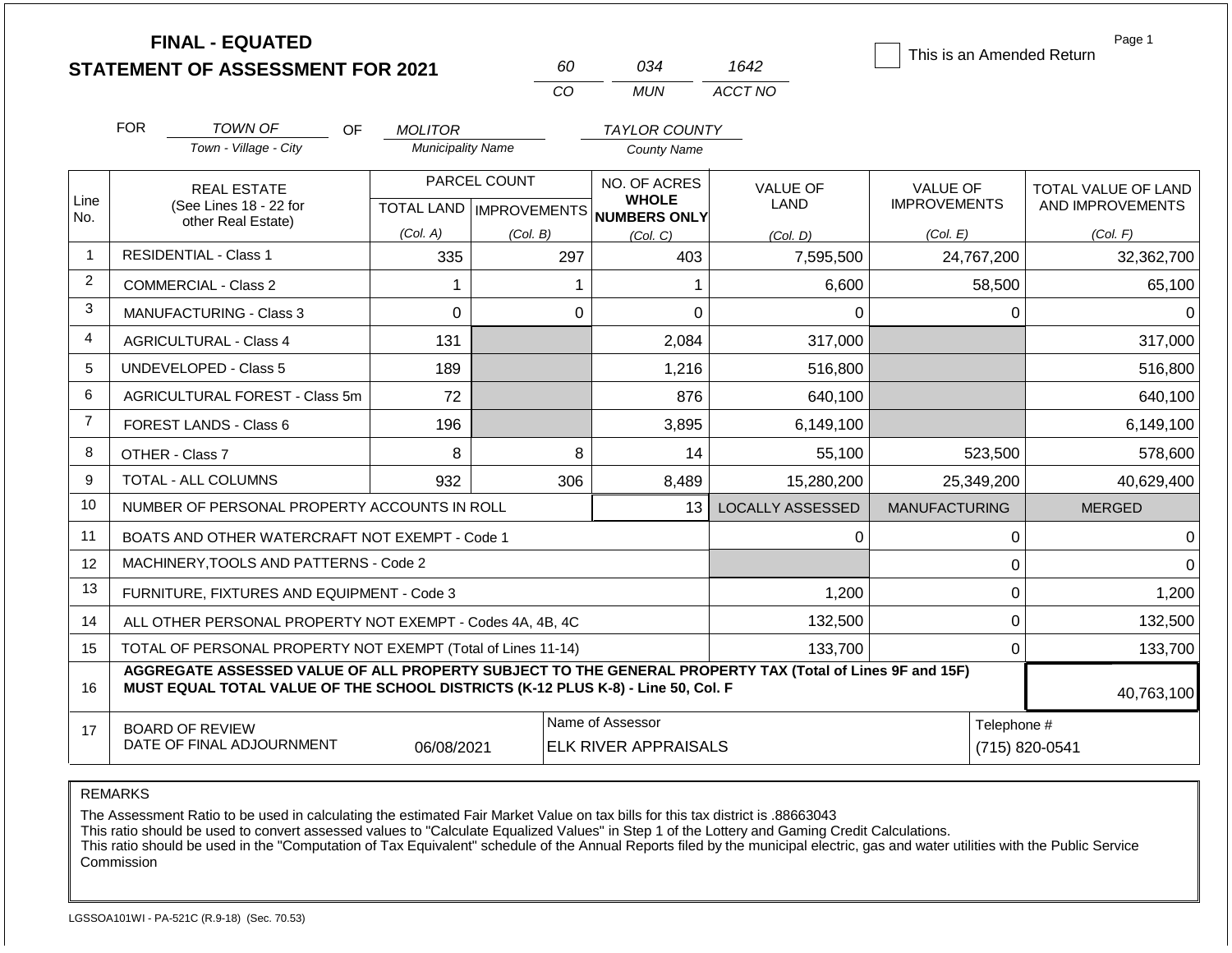# FINAL - EQUATED
# STATEMENT OF ASSESSMENT FOR 2021

| 60 | 034 | 1642 |
|---|---|---|
| CO | MUN | ACCT NO |

☐ This is an Amended Return

Page 1

FOR *TOWN OF* (Town - Village - City) OF *MOLITOR* (Municipality Name) *TAYLOR COUNTY* (County Name)

| Line No. | REAL ESTATE (See Lines 18 - 22 for other Real Estate) | PARCEL COUNT TOTAL LAND (Col. A) | PARCEL COUNT IMPROVEMENTS (Col. B) | NO. OF ACRES WHOLE NUMBERS ONLY (Col. C) | VALUE OF LAND (Col. D) | VALUE OF IMPROVEMENTS (Col. E) | TOTAL VALUE OF LAND AND IMPROVEMENTS (Col. F) |
|---|---|---|---|---|---|---|---|
| 1 | RESIDENTIAL - Class 1 | 335 | 297 | 403 | 7,595,500 | 24,767,200 | 32,362,700 |
| 2 | COMMERCIAL - Class 2 | 1 | 1 | 1 | 6,600 | 58,500 | 65,100 |
| 3 | MANUFACTURING - Class 3 | 0 | 0 | 0 | 0 | 0 | 0 |
| 4 | AGRICULTURAL - Class 4 | 131 | | 2,084 | 317,000 | | 317,000 |
| 5 | UNDEVELOPED - Class 5 | 189 | | 1,216 | 516,800 | | 516,800 |
| 6 | AGRICULTURAL FOREST - Class 5m | 72 | | 876 | 640,100 | | 640,100 |
| 7 | FOREST LANDS - Class 6 | 196 | | 3,895 | 6,149,100 | | 6,149,100 |
| 8 | OTHER - Class 7 | 8 | 8 | 14 | 55,100 | 523,500 | 578,600 |
| 9 | TOTAL - ALL COLUMNS | 932 | 306 | 8,489 | 15,280,200 | 25,349,200 | 40,629,400 |
| 10 | NUMBER OF PERSONAL PROPERTY ACCOUNTS IN ROLL | | | 13 | LOCALLY ASSESSED | MANUFACTURING | MERGED |
| 11 | BOATS AND OTHER WATERCRAFT NOT EXEMPT - Code 1 | | | | 0 | 0 | 0 |
| 12 | MACHINERY,TOOLS AND PATTERNS - Code 2 | | | | | 0 | 0 |
| 13 | FURNITURE, FIXTURES AND EQUIPMENT - Code 3 | | | | 1,200 | 0 | 1,200 |
| 14 | ALL OTHER PERSONAL PROPERTY NOT EXEMPT - Codes 4A, 4B, 4C | | | | 132,500 | 0 | 132,500 |
| 15 | TOTAL OF PERSONAL PROPERTY NOT EXEMPT (Total of Lines 11-14) | | | | 133,700 | 0 | 133,700 |
| 16 | **AGGREGATE ASSESSED VALUE OF ALL PROPERTY SUBJECT TO THE GENERAL PROPERTY TAX (Total of Lines 9F and 15F) MUST EQUAL TOTAL VALUE OF THE SCHOOL DISTRICTS (K-12 PLUS K-8) - Line 50, Col. F** | | | | | | 40,763,100 |
| 17 | BOARD OF REVIEW DATE OF FINAL ADJOURNMENT | 06/08/2021 | | Name of Assessor: ELK RIVER APPRAISALS | | Telephone #: (715) 820-0541 | |

REMARKS

The Assessment Ratio to be used in calculating the estimated Fair Market Value on tax bills for this tax district is .88663043
This ratio should be used to convert assessed values to "Calculate Equalized Values" in Step 1 of the Lottery and Gaming Credit Calculations.
This ratio should be used in the "Computation of Tax Equivalent" schedule of the Annual Reports filed by the municipal electric, gas and water utilities with the Public Service Commission

LGSSOA101WI - PA-521C (R.9-18) (Sec. 70.53)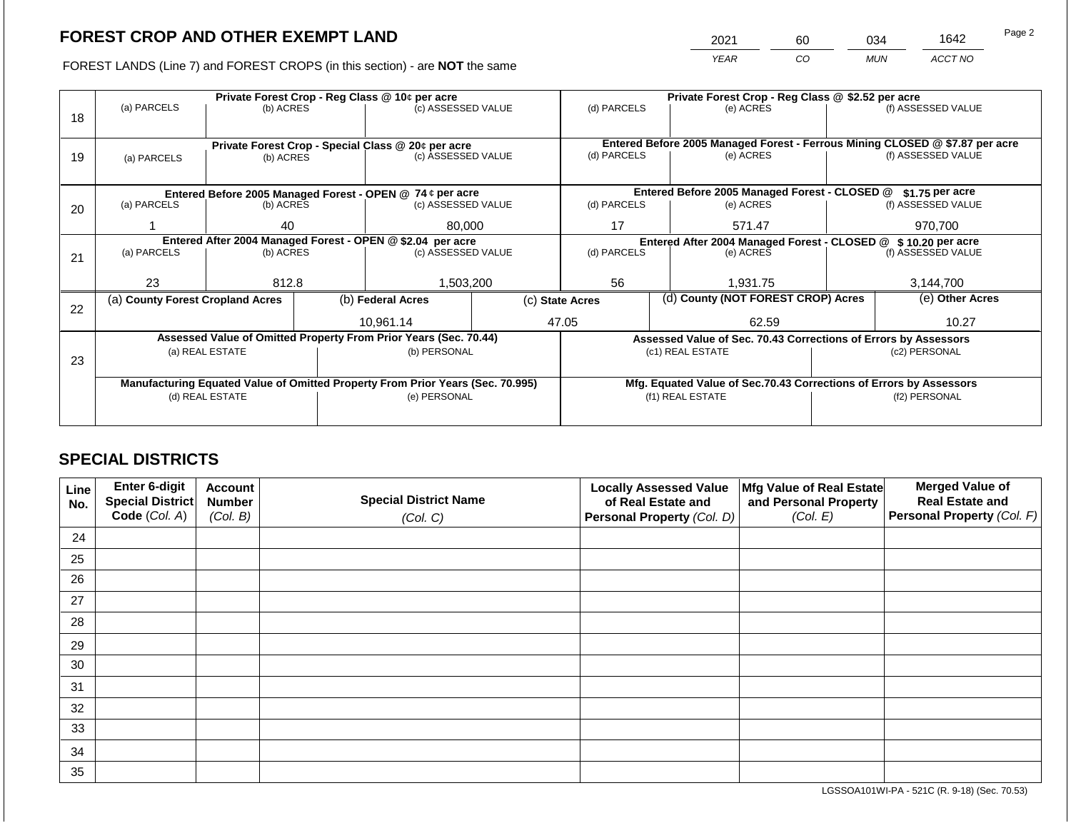# FOREST CROP AND OTHER EXEMPT LAND

| 2021 | 60 | 034 | 1642 |
|---|---|---|---|
| *YEAR* | *CO* | *MUN* | *ACCT NO* |

FOREST LANDS (Line 7) and FOREST CROPS (in this section) - are **NOT** the same

| Line | Private Forest Crop - Reg Class @ 10¢ per acre | | | Private Forest Crop - Reg Class @ $2.52 per acre | | |
|---|---|---|---|---|---|---|
| 18 | (a) PARCELS | (b) ACRES | (c) ASSESSED VALUE | (d) PARCELS | (e) ACRES | (f) ASSESSED VALUE |
| | | | | | | |
| | **Private Forest Crop - Special Class @ 20¢ per acre** | | | **Entered Before 2005 Managed Forest - Ferrous Mining CLOSED @ $7.87 per acre** | | |
| 19 | (a) PARCELS | (b) ACRES | (c) ASSESSED VALUE | (d) PARCELS | (e) ACRES | (f) ASSESSED VALUE |
| | | | | | | |
| | **Entered Before 2005 Managed Forest - OPEN @ 74 ¢ per acre** | | | **Entered Before 2005 Managed Forest - CLOSED @ $1.75 per acre** | | |
| 20 | (a) PARCELS | (b) ACRES | (c) ASSESSED VALUE | (d) PARCELS | (e) ACRES | (f) ASSESSED VALUE |
| | 1 | 40 | 80,000 | 17 | 571.47 | 970,700 |
| | **Entered After 2004 Managed Forest - OPEN @ $2.04 per acre** | | | **Entered After 2004 Managed Forest - CLOSED @ $ 10.20 per acre** | | |
| 21 | (a) PARCELS | (b) ACRES | (c) ASSESSED VALUE | (d) PARCELS | (e) ACRES | (f) ASSESSED VALUE |
| | 23 | 812.8 | 1,503,200 | 56 | 1,931.75 | 3,144,700 |

| Line | (a) County Forest Cropland Acres | (b) Federal Acres | (c) State Acres | (d) County (NOT FOREST CROP) Acres | (e) Other Acres |
|---|---|---|---|---|---|
| 22 | | 10,961.14 | 47.05 | 62.59 | 10.27 |

| Line | Assessed Value of Omitted Property From Prior Years (Sec. 70.44) | | Assessed Value of Sec. 70.43 Corrections of Errors by Assessors | |
|---|---|---|---|---|
| 23 | (a) REAL ESTATE | (b) PERSONAL | (c1) REAL ESTATE | (c2) PERSONAL |
| | | | | |
| | **Manufacturing Equated Value of Omitted Property From Prior Years (Sec. 70.995)** | | **Mfg. Equated Value of Sec.70.43 Corrections of Errors by Assessors** | |
| | (d) REAL ESTATE | (e) PERSONAL | (f1) REAL ESTATE | (f2) PERSONAL |
| | | | | |

## SPECIAL DISTRICTS

| Line No. | Enter 6-digit Special District Code (*Col. A*) | Account Number (*Col. B*) | Special District Name (*Col. C*) | Locally Assessed Value of Real Estate and Personal Property (*Col. D*) | Mfg Value of Real Estate and Personal Property (*Col. E*) | Merged Value of Real Estate and Personal Property (*Col. F*) |
|---|---|---|---|---|---|---|
| 24 | | | | | | |
| 25 | | | | | | |
| 26 | | | | | | |
| 27 | | | | | | |
| 28 | | | | | | |
| 29 | | | | | | |
| 30 | | | | | | |
| 31 | | | | | | |
| 32 | | | | | | |
| 33 | | | | | | |
| 34 | | | | | | |
| 35 | | | | | | |

LGSSOA101WI-PA - 521C (R. 9-18) (Sec. 70.53)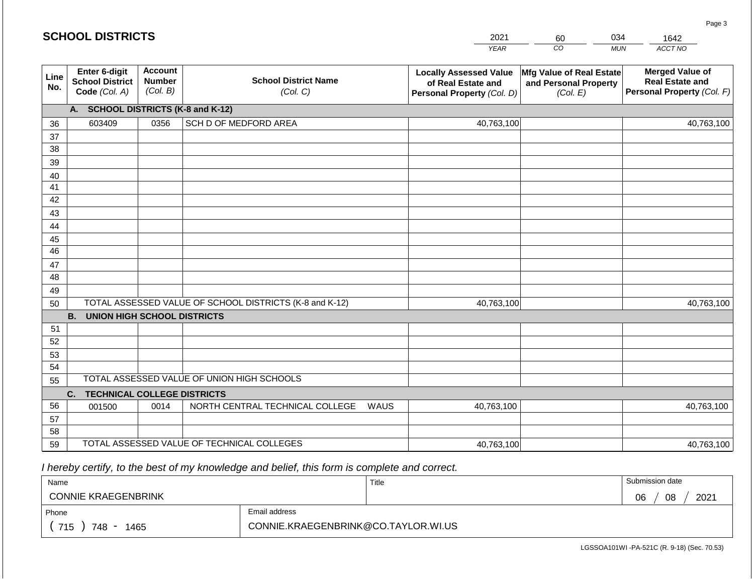## SCHOOL DISTRICTS

| 2021 | 60 | 034 | 1642 |
|---|---|---|---|
| YEAR | CO | MUN | ACCT NO |

| Line No. | Enter 6-digit School District Code (Col. A) | Account Number (Col. B) | School District Name (Col. C) | Locally Assessed Value of Real Estate and Personal Property (Col. D) | Mfg Value of Real Estate and Personal Property (Col. E) | Merged Value of Real Estate and Personal Property (Col. F) |
|---|---|---|---|---|---|---|
| | **A. SCHOOL DISTRICTS (K-8 and K-12)** | | | | | |
| 36 | 603409 | 0356 | SCH D OF MEDFORD AREA | 40,763,100 | | 40,763,100 |
| 37 | | | | | | |
| 38 | | | | | | |
| 39 | | | | | | |
| 40 | | | | | | |
| 41 | | | | | | |
| 42 | | | | | | |
| 43 | | | | | | |
| 44 | | | | | | |
| 45 | | | | | | |
| 46 | | | | | | |
| 47 | | | | | | |
| 48 | | | | | | |
| 49 | | | | | | |
| 50 | TOTAL ASSESSED VALUE OF SCHOOL DISTRICTS (K-8 and K-12) | | | 40,763,100 | | 40,763,100 |
| | **B. UNION HIGH SCHOOL DISTRICTS** | | | | | |
| 51 | | | | | | |
| 52 | | | | | | |
| 53 | | | | | | |
| 54 | | | | | | |
| 55 | TOTAL ASSESSED VALUE OF UNION HIGH SCHOOLS | | | | | |
| | **C. TECHNICAL COLLEGE DISTRICTS** | | | | | |
| 56 | 001500 | 0014 | NORTH CENTRAL TECHNICAL COLLEGE WAUS | 40,763,100 | | 40,763,100 |
| 57 | | | | | | |
| 58 | | | | | | |
| 59 | TOTAL ASSESSED VALUE OF TECHNICAL COLLEGES | | | 40,763,100 | | 40,763,100 |

*I hereby certify, to the best of my knowledge and belief, this form is complete and correct.*

| Name | Title | Submission date |
|---|---|---|
| CONNIE KRAEGENBRINK | | 06 / 08 / 2021 |

| Phone | Email address |
|---|---|
| ( 715 ) 748 - 1465 | CONNIE.KRAEGENBRINK@CO.TAYLOR.WI.US |

LGSSOA101WI -PA-521C (R. 9-18) (Sec. 70.53)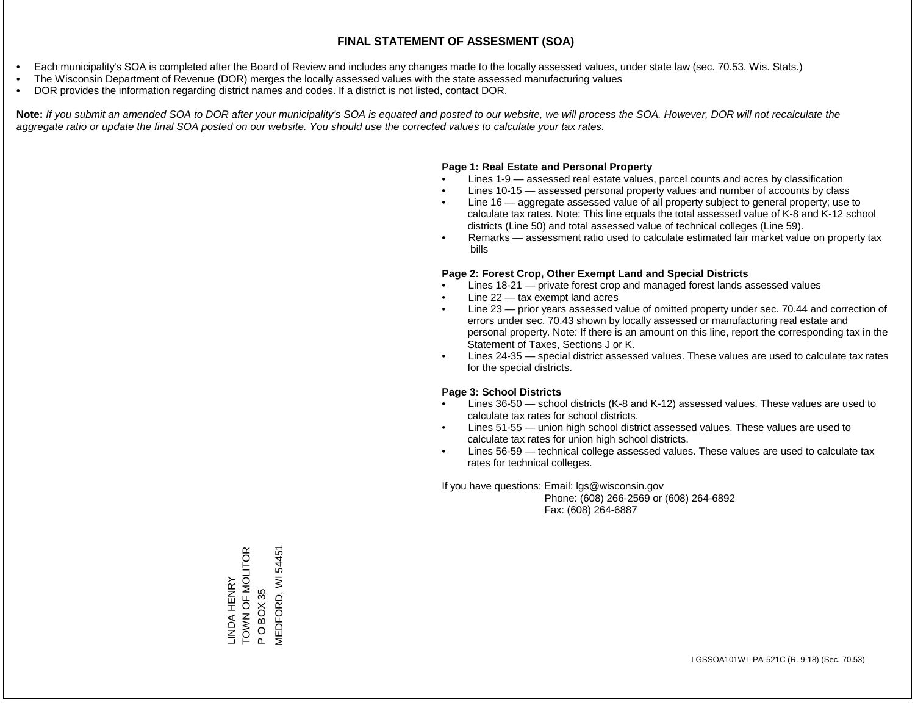# FINAL STATEMENT OF ASSESMENT (SOA)

- Each municipality's SOA is completed after the Board of Review and includes any changes made to the locally assessed values, under state law (sec. 70.53, Wis. Stats.)
- The Wisconsin Department of Revenue (DOR) merges the locally assessed values with the state assessed manufacturing values
- DOR provides the information regarding district names and codes. If a district is not listed, contact DOR.

**Note:** *If you submit an amended SOA to DOR after your municipality's SOA is equated and posted to our website, we will process the SOA. However, DOR will not recalculate the aggregate ratio or update the final SOA posted on our website. You should use the corrected values to calculate your tax rates.*

**Page 1: Real Estate and Personal Property**

- Lines 1-9 — assessed real estate values, parcel counts and acres by classification
- Lines 10-15 — assessed personal property values and number of accounts by class
- Line 16 — aggregate assessed value of all property subject to general property; use to calculate tax rates. Note: This line equals the total assessed value of K-8 and K-12 school districts (Line 50) and total assessed value of technical colleges (Line 59).
- Remarks — assessment ratio used to calculate estimated fair market value on property tax bills

**Page 2: Forest Crop, Other Exempt Land and Special Districts**

- Lines 18-21 — private forest crop and managed forest lands assessed values
- Line 22 — tax exempt land acres
- Line 23 — prior years assessed value of omitted property under sec. 70.44 and correction of errors under sec. 70.43 shown by locally assessed or manufacturing real estate and personal property. Note: If there is an amount on this line, report the corresponding tax in the Statement of Taxes, Sections J or K.
- Lines 24-35 — special district assessed values. These values are used to calculate tax rates for the special districts.

**Page 3: School Districts**

- Lines 36-50 — school districts (K-8 and K-12) assessed values. These values are used to calculate tax rates for school districts.
- Lines 51-55 — union high school district assessed values. These values are used to calculate tax rates for union high school districts.
- Lines 56-59 — technical college assessed values. These values are used to calculate tax rates for technical colleges.

If you have questions: Email: lgs@wisconsin.gov
Phone: (608) 266-2569 or (608) 264-6892
Fax: (608) 264-6887

LINDA HENRY
TOWN OF MOLITOR
P O BOX 35
MEDFORD, WI 54451

LGSSOA101WI -PA-521C (R. 9-18) (Sec. 70.53)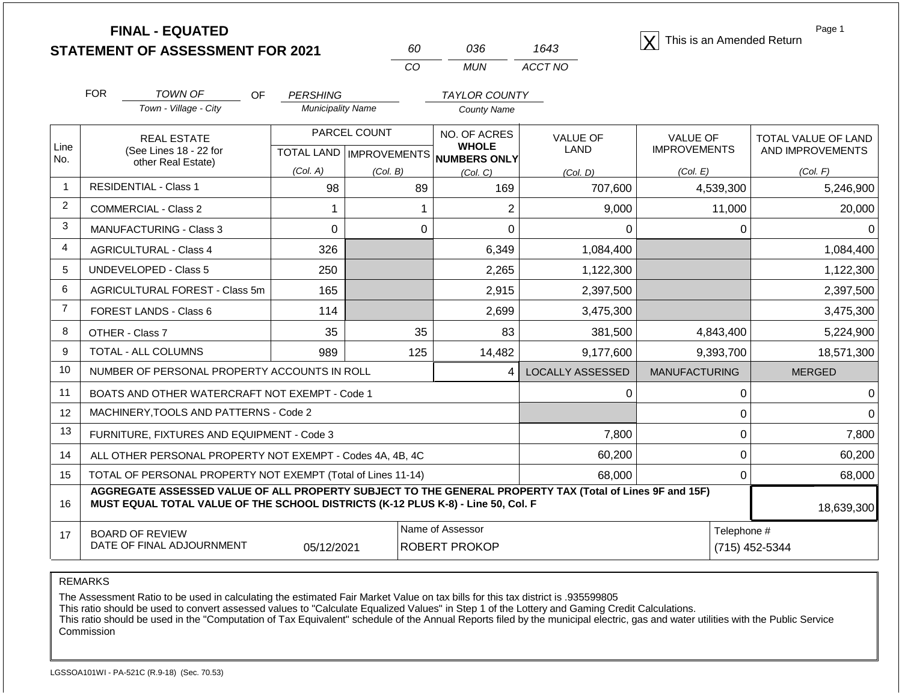# FINAL - EQUATED
## STATEMENT OF ASSESSMENT FOR 2021

| 60 | 036 | 1643 |
|---|---|---|
| CO | MUN | ACCT NO |

[X] This is an Amended Return

Page 1

FOR *TOWN OF* (Town - Village - City) OF *PERSHING* (Municipality Name) *TAYLOR COUNTY* (County Name)

| Line No. | REAL ESTATE (See Lines 18 - 22 for other Real Estate) | PARCEL COUNT TOTAL LAND (Col. A) | PARCEL COUNT IMPROVEMENTS (Col. B) | NO. OF ACRES WHOLE NUMBERS ONLY (Col. C) | VALUE OF LAND (Col. D) | VALUE OF IMPROVEMENTS (Col. E) | TOTAL VALUE OF LAND AND IMPROVEMENTS (Col. F) |
|---|---|---|---|---|---|---|---|
| 1 | RESIDENTIAL - Class 1 | 98 | 89 | 169 | 707,600 | 4,539,300 | 5,246,900 |
| 2 | COMMERCIAL - Class 2 | 1 | 1 | 2 | 9,000 | 11,000 | 20,000 |
| 3 | MANUFACTURING - Class 3 | 0 | 0 | 0 | 0 | 0 | 0 |
| 4 | AGRICULTURAL - Class 4 | 326 | | 6,349 | 1,084,400 | | 1,084,400 |
| 5 | UNDEVELOPED - Class 5 | 250 | | 2,265 | 1,122,300 | | 1,122,300 |
| 6 | AGRICULTURAL FOREST - Class 5m | 165 | | 2,915 | 2,397,500 | | 2,397,500 |
| 7 | FOREST LANDS - Class 6 | 114 | | 2,699 | 3,475,300 | | 3,475,300 |
| 8 | OTHER - Class 7 | 35 | 35 | 83 | 381,500 | 4,843,400 | 5,224,900 |
| 9 | TOTAL - ALL COLUMNS | 989 | 125 | 14,482 | 9,177,600 | 9,393,700 | 18,571,300 |
| 10 | NUMBER OF PERSONAL PROPERTY ACCOUNTS IN ROLL | | | 4 | LOCALLY ASSESSED | MANUFACTURING | MERGED |
| 11 | BOATS AND OTHER WATERCRAFT NOT EXEMPT - Code 1 | | | | 0 | 0 | 0 |
| 12 | MACHINERY,TOOLS AND PATTERNS - Code 2 | | | | | 0 | 0 |
| 13 | FURNITURE, FIXTURES AND EQUIPMENT - Code 3 | | | | 7,800 | 0 | 7,800 |
| 14 | ALL OTHER PERSONAL PROPERTY NOT EXEMPT - Codes 4A, 4B, 4C | | | | 60,200 | 0 | 60,200 |
| 15 | TOTAL OF PERSONAL PROPERTY NOT EXEMPT (Total of Lines 11-14) | | | | 68,000 | 0 | 68,000 |
| 16 | **AGGREGATE ASSESSED VALUE OF ALL PROPERTY SUBJECT TO THE GENERAL PROPERTY TAX (Total of Lines 9F and 15F) MUST EQUAL TOTAL VALUE OF THE SCHOOL DISTRICTS (K-12 PLUS K-8) - Line 50, Col. F** | | | | | | 18,639,300 |
| 17 | BOARD OF REVIEW DATE OF FINAL ADJOURNMENT | 05/12/2021 | | Name of Assessor: ROBERT PROKOP | | | Telephone #: (715) 452-5344 |

REMARKS

The Assessment Ratio to be used in calculating the estimated Fair Market Value on tax bills for this tax district is .935599805
This ratio should be used to convert assessed values to "Calculate Equalized Values" in Step 1 of the Lottery and Gaming Credit Calculations.
This ratio should be used in the "Computation of Tax Equivalent" schedule of the Annual Reports filed by the municipal electric, gas and water utilities with the Public Service Commission

LGSSOA101WI - PA-521C (R.9-18) (Sec. 70.53)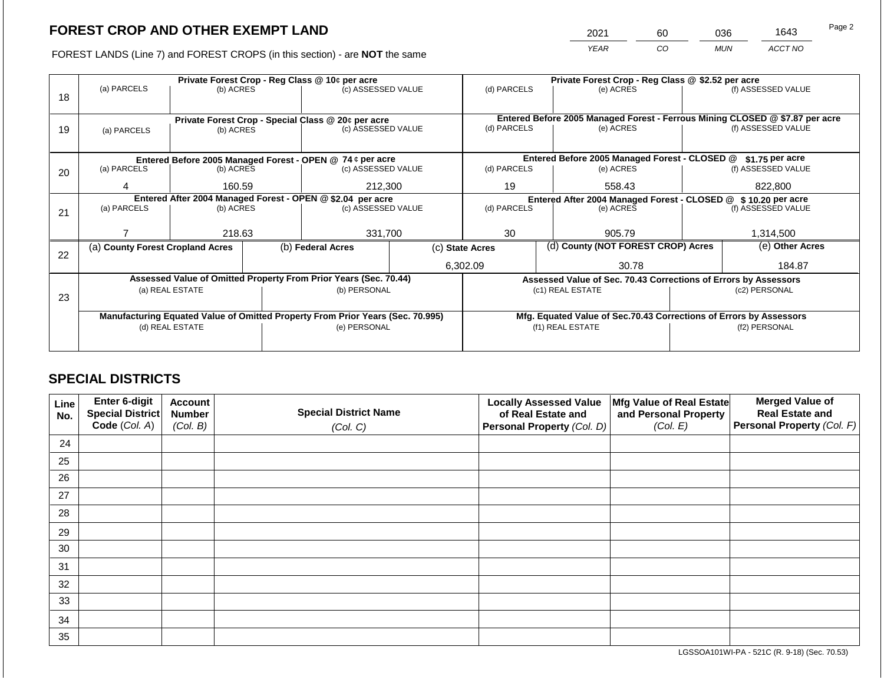# FOREST CROP AND OTHER EXEMPT LAND

| 2021 | 60 | 036 | 1643 |
|---|---|---|---|
| *YEAR* | *CO* | *MUN* | *ACCT NO* |

FOREST LANDS (Line 7) and FOREST CROPS (in this section) - are **NOT** the same

| Line | Private Forest Crop - Reg Class @ 10¢ per acre | | | Private Forest Crop - Reg Class @ $2.52 per acre | | |
|---|---|---|---|---|---|---|
| | (a) PARCELS | (b) ACRES | (c) ASSESSED VALUE | (d) PARCELS | (e) ACRES | (f) ASSESSED VALUE |
| 18 | | | | | | |
| | **Private Forest Crop - Special Class @ 20¢ per acre** | | | **Entered Before 2005 Managed Forest - Ferrous Mining CLOSED @ $7.87 per acre** | | |
| | (a) PARCELS | (b) ACRES | (c) ASSESSED VALUE | (d) PARCELS | (e) ACRES | (f) ASSESSED VALUE |
| 19 | | | | | | |
| | **Entered Before 2005 Managed Forest - OPEN @ 74 ¢ per acre** | | | **Entered Before 2005 Managed Forest - CLOSED @ $1.75 per acre** | | |
| | (a) PARCELS | (b) ACRES | (c) ASSESSED VALUE | (d) PARCELS | (e) ACRES | (f) ASSESSED VALUE |
| 20 | 4 | 160.59 | 212,300 | 19 | 558.43 | 822,800 |
| | **Entered After 2004 Managed Forest - OPEN @ $2.04 per acre** | | | **Entered After 2004 Managed Forest - CLOSED @ $ 10.20 per acre** | | |
| | (a) PARCELS | (b) ACRES | (c) ASSESSED VALUE | (d) PARCELS | (e) ACRES | (f) ASSESSED VALUE |
| 21 | 7 | 218.63 | 331,700 | 30 | 905.79 | 1,314,500 |

| Line | (a) County Forest Cropland Acres | (b) Federal Acres | (c) State Acres | (d) County (NOT FOREST CROP) Acres | (e) Other Acres |
|---|---|---|---|---|---|
| 22 | | | 6,302.09 | 30.78 | 184.87 |

| Line | Assessed Value of Omitted Property From Prior Years (Sec. 70.44) | | Assessed Value of Sec. 70.43 Corrections of Errors by Assessors | |
|---|---|---|---|---|
| | (a) REAL ESTATE | (b) PERSONAL | (c1) REAL ESTATE | (c2) PERSONAL |
| 23 | | | | |
| | **Manufacturing Equated Value of Omitted Property From Prior Years (Sec. 70.995)** | | **Mfg. Equated Value of Sec.70.43 Corrections of Errors by Assessors** | |
| | (d) REAL ESTATE | (e) PERSONAL | (f1) REAL ESTATE | (f2) PERSONAL |
| | | | | |

## SPECIAL DISTRICTS

| Line No. | Enter 6-digit Special District Code *(Col. A)* | Account Number *(Col. B)* | Special District Name *(Col. C)* | Locally Assessed Value of Real Estate and Personal Property *(Col. D)* | Mfg Value of Real Estate and Personal Property *(Col. E)* | Merged Value of Real Estate and Personal Property *(Col. F)* |
|---|---|---|---|---|---|---|
| 24 | | | | | | |
| 25 | | | | | | |
| 26 | | | | | | |
| 27 | | | | | | |
| 28 | | | | | | |
| 29 | | | | | | |
| 30 | | | | | | |
| 31 | | | | | | |
| 32 | | | | | | |
| 33 | | | | | | |
| 34 | | | | | | |
| 35 | | | | | | |

LGSSOA101WI-PA - 521C (R. 9-18) (Sec. 70.53)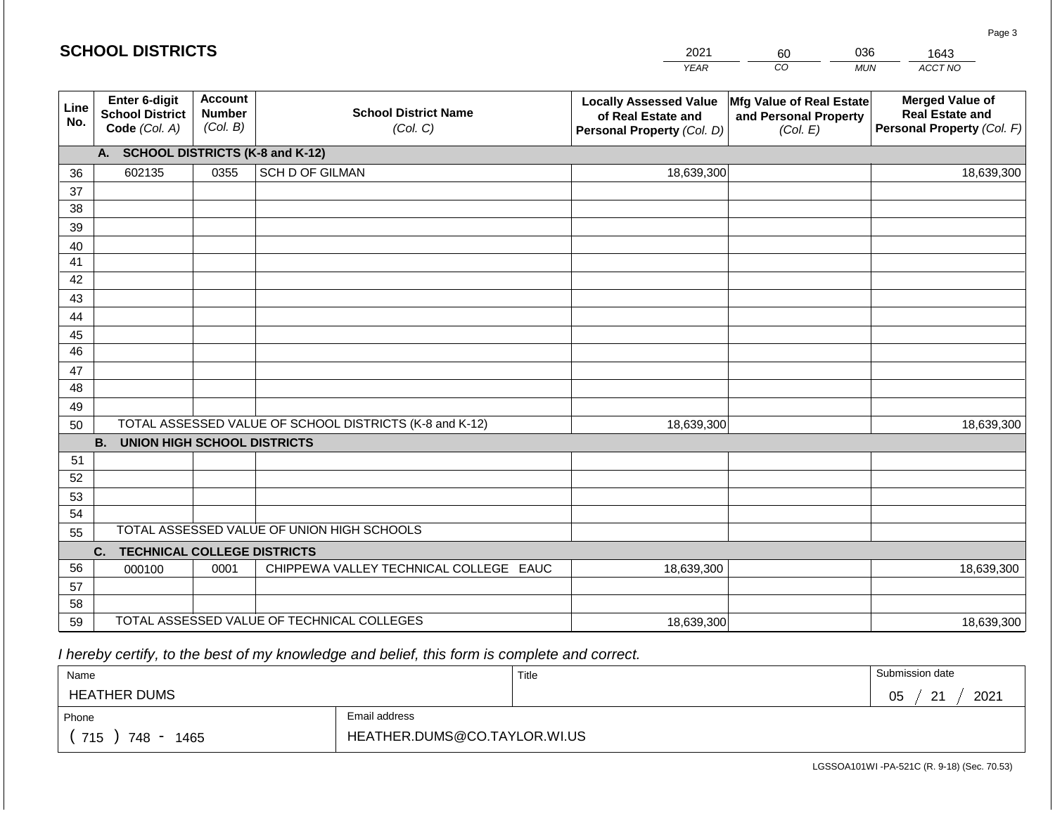## SCHOOL DISTRICTS

| 2021 | 60 | 036 | 1643 |
|---|---|---|---|
| YEAR | CO | MUN | ACCT NO |

| Line No. | Enter 6-digit School District Code (Col. A) | Account Number (Col. B) | School District Name (Col. C) | Locally Assessed Value of Real Estate and Personal Property (Col. D) | Mfg Value of Real Estate and Personal Property (Col. E) | Merged Value of Real Estate and Personal Property (Col. F) |
|---|---|---|---|---|---|---|
| | **A. SCHOOL DISTRICTS (K-8 and K-12)** | | | | | |
| 36 | 602135 | 0355 | SCH D OF GILMAN | 18,639,300 | | 18,639,300 |
| 37 | | | | | | |
| 38 | | | | | | |
| 39 | | | | | | |
| 40 | | | | | | |
| 41 | | | | | | |
| 42 | | | | | | |
| 43 | | | | | | |
| 44 | | | | | | |
| 45 | | | | | | |
| 46 | | | | | | |
| 47 | | | | | | |
| 48 | | | | | | |
| 49 | | | | | | |
| 50 | TOTAL ASSESSED VALUE OF SCHOOL DISTRICTS (K-8 and K-12) | | | 18,639,300 | | 18,639,300 |
| | **B. UNION HIGH SCHOOL DISTRICTS** | | | | | |
| 51 | | | | | | |
| 52 | | | | | | |
| 53 | | | | | | |
| 54 | | | | | | |
| 55 | TOTAL ASSESSED VALUE OF UNION HIGH SCHOOLS | | | | | |
| | **C. TECHNICAL COLLEGE DISTRICTS** | | | | | |
| 56 | 000100 | 0001 | CHIPPEWA VALLEY TECHNICAL COLLEGE EAUC | 18,639,300 | | 18,639,300 |
| 57 | | | | | | |
| 58 | | | | | | |
| 59 | TOTAL ASSESSED VALUE OF TECHNICAL COLLEGES | | | 18,639,300 | | 18,639,300 |

*I hereby certify, to the best of my knowledge and belief, this form is complete and correct.*

| Name | | Title | Submission date |
|---|---|---|---|
| HEATHER DUMS | | | 05 / 21 / 2021 |
| Phone | Email address | | |
| ( 715 ) 748 - 1465 | HEATHER.DUMS@CO.TAYLOR.WI.US | | |

LGSSOA101WI -PA-521C (R. 9-18) (Sec. 70.53)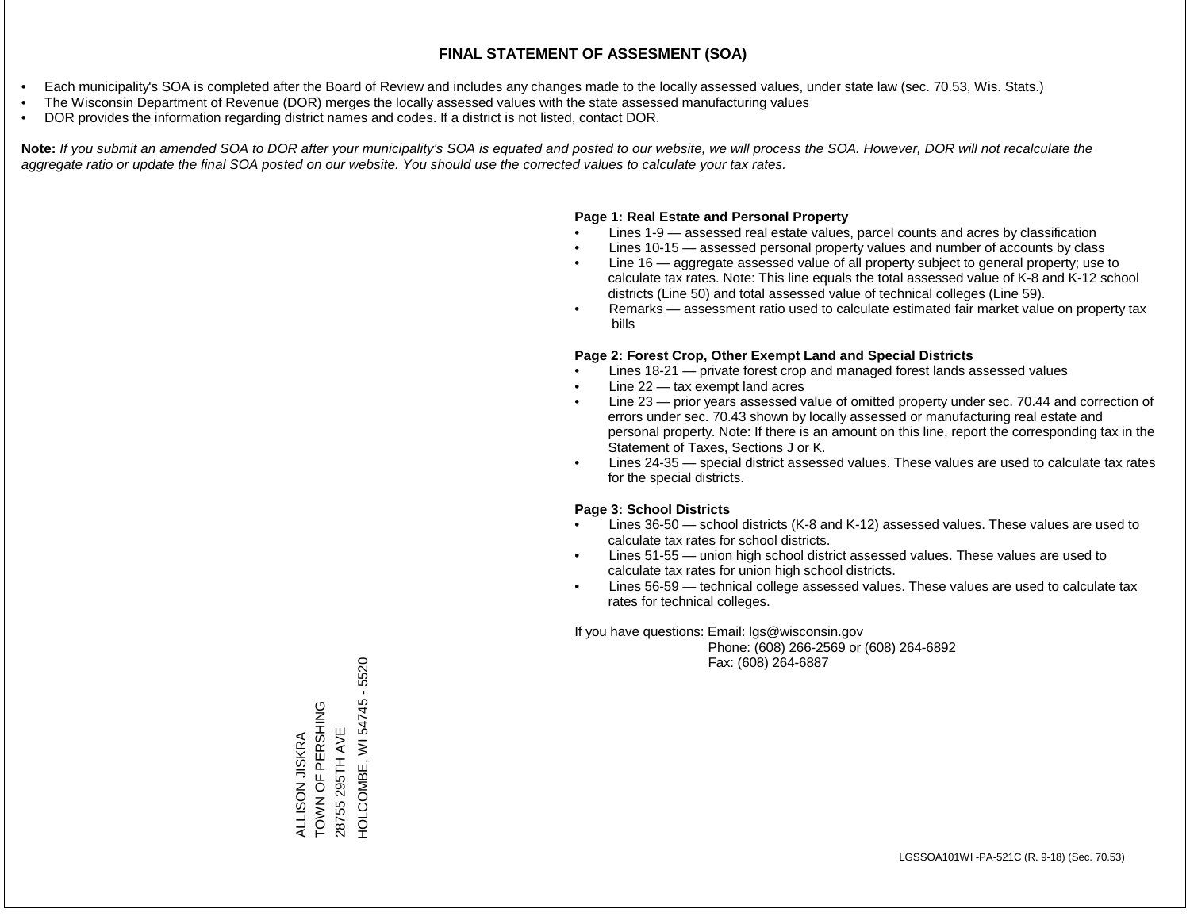# FINAL STATEMENT OF ASSESMENT (SOA)

- Each municipality's SOA is completed after the Board of Review and includes any changes made to the locally assessed values, under state law (sec. 70.53, Wis. Stats.)
- The Wisconsin Department of Revenue (DOR) merges the locally assessed values with the state assessed manufacturing values
- DOR provides the information regarding district names and codes. If a district is not listed, contact DOR.

**Note:** *If you submit an amended SOA to DOR after your municipality's SOA is equated and posted to our website, we will process the SOA. However, DOR will not recalculate the aggregate ratio or update the final SOA posted on our website. You should use the corrected values to calculate your tax rates.*

**Page 1: Real Estate and Personal Property**

- Lines 1-9 — assessed real estate values, parcel counts and acres by classification
- Lines 10-15 — assessed personal property values and number of accounts by class
- Line 16 — aggregate assessed value of all property subject to general property; use to calculate tax rates. Note: This line equals the total assessed value of K-8 and K-12 school districts (Line 50) and total assessed value of technical colleges (Line 59).
- Remarks — assessment ratio used to calculate estimated fair market value on property tax bills

**Page 2: Forest Crop, Other Exempt Land and Special Districts**

- Lines 18-21 — private forest crop and managed forest lands assessed values
- Line 22 — tax exempt land acres
- Line 23 — prior years assessed value of omitted property under sec. 70.44 and correction of errors under sec. 70.43 shown by locally assessed or manufacturing real estate and personal property. Note: If there is an amount on this line, report the corresponding tax in the Statement of Taxes, Sections J or K.
- Lines 24-35 — special district assessed values. These values are used to calculate tax rates for the special districts.

**Page 3: School Districts**

- Lines 36-50 — school districts (K-8 and K-12) assessed values. These values are used to calculate tax rates for school districts.
- Lines 51-55 — union high school district assessed values. These values are used to calculate tax rates for union high school districts.
- Lines 56-59 — technical college assessed values. These values are used to calculate tax rates for technical colleges.

If you have questions: Email: lgs@wisconsin.gov
Phone: (608) 266-2569 or (608) 264-6892
Fax: (608) 264-6887

ALLISON JISKRA
TOWN OF PERSHING
28755 295TH AVE
HOLCOMBE, WI 54745 - 5520

LGSSOA101WI -PA-521C (R. 9-18) (Sec. 70.53)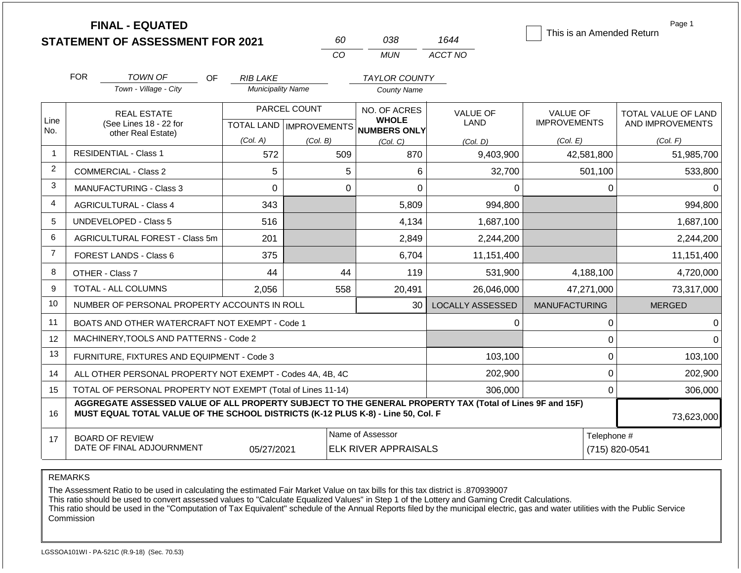# FINAL - EQUATED
## STATEMENT OF ASSESSMENT FOR 2021

| 60 | 038 | 1644 |
|---|---|---|
| CO | MUN | ACCT NO |

☐ This is an Amended Return

Page 1

FOR *TOWN OF* (Town - Village - City) OF *RIB LAKE* (Municipality Name) *TAYLOR COUNTY* (County Name)

| Line No. | REAL ESTATE (See Lines 18 - 22 for other Real Estate) | PARCEL COUNT TOTAL LAND (Col. A) | PARCEL COUNT IMPROVEMENTS (Col. B) | NO. OF ACRES WHOLE NUMBERS ONLY (Col. C) | VALUE OF LAND (Col. D) | VALUE OF IMPROVEMENTS (Col. E) | TOTAL VALUE OF LAND AND IMPROVEMENTS (Col. F) |
|---|---|---|---|---|---|---|---|
| 1 | RESIDENTIAL - Class 1 | 572 | 509 | 870 | 9,403,900 | 42,581,800 | 51,985,700 |
| 2 | COMMERCIAL - Class 2 | 5 | 5 | 6 | 32,700 | 501,100 | 533,800 |
| 3 | MANUFACTURING - Class 3 | 0 | 0 | 0 | 0 | 0 | 0 |
| 4 | AGRICULTURAL - Class 4 | 343 | | 5,809 | 994,800 | | 994,800 |
| 5 | UNDEVELOPED - Class 5 | 516 | | 4,134 | 1,687,100 | | 1,687,100 |
| 6 | AGRICULTURAL FOREST - Class 5m | 201 | | 2,849 | 2,244,200 | | 2,244,200 |
| 7 | FOREST LANDS - Class 6 | 375 | | 6,704 | 11,151,400 | | 11,151,400 |
| 8 | OTHER - Class 7 | 44 | 44 | 119 | 531,900 | 4,188,100 | 4,720,000 |
| 9 | TOTAL - ALL COLUMNS | 2,056 | 558 | 20,491 | 26,046,000 | 47,271,000 | 73,317,000 |
| 10 | NUMBER OF PERSONAL PROPERTY ACCOUNTS IN ROLL | | | 30 | LOCALLY ASSESSED | MANUFACTURING | MERGED |
| 11 | BOATS AND OTHER WATERCRAFT NOT EXEMPT - Code 1 | | | | 0 | 0 | 0 |
| 12 | MACHINERY,TOOLS AND PATTERNS - Code 2 | | | | | 0 | 0 |
| 13 | FURNITURE, FIXTURES AND EQUIPMENT - Code 3 | | | | 103,100 | 0 | 103,100 |
| 14 | ALL OTHER PERSONAL PROPERTY NOT EXEMPT - Codes 4A, 4B, 4C | | | | 202,900 | 0 | 202,900 |
| 15 | TOTAL OF PERSONAL PROPERTY NOT EXEMPT (Total of Lines 11-14) | | | | 306,000 | 0 | 306,000 |
| 16 | **AGGREGATE ASSESSED VALUE OF ALL PROPERTY SUBJECT TO THE GENERAL PROPERTY TAX (Total of Lines 9F and 15F) MUST EQUAL TOTAL VALUE OF THE SCHOOL DISTRICTS (K-12 PLUS K-8) - Line 50, Col. F** | | | | | | 73,623,000 |
| 17 | BOARD OF REVIEW DATE OF FINAL ADJOURNMENT | 05/27/2021 | | Name of Assessor: ELK RIVER APPRAISALS | | Telephone #: (715) 820-0541 | |

REMARKS

The Assessment Ratio to be used in calculating the estimated Fair Market Value on tax bills for this tax district is .870939007
This ratio should be used to convert assessed values to "Calculate Equalized Values" in Step 1 of the Lottery and Gaming Credit Calculations.
This ratio should be used in the "Computation of Tax Equivalent" schedule of the Annual Reports filed by the municipal electric, gas and water utilities with the Public Service Commission

LGSSOA101WI - PA-521C (R.9-18) (Sec. 70.53)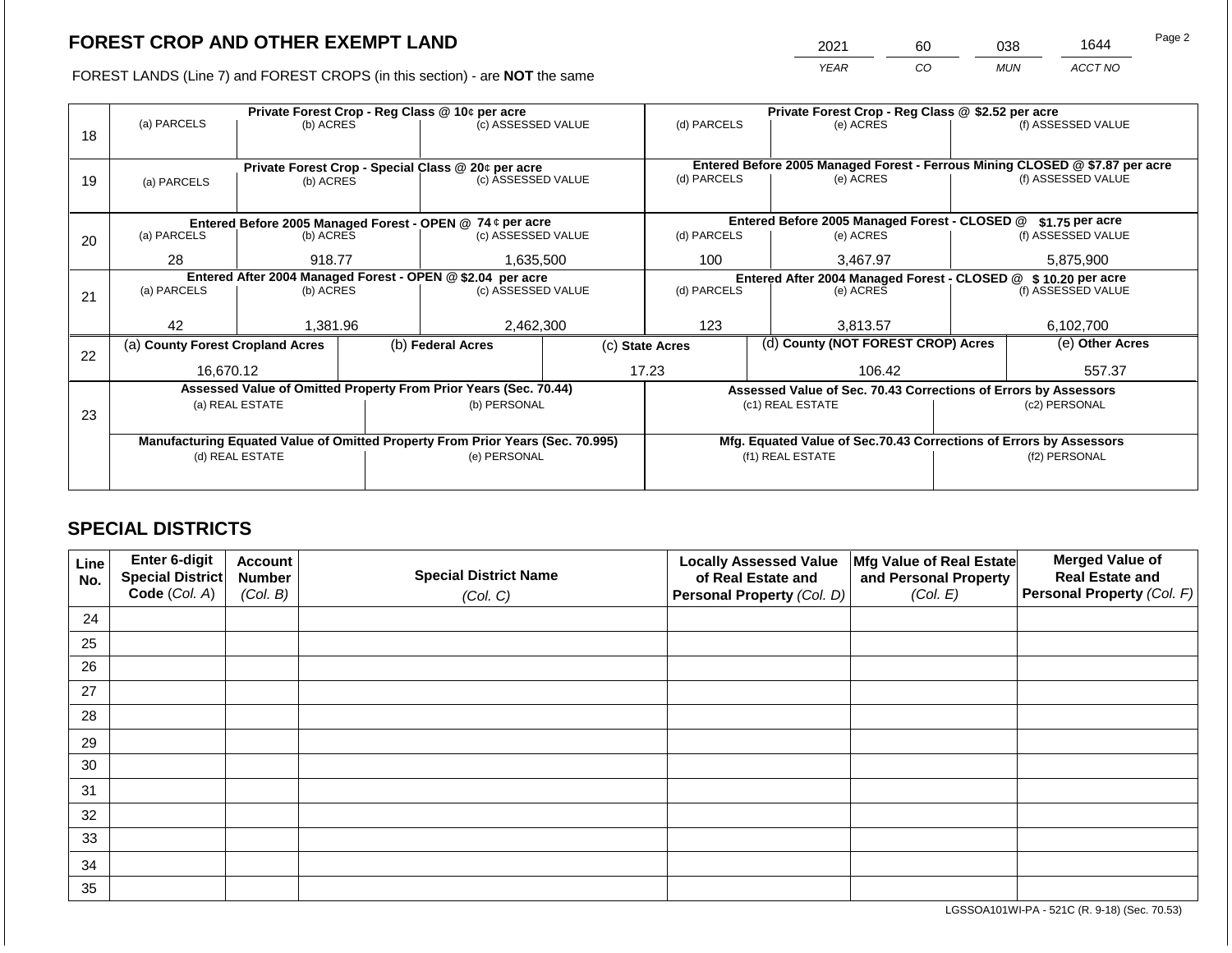# FOREST CROP AND OTHER EXEMPT LAND

| 2021 | 60 | 038 | 1644 |
|---|---|---|---|
| YEAR | CO | MUN | ACCT NO |

FOREST LANDS (Line 7) and FOREST CROPS (in this section) - are **NOT** the same

| Line | | | | | | |
|---|---|---|---|---|---|---|
| 18 | **Private Forest Crop - Reg Class @ 10¢ per acre** | | | **Private Forest Crop - Reg Class @ $2.52 per acre** | | |
| | (a) PARCELS | (b) ACRES | (c) ASSESSED VALUE | (d) PARCELS | (e) ACRES | (f) ASSESSED VALUE |
| | | | | | | |
| 19 | **Private Forest Crop - Special Class @ 20¢ per acre** | | | **Entered Before 2005 Managed Forest - Ferrous Mining CLOSED @ $7.87 per acre** | | |
| | (a) PARCELS | (b) ACRES | (c) ASSESSED VALUE | (d) PARCELS | (e) ACRES | (f) ASSESSED VALUE |
| | | | | | | |
| 20 | **Entered Before 2005 Managed Forest - OPEN @ 74 ¢ per acre** | | | **Entered Before 2005 Managed Forest - CLOSED @ $1.75 per acre** | | |
| | (a) PARCELS | (b) ACRES | (c) ASSESSED VALUE | (d) PARCELS | (e) ACRES | (f) ASSESSED VALUE |
| | 28 | 918.77 | 1,635,500 | 100 | 3,467.97 | 5,875,900 |
| 21 | **Entered After 2004 Managed Forest - OPEN @ $2.04 per acre** | | | **Entered After 2004 Managed Forest - CLOSED @ $ 10.20 per acre** | | |
| | (a) PARCELS | (b) ACRES | (c) ASSESSED VALUE | (d) PARCELS | (e) ACRES | (f) ASSESSED VALUE |
| | 42 | 1,381.96 | 2,462,300 | 123 | 3,813.57 | 6,102,700 |

| Line | (a) County Forest Cropland Acres | (b) Federal Acres | (c) State Acres | (d) County (NOT FOREST CROP) Acres | (e) Other Acres |
|---|---|---|---|---|---|
| 22 | 16,670.12 | | 17.23 | 106.42 | 557.37 |

| Line | | | | |
|---|---|---|---|---|
| 23 | **Assessed Value of Omitted Property From Prior Years (Sec. 70.44)** | | **Assessed Value of Sec. 70.43 Corrections of Errors by Assessors** | |
| | (a) REAL ESTATE | (b) PERSONAL | (c1) REAL ESTATE | (c2) PERSONAL |
| | | | | |
| | **Manufacturing Equated Value of Omitted Property From Prior Years (Sec. 70.995)** | | **Mfg. Equated Value of Sec.70.43 Corrections of Errors by Assessors** | |
| | (d) REAL ESTATE | (e) PERSONAL | (f1) REAL ESTATE | (f2) PERSONAL |
| | | | | |

## SPECIAL DISTRICTS

| Line No. | Enter 6-digit Special District Code (Col. A) | Account Number (Col. B) | Special District Name (Col. C) | Locally Assessed Value of Real Estate and Personal Property (Col. D) | Mfg Value of Real Estate and Personal Property (Col. E) | Merged Value of Real Estate and Personal Property (Col. F) |
|---|---|---|---|---|---|---|
| 24 | | | | | | |
| 25 | | | | | | |
| 26 | | | | | | |
| 27 | | | | | | |
| 28 | | | | | | |
| 29 | | | | | | |
| 30 | | | | | | |
| 31 | | | | | | |
| 32 | | | | | | |
| 33 | | | | | | |
| 34 | | | | | | |
| 35 | | | | | | |

LGSSOA101WI-PA - 521C (R. 9-18) (Sec. 70.53)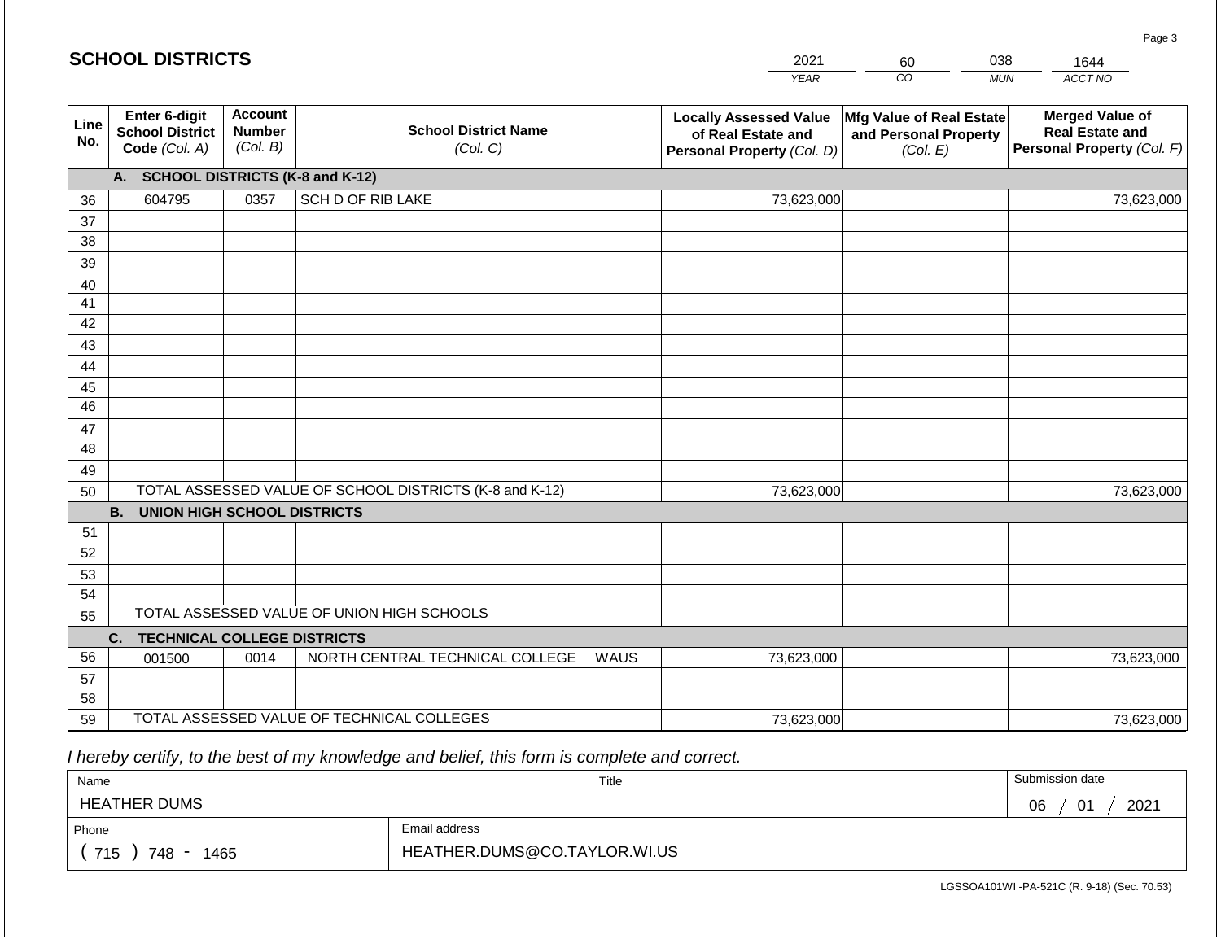## SCHOOL DISTRICTS

| 2021 | 60 | 038 | 1644 |
|---|---|---|---|
| *YEAR* | *CO* | *MUN* | *ACCT NO* |

| Line No. | Enter 6-digit School District Code *(Col. A)* | Account Number *(Col. B)* | School District Name *(Col. C)* | Locally Assessed Value of Real Estate and Personal Property *(Col. D)* | Mfg Value of Real Estate and Personal Property *(Col. E)* | Merged Value of Real Estate and Personal Property *(Col. F)* |
|---|---|---|---|---|---|---|
| | **A. SCHOOL DISTRICTS (K-8 and K-12)** | | | | | |
| 36 | 604795 | 0357 | SCH D OF RIB LAKE | 73,623,000 | | 73,623,000 |
| 37 | | | | | | |
| 38 | | | | | | |
| 39 | | | | | | |
| 40 | | | | | | |
| 41 | | | | | | |
| 42 | | | | | | |
| 43 | | | | | | |
| 44 | | | | | | |
| 45 | | | | | | |
| 46 | | | | | | |
| 47 | | | | | | |
| 48 | | | | | | |
| 49 | | | | | | |
| 50 | TOTAL ASSESSED VALUE OF SCHOOL DISTRICTS (K-8 and K-12) | | | 73,623,000 | | 73,623,000 |
| | **B. UNION HIGH SCHOOL DISTRICTS** | | | | | |
| 51 | | | | | | |
| 52 | | | | | | |
| 53 | | | | | | |
| 54 | | | | | | |
| 55 | TOTAL ASSESSED VALUE OF UNION HIGH SCHOOLS | | | | | |
| | **C. TECHNICAL COLLEGE DISTRICTS** | | | | | |
| 56 | 001500 | 0014 | NORTH CENTRAL TECHNICAL COLLEGE WAUS | 73,623,000 | | 73,623,000 |
| 57 | | | | | | |
| 58 | | | | | | |
| 59 | TOTAL ASSESSED VALUE OF TECHNICAL COLLEGES | | | 73,623,000 | | 73,623,000 |

*I hereby certify, to the best of my knowledge and belief, this form is complete and correct.*

| Name | | Title | Submission date |
|---|---|---|---|
| HEATHER DUMS | | | 06 / 01 / 2021 |
| Phone | Email address | | |
| ( 715 ) 748 - 1465 | HEATHER.DUMS@CO.TAYLOR.WI.US | | |

LGSSOA101WI -PA-521C (R. 9-18) (Sec. 70.53)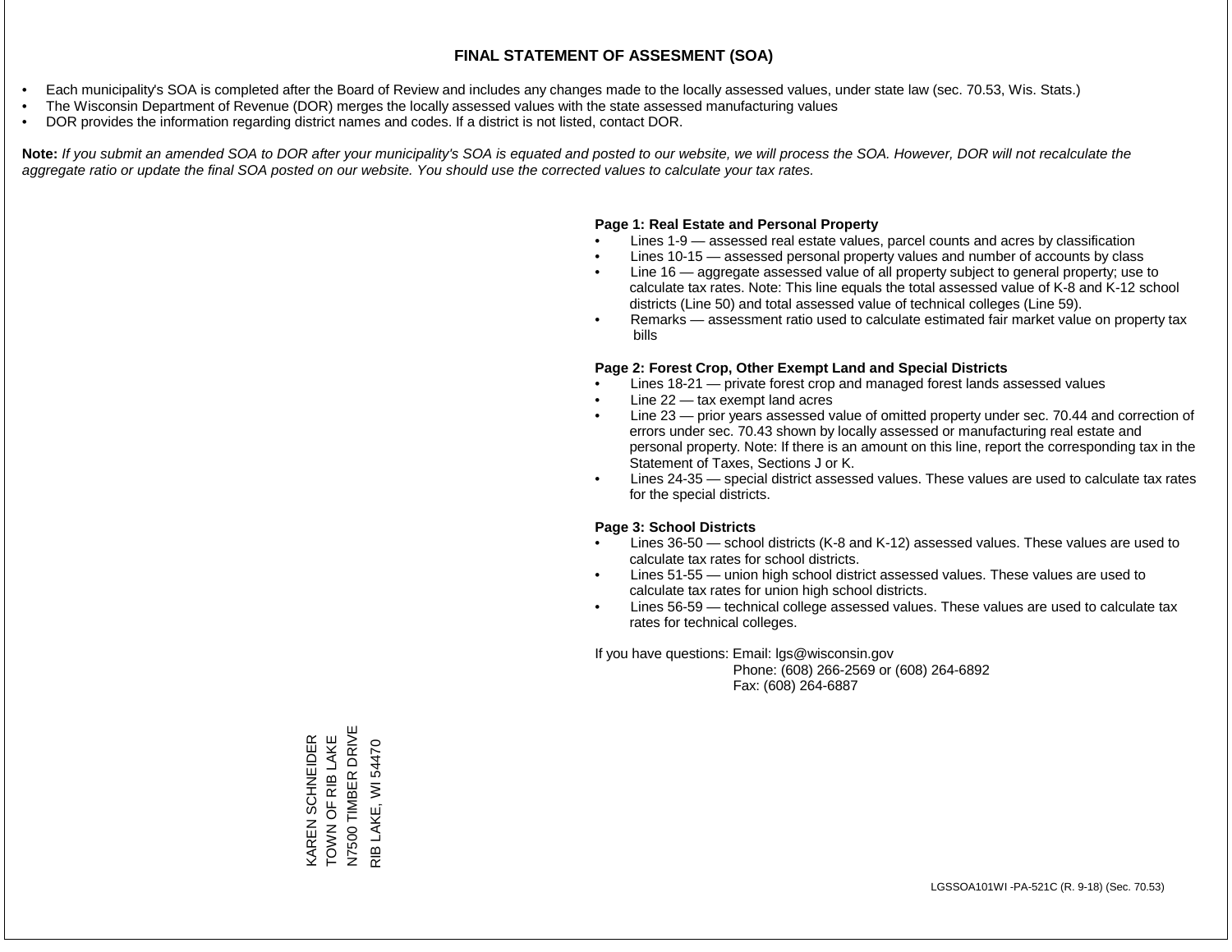# FINAL STATEMENT OF ASSESMENT (SOA)

- Each municipality's SOA is completed after the Board of Review and includes any changes made to the locally assessed values, under state law (sec. 70.53, Wis. Stats.)
- The Wisconsin Department of Revenue (DOR) merges the locally assessed values with the state assessed manufacturing values
- DOR provides the information regarding district names and codes. If a district is not listed, contact DOR.

**Note:** *If you submit an amended SOA to DOR after your municipality's SOA is equated and posted to our website, we will process the SOA. However, DOR will not recalculate the aggregate ratio or update the final SOA posted on our website. You should use the corrected values to calculate your tax rates.*

**Page 1: Real Estate and Personal Property**

- Lines 1-9 — assessed real estate values, parcel counts and acres by classification
- Lines 10-15 — assessed personal property values and number of accounts by class
- Line 16 — aggregate assessed value of all property subject to general property; use to calculate tax rates. Note: This line equals the total assessed value of K-8 and K-12 school districts (Line 50) and total assessed value of technical colleges (Line 59).
- Remarks — assessment ratio used to calculate estimated fair market value on property tax bills

**Page 2: Forest Crop, Other Exempt Land and Special Districts**

- Lines 18-21 — private forest crop and managed forest lands assessed values
- Line 22 — tax exempt land acres
- Line 23 — prior years assessed value of omitted property under sec. 70.44 and correction of errors under sec. 70.43 shown by locally assessed or manufacturing real estate and personal property. Note: If there is an amount on this line, report the corresponding tax in the Statement of Taxes, Sections J or K.
- Lines 24-35 — special district assessed values. These values are used to calculate tax rates for the special districts.

**Page 3: School Districts**

- Lines 36-50 — school districts (K-8 and K-12) assessed values. These values are used to calculate tax rates for school districts.
- Lines 51-55 — union high school district assessed values. These values are used to calculate tax rates for union high school districts.
- Lines 56-59 — technical college assessed values. These values are used to calculate tax rates for technical colleges.

If you have questions: Email: lgs@wisconsin.gov
Phone: (608) 266-2569 or (608) 264-6892
Fax: (608) 264-6887

KAREN SCHNEIDER
TOWN OF RIB LAKE
N7500 TIMBER DRIVE
RIB LAKE, WI 54470

LGSSOA101WI -PA-521C (R. 9-18) (Sec. 70.53)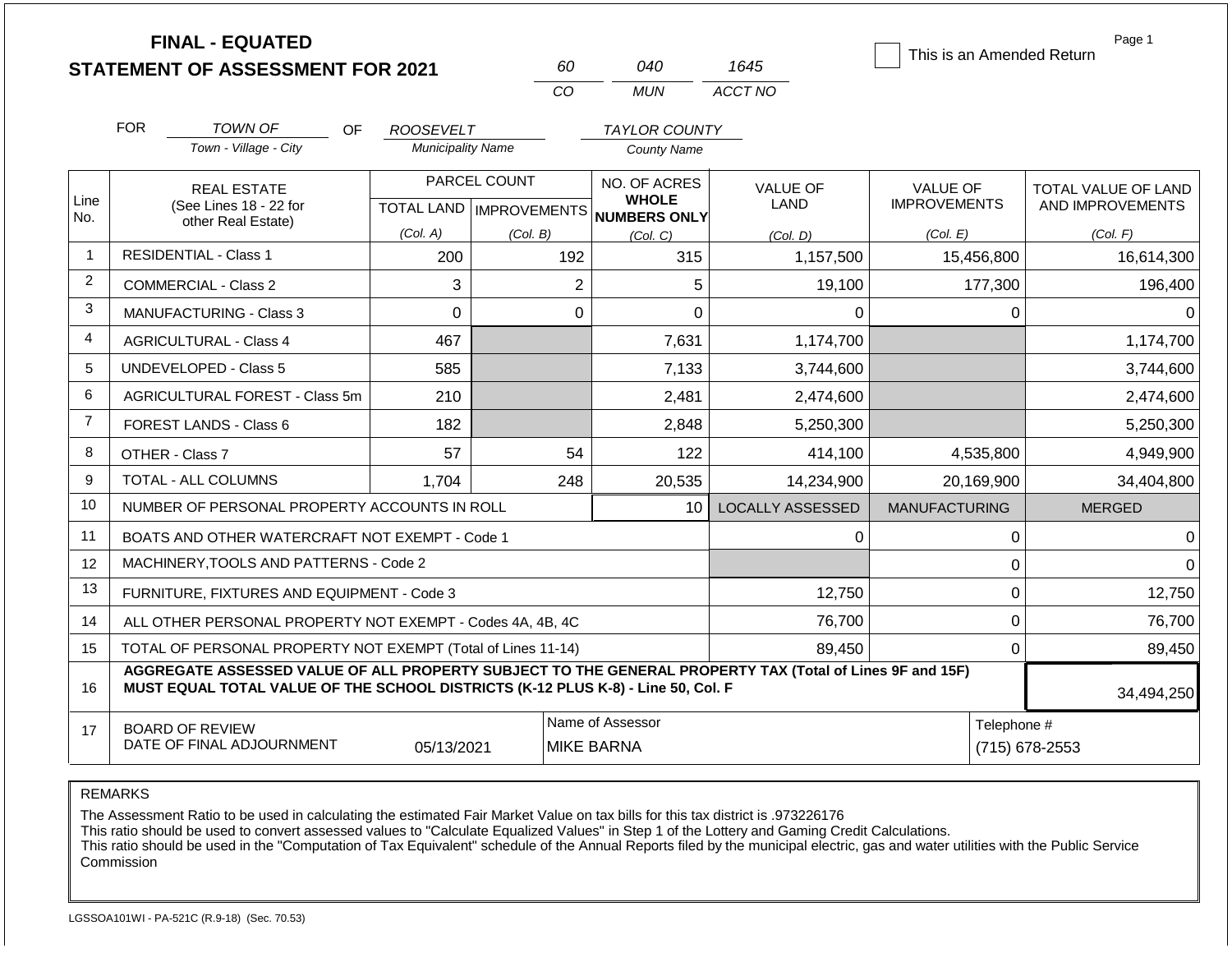# FINAL - EQUATED
# STATEMENT OF ASSESSMENT FOR 2021

| 60 | 040 | 1645 |
|---|---|---|
| CO | MUN | ACCT NO |

☐ This is an Amended Return

Page 1

FOR *TOWN OF* (Town - Village - City) OF *ROOSEVELT* (Municipality Name) *TAYLOR COUNTY* (County Name)

| Line No. | REAL ESTATE (See Lines 18 - 22 for other Real Estate) | PARCEL COUNT TOTAL LAND (Col. A) | PARCEL COUNT IMPROVEMENTS (Col. B) | NO. OF ACRES WHOLE NUMBERS ONLY (Col. C) | VALUE OF LAND (Col. D) | VALUE OF IMPROVEMENTS (Col. E) | TOTAL VALUE OF LAND AND IMPROVEMENTS (Col. F) |
|---|---|---|---|---|---|---|---|
| 1 | RESIDENTIAL - Class 1 | 200 | 192 | 315 | 1,157,500 | 15,456,800 | 16,614,300 |
| 2 | COMMERCIAL - Class 2 | 3 | 2 | 5 | 19,100 | 177,300 | 196,400 |
| 3 | MANUFACTURING - Class 3 | 0 | 0 | 0 | 0 | 0 | 0 |
| 4 | AGRICULTURAL - Class 4 | 467 | | 7,631 | 1,174,700 | | 1,174,700 |
| 5 | UNDEVELOPED - Class 5 | 585 | | 7,133 | 3,744,600 | | 3,744,600 |
| 6 | AGRICULTURAL FOREST - Class 5m | 210 | | 2,481 | 2,474,600 | | 2,474,600 |
| 7 | FOREST LANDS - Class 6 | 182 | | 2,848 | 5,250,300 | | 5,250,300 |
| 8 | OTHER - Class 7 | 57 | 54 | 122 | 414,100 | 4,535,800 | 4,949,900 |
| 9 | TOTAL - ALL COLUMNS | 1,704 | 248 | 20,535 | 14,234,900 | 20,169,900 | 34,404,800 |
| 10 | NUMBER OF PERSONAL PROPERTY ACCOUNTS IN ROLL | | | 10 | LOCALLY ASSESSED | MANUFACTURING | MERGED |
| 11 | BOATS AND OTHER WATERCRAFT NOT EXEMPT - Code 1 | | | | 0 | 0 | 0 |
| 12 | MACHINERY,TOOLS AND PATTERNS - Code 2 | | | | | 0 | 0 |
| 13 | FURNITURE, FIXTURES AND EQUIPMENT - Code 3 | | | | 12,750 | 0 | 12,750 |
| 14 | ALL OTHER PERSONAL PROPERTY NOT EXEMPT - Codes 4A, 4B, 4C | | | | 76,700 | 0 | 76,700 |
| 15 | TOTAL OF PERSONAL PROPERTY NOT EXEMPT (Total of Lines 11-14) | | | | 89,450 | 0 | 89,450 |
| 16 | **AGGREGATE ASSESSED VALUE OF ALL PROPERTY SUBJECT TO THE GENERAL PROPERTY TAX (Total of Lines 9F and 15F) MUST EQUAL TOTAL VALUE OF THE SCHOOL DISTRICTS (K-12 PLUS K-8) - Line 50, Col. F** | | | | | | 34,494,250 |
| 17 | BOARD OF REVIEW DATE OF FINAL ADJOURNMENT | 05/13/2021 | | Name of Assessor: MIKE BARNA | | | Telephone #: (715) 678-2553 |

REMARKS

The Assessment Ratio to be used in calculating the estimated Fair Market Value on tax bills for this tax district is .973226176
This ratio should be used to convert assessed values to "Calculate Equalized Values" in Step 1 of the Lottery and Gaming Credit Calculations.
This ratio should be used in the "Computation of Tax Equivalent" schedule of the Annual Reports filed by the municipal electric, gas and water utilities with the Public Service Commission

LGSSOA101WI - PA-521C (R.9-18) (Sec. 70.53)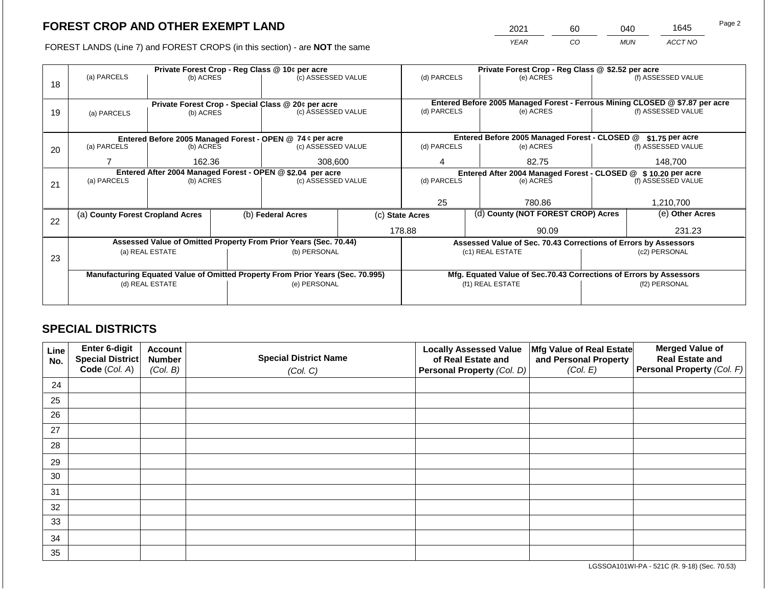## FOREST CROP AND OTHER EXEMPT LAND

FOREST LANDS (Line 7) and FOREST CROPS (in this section) - are **NOT** the same

| 2021 | 60 | 040 | 1645 |
|---|---|---|---|
| YEAR | CO | MUN | ACCT NO |

| Line | Private Forest Crop - Reg Class @ 10¢ per acre | | | Private Forest Crop - Reg Class @ $2.52 per acre | | |
|---|---|---|---|---|---|---|
| | (a) PARCELS | (b) ACRES | (c) ASSESSED VALUE | (d) PARCELS | (e) ACRES | (f) ASSESSED VALUE |
| 18 | | | | | | |
| | **Private Forest Crop - Special Class @ 20¢ per acre** | | | **Entered Before 2005 Managed Forest - Ferrous Mining CLOSED @ $7.87 per acre** | | |
| | (a) PARCELS | (b) ACRES | (c) ASSESSED VALUE | (d) PARCELS | (e) ACRES | (f) ASSESSED VALUE |
| 19 | | | | | | |
| | **Entered Before 2005 Managed Forest - OPEN @ 74 ¢ per acre** | | | **Entered Before 2005 Managed Forest - CLOSED @ $1.75 per acre** | | |
| | (a) PARCELS | (b) ACRES | (c) ASSESSED VALUE | (d) PARCELS | (e) ACRES | (f) ASSESSED VALUE |
| 20 | 7 | 162.36 | 308,600 | 4 | 82.75 | 148,700 |
| | **Entered After 2004 Managed Forest - OPEN @ $2.04 per acre** | | | **Entered After 2004 Managed Forest - CLOSED @ $ 10.20 per acre** | | |
| | (a) PARCELS | (b) ACRES | (c) ASSESSED VALUE | (d) PARCELS | (e) ACRES | (f) ASSESSED VALUE |
| 21 | | | | 25 | 780.86 | 1,210,700 |

| Line | (a) County Forest Cropland Acres | (b) Federal Acres | (c) State Acres | (d) County (NOT FOREST CROP) Acres | (e) Other Acres |
|---|---|---|---|---|---|
| 22 | | | 178.88 | 90.09 | 231.23 |

| Line | Assessed Value of Omitted Property From Prior Years (Sec. 70.44) | | Assessed Value of Sec. 70.43 Corrections of Errors by Assessors | |
|---|---|---|---|---|
| 23 | (a) REAL ESTATE | (b) PERSONAL | (c1) REAL ESTATE | (c2) PERSONAL |
| | | | | |
| | **Manufacturing Equated Value of Omitted Property From Prior Years (Sec. 70.995)** | | **Mfg. Equated Value of Sec.70.43 Corrections of Errors by Assessors** | |
| | (d) REAL ESTATE | (e) PERSONAL | (f1) REAL ESTATE | (f2) PERSONAL |
| | | | | |

## SPECIAL DISTRICTS

| Line No. | Enter 6-digit Special District Code (Col. A) | Account Number (Col. B) | Special District Name (Col. C) | Locally Assessed Value of Real Estate and Personal Property (Col. D) | Mfg Value of Real Estate and Personal Property (Col. E) | Merged Value of Real Estate and Personal Property (Col. F) |
|---|---|---|---|---|---|---|
| 24 | | | | | | |
| 25 | | | | | | |
| 26 | | | | | | |
| 27 | | | | | | |
| 28 | | | | | | |
| 29 | | | | | | |
| 30 | | | | | | |
| 31 | | | | | | |
| 32 | | | | | | |
| 33 | | | | | | |
| 34 | | | | | | |
| 35 | | | | | | |

LGSSOA101WI-PA - 521C (R. 9-18) (Sec. 70.53)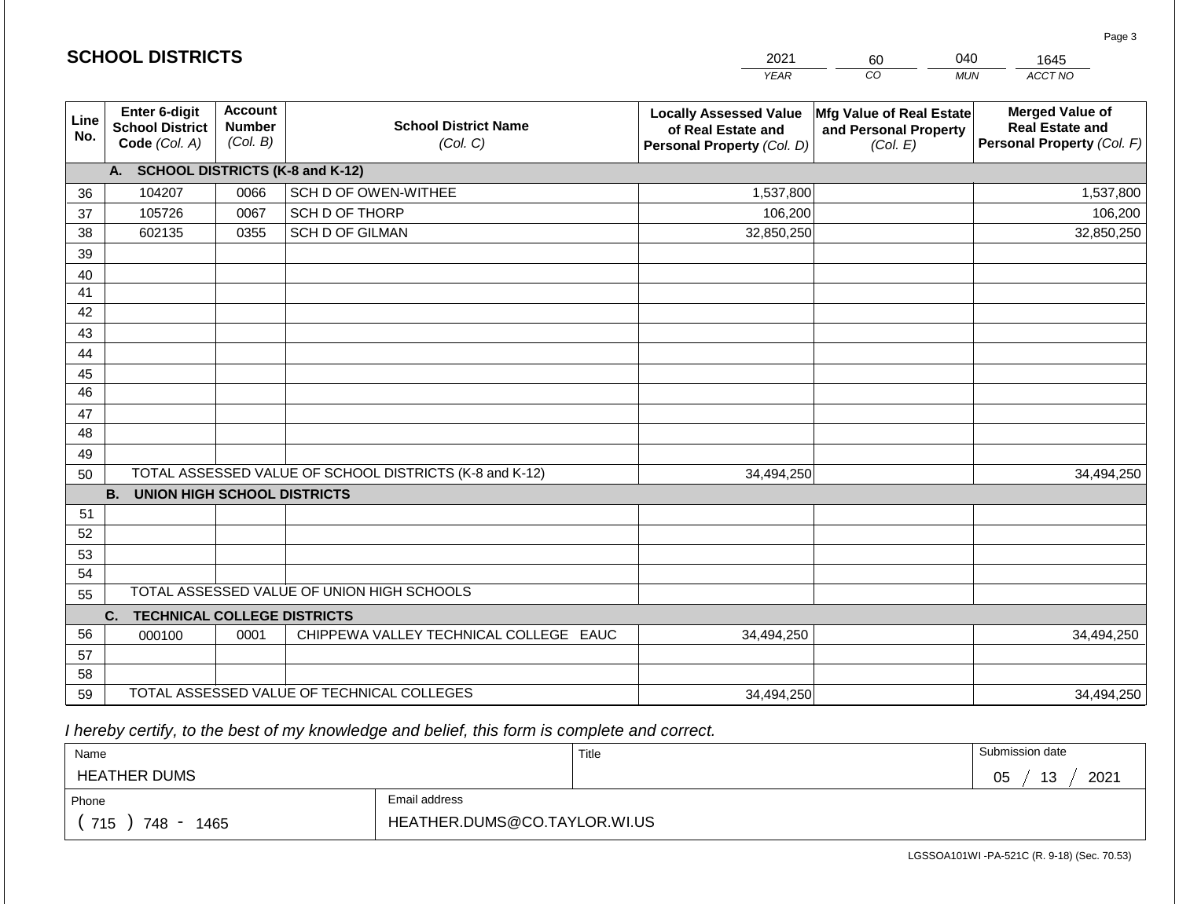# SCHOOL DISTRICTS

| 2021 | 60 | 040 | 1645 |
|---|---|---|---|
| YEAR | CO | MUN | ACCT NO |

| Line No. | Enter 6-digit School District Code (Col. A) | Account Number (Col. B) | School District Name (Col. C) | Locally Assessed Value of Real Estate and Personal Property (Col. D) | Mfg Value of Real Estate and Personal Property (Col. E) | Merged Value of Real Estate and Personal Property (Col. F) |
|---|---|---|---|---|---|---|
| | **A. SCHOOL DISTRICTS (K-8 and K-12)** | | | | | |
| 36 | 104207 | 0066 | SCH D OF OWEN-WITHEE | 1,537,800 | | 1,537,800 |
| 37 | 105726 | 0067 | SCH D OF THORP | 106,200 | | 106,200 |
| 38 | 602135 | 0355 | SCH D OF GILMAN | 32,850,250 | | 32,850,250 |
| 39 | | | | | | |
| 40 | | | | | | |
| 41 | | | | | | |
| 42 | | | | | | |
| 43 | | | | | | |
| 44 | | | | | | |
| 45 | | | | | | |
| 46 | | | | | | |
| 47 | | | | | | |
| 48 | | | | | | |
| 49 | | | | | | |
| 50 | TOTAL ASSESSED VALUE OF SCHOOL DISTRICTS (K-8 and K-12) | | | 34,494,250 | | 34,494,250 |
| | **B. UNION HIGH SCHOOL DISTRICTS** | | | | | |
| 51 | | | | | | |
| 52 | | | | | | |
| 53 | | | | | | |
| 54 | | | | | | |
| 55 | TOTAL ASSESSED VALUE OF UNION HIGH SCHOOLS | | | | | |
| | **C. TECHNICAL COLLEGE DISTRICTS** | | | | | |
| 56 | 000100 | 0001 | CHIPPEWA VALLEY TECHNICAL COLLEGE EAUC | 34,494,250 | | 34,494,250 |
| 57 | | | | | | |
| 58 | | | | | | |
| 59 | TOTAL ASSESSED VALUE OF TECHNICAL COLLEGES | | | 34,494,250 | | 34,494,250 |

*I hereby certify, to the best of my knowledge and belief, this form is complete and correct.*

| Name | Title | Submission date |
|---|---|---|
| HEATHER DUMS | | 05 / 13 / 2021 |
| Phone | Email address | |
| ( 715 ) 748 - 1465 | HEATHER.DUMS@CO.TAYLOR.WI.US | |

LGSSOA101WI -PA-521C (R. 9-18) (Sec. 70.53)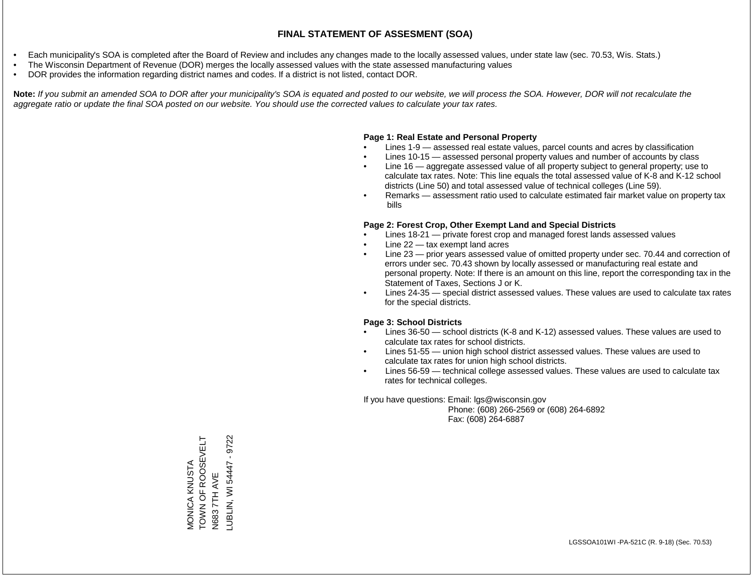# FINAL STATEMENT OF ASSESMENT (SOA)

- Each municipality's SOA is completed after the Board of Review and includes any changes made to the locally assessed values, under state law (sec. 70.53, Wis. Stats.)
- The Wisconsin Department of Revenue (DOR) merges the locally assessed values with the state assessed manufacturing values
- DOR provides the information regarding district names and codes. If a district is not listed, contact DOR.

**Note:** *If you submit an amended SOA to DOR after your municipality's SOA is equated and posted to our website, we will process the SOA. However, DOR will not recalculate the aggregate ratio or update the final SOA posted on our website. You should use the corrected values to calculate your tax rates.*

**Page 1: Real Estate and Personal Property**

- Lines 1-9 — assessed real estate values, parcel counts and acres by classification
- Lines 10-15 — assessed personal property values and number of accounts by class
- Line 16 — aggregate assessed value of all property subject to general property; use to calculate tax rates. Note: This line equals the total assessed value of K-8 and K-12 school districts (Line 50) and total assessed value of technical colleges (Line 59).
- Remarks — assessment ratio used to calculate estimated fair market value on property tax bills

**Page 2: Forest Crop, Other Exempt Land and Special Districts**

- Lines 18-21 — private forest crop and managed forest lands assessed values
- Line 22 — tax exempt land acres
- Line 23 — prior years assessed value of omitted property under sec. 70.44 and correction of errors under sec. 70.43 shown by locally assessed or manufacturing real estate and personal property. Note: If there is an amount on this line, report the corresponding tax in the Statement of Taxes, Sections J or K.
- Lines 24-35 — special district assessed values. These values are used to calculate tax rates for the special districts.

**Page 3: School Districts**

- Lines 36-50 — school districts (K-8 and K-12) assessed values. These values are used to calculate tax rates for school districts.
- Lines 51-55 — union high school district assessed values. These values are used to calculate tax rates for union high school districts.
- Lines 56-59 — technical college assessed values. These values are used to calculate tax rates for technical colleges.

If you have questions: Email: lgs@wisconsin.gov
Phone: (608) 266-2569 or (608) 264-6892
Fax: (608) 264-6887

MONICA KNUSTA
TOWN OF ROOSEVELT
N683 7TH AVE
LUBLIN, WI 54447 - 9722

LGSSOA101WI -PA-521C (R. 9-18) (Sec. 70.53)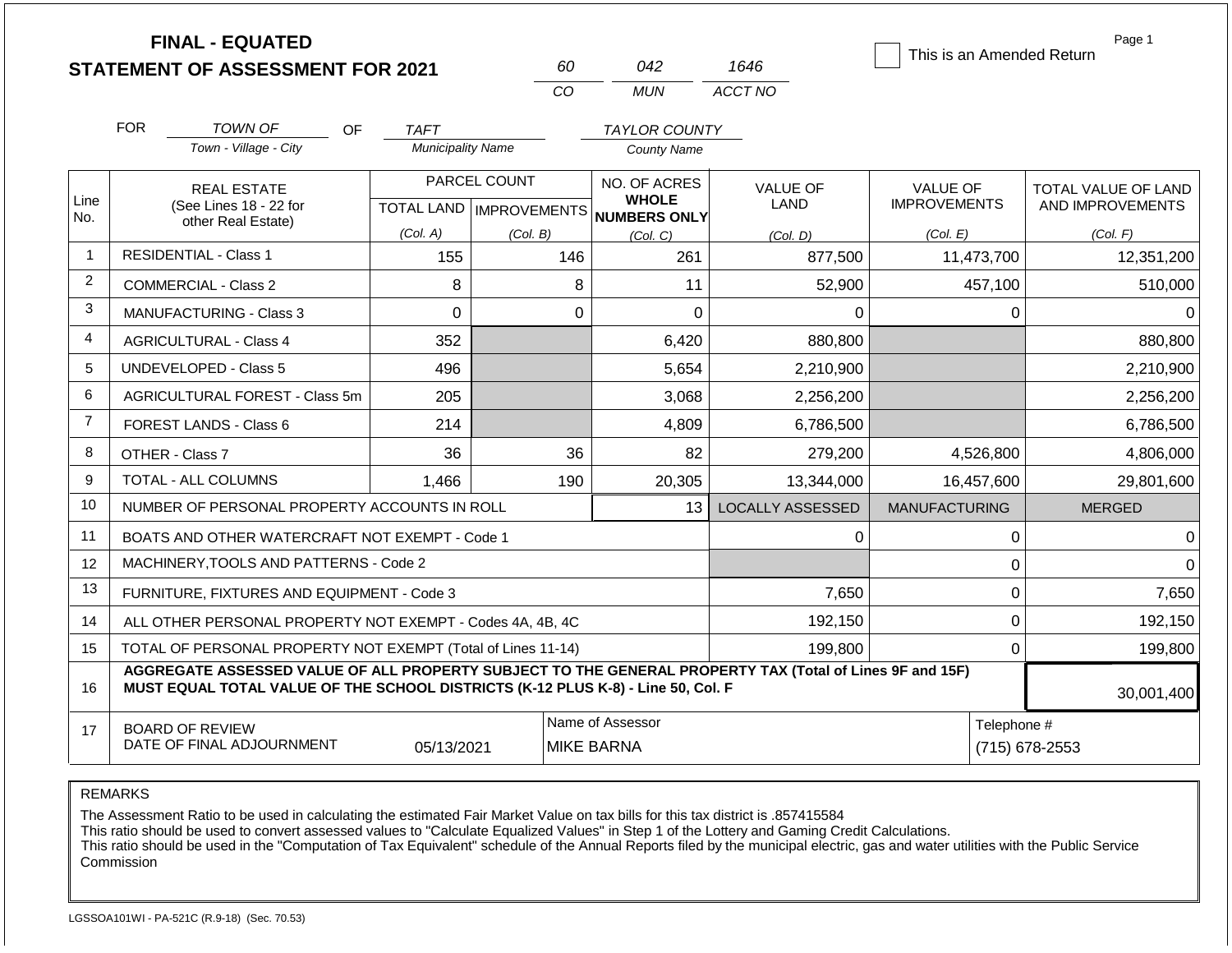# FINAL - EQUATED
# STATEMENT OF ASSESSMENT FOR 2021

| 60 | 042 | 1646 |
|---|---|---|
| CO | MUN | ACCT NO |

☐ This is an Amended Return

Page 1

FOR *TOWN OF* (Town - Village - City) OF *TAFT* (Municipality Name) *TAYLOR COUNTY* (County Name)

| Line No. | REAL ESTATE (See Lines 18 - 22 for other Real Estate) | PARCEL COUNT | | NO. OF ACRES WHOLE NUMBERS ONLY | VALUE OF LAND | VALUE OF IMPROVEMENTS | TOTAL VALUE OF LAND AND IMPROVEMENTS |
|---|---|---|---|---|---|---|---|
| | | TOTAL LAND (Col. A) | IMPROVEMENTS (Col. B) | (Col. C) | (Col. D) | (Col. E) | (Col. F) |
| 1 | RESIDENTIAL - Class 1 | 155 | 146 | 261 | 877,500 | 11,473,700 | 12,351,200 |
| 2 | COMMERCIAL - Class 2 | 8 | 8 | 11 | 52,900 | 457,100 | 510,000 |
| 3 | MANUFACTURING - Class 3 | 0 | 0 | 0 | 0 | 0 | 0 |
| 4 | AGRICULTURAL - Class 4 | 352 | | 6,420 | 880,800 | | 880,800 |
| 5 | UNDEVELOPED - Class 5 | 496 | | 5,654 | 2,210,900 | | 2,210,900 |
| 6 | AGRICULTURAL FOREST - Class 5m | 205 | | 3,068 | 2,256,200 | | 2,256,200 |
| 7 | FOREST LANDS - Class 6 | 214 | | 4,809 | 6,786,500 | | 6,786,500 |
| 8 | OTHER - Class 7 | 36 | 36 | 82 | 279,200 | 4,526,800 | 4,806,000 |
| 9 | TOTAL - ALL COLUMNS | 1,466 | 190 | 20,305 | 13,344,000 | 16,457,600 | 29,801,600 |
| 10 | NUMBER OF PERSONAL PROPERTY ACCOUNTS IN ROLL | | | 13 | LOCALLY ASSESSED | MANUFACTURING | MERGED |
| 11 | BOATS AND OTHER WATERCRAFT NOT EXEMPT - Code 1 | | | | 0 | 0 | 0 |
| 12 | MACHINERY,TOOLS AND PATTERNS - Code 2 | | | | | 0 | 0 |
| 13 | FURNITURE, FIXTURES AND EQUIPMENT - Code 3 | | | | 7,650 | 0 | 7,650 |
| 14 | ALL OTHER PERSONAL PROPERTY NOT EXEMPT - Codes 4A, 4B, 4C | | | | 192,150 | 0 | 192,150 |
| 15 | TOTAL OF PERSONAL PROPERTY NOT EXEMPT (Total of Lines 11-14) | | | | 199,800 | 0 | 199,800 |
| 16 | **AGGREGATE ASSESSED VALUE OF ALL PROPERTY SUBJECT TO THE GENERAL PROPERTY TAX (Total of Lines 9F and 15F) MUST EQUAL TOTAL VALUE OF THE SCHOOL DISTRICTS (K-12 PLUS K-8) - Line 50, Col. F** | | | | | | 30,001,400 |
| 17 | BOARD OF REVIEW DATE OF FINAL ADJOURNMENT | 05/13/2021 | Name of Assessor: MIKE BARNA | | | Telephone #: (715) 678-2553 | |

REMARKS

The Assessment Ratio to be used in calculating the estimated Fair Market Value on tax bills for this tax district is .857415584
This ratio should be used to convert assessed values to "Calculate Equalized Values" in Step 1 of the Lottery and Gaming Credit Calculations.
This ratio should be used in the "Computation of Tax Equivalent" schedule of the Annual Reports filed by the municipal electric, gas and water utilities with the Public Service Commission

LGSSOA101WI - PA-521C (R.9-18) (Sec. 70.53)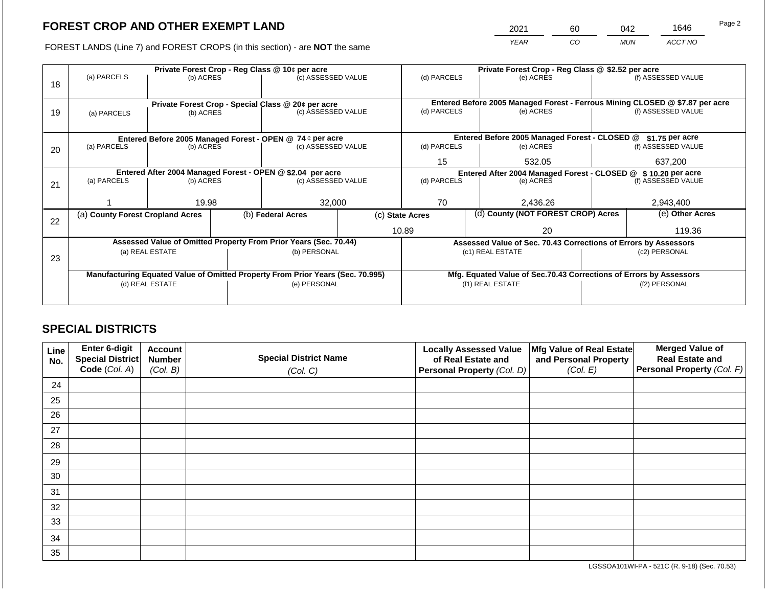## FOREST CROP AND OTHER EXEMPT LAND

| 2021 | 60 | 042 | 1646 |
|---|---|---|---|
| YEAR | CO | MUN | ACCT NO |

FOREST LANDS (Line 7) and FOREST CROPS (in this section) - are **NOT** the same

| Line | Private Forest Crop - Reg Class @ 10¢ per acre | | | Private Forest Crop - Reg Class @ $2.52 per acre | | |
|---|---|---|---|---|---|---|
| | (a) PARCELS | (b) ACRES | (c) ASSESSED VALUE | (d) PARCELS | (e) ACRES | (f) ASSESSED VALUE |
| 18 | | | | | | |
| | **Private Forest Crop - Special Class @ 20¢ per acre** | | | **Entered Before 2005 Managed Forest - Ferrous Mining CLOSED @ $7.87 per acre** | | |
| | (a) PARCELS | (b) ACRES | (c) ASSESSED VALUE | (d) PARCELS | (e) ACRES | (f) ASSESSED VALUE |
| 19 | | | | | | |
| | **Entered Before 2005 Managed Forest - OPEN @ 74 ¢ per acre** | | | **Entered Before 2005 Managed Forest - CLOSED @ $1.75 per acre** | | |
| | (a) PARCELS | (b) ACRES | (c) ASSESSED VALUE | (d) PARCELS | (e) ACRES | (f) ASSESSED VALUE |
| 20 | | | | 15 | 532.05 | 637,200 |
| | **Entered After 2004 Managed Forest - OPEN @ $2.04 per acre** | | | **Entered After 2004 Managed Forest - CLOSED @ $ 10.20 per acre** | | |
| | (a) PARCELS | (b) ACRES | (c) ASSESSED VALUE | (d) PARCELS | (e) ACRES | (f) ASSESSED VALUE |
| 21 | 1 | 19.98 | 32,000 | 70 | 2,436.26 | 2,943,400 |

| Line | (a) County Forest Cropland Acres | (b) Federal Acres | (c) State Acres | (d) County (NOT FOREST CROP) Acres | (e) Other Acres |
|---|---|---|---|---|---|
| 22 | | | 10.89 | 20 | 119.36 |

| Line | Assessed Value of Omitted Property From Prior Years (Sec. 70.44) | | Assessed Value of Sec. 70.43 Corrections of Errors by Assessors | |
|---|---|---|---|---|
| | (a) REAL ESTATE | (b) PERSONAL | (c1) REAL ESTATE | (c2) PERSONAL |
| 23 | | | | |
| | **Manufacturing Equated Value of Omitted Property From Prior Years (Sec. 70.995)** | | **Mfg. Equated Value of Sec.70.43 Corrections of Errors by Assessors** | |
| | (d) REAL ESTATE | (e) PERSONAL | (f1) REAL ESTATE | (f2) PERSONAL |
| | | | | |

## SPECIAL DISTRICTS

| Line No. | Enter 6-digit Special District Code (Col. A) | Account Number (Col. B) | Special District Name (Col. C) | Locally Assessed Value of Real Estate and Personal Property (Col. D) | Mfg Value of Real Estate and Personal Property (Col. E) | Merged Value of Real Estate and Personal Property (Col. F) |
|---|---|---|---|---|---|---|
| 24 | | | | | | |
| 25 | | | | | | |
| 26 | | | | | | |
| 27 | | | | | | |
| 28 | | | | | | |
| 29 | | | | | | |
| 30 | | | | | | |
| 31 | | | | | | |
| 32 | | | | | | |
| 33 | | | | | | |
| 34 | | | | | | |
| 35 | | | | | | |

LGSSOA101WI-PA - 521C (R. 9-18) (Sec. 70.53)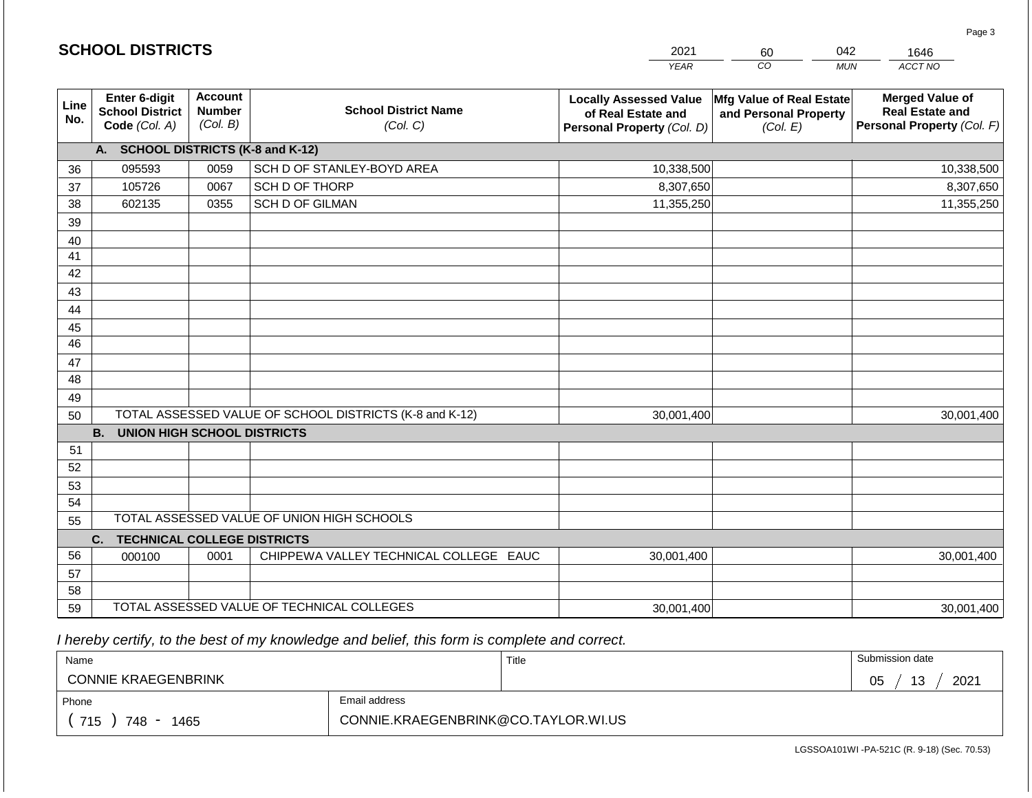## SCHOOL DISTRICTS

| 2021 | 60 | 042 | 1646 |
|---|---|---|---|
| *YEAR* | *CO* | *MUN* | *ACCT NO* |

| Line No. | Enter 6-digit School District Code (Col. A) | Account Number (Col. B) | School District Name (Col. C) | Locally Assessed Value of Real Estate and Personal Property (Col. D) | Mfg Value of Real Estate and Personal Property (Col. E) | Merged Value of Real Estate and Personal Property (Col. F) |
|---|---|---|---|---|---|---|
| | **A. SCHOOL DISTRICTS (K-8 and K-12)** | | | | | |
| 36 | 095593 | 0059 | SCH D OF STANLEY-BOYD AREA | 10,338,500 | | 10,338,500 |
| 37 | 105726 | 0067 | SCH D OF THORP | 8,307,650 | | 8,307,650 |
| 38 | 602135 | 0355 | SCH D OF GILMAN | 11,355,250 | | 11,355,250 |
| 39 | | | | | | |
| 40 | | | | | | |
| 41 | | | | | | |
| 42 | | | | | | |
| 43 | | | | | | |
| 44 | | | | | | |
| 45 | | | | | | |
| 46 | | | | | | |
| 47 | | | | | | |
| 48 | | | | | | |
| 49 | | | | | | |
| 50 | TOTAL ASSESSED VALUE OF SCHOOL DISTRICTS (K-8 and K-12) | | | 30,001,400 | | 30,001,400 |
| | **B. UNION HIGH SCHOOL DISTRICTS** | | | | | |
| 51 | | | | | | |
| 52 | | | | | | |
| 53 | | | | | | |
| 54 | | | | | | |
| 55 | TOTAL ASSESSED VALUE OF UNION HIGH SCHOOLS | | | | | |
| | **C. TECHNICAL COLLEGE DISTRICTS** | | | | | |
| 56 | 000100 | 0001 | CHIPPEWA VALLEY TECHNICAL COLLEGE EAUC | 30,001,400 | | 30,001,400 |
| 57 | | | | | | |
| 58 | | | | | | |
| 59 | TOTAL ASSESSED VALUE OF TECHNICAL COLLEGES | | | 30,001,400 | | 30,001,400 |

*I hereby certify, to the best of my knowledge and belief, this form is complete and correct.*

| Name | Title | Submission date |
|---|---|---|
| CONNIE KRAEGENBRINK | | 05 / 13 / 2021 |
| **Phone** | **Email address** | |
| ( 715 ) 748 - 1465 | CONNIE.KRAEGENBRINK@CO.TAYLOR.WI.US | |

LGSSOA101WI -PA-521C (R. 9-18) (Sec. 70.53)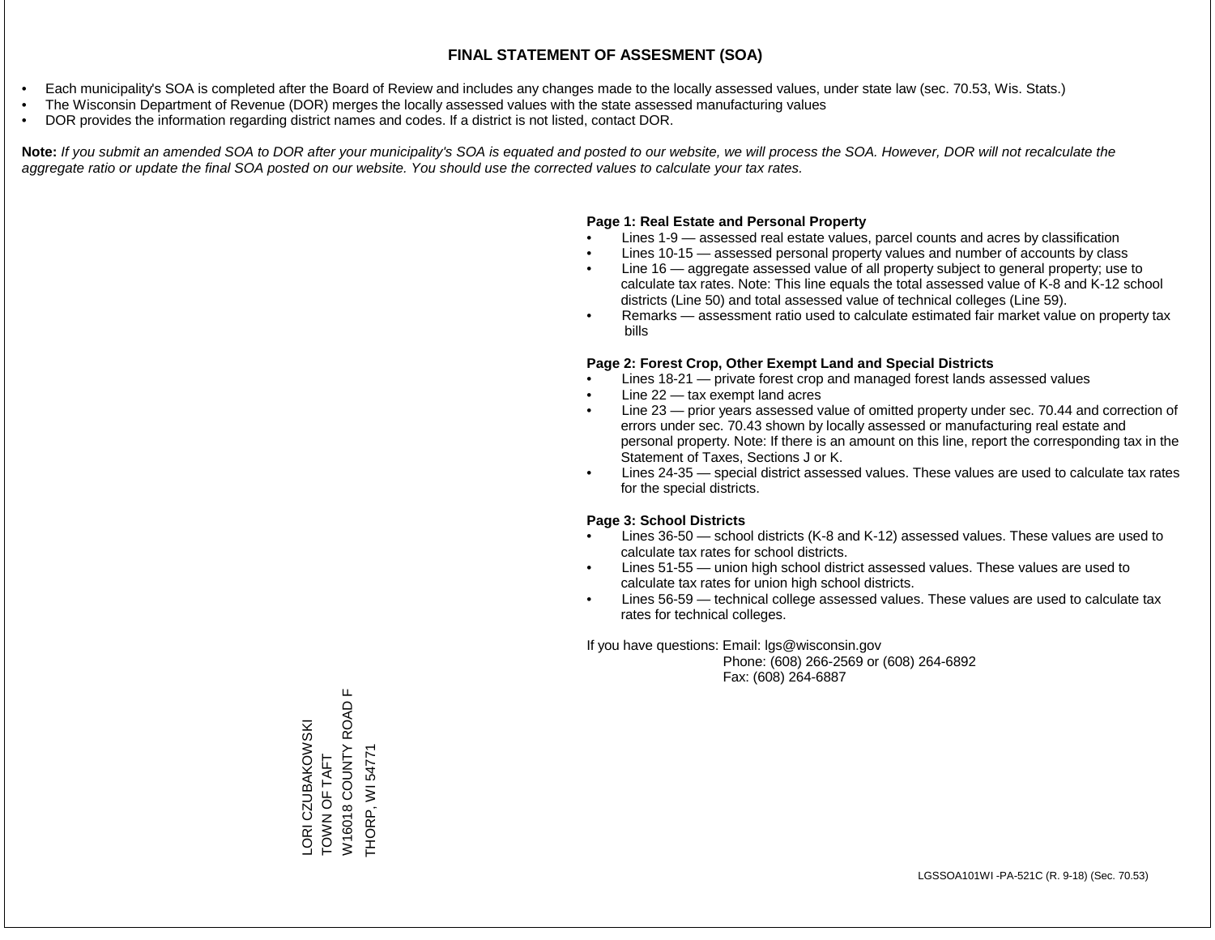# FINAL STATEMENT OF ASSESMENT (SOA)

- Each municipality's SOA is completed after the Board of Review and includes any changes made to the locally assessed values, under state law (sec. 70.53, Wis. Stats.)
- The Wisconsin Department of Revenue (DOR) merges the locally assessed values with the state assessed manufacturing values
- DOR provides the information regarding district names and codes. If a district is not listed, contact DOR.

**Note:** *If you submit an amended SOA to DOR after your municipality's SOA is equated and posted to our website, we will process the SOA. However, DOR will not recalculate the aggregate ratio or update the final SOA posted on our website. You should use the corrected values to calculate your tax rates.*

**Page 1: Real Estate and Personal Property**

- Lines 1-9 — assessed real estate values, parcel counts and acres by classification
- Lines 10-15 — assessed personal property values and number of accounts by class
- Line 16 — aggregate assessed value of all property subject to general property; use to calculate tax rates. Note: This line equals the total assessed value of K-8 and K-12 school districts (Line 50) and total assessed value of technical colleges (Line 59).
- Remarks — assessment ratio used to calculate estimated fair market value on property tax bills

**Page 2: Forest Crop, Other Exempt Land and Special Districts**

- Lines 18-21 — private forest crop and managed forest lands assessed values
- Line 22 — tax exempt land acres
- Line 23 — prior years assessed value of omitted property under sec. 70.44 and correction of errors under sec. 70.43 shown by locally assessed or manufacturing real estate and personal property. Note: If there is an amount on this line, report the corresponding tax in the Statement of Taxes, Sections J or K.
- Lines 24-35 — special district assessed values. These values are used to calculate tax rates for the special districts.

**Page 3: School Districts**

- Lines 36-50 — school districts (K-8 and K-12) assessed values. These values are used to calculate tax rates for school districts.
- Lines 51-55 — union high school district assessed values. These values are used to calculate tax rates for union high school districts.
- Lines 56-59 — technical college assessed values. These values are used to calculate tax rates for technical colleges.

If you have questions: Email: lgs@wisconsin.gov
Phone: (608) 266-2569 or (608) 264-6892
Fax: (608) 264-6887

LORI CZUBAKOWSKI
TOWN OF TAFT
W16018 COUNTY ROAD F
THORP, WI 54771

LGSSOA101WI -PA-521C (R. 9-18) (Sec. 70.53)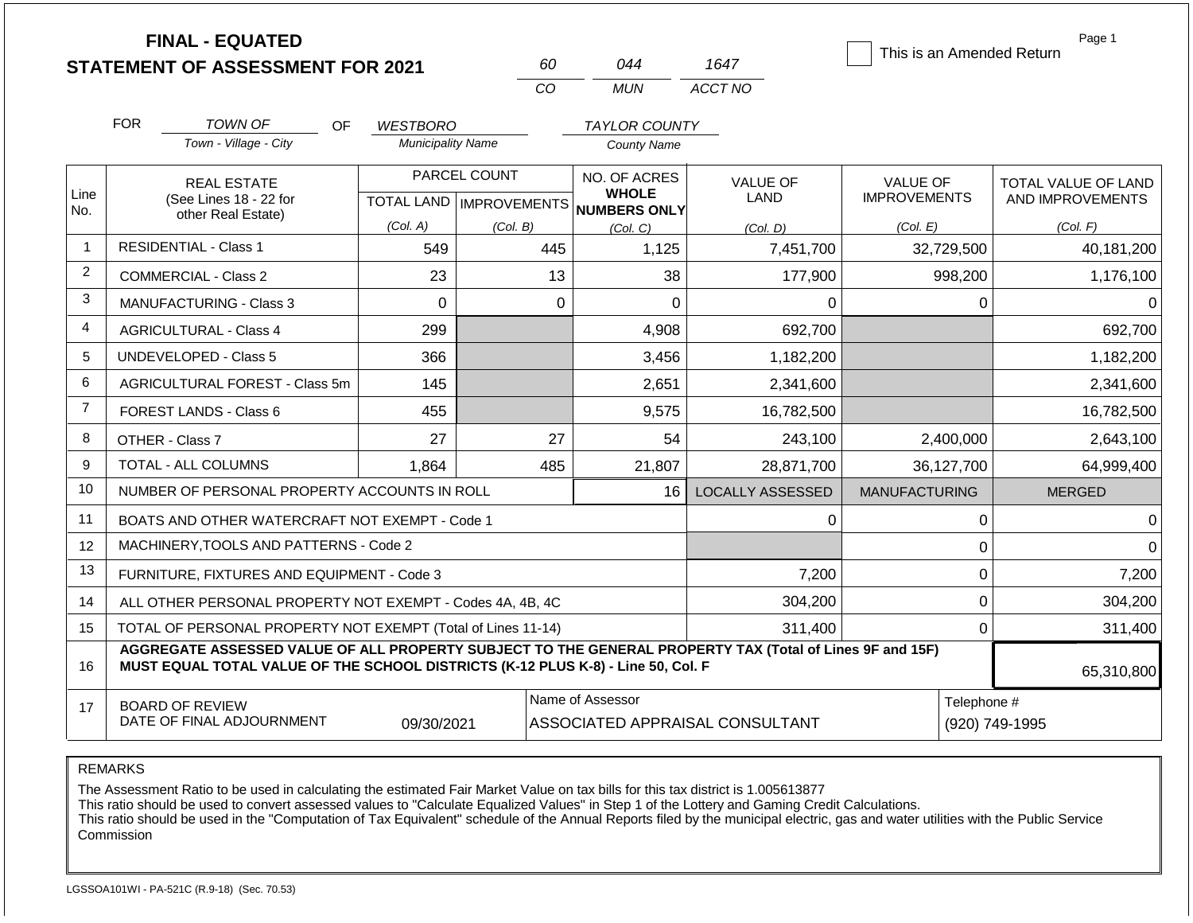# FINAL - EQUATED STATEMENT OF ASSESSMENT FOR 2021

| 60 | 044 | 1647 |
|---|---|---|
| CO | MUN | ACCT NO |

☐ This is an Amended Return

FOR *TOWN OF* (Town - Village - City) OF *WESTBORO* (Municipality Name) *TAYLOR COUNTY* (County Name)

| Line No. | REAL ESTATE (See Lines 18 - 22 for other Real Estate) | PARCEL COUNT | | NO. OF ACRES WHOLE NUMBERS ONLY | VALUE OF LAND | VALUE OF IMPROVEMENTS | TOTAL VALUE OF LAND AND IMPROVEMENTS |
|---|---|---|---|---|---|---|---|
| | | TOTAL LAND (Col. A) | IMPROVEMENTS (Col. B) | (Col. C) | (Col. D) | (Col. E) | (Col. F) |
| 1 | RESIDENTIAL - Class 1 | 549 | 445 | 1,125 | 7,451,700 | 32,729,500 | 40,181,200 |
| 2 | COMMERCIAL - Class 2 | 23 | 13 | 38 | 177,900 | 998,200 | 1,176,100 |
| 3 | MANUFACTURING - Class 3 | 0 | 0 | 0 | 0 | 0 | 0 |
| 4 | AGRICULTURAL - Class 4 | 299 | | 4,908 | 692,700 | | 692,700 |
| 5 | UNDEVELOPED - Class 5 | 366 | | 3,456 | 1,182,200 | | 1,182,200 |
| 6 | AGRICULTURAL FOREST - Class 5m | 145 | | 2,651 | 2,341,600 | | 2,341,600 |
| 7 | FOREST LANDS - Class 6 | 455 | | 9,575 | 16,782,500 | | 16,782,500 |
| 8 | OTHER - Class 7 | 27 | 27 | 54 | 243,100 | 2,400,000 | 2,643,100 |
| 9 | TOTAL - ALL COLUMNS | 1,864 | 485 | 21,807 | 28,871,700 | 36,127,700 | 64,999,400 |
| 10 | NUMBER OF PERSONAL PROPERTY ACCOUNTS IN ROLL | | | 16 | LOCALLY ASSESSED | MANUFACTURING | MERGED |
| 11 | BOATS AND OTHER WATERCRAFT NOT EXEMPT - Code 1 | | | | 0 | 0 | 0 |
| 12 | MACHINERY,TOOLS AND PATTERNS - Code 2 | | | | | 0 | 0 |
| 13 | FURNITURE, FIXTURES AND EQUIPMENT - Code 3 | | | | 7,200 | 0 | 7,200 |
| 14 | ALL OTHER PERSONAL PROPERTY NOT EXEMPT - Codes 4A, 4B, 4C | | | | 304,200 | 0 | 304,200 |
| 15 | TOTAL OF PERSONAL PROPERTY NOT EXEMPT (Total of Lines 11-14) | | | | 311,400 | 0 | 311,400 |
| 16 | **AGGREGATE ASSESSED VALUE OF ALL PROPERTY SUBJECT TO THE GENERAL PROPERTY TAX (Total of Lines 9F and 15F) MUST EQUAL TOTAL VALUE OF THE SCHOOL DISTRICTS (K-12 PLUS K-8) - Line 50, Col. F** | | | | | | 65,310,800 |
| 17 | BOARD OF REVIEW DATE OF FINAL ADJOURNMENT | 09/30/2021 | | Name of Assessor: ASSOCIATED APPRAISAL CONSULTANT | | | Telephone #: (920) 749-1995 |

REMARKS

The Assessment Ratio to be used in calculating the estimated Fair Market Value on tax bills for this tax district is 1.005613877
This ratio should be used to convert assessed values to "Calculate Equalized Values" in Step 1 of the Lottery and Gaming Credit Calculations.
This ratio should be used in the "Computation of Tax Equivalent" schedule of the Annual Reports filed by the municipal electric, gas and water utilities with the Public Service Commission

LGSSOA101WI - PA-521C (R.9-18) (Sec. 70.53)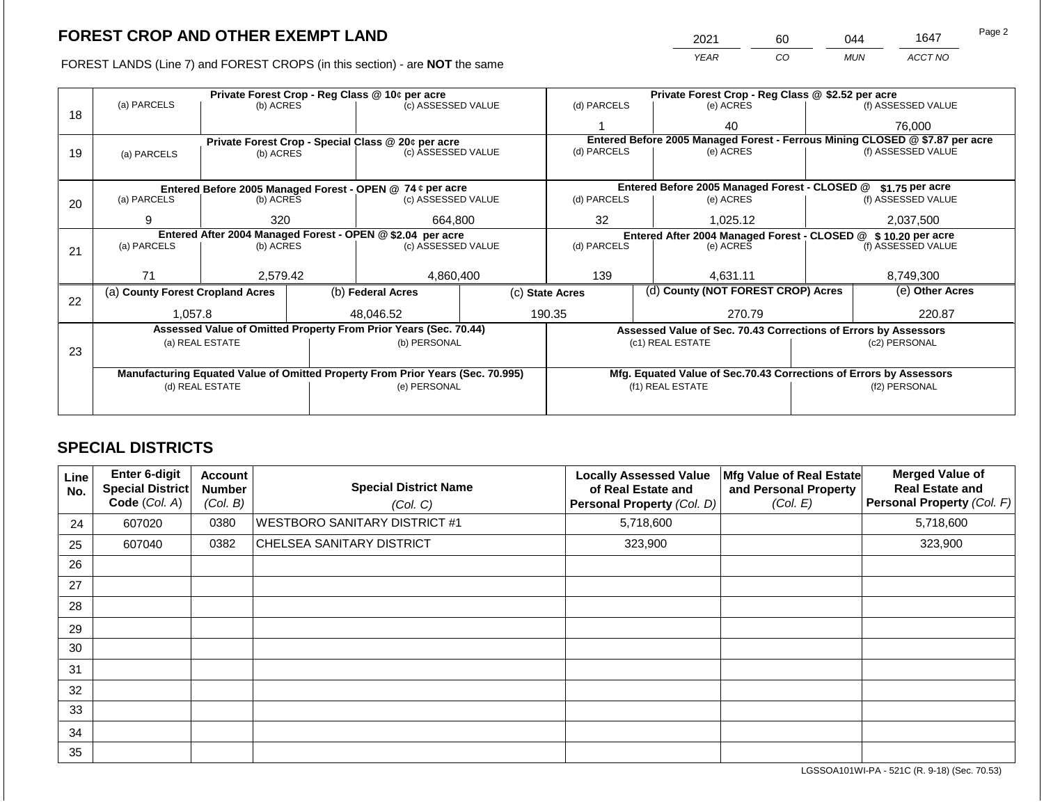# FOREST CROP AND OTHER EXEMPT LAND

| 2021 | 60 | 044 | 1647 |
|---|---|---|---|
| *YEAR* | *CO* | *MUN* | *ACCT NO* |

FOREST LANDS (Line 7) and FOREST CROPS (in this section) - are **NOT** the same

| Line | Private Forest Crop - Reg Class @ 10¢ per acre | | | Private Forest Crop - Reg Class @ $2.52 per acre | | |
|---|---|---|---|---|---|---|
| | (a) PARCELS | (b) ACRES | (c) ASSESSED VALUE | (d) PARCELS | (e) ACRES | (f) ASSESSED VALUE |
| 18 | | | | 1 | 40 | 76,000 |
| | **Private Forest Crop - Special Class @ 20¢ per acre** | | | **Entered Before 2005 Managed Forest - Ferrous Mining CLOSED @ $7.87 per acre** | | |
| | (a) PARCELS | (b) ACRES | (c) ASSESSED VALUE | (d) PARCELS | (e) ACRES | (f) ASSESSED VALUE |
| 19 | | | | | | |
| | **Entered Before 2005 Managed Forest - OPEN @ 74 ¢ per acre** | | | **Entered Before 2005 Managed Forest - CLOSED @ $1.75 per acre** | | |
| | (a) PARCELS | (b) ACRES | (c) ASSESSED VALUE | (d) PARCELS | (e) ACRES | (f) ASSESSED VALUE |
| 20 | 9 | 320 | 664,800 | 32 | 1,025.12 | 2,037,500 |
| | **Entered After 2004 Managed Forest - OPEN @ $2.04 per acre** | | | **Entered After 2004 Managed Forest - CLOSED @ $ 10.20 per acre** | | |
| | (a) PARCELS | (b) ACRES | (c) ASSESSED VALUE | (d) PARCELS | (e) ACRES | (f) ASSESSED VALUE |
| 21 | 71 | 2,579.42 | 4,860,400 | 139 | 4,631.11 | 8,749,300 |

| Line | (a) County Forest Cropland Acres | (b) Federal Acres | (c) State Acres | (d) County (NOT FOREST CROP) Acres | (e) Other Acres |
|---|---|---|---|---|---|
| 22 | 1,057.8 | 48,046.52 | 190.35 | 270.79 | 220.87 |

| Line | Assessed Value of Omitted Property From Prior Years (Sec. 70.44) | | Assessed Value of Sec. 70.43 Corrections of Errors by Assessors | |
|---|---|---|---|---|
| | (a) REAL ESTATE | (b) PERSONAL | (c1) REAL ESTATE | (c2) PERSONAL |
| 23 | | | | |
| | **Manufacturing Equated Value of Omitted Property From Prior Years (Sec. 70.995)** | | **Mfg. Equated Value of Sec.70.43 Corrections of Errors by Assessors** | |
| | (d) REAL ESTATE | (e) PERSONAL | (f1) REAL ESTATE | (f2) PERSONAL |
| | | | | |

## SPECIAL DISTRICTS

| Line No. | Enter 6-digit Special District Code (Col. A) | Account Number (Col. B) | Special District Name (Col. C) | Locally Assessed Value of Real Estate and Personal Property (Col. D) | Mfg Value of Real Estate and Personal Property (Col. E) | Merged Value of Real Estate and Personal Property (Col. F) |
|---|---|---|---|---|---|---|
| 24 | 607020 | 0380 | WESTBORO SANITARY DISTRICT #1 | 5,718,600 | | 5,718,600 |
| 25 | 607040 | 0382 | CHELSEA SANITARY DISTRICT | 323,900 | | 323,900 |
| 26 | | | | | | |
| 27 | | | | | | |
| 28 | | | | | | |
| 29 | | | | | | |
| 30 | | | | | | |
| 31 | | | | | | |
| 32 | | | | | | |
| 33 | | | | | | |
| 34 | | | | | | |
| 35 | | | | | | |

LGSSOA101WI-PA - 521C (R. 9-18) (Sec. 70.53)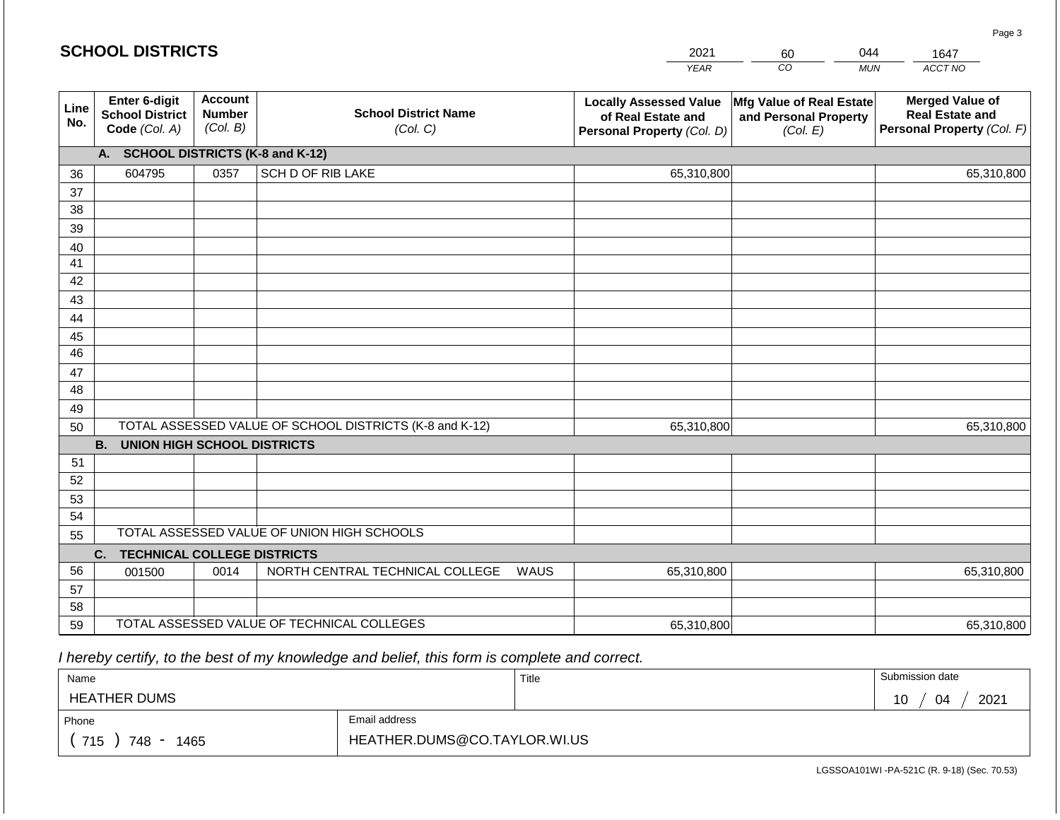# SCHOOL DISTRICTS

| 2021 | 60 | 044 | 1647 |
|---|---|---|---|
| YEAR | CO | MUN | ACCT NO |

| Line No. | Enter 6-digit School District Code (Col. A) | Account Number (Col. B) | School District Name (Col. C) | Locally Assessed Value of Real Estate and Personal Property (Col. D) | Mfg Value of Real Estate and Personal Property (Col. E) | Merged Value of Real Estate and Personal Property (Col. F) |
|---|---|---|---|---|---|---|
| | **A. SCHOOL DISTRICTS (K-8 and K-12)** | | | | | |
| 36 | 604795 | 0357 | SCH D OF RIB LAKE | 65,310,800 | | 65,310,800 |
| 37 | | | | | | |
| 38 | | | | | | |
| 39 | | | | | | |
| 40 | | | | | | |
| 41 | | | | | | |
| 42 | | | | | | |
| 43 | | | | | | |
| 44 | | | | | | |
| 45 | | | | | | |
| 46 | | | | | | |
| 47 | | | | | | |
| 48 | | | | | | |
| 49 | | | | | | |
| 50 | TOTAL ASSESSED VALUE OF SCHOOL DISTRICTS (K-8 and K-12) | | | 65,310,800 | | 65,310,800 |
| | **B. UNION HIGH SCHOOL DISTRICTS** | | | | | |
| 51 | | | | | | |
| 52 | | | | | | |
| 53 | | | | | | |
| 54 | | | | | | |
| 55 | TOTAL ASSESSED VALUE OF UNION HIGH SCHOOLS | | | | | |
| | **C. TECHNICAL COLLEGE DISTRICTS** | | | | | |
| 56 | 001500 | 0014 | NORTH CENTRAL TECHNICAL COLLEGE WAUS | 65,310,800 | | 65,310,800 |
| 57 | | | | | | |
| 58 | | | | | | |
| 59 | TOTAL ASSESSED VALUE OF TECHNICAL COLLEGES | | | 65,310,800 | | 65,310,800 |

*I hereby certify, to the best of my knowledge and belief, this form is complete and correct.*

| Name | | Title | Submission date |
|---|---|---|---|
| HEATHER DUMS | | | 10 / 04 / 2021 |
| Phone | Email address | | |
| ( 715 ) 748 - 1465 | HEATHER.DUMS@CO.TAYLOR.WI.US | | |

LGSSOA101WI -PA-521C (R. 9-18) (Sec. 70.53)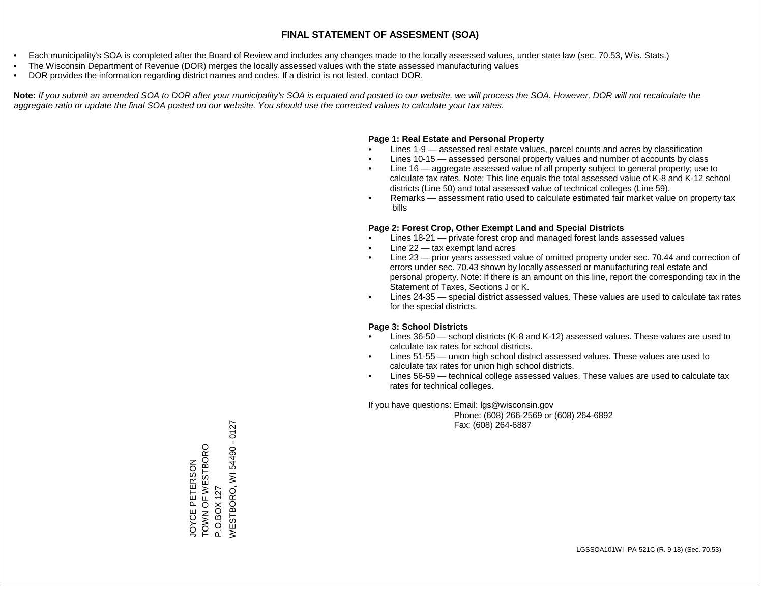# FINAL STATEMENT OF ASSESMENT (SOA)

- Each municipality's SOA is completed after the Board of Review and includes any changes made to the locally assessed values, under state law (sec. 70.53, Wis. Stats.)
- The Wisconsin Department of Revenue (DOR) merges the locally assessed values with the state assessed manufacturing values
- DOR provides the information regarding district names and codes. If a district is not listed, contact DOR.

**Note:** *If you submit an amended SOA to DOR after your municipality's SOA is equated and posted to our website, we will process the SOA. However, DOR will not recalculate the aggregate ratio or update the final SOA posted on our website. You should use the corrected values to calculate your tax rates.*

**Page 1: Real Estate and Personal Property**

- Lines 1-9 — assessed real estate values, parcel counts and acres by classification
- Lines 10-15 — assessed personal property values and number of accounts by class
- Line 16 — aggregate assessed value of all property subject to general property; use to calculate tax rates. Note: This line equals the total assessed value of K-8 and K-12 school districts (Line 50) and total assessed value of technical colleges (Line 59).
- Remarks — assessment ratio used to calculate estimated fair market value on property tax bills

**Page 2: Forest Crop, Other Exempt Land and Special Districts**

- Lines 18-21 — private forest crop and managed forest lands assessed values
- Line 22 — tax exempt land acres
- Line 23 — prior years assessed value of omitted property under sec. 70.44 and correction of errors under sec. 70.43 shown by locally assessed or manufacturing real estate and personal property. Note: If there is an amount on this line, report the corresponding tax in the Statement of Taxes, Sections J or K.
- Lines 24-35 — special district assessed values. These values are used to calculate tax rates for the special districts.

**Page 3: School Districts**

- Lines 36-50 — school districts (K-8 and K-12) assessed values. These values are used to calculate tax rates for school districts.
- Lines 51-55 — union high school district assessed values. These values are used to calculate tax rates for union high school districts.
- Lines 56-59 — technical college assessed values. These values are used to calculate tax rates for technical colleges.

If you have questions: Email: lgs@wisconsin.gov
Phone: (608) 266-2569 or (608) 264-6892
Fax: (608) 264-6887

JOYCE PETERSON
TOWN OF WESTBORO
P.O.BOX 127
WESTBORO, WI 54490 - 0127

LGSSOA101WI -PA-521C (R. 9-18) (Sec. 70.53)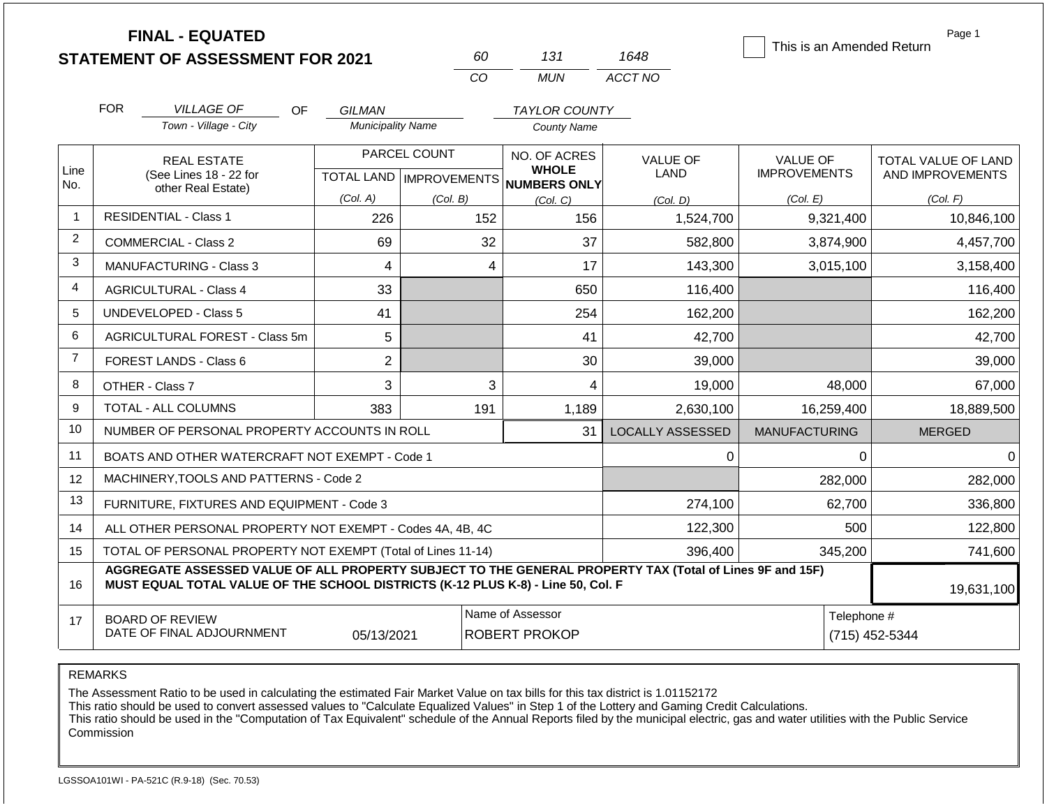# FINAL - EQUATED
# STATEMENT OF ASSESSMENT FOR 2021

| 60 | 131 | 1648 |
|---|---|---|
| CO | MUN | ACCT NO |

☐ This is an Amended Return

Page 1

FOR *VILLAGE OF* (Town - Village - City) OF *GILMAN* (Municipality Name) *TAYLOR COUNTY* (County Name)

| Line No. | REAL ESTATE (See Lines 18 - 22 for other Real Estate) | PARCEL COUNT TOTAL LAND (Col. A) | PARCEL COUNT IMPROVEMENTS (Col. B) | NO. OF ACRES WHOLE NUMBERS ONLY (Col. C) | VALUE OF LAND (Col. D) | VALUE OF IMPROVEMENTS (Col. E) | TOTAL VALUE OF LAND AND IMPROVEMENTS (Col. F) |
|---|---|---|---|---|---|---|---|
| 1 | RESIDENTIAL - Class 1 | 226 | 152 | 156 | 1,524,700 | 9,321,400 | 10,846,100 |
| 2 | COMMERCIAL - Class 2 | 69 | 32 | 37 | 582,800 | 3,874,900 | 4,457,700 |
| 3 | MANUFACTURING - Class 3 | 4 | 4 | 17 | 143,300 | 3,015,100 | 3,158,400 |
| 4 | AGRICULTURAL - Class 4 | 33 | | 650 | 116,400 | | 116,400 |
| 5 | UNDEVELOPED - Class 5 | 41 | | 254 | 162,200 | | 162,200 |
| 6 | AGRICULTURAL FOREST - Class 5m | 5 | | 41 | 42,700 | | 42,700 |
| 7 | FOREST LANDS - Class 6 | 2 | | 30 | 39,000 | | 39,000 |
| 8 | OTHER - Class 7 | 3 | 3 | 4 | 19,000 | 48,000 | 67,000 |
| 9 | TOTAL - ALL COLUMNS | 383 | 191 | 1,189 | 2,630,100 | 16,259,400 | 18,889,500 |

| Line No. | PERSONAL PROPERTY | LOCALLY ASSESSED | MANUFACTURING | MERGED |
|---|---|---|---|---|
| 10 | NUMBER OF PERSONAL PROPERTY ACCOUNTS IN ROLL: 31 | | | |
| 11 | BOATS AND OTHER WATERCRAFT NOT EXEMPT - Code 1 | 0 | 0 | 0 |
| 12 | MACHINERY,TOOLS AND PATTERNS - Code 2 | | 282,000 | 282,000 |
| 13 | FURNITURE, FIXTURES AND EQUIPMENT - Code 3 | 274,100 | 62,700 | 336,800 |
| 14 | ALL OTHER PERSONAL PROPERTY NOT EXEMPT - Codes 4A, 4B, 4C | 122,300 | 500 | 122,800 |
| 15 | TOTAL OF PERSONAL PROPERTY NOT EXEMPT (Total of Lines 11-14) | 396,400 | 345,200 | 741,600 |
| 16 | **AGGREGATE ASSESSED VALUE OF ALL PROPERTY SUBJECT TO THE GENERAL PROPERTY TAX (Total of Lines 9F and 15F) MUST EQUAL TOTAL VALUE OF THE SCHOOL DISTRICTS (K-12 PLUS K-8) - Line 50, Col. F** | | | 19,631,100 |

| Line No. | BOARD OF REVIEW DATE OF FINAL ADJOURNMENT | Name of Assessor | Telephone # |
|---|---|---|---|
| 17 | 05/13/2021 | ROBERT PROKOP | (715) 452-5344 |

REMARKS

The Assessment Ratio to be used in calculating the estimated Fair Market Value on tax bills for this tax district is 1.01152172
This ratio should be used to convert assessed values to "Calculate Equalized Values" in Step 1 of the Lottery and Gaming Credit Calculations.
This ratio should be used in the "Computation of Tax Equivalent" schedule of the Annual Reports filed by the municipal electric, gas and water utilities with the Public Service Commission

LGSSOA101WI - PA-521C (R.9-18) (Sec. 70.53)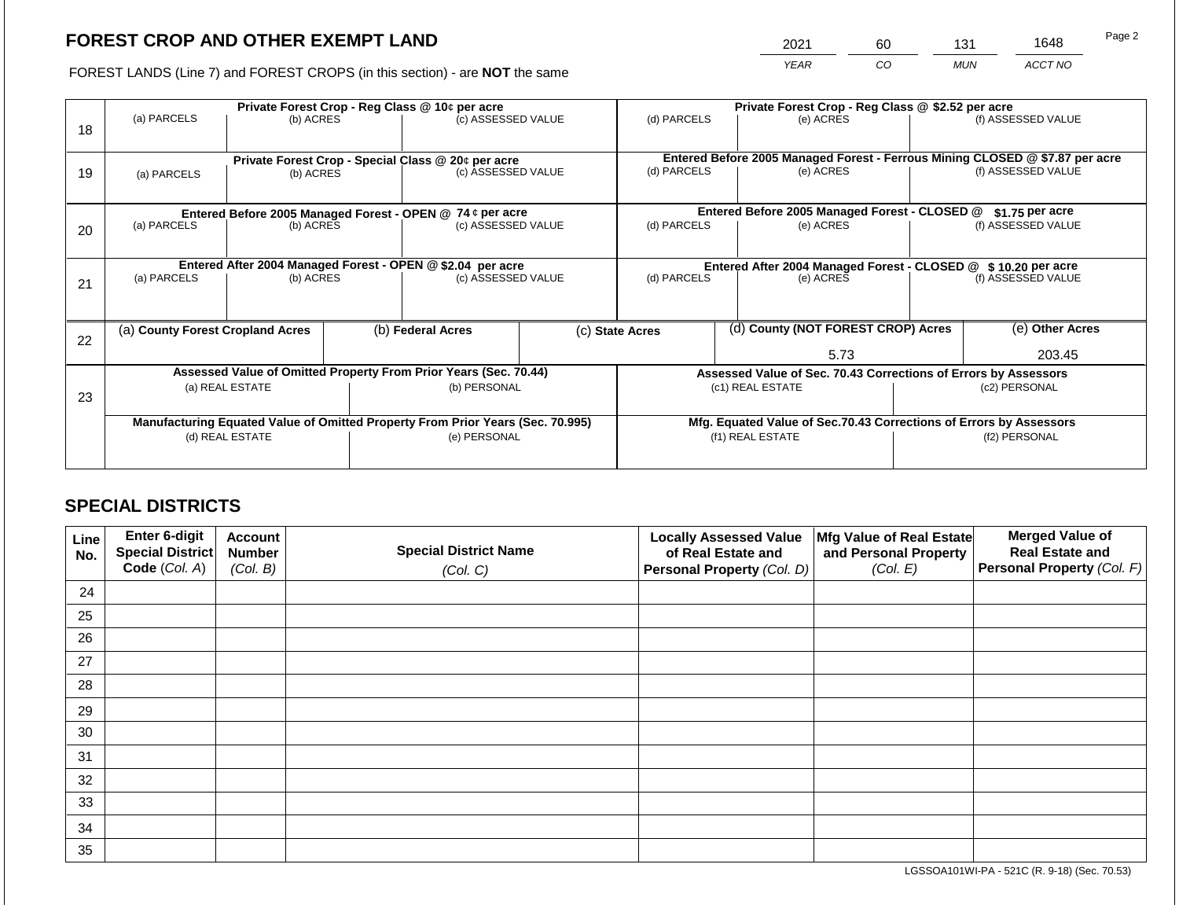# FOREST CROP AND OTHER EXEMPT LAND

FOREST LANDS (Line 7) and FOREST CROPS (in this section) - are **NOT** the same

| 2021 | 60 | 131 | 1648 |
|---|---|---|---|
| YEAR | CO | MUN | ACCT NO |

Page 2

| Line | Private Forest Crop - Reg Class @ 10¢ per acre | | | Private Forest Crop - Reg Class @ $2.52 per acre | | |
|---|---|---|---|---|---|---|
| 18 | (a) PARCELS | (b) ACRES | (c) ASSESSED VALUE | (d) PARCELS | (e) ACRES | (f) ASSESSED VALUE |
| | **Private Forest Crop - Special Class @ 20¢ per acre** | | | **Entered Before 2005 Managed Forest - Ferrous Mining CLOSED @ $7.87 per acre** | | |
| 19 | (a) PARCELS | (b) ACRES | (c) ASSESSED VALUE | (d) PARCELS | (e) ACRES | (f) ASSESSED VALUE |
| | **Entered Before 2005 Managed Forest - OPEN @ 74 ¢ per acre** | | | **Entered Before 2005 Managed Forest - CLOSED @ $1.75 per acre** | | |
| 20 | (a) PARCELS | (b) ACRES | (c) ASSESSED VALUE | (d) PARCELS | (e) ACRES | (f) ASSESSED VALUE |
| | **Entered After 2004 Managed Forest - OPEN @ $2.04 per acre** | | | **Entered After 2004 Managed Forest - CLOSED @ $ 10.20 per acre** | | |
| 21 | (a) PARCELS | (b) ACRES | (c) ASSESSED VALUE | (d) PARCELS | (e) ACRES | (f) ASSESSED VALUE |

| Line | (a) County Forest Cropland Acres | (b) Federal Acres | (c) State Acres | (d) County (NOT FOREST CROP) Acres | (e) Other Acres |
|---|---|---|---|---|---|
| 22 | | | | 5.73 | 203.45 |

| Line | Assessed Value of Omitted Property From Prior Years (Sec. 70.44) | | Assessed Value of Sec. 70.43 Corrections of Errors by Assessors | |
|---|---|---|---|---|
| 23 | (a) REAL ESTATE | (b) PERSONAL | (c1) REAL ESTATE | (c2) PERSONAL |
| | | | | |
| | **Manufacturing Equated Value of Omitted Property From Prior Years (Sec. 70.995)** | | **Mfg. Equated Value of Sec.70.43 Corrections of Errors by Assessors** | |
| | (d) REAL ESTATE | (e) PERSONAL | (f1) REAL ESTATE | (f2) PERSONAL |
| | | | | |

## SPECIAL DISTRICTS

| Line No. | Enter 6-digit Special District Code (Col. A) | Account Number (Col. B) | Special District Name (Col. C) | Locally Assessed Value of Real Estate and Personal Property (Col. D) | Mfg Value of Real Estate and Personal Property (Col. E) | Merged Value of Real Estate and Personal Property (Col. F) |
|---|---|---|---|---|---|---|
| 24 | | | | | | |
| 25 | | | | | | |
| 26 | | | | | | |
| 27 | | | | | | |
| 28 | | | | | | |
| 29 | | | | | | |
| 30 | | | | | | |
| 31 | | | | | | |
| 32 | | | | | | |
| 33 | | | | | | |
| 34 | | | | | | |
| 35 | | | | | | |

LGSSOA101WI-PA - 521C (R. 9-18) (Sec. 70.53)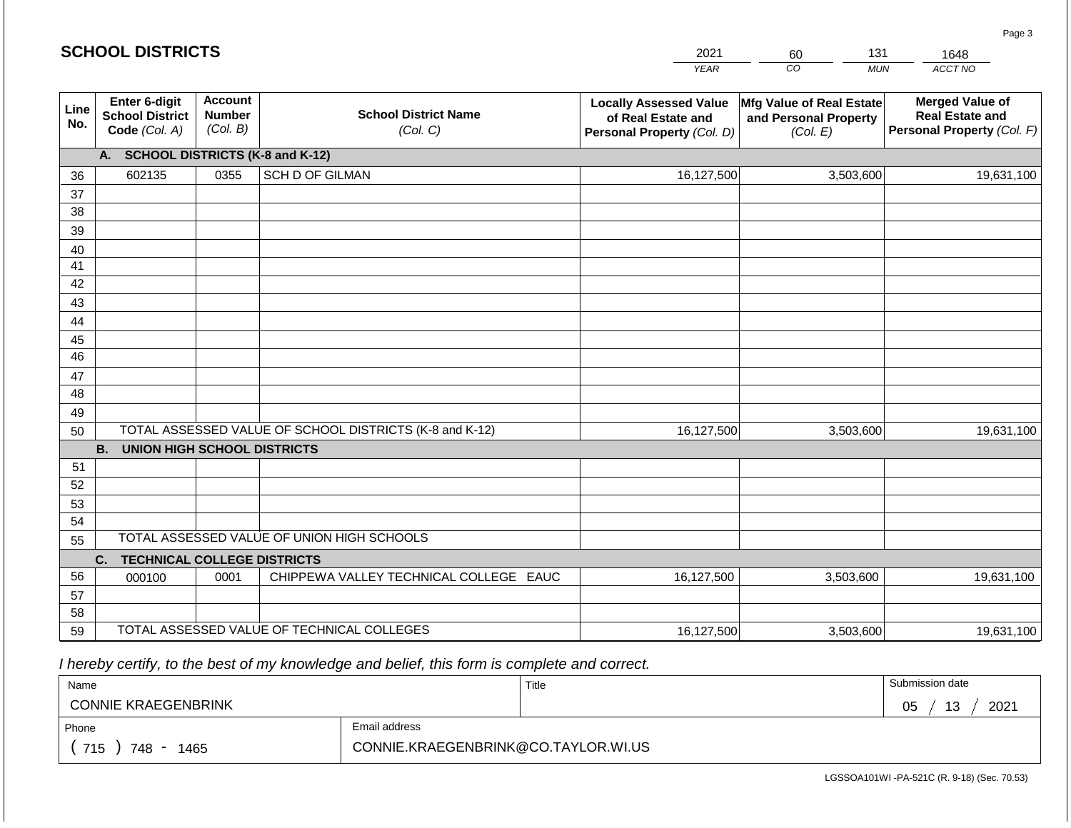## SCHOOL DISTRICTS

| 2021 | 60 | 131 | 1648 |
|---|---|---|---|
| *YEAR* | *CO* | *MUN* | *ACCT NO* |

| Line No. | Enter 6-digit School District Code *(Col. A)* | Account Number *(Col. B)* | School District Name *(Col. C)* | Locally Assessed Value of Real Estate and Personal Property *(Col. D)* | Mfg Value of Real Estate and Personal Property *(Col. E)* | Merged Value of Real Estate and Personal Property *(Col. F)* |
|---|---|---|---|---|---|---|
| | **A. SCHOOL DISTRICTS (K-8 and K-12)** | | | | | |
| 36 | 602135 | 0355 | SCH D OF GILMAN | 16,127,500 | 3,503,600 | 19,631,100 |
| 37 | | | | | | |
| 38 | | | | | | |
| 39 | | | | | | |
| 40 | | | | | | |
| 41 | | | | | | |
| 42 | | | | | | |
| 43 | | | | | | |
| 44 | | | | | | |
| 45 | | | | | | |
| 46 | | | | | | |
| 47 | | | | | | |
| 48 | | | | | | |
| 49 | | | | | | |
| 50 | TOTAL ASSESSED VALUE OF SCHOOL DISTRICTS (K-8 and K-12) | | | 16,127,500 | 3,503,600 | 19,631,100 |
| | **B. UNION HIGH SCHOOL DISTRICTS** | | | | | |
| 51 | | | | | | |
| 52 | | | | | | |
| 53 | | | | | | |
| 54 | | | | | | |
| 55 | TOTAL ASSESSED VALUE OF UNION HIGH SCHOOLS | | | | | |
| | **C. TECHNICAL COLLEGE DISTRICTS** | | | | | |
| 56 | 000100 | 0001 | CHIPPEWA VALLEY TECHNICAL COLLEGE EAUC | 16,127,500 | 3,503,600 | 19,631,100 |
| 57 | | | | | | |
| 58 | | | | | | |
| 59 | TOTAL ASSESSED VALUE OF TECHNICAL COLLEGES | | | 16,127,500 | 3,503,600 | 19,631,100 |

*I hereby certify, to the best of my knowledge and belief, this form is complete and correct.*

| Name | Title | Submission date |
|---|---|---|
| CONNIE KRAEGENBRINK | | 05 / 13 / 2021 |
| Phone | Email address | |
| ( 715 ) 748 - 1465 | CONNIE.KRAEGENBRINK@CO.TAYLOR.WI.US | |

LGSSOA101WI -PA-521C (R. 9-18) (Sec. 70.53)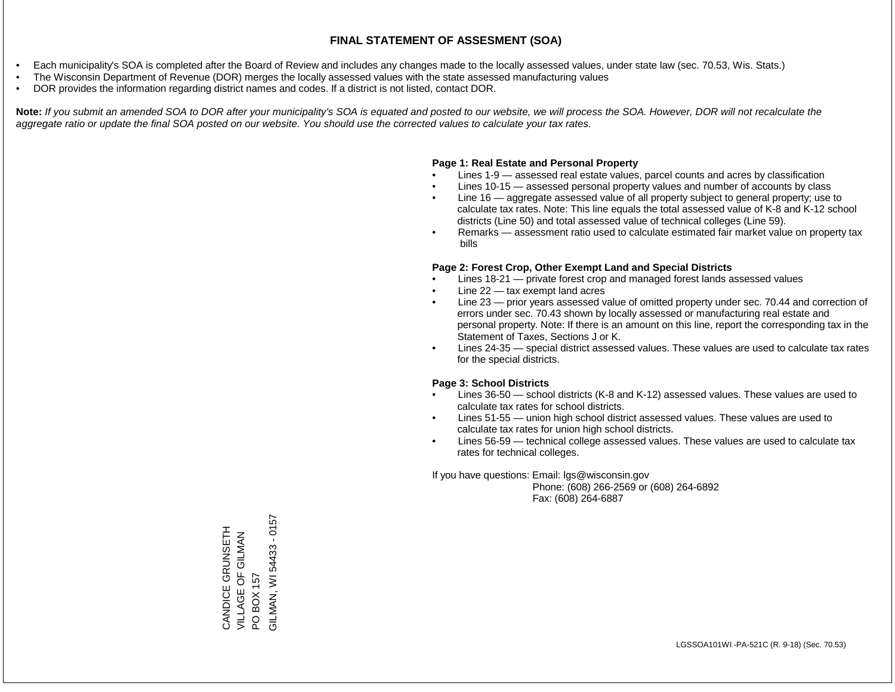# FINAL STATEMENT OF ASSESMENT (SOA)

- Each municipality's SOA is completed after the Board of Review and includes any changes made to the locally assessed values, under state law (sec. 70.53, Wis. Stats.)
- The Wisconsin Department of Revenue (DOR) merges the locally assessed values with the state assessed manufacturing values
- DOR provides the information regarding district names and codes. If a district is not listed, contact DOR.

**Note:** *If you submit an amended SOA to DOR after your municipality's SOA is equated and posted to our website, we will process the SOA. However, DOR will not recalculate the aggregate ratio or update the final SOA posted on our website. You should use the corrected values to calculate your tax rates.*

**Page 1: Real Estate and Personal Property**

- Lines 1-9 — assessed real estate values, parcel counts and acres by classification
- Lines 10-15 — assessed personal property values and number of accounts by class
- Line 16 — aggregate assessed value of all property subject to general property; use to calculate tax rates. Note: This line equals the total assessed value of K-8 and K-12 school districts (Line 50) and total assessed value of technical colleges (Line 59).
- Remarks — assessment ratio used to calculate estimated fair market value on property tax bills

**Page 2: Forest Crop, Other Exempt Land and Special Districts**

- Lines 18-21 — private forest crop and managed forest lands assessed values
- Line 22 — tax exempt land acres
- Line 23 — prior years assessed value of omitted property under sec. 70.44 and correction of errors under sec. 70.43 shown by locally assessed or manufacturing real estate and personal property. Note: If there is an amount on this line, report the corresponding tax in the Statement of Taxes, Sections J or K.
- Lines 24-35 — special district assessed values. These values are used to calculate tax rates for the special districts.

**Page 3: School Districts**

- Lines 36-50 — school districts (K-8 and K-12) assessed values. These values are used to calculate tax rates for school districts.
- Lines 51-55 — union high school district assessed values. These values are used to calculate tax rates for union high school districts.
- Lines 56-59 — technical college assessed values. These values are used to calculate tax rates for technical colleges.

If you have questions: Email: lgs@wisconsin.gov
Phone: (608) 266-2569 or (608) 264-6892
Fax: (608) 264-6887

CANDICE GRUNSETH
VILLAGE OF GILMAN
PO BOX 157
GILMAN, WI 54433 - 0157

LGSSOA101WI -PA-521C (R. 9-18) (Sec. 70.53)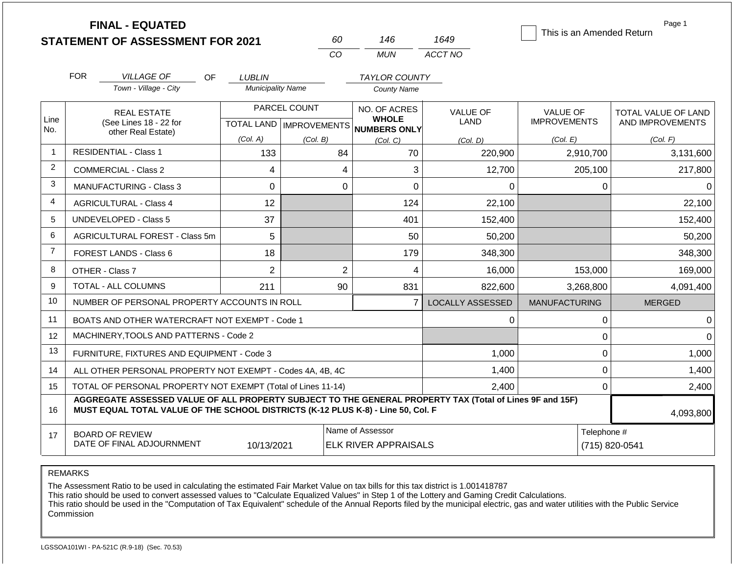# FINAL - EQUATED
## STATEMENT OF ASSESSMENT FOR 2021

| 60 | 146 | 1649 |
|---|---|---|
| CO | MUN | ACCT NO |

☐ This is an Amended Return

Page 1

FOR *VILLAGE OF* (Town - Village - City) OF *LUBLIN* (Municipality Name) *TAYLOR COUNTY* (County Name)

| Line No. | REAL ESTATE (See Lines 18 - 22 for other Real Estate) | PARCEL COUNT TOTAL LAND (Col. A) | PARCEL COUNT IMPROVEMENTS (Col. B) | NO. OF ACRES WHOLE NUMBERS ONLY (Col. C) | VALUE OF LAND (Col. D) | VALUE OF IMPROVEMENTS (Col. E) | TOTAL VALUE OF LAND AND IMPROVEMENTS (Col. F) |
|---|---|---|---|---|---|---|---|
| 1 | RESIDENTIAL - Class 1 | 133 | 84 | 70 | 220,900 | 2,910,700 | 3,131,600 |
| 2 | COMMERCIAL - Class 2 | 4 | 4 | 3 | 12,700 | 205,100 | 217,800 |
| 3 | MANUFACTURING - Class 3 | 0 | 0 | 0 | 0 | 0 | 0 |
| 4 | AGRICULTURAL - Class 4 | 12 | | 124 | 22,100 | | 22,100 |
| 5 | UNDEVELOPED - Class 5 | 37 | | 401 | 152,400 | | 152,400 |
| 6 | AGRICULTURAL FOREST - Class 5m | 5 | | 50 | 50,200 | | 50,200 |
| 7 | FOREST LANDS - Class 6 | 18 | | 179 | 348,300 | | 348,300 |
| 8 | OTHER - Class 7 | 2 | 2 | 4 | 16,000 | 153,000 | 169,000 |
| 9 | TOTAL - ALL COLUMNS | 211 | 90 | 831 | 822,600 | 3,268,800 | 4,091,400 |
| 10 | NUMBER OF PERSONAL PROPERTY ACCOUNTS IN ROLL | | | 7 | LOCALLY ASSESSED | MANUFACTURING | MERGED |
| 11 | BOATS AND OTHER WATERCRAFT NOT EXEMPT - Code 1 | | | | 0 | 0 | 0 |
| 12 | MACHINERY,TOOLS AND PATTERNS - Code 2 | | | | | 0 | 0 |
| 13 | FURNITURE, FIXTURES AND EQUIPMENT - Code 3 | | | | 1,000 | 0 | 1,000 |
| 14 | ALL OTHER PERSONAL PROPERTY NOT EXEMPT - Codes 4A, 4B, 4C | | | | 1,400 | 0 | 1,400 |
| 15 | TOTAL OF PERSONAL PROPERTY NOT EXEMPT (Total of Lines 11-14) | | | | 2,400 | 0 | 2,400 |
| 16 | **AGGREGATE ASSESSED VALUE OF ALL PROPERTY SUBJECT TO THE GENERAL PROPERTY TAX (Total of Lines 9F and 15F) MUST EQUAL TOTAL VALUE OF THE SCHOOL DISTRICTS (K-12 PLUS K-8) - Line 50, Col. F** | | | | | | 4,093,800 |
| 17 | BOARD OF REVIEW DATE OF FINAL ADJOURNMENT | 10/13/2021 | | Name of Assessor: ELK RIVER APPRAISALS | | | Telephone #: (715) 820-0541 |

REMARKS

The Assessment Ratio to be used in calculating the estimated Fair Market Value on tax bills for this tax district is 1.001418787
This ratio should be used to convert assessed values to "Calculate Equalized Values" in Step 1 of the Lottery and Gaming Credit Calculations.
This ratio should be used in the "Computation of Tax Equivalent" schedule of the Annual Reports filed by the municipal electric, gas and water utilities with the Public Service Commission

LGSSOA101WI - PA-521C (R.9-18) (Sec. 70.53)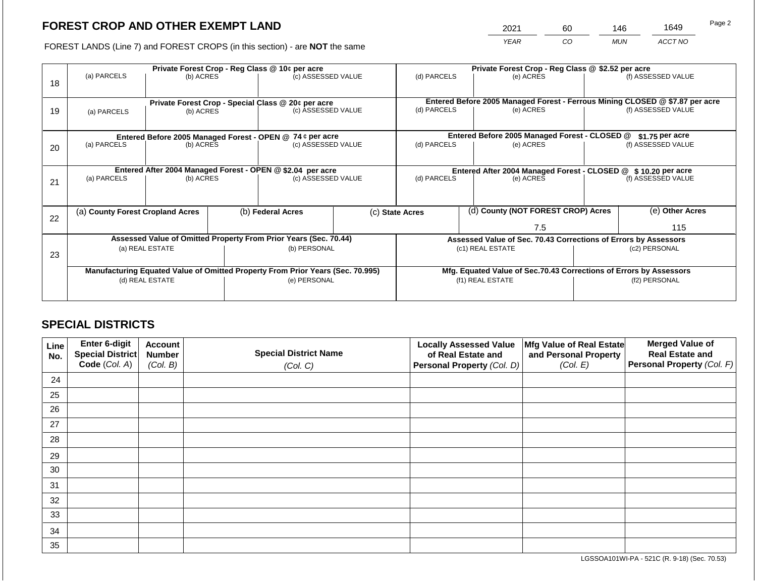# FOREST CROP AND OTHER EXEMPT LAND

| 2021 | 60 | 146 | 1649 |
|---|---|---|---|
| *YEAR* | *CO* | *MUN* | *ACCT NO* |

FOREST LANDS (Line 7) and FOREST CROPS (in this section) - are **NOT** the same

| Line | Private Forest Crop - Reg Class @ 10¢ per acre | | | Private Forest Crop - Reg Class @ $2.52 per acre | | |
|---|---|---|---|---|---|---|
| | (a) PARCELS | (b) ACRES | (c) ASSESSED VALUE | (d) PARCELS | (e) ACRES | (f) ASSESSED VALUE |
| 18 | | | | | | |
| | **Private Forest Crop - Special Class @ 20¢ per acre** | | | **Entered Before 2005 Managed Forest - Ferrous Mining CLOSED @ $7.87 per acre** | | |
| 19 | (a) PARCELS | (b) ACRES | (c) ASSESSED VALUE | (d) PARCELS | (e) ACRES | (f) ASSESSED VALUE |
| | **Entered Before 2005 Managed Forest - OPEN @ 74 ¢ per acre** | | | **Entered Before 2005 Managed Forest - CLOSED @ $1.75 per acre** | | |
| 20 | (a) PARCELS | (b) ACRES | (c) ASSESSED VALUE | (d) PARCELS | (e) ACRES | (f) ASSESSED VALUE |
| | **Entered After 2004 Managed Forest - OPEN @ $2.04 per acre** | | | **Entered After 2004 Managed Forest - CLOSED @ $ 10.20 per acre** | | |
| 21 | (a) PARCELS | (b) ACRES | (c) ASSESSED VALUE | (d) PARCELS | (e) ACRES | (f) ASSESSED VALUE |

| Line | (a) County Forest Cropland Acres | (b) Federal Acres | (c) State Acres | (d) County (NOT FOREST CROP) Acres | (e) Other Acres |
|---|---|---|---|---|---|
| 22 | | | | 7.5 | 115 |

| Line | Assessed Value of Omitted Property From Prior Years (Sec. 70.44) | | Assessed Value of Sec. 70.43 Corrections of Errors by Assessors | |
|---|---|---|---|---|
| 23 | (a) REAL ESTATE | (b) PERSONAL | (c1) REAL ESTATE | (c2) PERSONAL |
| | | | | |
| | **Manufacturing Equated Value of Omitted Property From Prior Years (Sec. 70.995)** | | **Mfg. Equated Value of Sec.70.43 Corrections of Errors by Assessors** | |
| | (d) REAL ESTATE | (e) PERSONAL | (f1) REAL ESTATE | (f2) PERSONAL |
| | | | | |

## SPECIAL DISTRICTS

| Line No. | Enter 6-digit Special District Code (*Col. A*) | Account Number (*Col. B*) | Special District Name (*Col. C*) | Locally Assessed Value of Real Estate and Personal Property (*Col. D*) | Mfg Value of Real Estate and Personal Property (*Col. E*) | Merged Value of Real Estate and Personal Property (*Col. F*) |
|---|---|---|---|---|---|---|
| 24 | | | | | | |
| 25 | | | | | | |
| 26 | | | | | | |
| 27 | | | | | | |
| 28 | | | | | | |
| 29 | | | | | | |
| 30 | | | | | | |
| 31 | | | | | | |
| 32 | | | | | | |
| 33 | | | | | | |
| 34 | | | | | | |
| 35 | | | | | | |

LGSSOA101WI-PA - 521C (R. 9-18) (Sec. 70.53)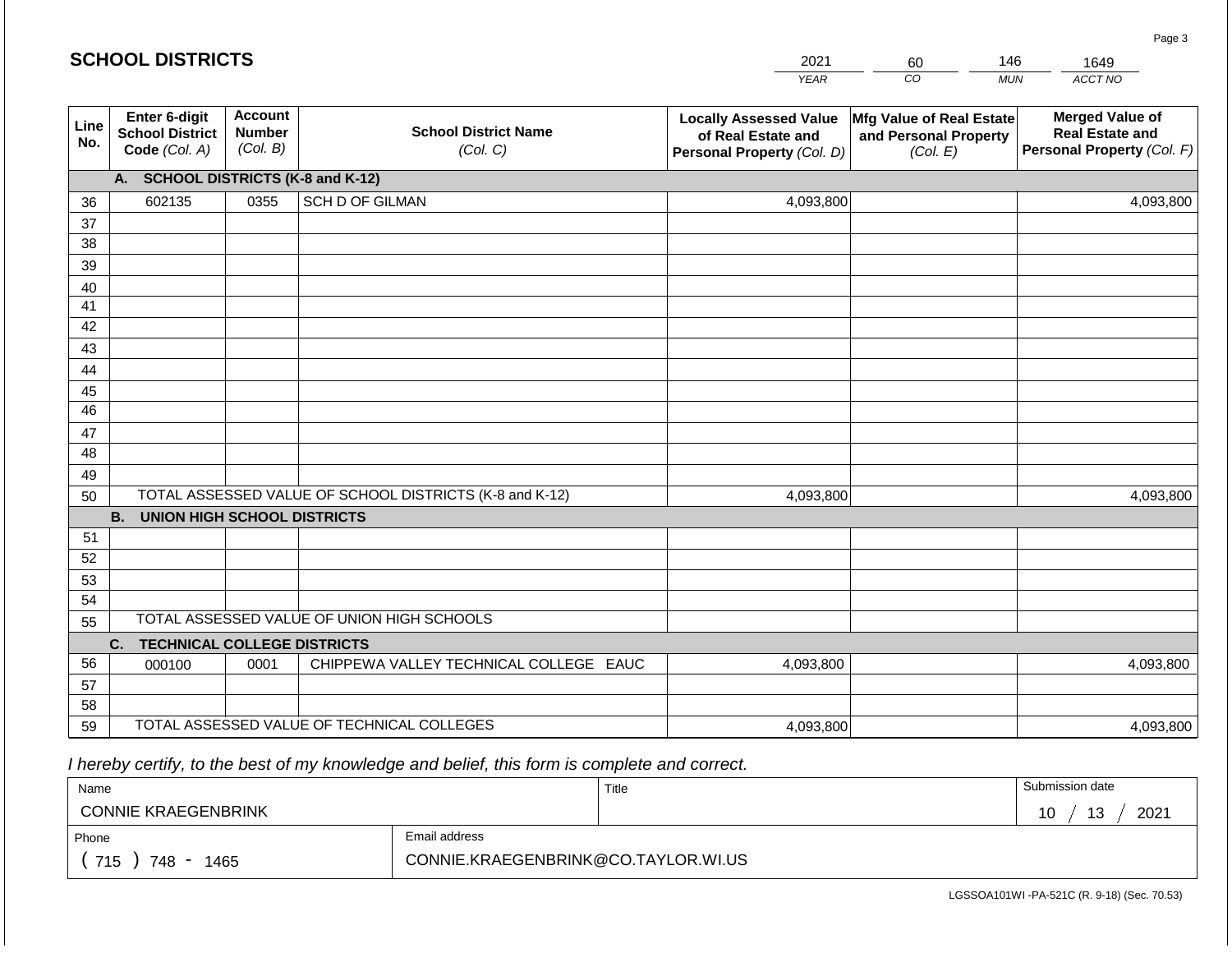## SCHOOL DISTRICTS

| 2021 | 60 | 146 | 1649 |
|---|---|---|---|
| YEAR | CO | MUN | ACCT NO |

| Line No. | Enter 6-digit School District Code (Col. A) | Account Number (Col. B) | School District Name (Col. C) | Locally Assessed Value of Real Estate and Personal Property (Col. D) | Mfg Value of Real Estate and Personal Property (Col. E) | Merged Value of Real Estate and Personal Property (Col. F) |
|---|---|---|---|---|---|---|
| | **A. SCHOOL DISTRICTS (K-8 and K-12)** | | | | | |
| 36 | 602135 | 0355 | SCH D OF GILMAN | 4,093,800 | | 4,093,800 |
| 37 | | | | | | |
| 38 | | | | | | |
| 39 | | | | | | |
| 40 | | | | | | |
| 41 | | | | | | |
| 42 | | | | | | |
| 43 | | | | | | |
| 44 | | | | | | |
| 45 | | | | | | |
| 46 | | | | | | |
| 47 | | | | | | |
| 48 | | | | | | |
| 49 | | | | | | |
| 50 | TOTAL ASSESSED VALUE OF SCHOOL DISTRICTS (K-8 and K-12) | | | 4,093,800 | | 4,093,800 |
| | **B. UNION HIGH SCHOOL DISTRICTS** | | | | | |
| 51 | | | | | | |
| 52 | | | | | | |
| 53 | | | | | | |
| 54 | | | | | | |
| 55 | TOTAL ASSESSED VALUE OF UNION HIGH SCHOOLS | | | | | |
| | **C. TECHNICAL COLLEGE DISTRICTS** | | | | | |
| 56 | 000100 | 0001 | CHIPPEWA VALLEY TECHNICAL COLLEGE EAUC | 4,093,800 | | 4,093,800 |
| 57 | | | | | | |
| 58 | | | | | | |
| 59 | TOTAL ASSESSED VALUE OF TECHNICAL COLLEGES | | | 4,093,800 | | 4,093,800 |

*I hereby certify, to the best of my knowledge and belief, this form is complete and correct.*

| Name | | Title | Submission date |
|---|---|---|---|
| CONNIE KRAEGENBRINK | | | 10 / 13 / 2021 |
| Phone | Email address | | |
| ( 715 ) 748 - 1465 | CONNIE.KRAEGENBRINK@CO.TAYLOR.WI.US | | |

LGSSOA101WI -PA-521C (R. 9-18) (Sec. 70.53)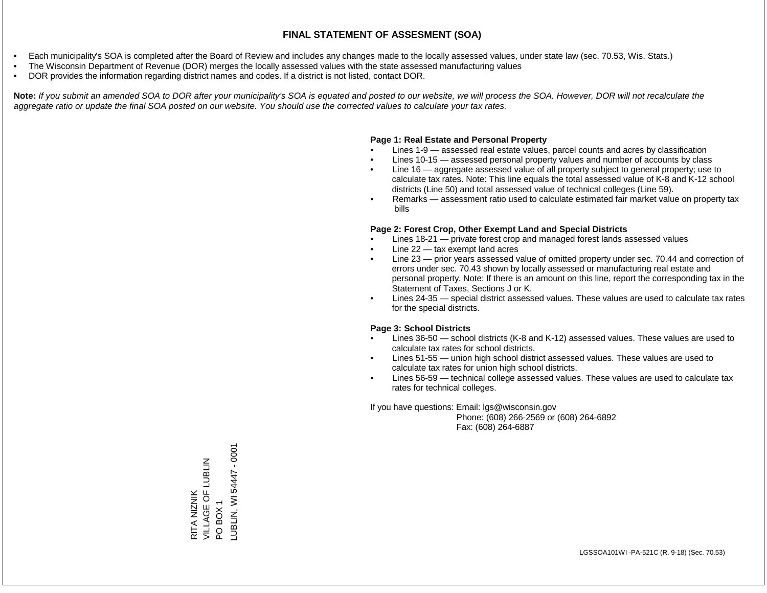# FINAL STATEMENT OF ASSESMENT (SOA)

- Each municipality's SOA is completed after the Board of Review and includes any changes made to the locally assessed values, under state law (sec. 70.53, Wis. Stats.)
- The Wisconsin Department of Revenue (DOR) merges the locally assessed values with the state assessed manufacturing values
- DOR provides the information regarding district names and codes. If a district is not listed, contact DOR.

**Note:** *If you submit an amended SOA to DOR after your municipality's SOA is equated and posted to our website, we will process the SOA. However, DOR will not recalculate the aggregate ratio or update the final SOA posted on our website. You should use the corrected values to calculate your tax rates.*

**Page 1: Real Estate and Personal Property**

- Lines 1-9 — assessed real estate values, parcel counts and acres by classification
- Lines 10-15 — assessed personal property values and number of accounts by class
- Line 16 — aggregate assessed value of all property subject to general property; use to calculate tax rates. Note: This line equals the total assessed value of K-8 and K-12 school districts (Line 50) and total assessed value of technical colleges (Line 59).
- Remarks — assessment ratio used to calculate estimated fair market value on property tax bills

**Page 2: Forest Crop, Other Exempt Land and Special Districts**

- Lines 18-21 — private forest crop and managed forest lands assessed values
- Line 22 — tax exempt land acres
- Line 23 — prior years assessed value of omitted property under sec. 70.44 and correction of errors under sec. 70.43 shown by locally assessed or manufacturing real estate and personal property. Note: If there is an amount on this line, report the corresponding tax in the Statement of Taxes, Sections J or K.
- Lines 24-35 — special district assessed values. These values are used to calculate tax rates for the special districts.

**Page 3: School Districts**

- Lines 36-50 — school districts (K-8 and K-12) assessed values. These values are used to calculate tax rates for school districts.
- Lines 51-55 — union high school district assessed values. These values are used to calculate tax rates for union high school districts.
- Lines 56-59 — technical college assessed values. These values are used to calculate tax rates for technical colleges.

If you have questions: Email: lgs@wisconsin.gov
Phone: (608) 266-2569 or (608) 264-6892
Fax: (608) 264-6887

RITA NIZNIK
VILLAGE OF LUBLIN
PO BOX 1
LUBLIN, WI 54447 - 0001

LGSSOA101WI -PA-521C (R. 9-18) (Sec. 70.53)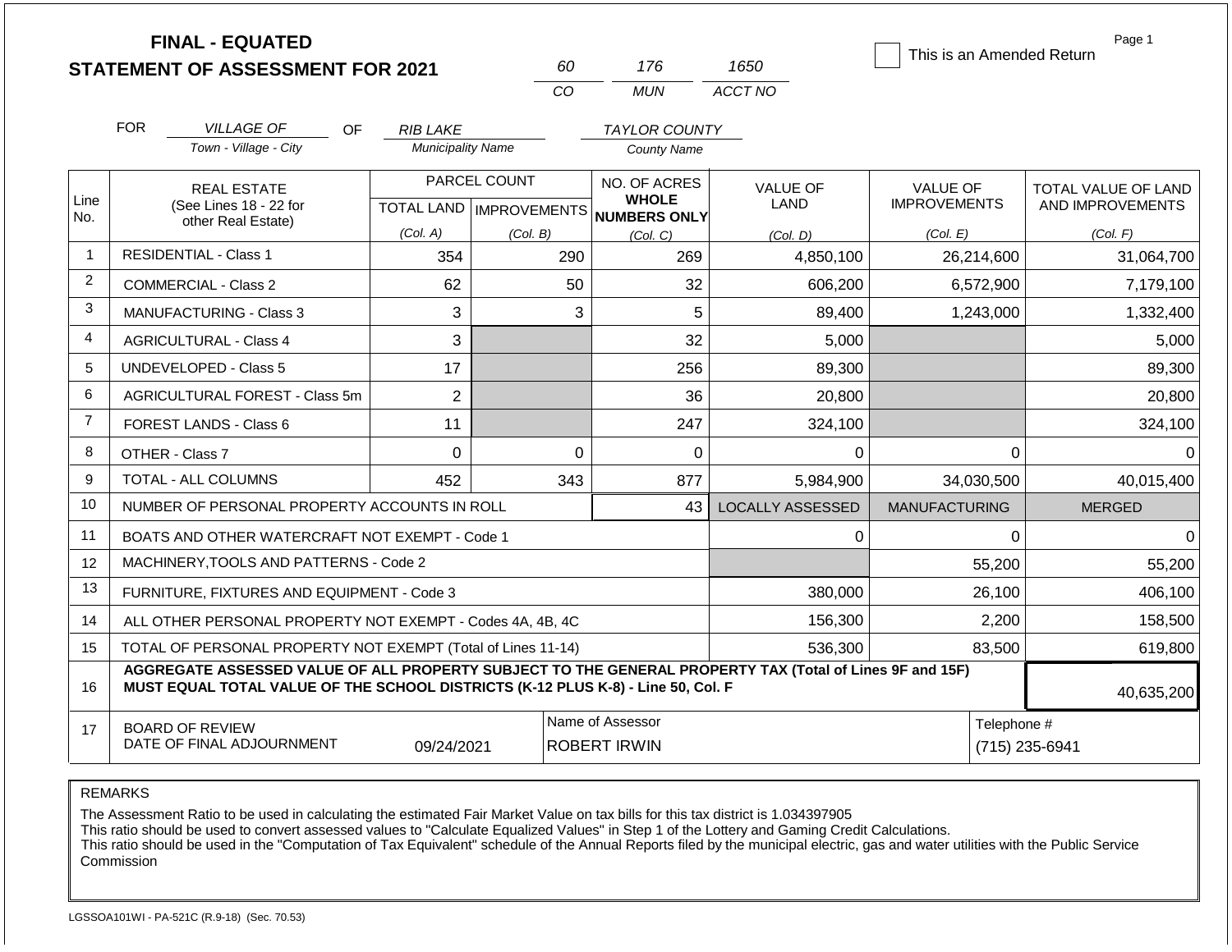# FINAL - EQUATED
## STATEMENT OF ASSESSMENT FOR 2021

| 60 | 176 | 1650 |
|---|---|---|
| CO | MUN | ACCT NO |

☐ This is an Amended Return

Page 1

FOR *VILLAGE OF* (Town - Village - City) OF *RIB LAKE* (Municipality Name) *TAYLOR COUNTY* (County Name)

| Line No. | REAL ESTATE (See Lines 18 - 22 for other Real Estate) | PARCEL COUNT TOTAL LAND (Col. A) | PARCEL COUNT IMPROVEMENTS (Col. B) | NO. OF ACRES WHOLE NUMBERS ONLY (Col. C) | VALUE OF LAND (Col. D) | VALUE OF IMPROVEMENTS (Col. E) | TOTAL VALUE OF LAND AND IMPROVEMENTS (Col. F) |
|---|---|---|---|---|---|---|---|
| 1 | RESIDENTIAL - Class 1 | 354 | 290 | 269 | 4,850,100 | 26,214,600 | 31,064,700 |
| 2 | COMMERCIAL - Class 2 | 62 | 50 | 32 | 606,200 | 6,572,900 | 7,179,100 |
| 3 | MANUFACTURING - Class 3 | 3 | 3 | 5 | 89,400 | 1,243,000 | 1,332,400 |
| 4 | AGRICULTURAL - Class 4 | 3 | | 32 | 5,000 | | 5,000 |
| 5 | UNDEVELOPED - Class 5 | 17 | | 256 | 89,300 | | 89,300 |
| 6 | AGRICULTURAL FOREST - Class 5m | 2 | | 36 | 20,800 | | 20,800 |
| 7 | FOREST LANDS - Class 6 | 11 | | 247 | 324,100 | | 324,100 |
| 8 | OTHER - Class 7 | 0 | 0 | 0 | 0 | 0 | 0 |
| 9 | TOTAL - ALL COLUMNS | 452 | 343 | 877 | 5,984,900 | 34,030,500 | 40,015,400 |
| 10 | NUMBER OF PERSONAL PROPERTY ACCOUNTS IN ROLL | | | 43 | LOCALLY ASSESSED | MANUFACTURING | MERGED |
| 11 | BOATS AND OTHER WATERCRAFT NOT EXEMPT - Code 1 | | | | 0 | 0 | 0 |
| 12 | MACHINERY,TOOLS AND PATTERNS - Code 2 | | | | | 55,200 | 55,200 |
| 13 | FURNITURE, FIXTURES AND EQUIPMENT - Code 3 | | | | 380,000 | 26,100 | 406,100 |
| 14 | ALL OTHER PERSONAL PROPERTY NOT EXEMPT - Codes 4A, 4B, 4C | | | | 156,300 | 2,200 | 158,500 |
| 15 | TOTAL OF PERSONAL PROPERTY NOT EXEMPT (Total of Lines 11-14) | | | | 536,300 | 83,500 | 619,800 |
| 16 | **AGGREGATE ASSESSED VALUE OF ALL PROPERTY SUBJECT TO THE GENERAL PROPERTY TAX (Total of Lines 9F and 15F) MUST EQUAL TOTAL VALUE OF THE SCHOOL DISTRICTS (K-12 PLUS K-8) - Line 50, Col. F** | | | | | | 40,635,200 |
| 17 | BOARD OF REVIEW DATE OF FINAL ADJOURNMENT | 09/24/2021 | Name of Assessor: ROBERT IRWIN | | | Telephone #: (715) 235-6941 | |

REMARKS

The Assessment Ratio to be used in calculating the estimated Fair Market Value on tax bills for this tax district is 1.034397905
This ratio should be used to convert assessed values to "Calculate Equalized Values" in Step 1 of the Lottery and Gaming Credit Calculations.
This ratio should be used in the "Computation of Tax Equivalent" schedule of the Annual Reports filed by the municipal electric, gas and water utilities with the Public Service Commission

LGSSOA101WI - PA-521C (R.9-18) (Sec. 70.53)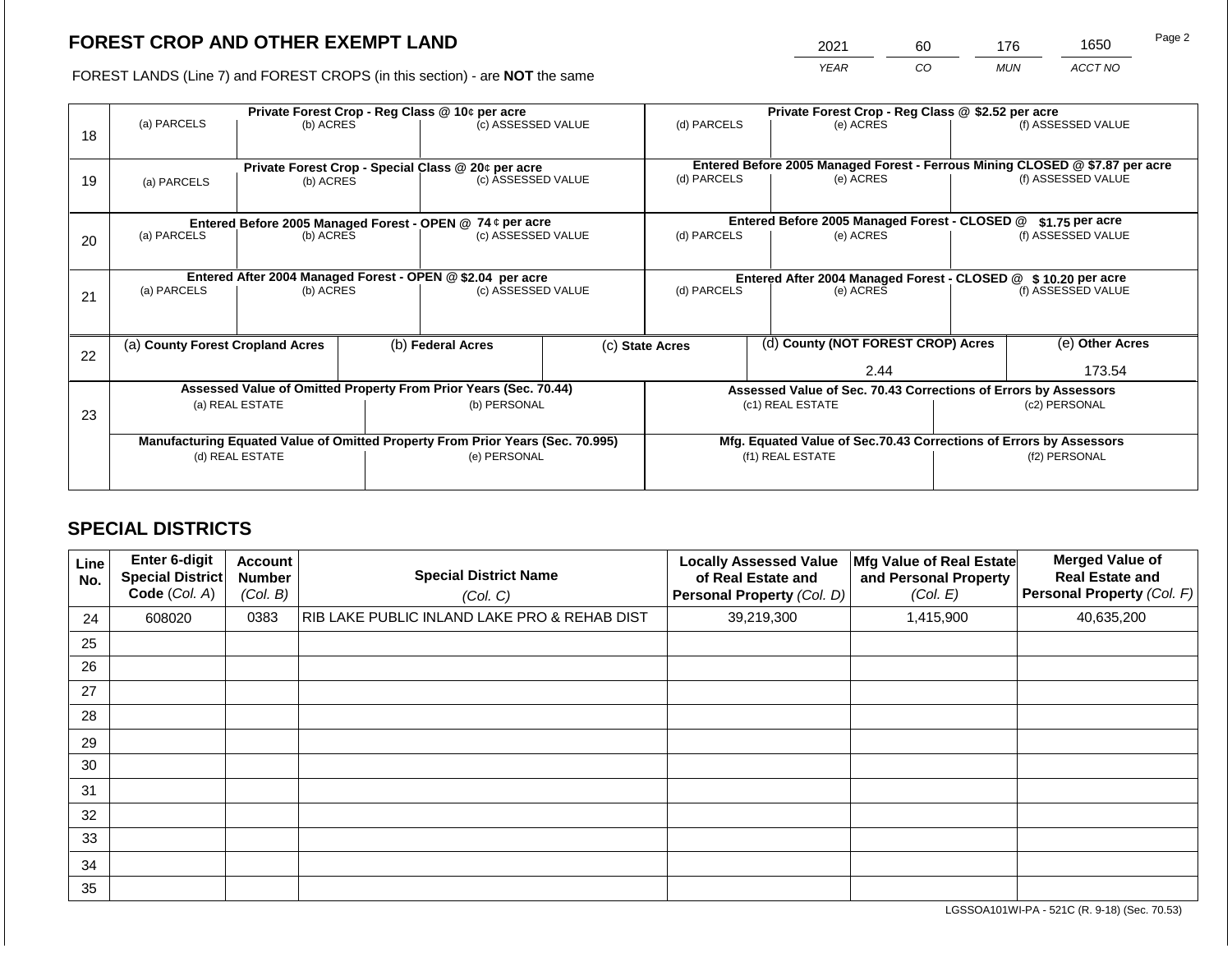## FOREST CROP AND OTHER EXEMPT LAND

FOREST LANDS (Line 7) and FOREST CROPS (in this section) - are **NOT** the same

| YEAR | CO | MUN | ACCT NO |
|---|---|---|---|
| 2021 | 60 | 176 | 1650 |

| Line | (a) PARCELS | (b) ACRES | (c) ASSESSED VALUE | (d) PARCELS | (e) ACRES | (f) ASSESSED VALUE |
|---|---|---|---|---|---|---|
| 18 | Private Forest Crop - Reg Class @ 10¢ per acre | | | Private Forest Crop - Reg Class @ $2.52 per acre | | |
| | | | | | | |
| 19 | Private Forest Crop - Special Class @ 20¢ per acre | | | Entered Before 2005 Managed Forest - Ferrous Mining CLOSED @ $7.87 per acre | | |
| | | | | | | |
| 20 | Entered Before 2005 Managed Forest - OPEN @ 74 ¢ per acre | | | Entered Before 2005 Managed Forest - CLOSED @ $1.75 per acre | | |
| | | | | | | |
| 21 | Entered After 2004 Managed Forest - OPEN @ $2.04 per acre | | | Entered After 2004 Managed Forest - CLOSED @ $ 10.20 per acre | | |
| | | | | | | |

| Line | (a) County Forest Cropland Acres | (b) Federal Acres | (c) State Acres | (d) County (NOT FOREST CROP) Acres | (e) Other Acres |
|---|---|---|---|---|---|
| 22 | | | | 2.44 | 173.54 |

| Line | Assessed Value of Omitted Property From Prior Years (Sec. 70.44) (a) REAL ESTATE | (b) PERSONAL | Assessed Value of Sec. 70.43 Corrections of Errors by Assessors (c1) REAL ESTATE | (c2) PERSONAL |
|---|---|---|---|---|
| 23 | | | | |
| | **Manufacturing Equated Value of Omitted Property From Prior Years (Sec. 70.995)** (d) REAL ESTATE | (e) PERSONAL | **Mfg. Equated Value of Sec.70.43 Corrections of Errors by Assessors** (f1) REAL ESTATE | (f2) PERSONAL |
| | | | | |

## SPECIAL DISTRICTS

| Line No. | Enter 6-digit Special District Code (Col. A) | Account Number (Col. B) | Special District Name (Col. C) | Locally Assessed Value of Real Estate and Personal Property (Col. D) | Mfg Value of Real Estate and Personal Property (Col. E) | Merged Value of Real Estate and Personal Property (Col. F) |
|---|---|---|---|---|---|---|
| 24 | 608020 | 0383 | RIB LAKE PUBLIC INLAND LAKE PRO & REHAB DIST | 39,219,300 | 1,415,900 | 40,635,200 |
| 25 | | | | | | |
| 26 | | | | | | |
| 27 | | | | | | |
| 28 | | | | | | |
| 29 | | | | | | |
| 30 | | | | | | |
| 31 | | | | | | |
| 32 | | | | | | |
| 33 | | | | | | |
| 34 | | | | | | |
| 35 | | | | | | |

LGSSOA101WI-PA - 521C (R. 9-18) (Sec. 70.53)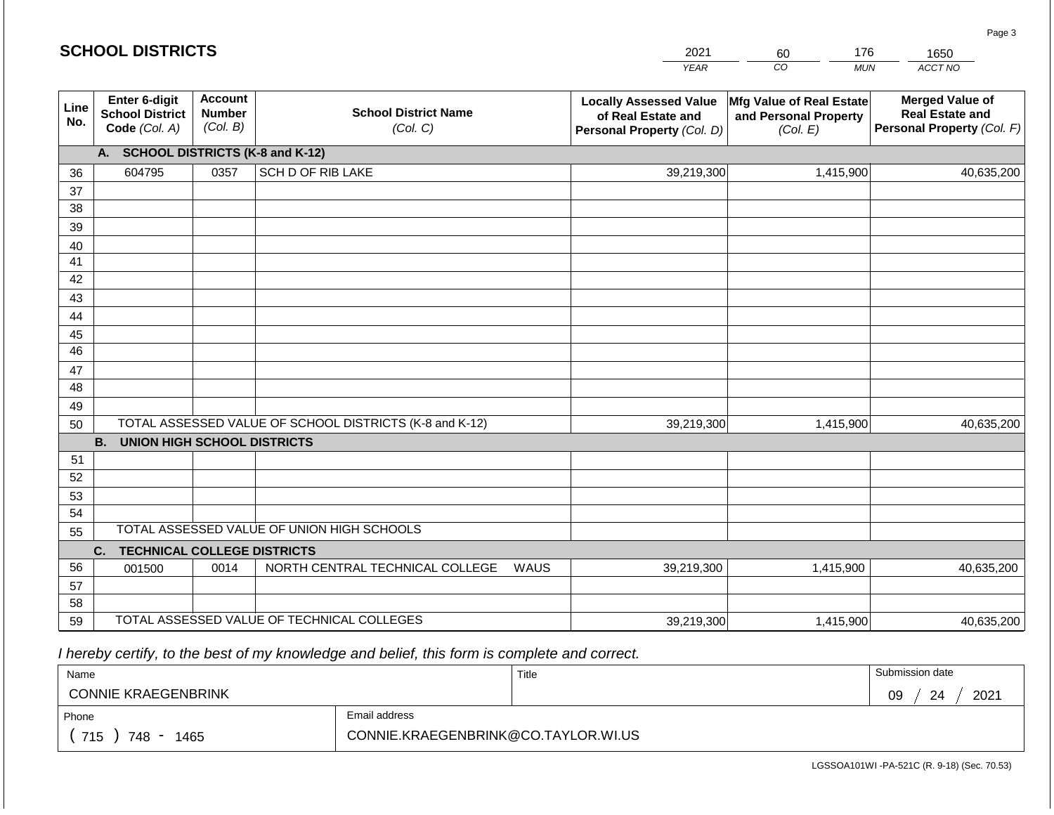## SCHOOL DISTRICTS

| 2021 | 60 | 176 | 1650 |
|---|---|---|---|
| *YEAR* | *CO* | *MUN* | *ACCT NO* |

| Line No. | Enter 6-digit School District Code *(Col. A)* | Account Number *(Col. B)* | School District Name *(Col. C)* | Locally Assessed Value of Real Estate and Personal Property *(Col. D)* | Mfg Value of Real Estate and Personal Property *(Col. E)* | Merged Value of Real Estate and Personal Property *(Col. F)* |
|---|---|---|---|---|---|---|
| | **A. SCHOOL DISTRICTS (K-8 and K-12)** | | | | | |
| 36 | 604795 | 0357 | SCH D OF RIB LAKE | 39,219,300 | 1,415,900 | 40,635,200 |
| 37 | | | | | | |
| 38 | | | | | | |
| 39 | | | | | | |
| 40 | | | | | | |
| 41 | | | | | | |
| 42 | | | | | | |
| 43 | | | | | | |
| 44 | | | | | | |
| 45 | | | | | | |
| 46 | | | | | | |
| 47 | | | | | | |
| 48 | | | | | | |
| 49 | | | | | | |
| 50 | TOTAL ASSESSED VALUE OF SCHOOL DISTRICTS (K-8 and K-12) | | | 39,219,300 | 1,415,900 | 40,635,200 |
| | **B. UNION HIGH SCHOOL DISTRICTS** | | | | | |
| 51 | | | | | | |
| 52 | | | | | | |
| 53 | | | | | | |
| 54 | | | | | | |
| 55 | TOTAL ASSESSED VALUE OF UNION HIGH SCHOOLS | | | | | |
| | **C. TECHNICAL COLLEGE DISTRICTS** | | | | | |
| 56 | 001500 | 0014 | NORTH CENTRAL TECHNICAL COLLEGE WAUS | 39,219,300 | 1,415,900 | 40,635,200 |
| 57 | | | | | | |
| 58 | | | | | | |
| 59 | TOTAL ASSESSED VALUE OF TECHNICAL COLLEGES | | | 39,219,300 | 1,415,900 | 40,635,200 |

*I hereby certify, to the best of my knowledge and belief, this form is complete and correct.*

| Name | Title | Submission date |
|---|---|---|
| CONNIE KRAEGENBRINK | | 09 / 24 / 2021 |
| **Phone** | **Email address** | |
| ( 715 ) 748 - 1465 | CONNIE.KRAEGENBRINK@CO.TAYLOR.WI.US | |

LGSSOA101WI -PA-521C (R. 9-18) (Sec. 70.53)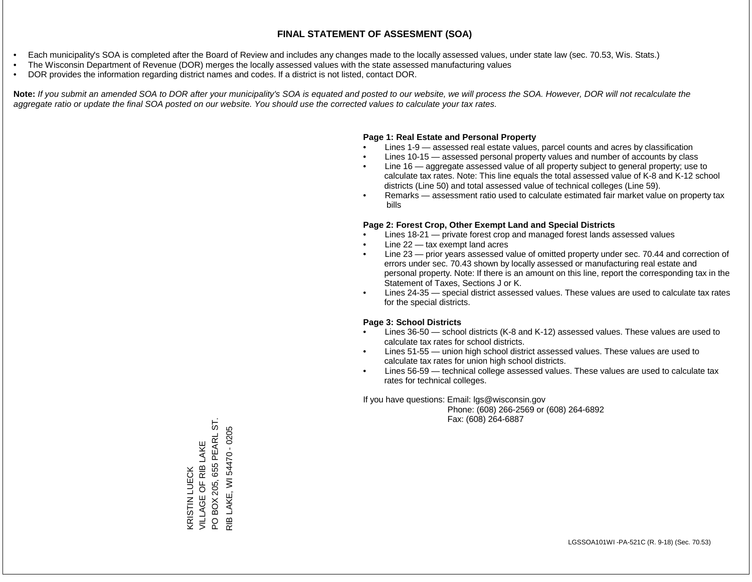# FINAL STATEMENT OF ASSESMENT (SOA)

- Each municipality's SOA is completed after the Board of Review and includes any changes made to the locally assessed values, under state law (sec. 70.53, Wis. Stats.)
- The Wisconsin Department of Revenue (DOR) merges the locally assessed values with the state assessed manufacturing values
- DOR provides the information regarding district names and codes. If a district is not listed, contact DOR.

**Note:** *If you submit an amended SOA to DOR after your municipality's SOA is equated and posted to our website, we will process the SOA. However, DOR will not recalculate the aggregate ratio or update the final SOA posted on our website. You should use the corrected values to calculate your tax rates.*

**Page 1: Real Estate and Personal Property**

- Lines 1-9 — assessed real estate values, parcel counts and acres by classification
- Lines 10-15 — assessed personal property values and number of accounts by class
- Line 16 — aggregate assessed value of all property subject to general property; use to calculate tax rates. Note: This line equals the total assessed value of K-8 and K-12 school districts (Line 50) and total assessed value of technical colleges (Line 59).
- Remarks — assessment ratio used to calculate estimated fair market value on property tax bills

**Page 2: Forest Crop, Other Exempt Land and Special Districts**

- Lines 18-21 — private forest crop and managed forest lands assessed values
- Line 22 — tax exempt land acres
- Line 23 — prior years assessed value of omitted property under sec. 70.44 and correction of errors under sec. 70.43 shown by locally assessed or manufacturing real estate and personal property. Note: If there is an amount on this line, report the corresponding tax in the Statement of Taxes, Sections J or K.
- Lines 24-35 — special district assessed values. These values are used to calculate tax rates for the special districts.

**Page 3: School Districts**

- Lines 36-50 — school districts (K-8 and K-12) assessed values. These values are used to calculate tax rates for school districts.
- Lines 51-55 — union high school district assessed values. These values are used to calculate tax rates for union high school districts.
- Lines 56-59 — technical college assessed values. These values are used to calculate tax rates for technical colleges.

If you have questions: Email: lgs@wisconsin.gov
Phone: (608) 266-2569 or (608) 264-6892
Fax: (608) 264-6887

KRISTIN LUECK
VILLAGE OF RIB LAKE
PO BOX 205, 655 PEARL ST.
RIB LAKE, WI 54470 - 0205

LGSSOA101WI -PA-521C (R. 9-18) (Sec. 70.53)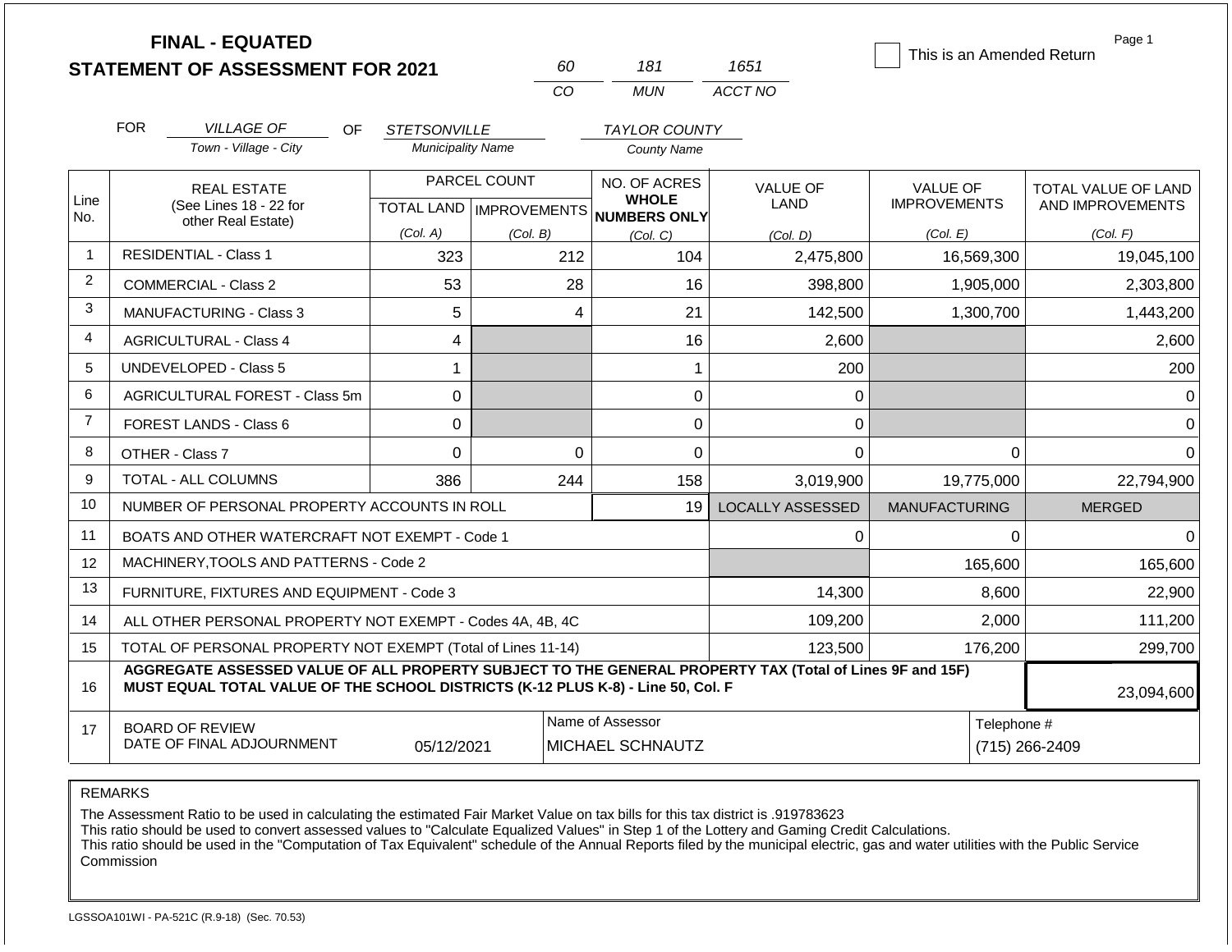**FINAL - EQUATED**
**STATEMENT OF ASSESSMENT FOR 2021**

| 60 | 181 | 1651 |
|---|---|---|
| CO | MUN | ACCT NO |

☐ This is an Amended Return

Page 1

FOR *VILLAGE OF* (Town - Village - City) OF *STETSONVILLE* (Municipality Name) *TAYLOR COUNTY* (County Name)

| Line No. | REAL ESTATE (See Lines 18 - 22 for other Real Estate) | PARCEL COUNT TOTAL LAND (Col. A) | PARCEL COUNT IMPROVEMENTS (Col. B) | NO. OF ACRES WHOLE NUMBERS ONLY (Col. C) | VALUE OF LAND (Col. D) | VALUE OF IMPROVEMENTS (Col. E) | TOTAL VALUE OF LAND AND IMPROVEMENTS (Col. F) |
|---|---|---|---|---|---|---|---|
| 1 | RESIDENTIAL - Class 1 | 323 | 212 | 104 | 2,475,800 | 16,569,300 | 19,045,100 |
| 2 | COMMERCIAL - Class 2 | 53 | 28 | 16 | 398,800 | 1,905,000 | 2,303,800 |
| 3 | MANUFACTURING - Class 3 | 5 | 4 | 21 | 142,500 | 1,300,700 | 1,443,200 |
| 4 | AGRICULTURAL - Class 4 | 4 | | 16 | 2,600 | | 2,600 |
| 5 | UNDEVELOPED - Class 5 | 1 | | 1 | 200 | | 200 |
| 6 | AGRICULTURAL FOREST - Class 5m | 0 | | 0 | 0 | | 0 |
| 7 | FOREST LANDS - Class 6 | 0 | | 0 | 0 | | 0 |
| 8 | OTHER - Class 7 | 0 | 0 | 0 | 0 | 0 | 0 |
| 9 | TOTAL - ALL COLUMNS | 386 | 244 | 158 | 3,019,900 | 19,775,000 | 22,794,900 |
| 10 | NUMBER OF PERSONAL PROPERTY ACCOUNTS IN ROLL | | | 19 | LOCALLY ASSESSED | MANUFACTURING | MERGED |
| 11 | BOATS AND OTHER WATERCRAFT NOT EXEMPT - Code 1 | | | | 0 | 0 | 0 |
| 12 | MACHINERY,TOOLS AND PATTERNS - Code 2 | | | | | 165,600 | 165,600 |
| 13 | FURNITURE, FIXTURES AND EQUIPMENT - Code 3 | | | | 14,300 | 8,600 | 22,900 |
| 14 | ALL OTHER PERSONAL PROPERTY NOT EXEMPT - Codes 4A, 4B, 4C | | | | 109,200 | 2,000 | 111,200 |
| 15 | TOTAL OF PERSONAL PROPERTY NOT EXEMPT (Total of Lines 11-14) | | | | 123,500 | 176,200 | 299,700 |
| 16 | **AGGREGATE ASSESSED VALUE OF ALL PROPERTY SUBJECT TO THE GENERAL PROPERTY TAX (Total of Lines 9F and 15F) MUST EQUAL TOTAL VALUE OF THE SCHOOL DISTRICTS (K-12 PLUS K-8) - Line 50, Col. F** | | | | | | 23,094,600 |
| 17 | BOARD OF REVIEW DATE OF FINAL ADJOURNMENT | 05/12/2021 | | Name of Assessor: MICHAEL SCHNAUTZ | | | Telephone #: (715) 266-2409 |

REMARKS

The Assessment Ratio to be used in calculating the estimated Fair Market Value on tax bills for this tax district is .919783623
This ratio should be used to convert assessed values to "Calculate Equalized Values" in Step 1 of the Lottery and Gaming Credit Calculations.
This ratio should be used in the "Computation of Tax Equivalent" schedule of the Annual Reports filed by the municipal electric, gas and water utilities with the Public Service Commission

LGSSOA101WI - PA-521C (R.9-18) (Sec. 70.53)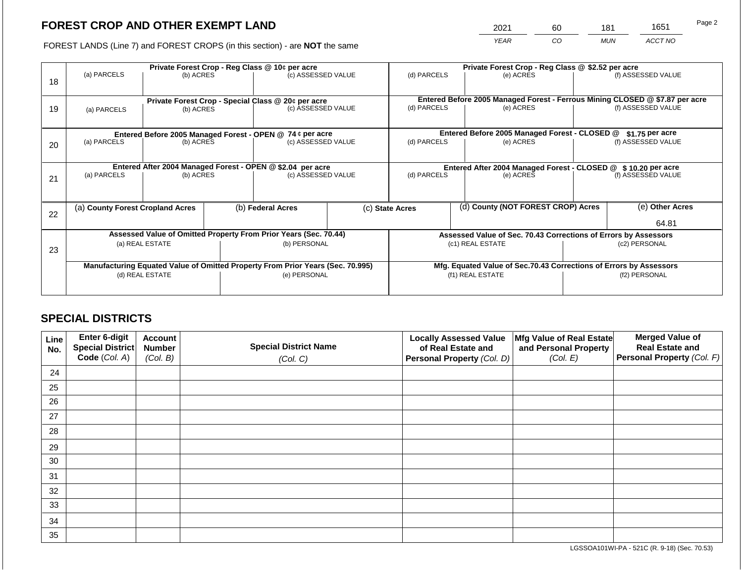# FOREST CROP AND OTHER EXEMPT LAND

FOREST LANDS (Line 7) and FOREST CROPS (in this section) - are **NOT** the same

| YEAR | CO | MUN | ACCT NO |
|---|---|---|---|
| 2021 | 60 | 181 | 1651 |

| Line | Private Forest Crop - Reg Class @ 10¢ per acre | | | Private Forest Crop - Reg Class @ $2.52 per acre | | |
|---|---|---|---|---|---|---|
| 18 | (a) PARCELS | (b) ACRES | (c) ASSESSED VALUE | (d) PARCELS | (e) ACRES | (f) ASSESSED VALUE |
| | | | | | | |

| Line | Private Forest Crop - Special Class @ 20¢ per acre | | | Entered Before 2005 Managed Forest - Ferrous Mining CLOSED @ $7.87 per acre | | |
|---|---|---|---|---|---|---|
| 19 | (a) PARCELS | (b) ACRES | (c) ASSESSED VALUE | (d) PARCELS | (e) ACRES | (f) ASSESSED VALUE |
| | | | | | | |

| Line | Entered Before 2005 Managed Forest - OPEN @ 74 ¢ per acre | | | Entered Before 2005 Managed Forest - CLOSED @ $1.75 per acre | | |
|---|---|---|---|---|---|---|
| 20 | (a) PARCELS | (b) ACRES | (c) ASSESSED VALUE | (d) PARCELS | (e) ACRES | (f) ASSESSED VALUE |
| | | | | | | |

| Line | Entered After 2004 Managed Forest - OPEN @ $2.04 per acre | | | Entered After 2004 Managed Forest - CLOSED @ $ 10.20 per acre | | |
|---|---|---|---|---|---|---|
| 21 | (a) PARCELS | (b) ACRES | (c) ASSESSED VALUE | (d) PARCELS | (e) ACRES | (f) ASSESSED VALUE |
| | | | | | | |

| Line | (a) County Forest Cropland Acres | (b) Federal Acres | (c) State Acres | (d) County (NOT FOREST CROP) Acres | (e) Other Acres |
|---|---|---|---|---|---|
| 22 | | | | | 64.81 |

| Line | Assessed Value of Omitted Property From Prior Years (Sec. 70.44) | | Assessed Value of Sec. 70.43 Corrections of Errors by Assessors | |
|---|---|---|---|---|
| 23 | (a) REAL ESTATE | (b) PERSONAL | (c1) REAL ESTATE | (c2) PERSONAL |
| | | | | |
| | **Manufacturing Equated Value of Omitted Property From Prior Years (Sec. 70.995)** | | **Mfg. Equated Value of Sec.70.43 Corrections of Errors by Assessors** | |
| | (d) REAL ESTATE | (e) PERSONAL | (f1) REAL ESTATE | (f2) PERSONAL |
| | | | | |

# SPECIAL DISTRICTS

| Line No. | Enter 6-digit Special District Code (Col. A) | Account Number (Col. B) | Special District Name (Col. C) | Locally Assessed Value of Real Estate and Personal Property (Col. D) | Mfg Value of Real Estate and Personal Property (Col. E) | Merged Value of Real Estate and Personal Property (Col. F) |
|---|---|---|---|---|---|---|
| 24 | | | | | | |
| 25 | | | | | | |
| 26 | | | | | | |
| 27 | | | | | | |
| 28 | | | | | | |
| 29 | | | | | | |
| 30 | | | | | | |
| 31 | | | | | | |
| 32 | | | | | | |
| 33 | | | | | | |
| 34 | | | | | | |
| 35 | | | | | | |

LGSSOA101WI-PA - 521C (R. 9-18) (Sec. 70.53)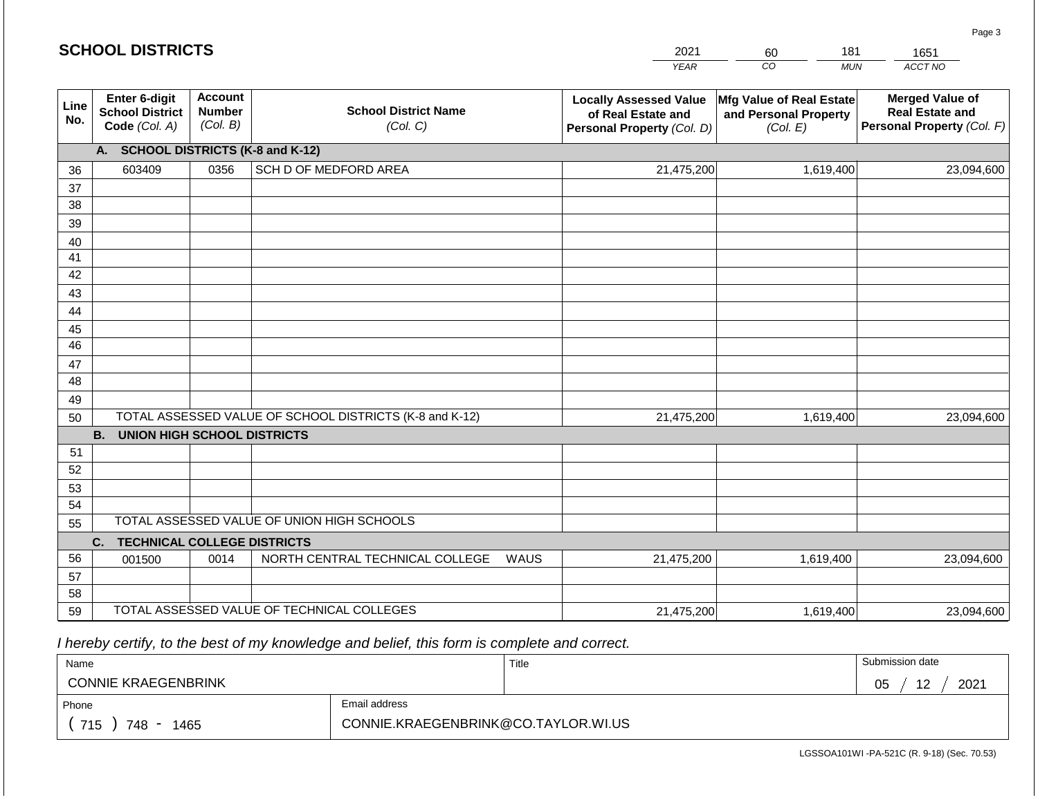## SCHOOL DISTRICTS

| 2021 | 60 | 181 | 1651 |
|---|---|---|---|
| YEAR | CO | MUN | ACCT NO |

| Line No. | Enter 6-digit School District Code (Col. A) | Account Number (Col. B) | School District Name (Col. C) | Locally Assessed Value of Real Estate and Personal Property (Col. D) | Mfg Value of Real Estate and Personal Property (Col. E) | Merged Value of Real Estate and Personal Property (Col. F) |
|---|---|---|---|---|---|---|
| | **A. SCHOOL DISTRICTS (K-8 and K-12)** | | | | | |
| 36 | 603409 | 0356 | SCH D OF MEDFORD AREA | 21,475,200 | 1,619,400 | 23,094,600 |
| 37 | | | | | | |
| 38 | | | | | | |
| 39 | | | | | | |
| 40 | | | | | | |
| 41 | | | | | | |
| 42 | | | | | | |
| 43 | | | | | | |
| 44 | | | | | | |
| 45 | | | | | | |
| 46 | | | | | | |
| 47 | | | | | | |
| 48 | | | | | | |
| 49 | | | | | | |
| 50 | TOTAL ASSESSED VALUE OF SCHOOL DISTRICTS (K-8 and K-12) | | | 21,475,200 | 1,619,400 | 23,094,600 |
| | **B. UNION HIGH SCHOOL DISTRICTS** | | | | | |
| 51 | | | | | | |
| 52 | | | | | | |
| 53 | | | | | | |
| 54 | | | | | | |
| 55 | TOTAL ASSESSED VALUE OF UNION HIGH SCHOOLS | | | | | |
| | **C. TECHNICAL COLLEGE DISTRICTS** | | | | | |
| 56 | 001500 | 0014 | NORTH CENTRAL TECHNICAL COLLEGE WAUS | 21,475,200 | 1,619,400 | 23,094,600 |
| 57 | | | | | | |
| 58 | | | | | | |
| 59 | TOTAL ASSESSED VALUE OF TECHNICAL COLLEGES | | | 21,475,200 | 1,619,400 | 23,094,600 |

*I hereby certify, to the best of my knowledge and belief, this form is complete and correct.*

| Name | Title | Submission date |
|---|---|---|
| CONNIE KRAEGENBRINK | | 05 / 12 / 2021 |
| Phone | Email address | |
| ( 715 ) 748 - 1465 | CONNIE.KRAEGENBRINK@CO.TAYLOR.WI.US | |

LGSSOA101WI -PA-521C (R. 9-18) (Sec. 70.53)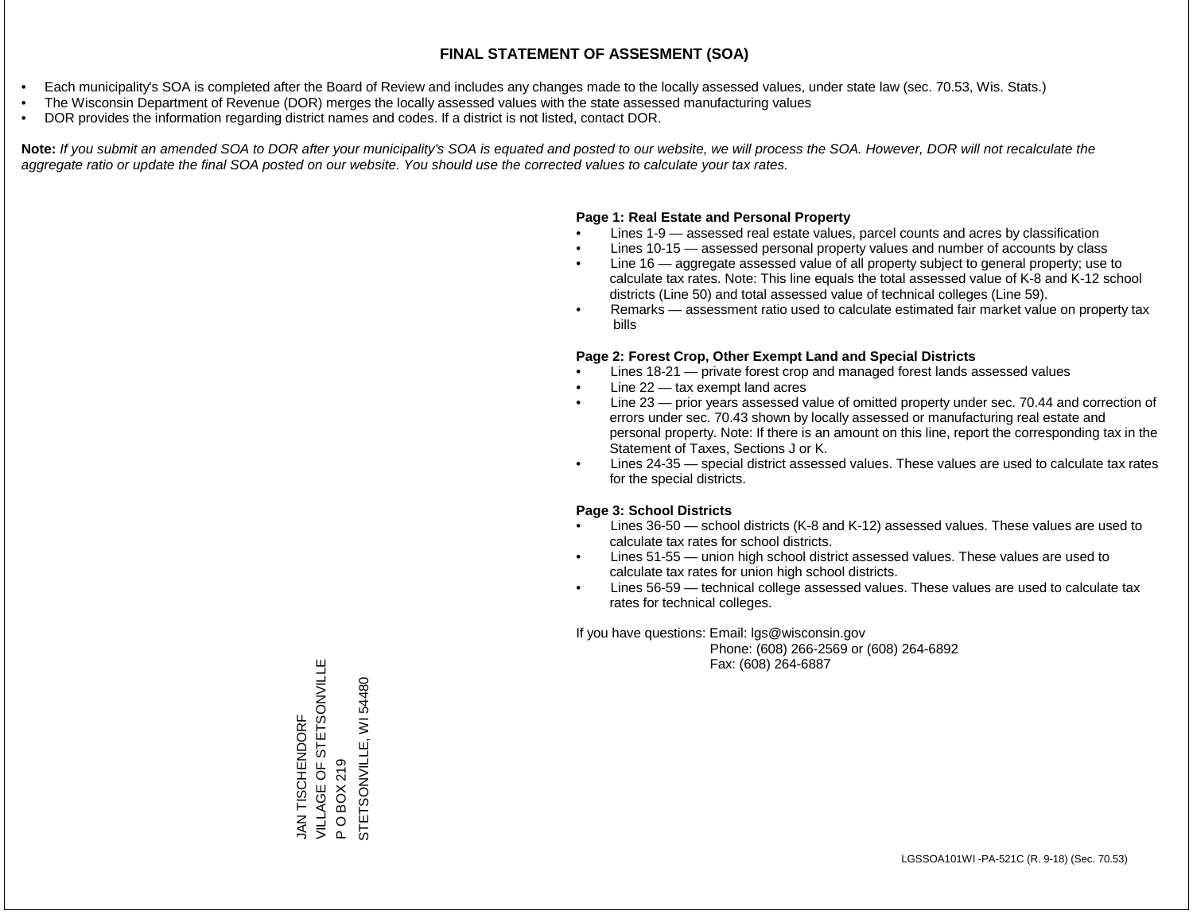# FINAL STATEMENT OF ASSESMENT (SOA)

- Each municipality's SOA is completed after the Board of Review and includes any changes made to the locally assessed values, under state law (sec. 70.53, Wis. Stats.)
- The Wisconsin Department of Revenue (DOR) merges the locally assessed values with the state assessed manufacturing values
- DOR provides the information regarding district names and codes. If a district is not listed, contact DOR.

**Note:** *If you submit an amended SOA to DOR after your municipality's SOA is equated and posted to our website, we will process the SOA. However, DOR will not recalculate the aggregate ratio or update the final SOA posted on our website. You should use the corrected values to calculate your tax rates.*

**Page 1: Real Estate and Personal Property**

- Lines 1-9 — assessed real estate values, parcel counts and acres by classification
- Lines 10-15 — assessed personal property values and number of accounts by class
- Line 16 — aggregate assessed value of all property subject to general property; use to calculate tax rates. Note: This line equals the total assessed value of K-8 and K-12 school districts (Line 50) and total assessed value of technical colleges (Line 59).
- Remarks — assessment ratio used to calculate estimated fair market value on property tax bills

**Page 2: Forest Crop, Other Exempt Land and Special Districts**

- Lines 18-21 — private forest crop and managed forest lands assessed values
- Line 22 — tax exempt land acres
- Line 23 — prior years assessed value of omitted property under sec. 70.44 and correction of errors under sec. 70.43 shown by locally assessed or manufacturing real estate and personal property. Note: If there is an amount on this line, report the corresponding tax in the Statement of Taxes, Sections J or K.
- Lines 24-35 — special district assessed values. These values are used to calculate tax rates for the special districts.

**Page 3: School Districts**

- Lines 36-50 — school districts (K-8 and K-12) assessed values. These values are used to calculate tax rates for school districts.
- Lines 51-55 — union high school district assessed values. These values are used to calculate tax rates for union high school districts.
- Lines 56-59 — technical college assessed values. These values are used to calculate tax rates for technical colleges.

If you have questions: Email: lgs@wisconsin.gov
Phone: (608) 266-2569 or (608) 264-6892
Fax: (608) 264-6887

JAN TISCHENDORF
VILLAGE OF STETSONVILLE
P O BOX 219
STETSONVILLE, WI 54480

LGSSOA101WI -PA-521C (R. 9-18) (Sec. 70.53)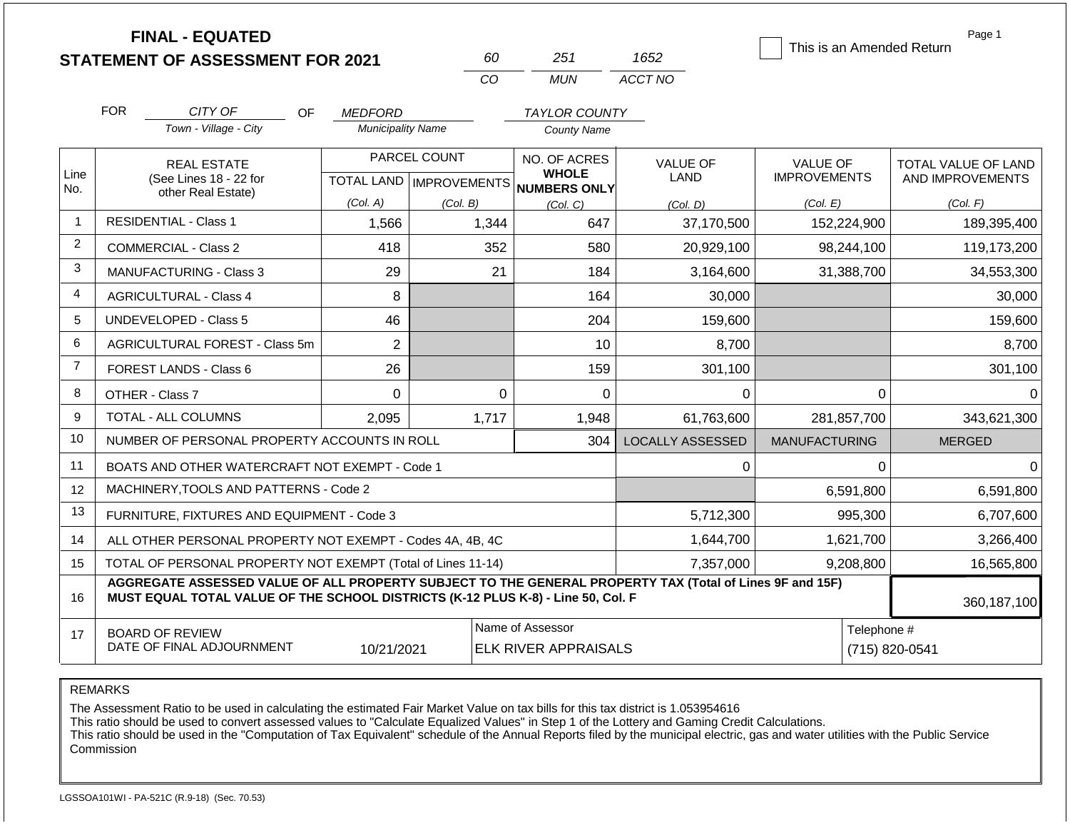# FINAL - EQUATED
# STATEMENT OF ASSESSMENT FOR 2021

| 60 | 251 | 1652 |
|---|---|---|
| CO | MUN | ACCT NO |

☐ This is an Amended Return

FOR CITY OF (Town - Village - City) OF MEDFORD (Municipality Name) TAYLOR COUNTY (County Name)

| Line No. | REAL ESTATE (See Lines 18 - 22 for other Real Estate) | PARCEL COUNT TOTAL LAND (Col. A) | PARCEL COUNT IMPROVEMENTS (Col. B) | NO. OF ACRES WHOLE NUMBERS ONLY (Col. C) | VALUE OF LAND (Col. D) | VALUE OF IMPROVEMENTS (Col. E) | TOTAL VALUE OF LAND AND IMPROVEMENTS (Col. F) |
|---|---|---|---|---|---|---|---|
| 1 | RESIDENTIAL - Class 1 | 1,566 | 1,344 | 647 | 37,170,500 | 152,224,900 | 189,395,400 |
| 2 | COMMERCIAL - Class 2 | 418 | 352 | 580 | 20,929,100 | 98,244,100 | 119,173,200 |
| 3 | MANUFACTURING - Class 3 | 29 | 21 | 184 | 3,164,600 | 31,388,700 | 34,553,300 |
| 4 | AGRICULTURAL - Class 4 | 8 | | 164 | 30,000 | | 30,000 |
| 5 | UNDEVELOPED - Class 5 | 46 | | 204 | 159,600 | | 159,600 |
| 6 | AGRICULTURAL FOREST - Class 5m | 2 | | 10 | 8,700 | | 8,700 |
| 7 | FOREST LANDS - Class 6 | 26 | | 159 | 301,100 | | 301,100 |
| 8 | OTHER - Class 7 | 0 | 0 | 0 | 0 | 0 | 0 |
| 9 | TOTAL - ALL COLUMNS | 2,095 | 1,717 | 1,948 | 61,763,600 | 281,857,700 | 343,621,300 |
| 10 | NUMBER OF PERSONAL PROPERTY ACCOUNTS IN ROLL | | | 304 | LOCALLY ASSESSED | MANUFACTURING | MERGED |
| 11 | BOATS AND OTHER WATERCRAFT NOT EXEMPT - Code 1 | | | | 0 | 0 | 0 |
| 12 | MACHINERY,TOOLS AND PATTERNS - Code 2 | | | | | 6,591,800 | 6,591,800 |
| 13 | FURNITURE, FIXTURES AND EQUIPMENT - Code 3 | | | | 5,712,300 | 995,300 | 6,707,600 |
| 14 | ALL OTHER PERSONAL PROPERTY NOT EXEMPT - Codes 4A, 4B, 4C | | | | 1,644,700 | 1,621,700 | 3,266,400 |
| 15 | TOTAL OF PERSONAL PROPERTY NOT EXEMPT (Total of Lines 11-14) | | | | 7,357,000 | 9,208,800 | 16,565,800 |
| 16 | **AGGREGATE ASSESSED VALUE OF ALL PROPERTY SUBJECT TO THE GENERAL PROPERTY TAX (Total of Lines 9F and 15F) MUST EQUAL TOTAL VALUE OF THE SCHOOL DISTRICTS (K-12 PLUS K-8) - Line 50, Col. F** | | | | | | 360,187,100 |
| 17 | BOARD OF REVIEW DATE OF FINAL ADJOURNMENT | 10/21/2021 | Name of Assessor | ELK RIVER APPRAISALS | | Telephone # | (715) 820-0541 |

REMARKS

The Assessment Ratio to be used in calculating the estimated Fair Market Value on tax bills for this tax district is 1.053954616
This ratio should be used to convert assessed values to "Calculate Equalized Values" in Step 1 of the Lottery and Gaming Credit Calculations.
This ratio should be used in the "Computation of Tax Equivalent" schedule of the Annual Reports filed by the municipal electric, gas and water utilities with the Public Service Commission

LGSSOA101WI - PA-521C (R.9-18) (Sec. 70.53)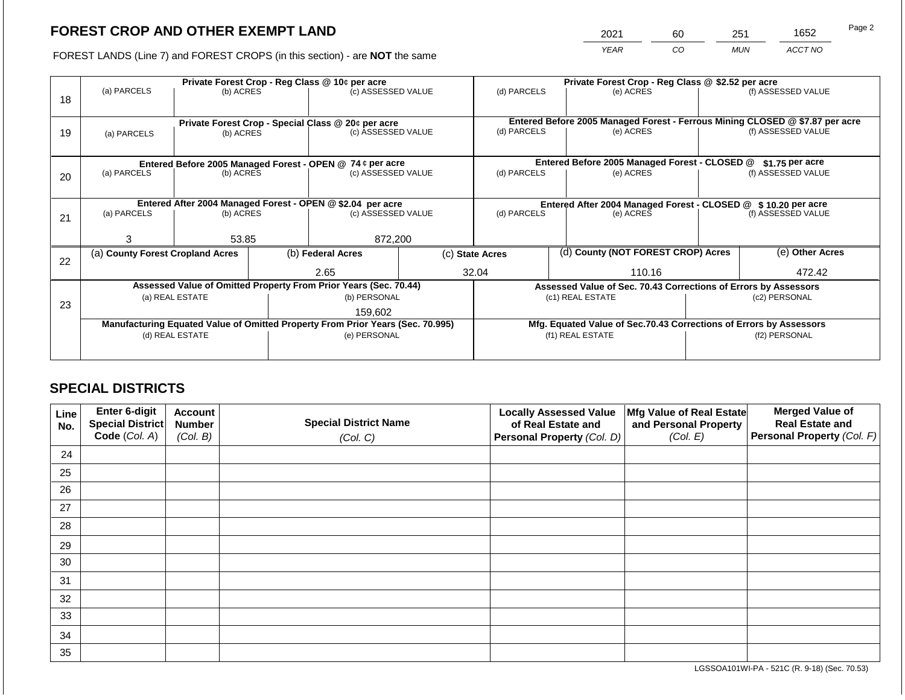# FOREST CROP AND OTHER EXEMPT LAND

| 2021 | 60 | 251 | 1652 |
|---|---|---|---|
| YEAR | CO | MUN | ACCT NO |

FOREST LANDS (Line 7) and FOREST CROPS (in this section) - are **NOT** the same

| Line | Private Forest Crop - Reg Class @ 10¢ per acre | | | Private Forest Crop - Reg Class @ $2.52 per acre | | |
|---|---|---|---|---|---|---|
| 18 | (a) PARCELS | (b) ACRES | (c) ASSESSED VALUE | (d) PARCELS | (e) ACRES | (f) ASSESSED VALUE |
| | | | | | | |
| | **Private Forest Crop - Special Class @ 20¢ per acre** | | | **Entered Before 2005 Managed Forest - Ferrous Mining CLOSED @ $7.87 per acre** | | |
| 19 | (a) PARCELS | (b) ACRES | (c) ASSESSED VALUE | (d) PARCELS | (e) ACRES | (f) ASSESSED VALUE |
| | | | | | | |
| | **Entered Before 2005 Managed Forest - OPEN @ 74 ¢ per acre** | | | **Entered Before 2005 Managed Forest - CLOSED @ $1.75 per acre** | | |
| 20 | (a) PARCELS | (b) ACRES | (c) ASSESSED VALUE | (d) PARCELS | (e) ACRES | (f) ASSESSED VALUE |
| | | | | | | |
| | **Entered After 2004 Managed Forest - OPEN @ $2.04 per acre** | | | **Entered After 2004 Managed Forest - CLOSED @ $ 10.20 per acre** | | |
| 21 | (a) PARCELS | (b) ACRES | (c) ASSESSED VALUE | (d) PARCELS | (e) ACRES | (f) ASSESSED VALUE |
| | 3 | 53.85 | 872,200 | | | |

| Line | (a) County Forest Cropland Acres | (b) Federal Acres | (c) State Acres | (d) County (NOT FOREST CROP) Acres | (e) Other Acres |
|---|---|---|---|---|---|
| 22 | | 2.65 | 32.04 | 110.16 | 472.42 |

| Line | Assessed Value of Omitted Property From Prior Years (Sec. 70.44) | | Assessed Value of Sec. 70.43 Corrections of Errors by Assessors | |
|---|---|---|---|---|
| 23 | (a) REAL ESTATE | (b) PERSONAL | (c1) REAL ESTATE | (c2) PERSONAL |
| | | 159,602 | | |
| | **Manufacturing Equated Value of Omitted Property From Prior Years (Sec. 70.995)** | | **Mfg. Equated Value of Sec.70.43 Corrections of Errors by Assessors** | |
| | (d) REAL ESTATE | (e) PERSONAL | (f1) REAL ESTATE | (f2) PERSONAL |
| | | | | |

## SPECIAL DISTRICTS

| Line No. | Enter 6-digit Special District Code (Col. A) | Account Number (Col. B) | Special District Name (Col. C) | Locally Assessed Value of Real Estate and Personal Property (Col. D) | Mfg Value of Real Estate and Personal Property (Col. E) | Merged Value of Real Estate and Personal Property (Col. F) |
|---|---|---|---|---|---|---|
| 24 | | | | | | |
| 25 | | | | | | |
| 26 | | | | | | |
| 27 | | | | | | |
| 28 | | | | | | |
| 29 | | | | | | |
| 30 | | | | | | |
| 31 | | | | | | |
| 32 | | | | | | |
| 33 | | | | | | |
| 34 | | | | | | |
| 35 | | | | | | |

LGSSOA101WI-PA - 521C (R. 9-18) (Sec. 70.53)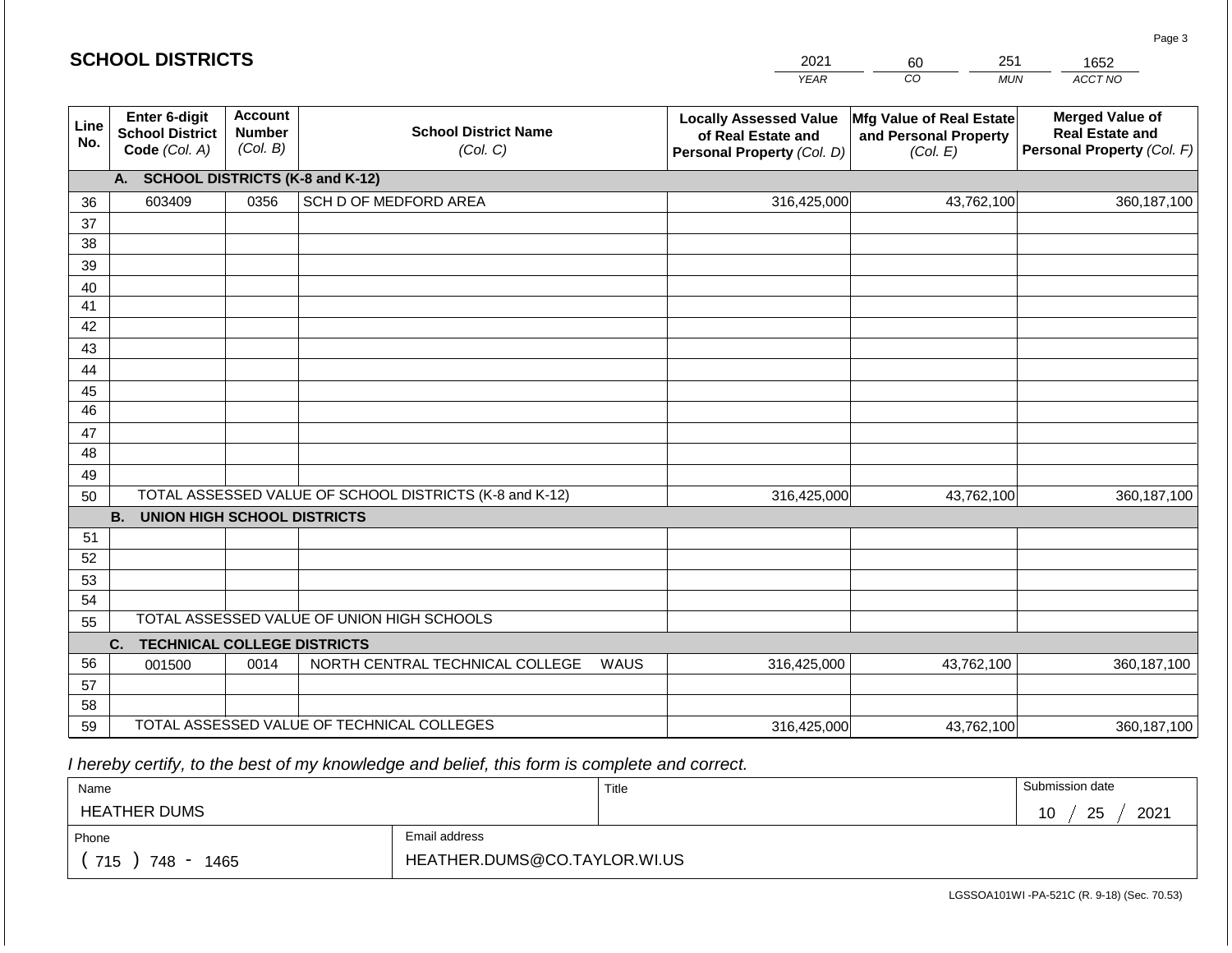## SCHOOL DISTRICTS

| 2021 | 60 | 251 | 1652 |
|---|---|---|---|
| YEAR | CO | MUN | ACCT NO |

| Line No. | Enter 6-digit School District Code (Col. A) | Account Number (Col. B) | School District Name (Col. C) | Locally Assessed Value of Real Estate and Personal Property (Col. D) | Mfg Value of Real Estate and Personal Property (Col. E) | Merged Value of Real Estate and Personal Property (Col. F) |
|---|---|---|---|---|---|---|
| | **A. SCHOOL DISTRICTS (K-8 and K-12)** | | | | | |
| 36 | 603409 | 0356 | SCH D OF MEDFORD AREA | 316,425,000 | 43,762,100 | 360,187,100 |
| 37 | | | | | | |
| 38 | | | | | | |
| 39 | | | | | | |
| 40 | | | | | | |
| 41 | | | | | | |
| 42 | | | | | | |
| 43 | | | | | | |
| 44 | | | | | | |
| 45 | | | | | | |
| 46 | | | | | | |
| 47 | | | | | | |
| 48 | | | | | | |
| 49 | | | | | | |
| 50 | TOTAL ASSESSED VALUE OF SCHOOL DISTRICTS (K-8 and K-12) | | | 316,425,000 | 43,762,100 | 360,187,100 |
| | **B. UNION HIGH SCHOOL DISTRICTS** | | | | | |
| 51 | | | | | | |
| 52 | | | | | | |
| 53 | | | | | | |
| 54 | | | | | | |
| 55 | TOTAL ASSESSED VALUE OF UNION HIGH SCHOOLS | | | | | |
| | **C. TECHNICAL COLLEGE DISTRICTS** | | | | | |
| 56 | 001500 | 0014 | NORTH CENTRAL TECHNICAL COLLEGE WAUS | 316,425,000 | 43,762,100 | 360,187,100 |
| 57 | | | | | | |
| 58 | | | | | | |
| 59 | TOTAL ASSESSED VALUE OF TECHNICAL COLLEGES | | | 316,425,000 | 43,762,100 | 360,187,100 |

*I hereby certify, to the best of my knowledge and belief, this form is complete and correct.*

| Name | Title | Submission date |
|---|---|---|
| HEATHER DUMS | | 10 / 25 / 2021 |
| Phone | Email address | |
| ( 715 ) 748 - 1465 | HEATHER.DUMS@CO.TAYLOR.WI.US | |

LGSSOA101WI -PA-521C (R. 9-18) (Sec. 70.53)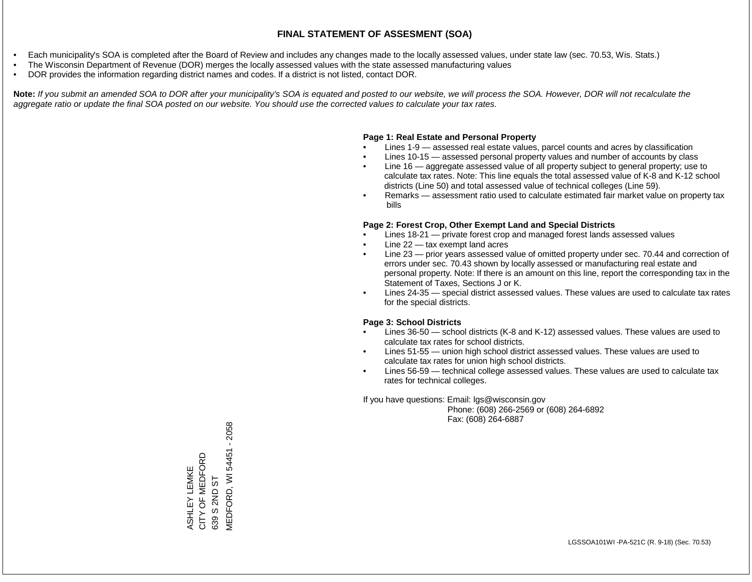# FINAL STATEMENT OF ASSESMENT (SOA)

- Each municipality's SOA is completed after the Board of Review and includes any changes made to the locally assessed values, under state law (sec. 70.53, Wis. Stats.)
- The Wisconsin Department of Revenue (DOR) merges the locally assessed values with the state assessed manufacturing values
- DOR provides the information regarding district names and codes. If a district is not listed, contact DOR.

**Note:** *If you submit an amended SOA to DOR after your municipality's SOA is equated and posted to our website, we will process the SOA. However, DOR will not recalculate the aggregate ratio or update the final SOA posted on our website. You should use the corrected values to calculate your tax rates.*

**Page 1: Real Estate and Personal Property**

- Lines 1-9 — assessed real estate values, parcel counts and acres by classification
- Lines 10-15 — assessed personal property values and number of accounts by class
- Line 16 — aggregate assessed value of all property subject to general property; use to calculate tax rates. Note: This line equals the total assessed value of K-8 and K-12 school districts (Line 50) and total assessed value of technical colleges (Line 59).
- Remarks — assessment ratio used to calculate estimated fair market value on property tax bills

**Page 2: Forest Crop, Other Exempt Land and Special Districts**

- Lines 18-21 — private forest crop and managed forest lands assessed values
- Line 22 — tax exempt land acres
- Line 23 — prior years assessed value of omitted property under sec. 70.44 and correction of errors under sec. 70.43 shown by locally assessed or manufacturing real estate and personal property. Note: If there is an amount on this line, report the corresponding tax in the Statement of Taxes, Sections J or K.
- Lines 24-35 — special district assessed values. These values are used to calculate tax rates for the special districts.

**Page 3: School Districts**

- Lines 36-50 — school districts (K-8 and K-12) assessed values. These values are used to calculate tax rates for school districts.
- Lines 51-55 — union high school district assessed values. These values are used to calculate tax rates for union high school districts.
- Lines 56-59 — technical college assessed values. These values are used to calculate tax rates for technical colleges.

If you have questions: Email: lgs@wisconsin.gov
Phone: (608) 266-2569 or (608) 264-6892
Fax: (608) 264-6887

ASHLEY LEMKE
CITY OF MEDFORD
639 S 2ND ST
MEDFORD, WI 54451 - 2058

LGSSOA101WI -PA-521C (R. 9-18) (Sec. 70.53)